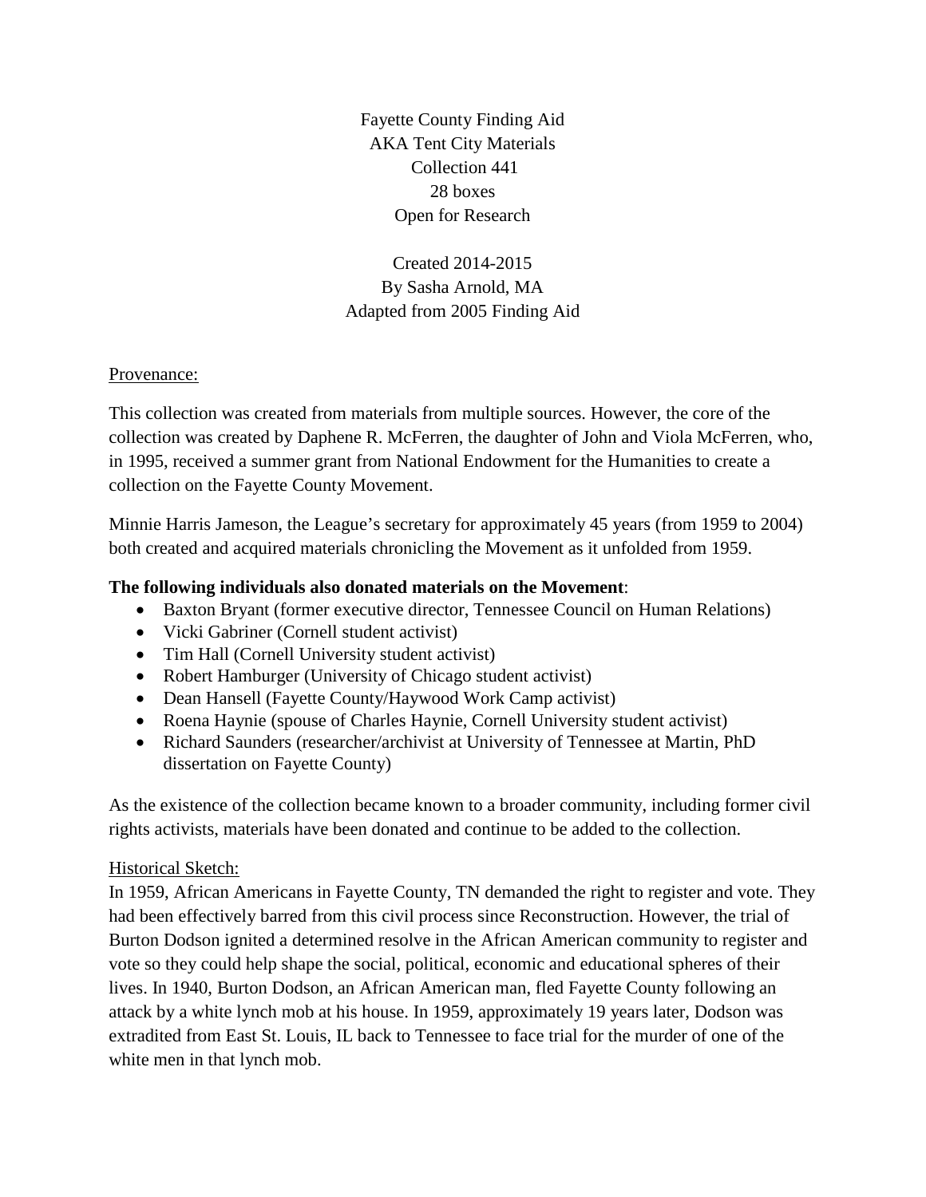Fayette County Finding Aid
AKA Tent City Materials
Collection 441
28 boxes
Open for Research

Created 2014-2015
By Sasha Arnold, MA
Adapted from 2005 Finding Aid

## Provenance:

This collection was created from materials from multiple sources. However, the core of the collection was created by Daphene R. McFerren, the daughter of John and Viola McFerren, who, in 1995, received a summer grant from National Endowment for the Humanities to create a collection on the Fayette County Movement.

Minnie Harris Jameson, the League's secretary for approximately 45 years (from 1959 to 2004) both created and acquired materials chronicling the Movement as it unfolded from 1959.

**The following individuals also donated materials on the Movement**:

- Baxton Bryant (former executive director, Tennessee Council on Human Relations)
- Vicki Gabriner (Cornell student activist)
- Tim Hall (Cornell University student activist)
- Robert Hamburger (University of Chicago student activist)
- Dean Hansell (Fayette County/Haywood Work Camp activist)
- Roena Haynie (spouse of Charles Haynie, Cornell University student activist)
- Richard Saunders (researcher/archivist at University of Tennessee at Martin, PhD dissertation on Fayette County)

As the existence of the collection became known to a broader community, including former civil rights activists, materials have been donated and continue to be added to the collection.

## Historical Sketch:

In 1959, African Americans in Fayette County, TN demanded the right to register and vote. They had been effectively barred from this civil process since Reconstruction. However, the trial of Burton Dodson ignited a determined resolve in the African American community to register and vote so they could help shape the social, political, economic and educational spheres of their lives. In 1940, Burton Dodson, an African American man, fled Fayette County following an attack by a white lynch mob at his house. In 1959, approximately 19 years later, Dodson was extradited from East St. Louis, IL back to Tennessee to face trial for the murder of one of the white men in that lynch mob.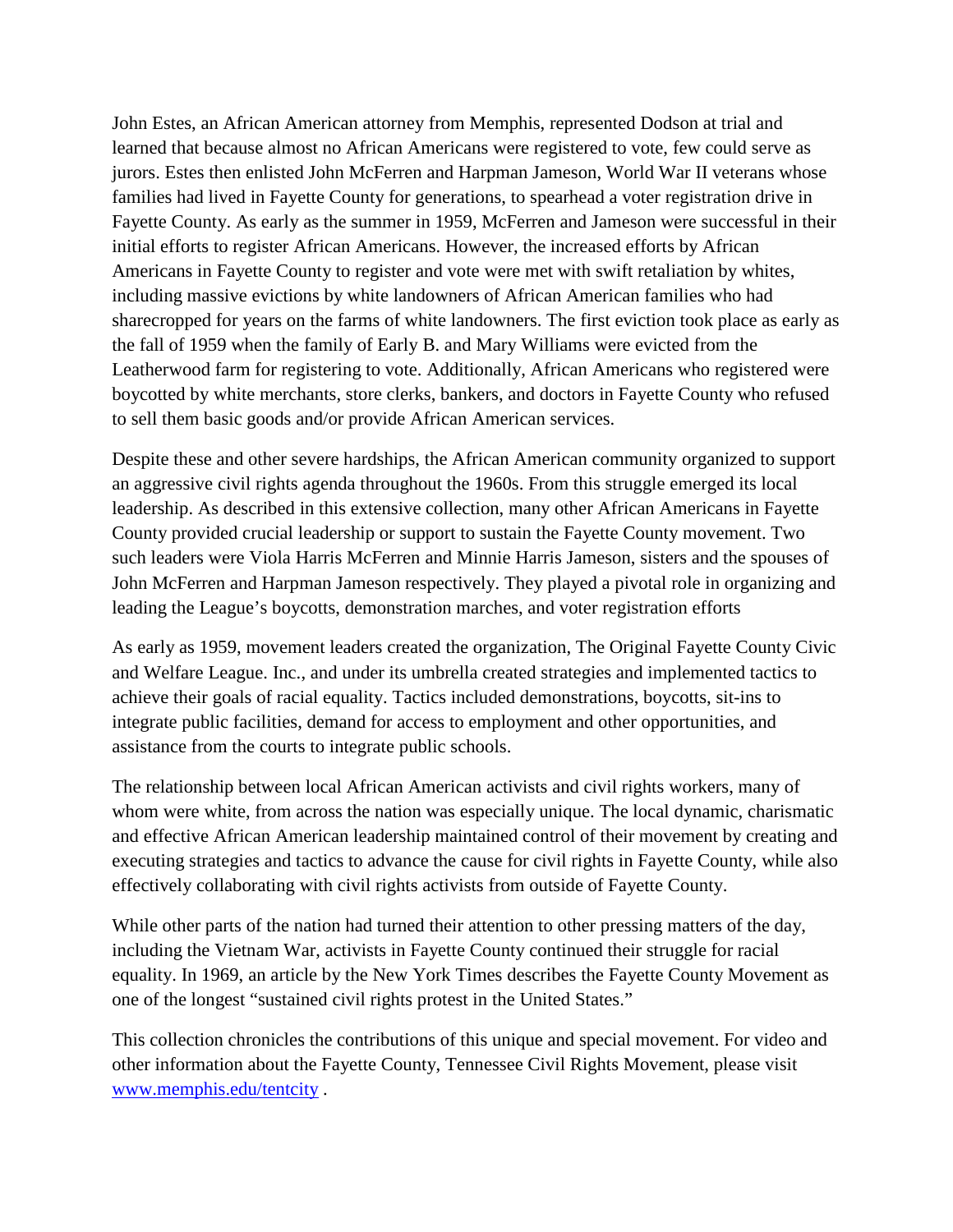John Estes, an African American attorney from Memphis, represented Dodson at trial and learned that because almost no African Americans were registered to vote, few could serve as jurors. Estes then enlisted John McFerren and Harpman Jameson, World War II veterans whose families had lived in Fayette County for generations, to spearhead a voter registration drive in Fayette County. As early as the summer in 1959, McFerren and Jameson were successful in their initial efforts to register African Americans. However, the increased efforts by African Americans in Fayette County to register and vote were met with swift retaliation by whites, including massive evictions by white landowners of African American families who had sharecropped for years on the farms of white landowners. The first eviction took place as early as the fall of 1959 when the family of Early B. and Mary Williams were evicted from the Leatherwood farm for registering to vote. Additionally, African Americans who registered were boycotted by white merchants, store clerks, bankers, and doctors in Fayette County who refused to sell them basic goods and/or provide African American services.

Despite these and other severe hardships, the African American community organized to support an aggressive civil rights agenda throughout the 1960s. From this struggle emerged its local leadership. As described in this extensive collection, many other African Americans in Fayette County provided crucial leadership or support to sustain the Fayette County movement. Two such leaders were Viola Harris McFerren and Minnie Harris Jameson, sisters and the spouses of John McFerren and Harpman Jameson respectively. They played a pivotal role in organizing and leading the League's boycotts, demonstration marches, and voter registration efforts

As early as 1959, movement leaders created the organization, The Original Fayette County Civic and Welfare League. Inc., and under its umbrella created strategies and implemented tactics to achieve their goals of racial equality. Tactics included demonstrations, boycotts, sit-ins to integrate public facilities, demand for access to employment and other opportunities, and assistance from the courts to integrate public schools.

The relationship between local African American activists and civil rights workers, many of whom were white, from across the nation was especially unique. The local dynamic, charismatic and effective African American leadership maintained control of their movement by creating and executing strategies and tactics to advance the cause for civil rights in Fayette County, while also effectively collaborating with civil rights activists from outside of Fayette County.

While other parts of the nation had turned their attention to other pressing matters of the day, including the Vietnam War, activists in Fayette County continued their struggle for racial equality. In 1969, an article by the New York Times describes the Fayette County Movement as one of the longest "sustained civil rights protest in the United States."

This collection chronicles the contributions of this unique and special movement. For video and other information about the Fayette County, Tennessee Civil Rights Movement, please visit [www.memphis.edu/tentcity](http://www.memphis.edu/tentcity) .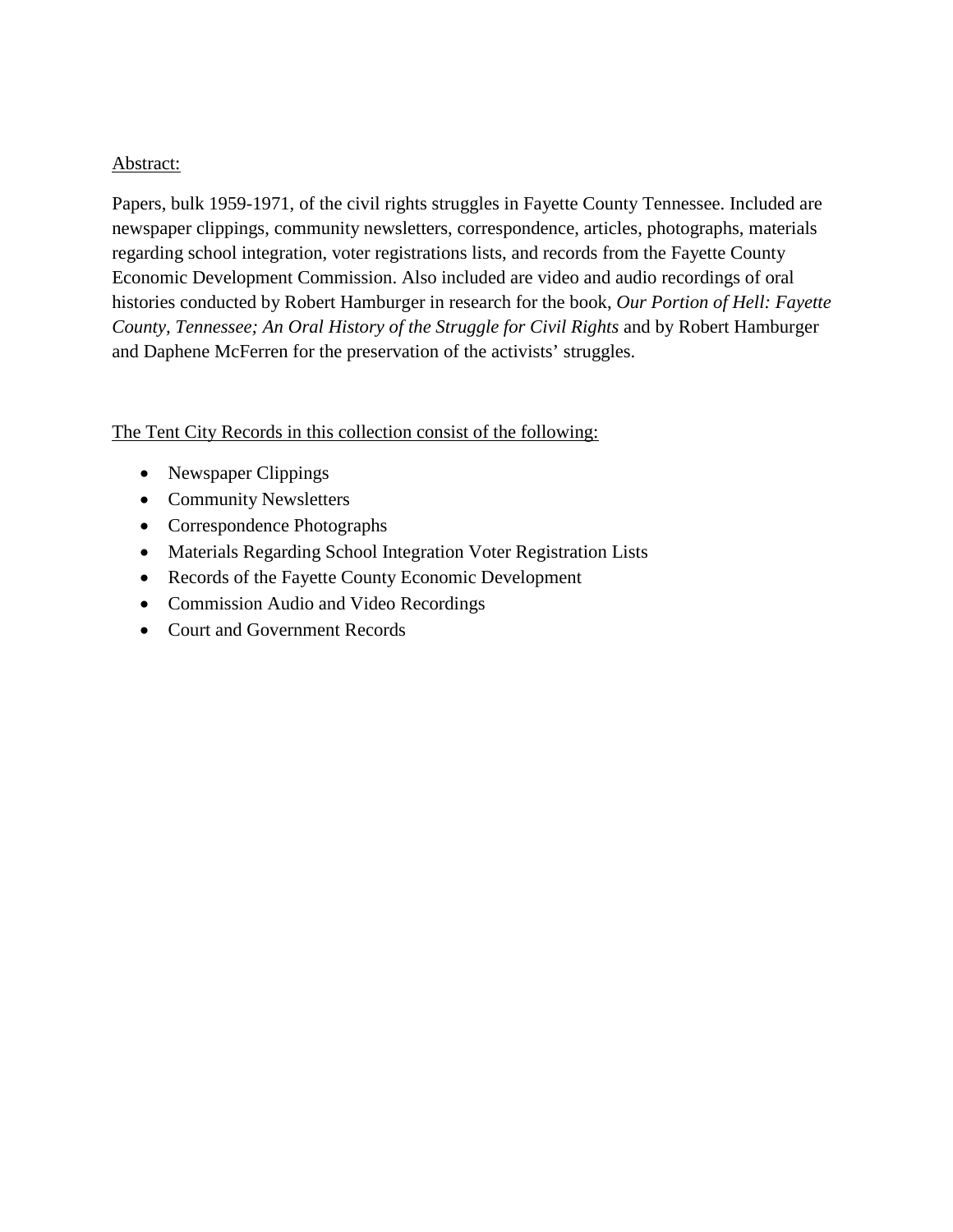Abstract:

Papers, bulk 1959-1971, of the civil rights struggles in Fayette County Tennessee. Included are newspaper clippings, community newsletters, correspondence, articles, photographs, materials regarding school integration, voter registrations lists, and records from the Fayette County Economic Development Commission. Also included are video and audio recordings of oral histories conducted by Robert Hamburger in research for the book, *Our Portion of Hell: Fayette County, Tennessee; An Oral History of the Struggle for Civil Rights* and by Robert Hamburger and Daphene McFerren for the preservation of the activists' struggles.

The Tent City Records in this collection consist of the following:

- Newspaper Clippings
- Community Newsletters
- Correspondence Photographs
- Materials Regarding School Integration Voter Registration Lists
- Records of the Fayette County Economic Development
- Commission Audio and Video Recordings
- Court and Government Records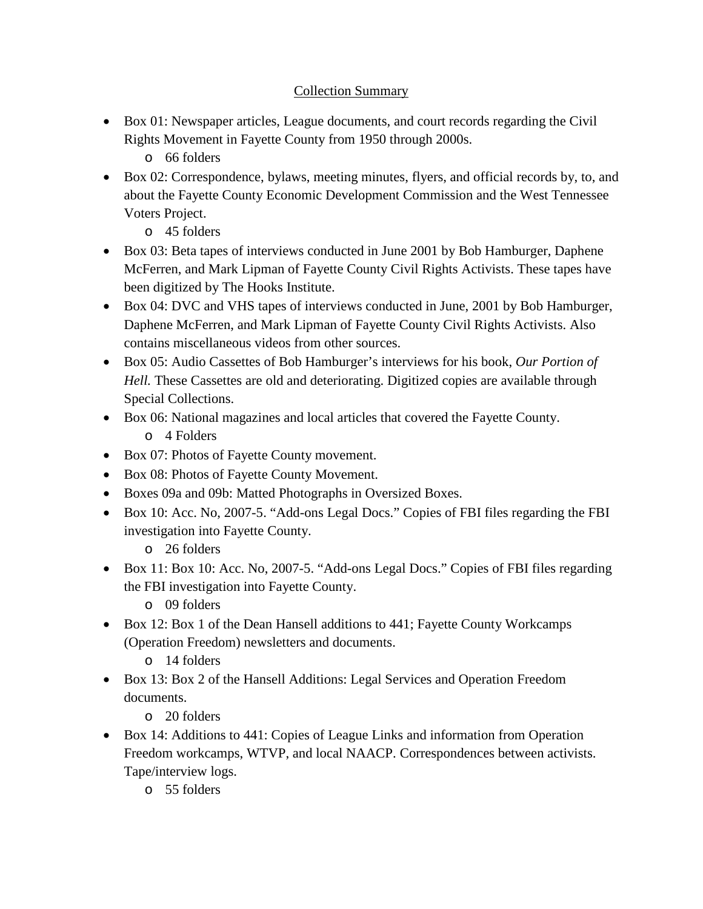Collection Summary

- Box 01: Newspaper articles, League documents, and court records regarding the Civil Rights Movement in Fayette County from 1950 through 2000s.
  - 66 folders
- Box 02: Correspondence, bylaws, meeting minutes, flyers, and official records by, to, and about the Fayette County Economic Development Commission and the West Tennessee Voters Project.
  - 45 folders
- Box 03: Beta tapes of interviews conducted in June 2001 by Bob Hamburger, Daphene McFerren, and Mark Lipman of Fayette County Civil Rights Activists. These tapes have been digitized by The Hooks Institute.
- Box 04: DVC and VHS tapes of interviews conducted in June, 2001 by Bob Hamburger, Daphene McFerren, and Mark Lipman of Fayette County Civil Rights Activists. Also contains miscellaneous videos from other sources.
- Box 05: Audio Cassettes of Bob Hamburger's interviews for his book, *Our Portion of Hell.* These Cassettes are old and deteriorating. Digitized copies are available through Special Collections.
- Box 06: National magazines and local articles that covered the Fayette County.
  - 4 Folders
- Box 07: Photos of Fayette County movement.
- Box 08: Photos of Fayette County Movement.
- Boxes 09a and 09b: Matted Photographs in Oversized Boxes.
- Box 10: Acc. No, 2007-5. "Add-ons Legal Docs." Copies of FBI files regarding the FBI investigation into Fayette County.
  - 26 folders
- Box 11: Box 10: Acc. No, 2007-5. "Add-ons Legal Docs." Copies of FBI files regarding the FBI investigation into Fayette County.
  - 09 folders
- Box 12: Box 1 of the Dean Hansell additions to 441; Fayette County Workcamps (Operation Freedom) newsletters and documents.
  - 14 folders
- Box 13: Box 2 of the Hansell Additions: Legal Services and Operation Freedom documents.
  - 20 folders
- Box 14: Additions to 441: Copies of League Links and information from Operation Freedom workcamps, WTVP, and local NAACP. Correspondences between activists. Tape/interview logs.
  - 55 folders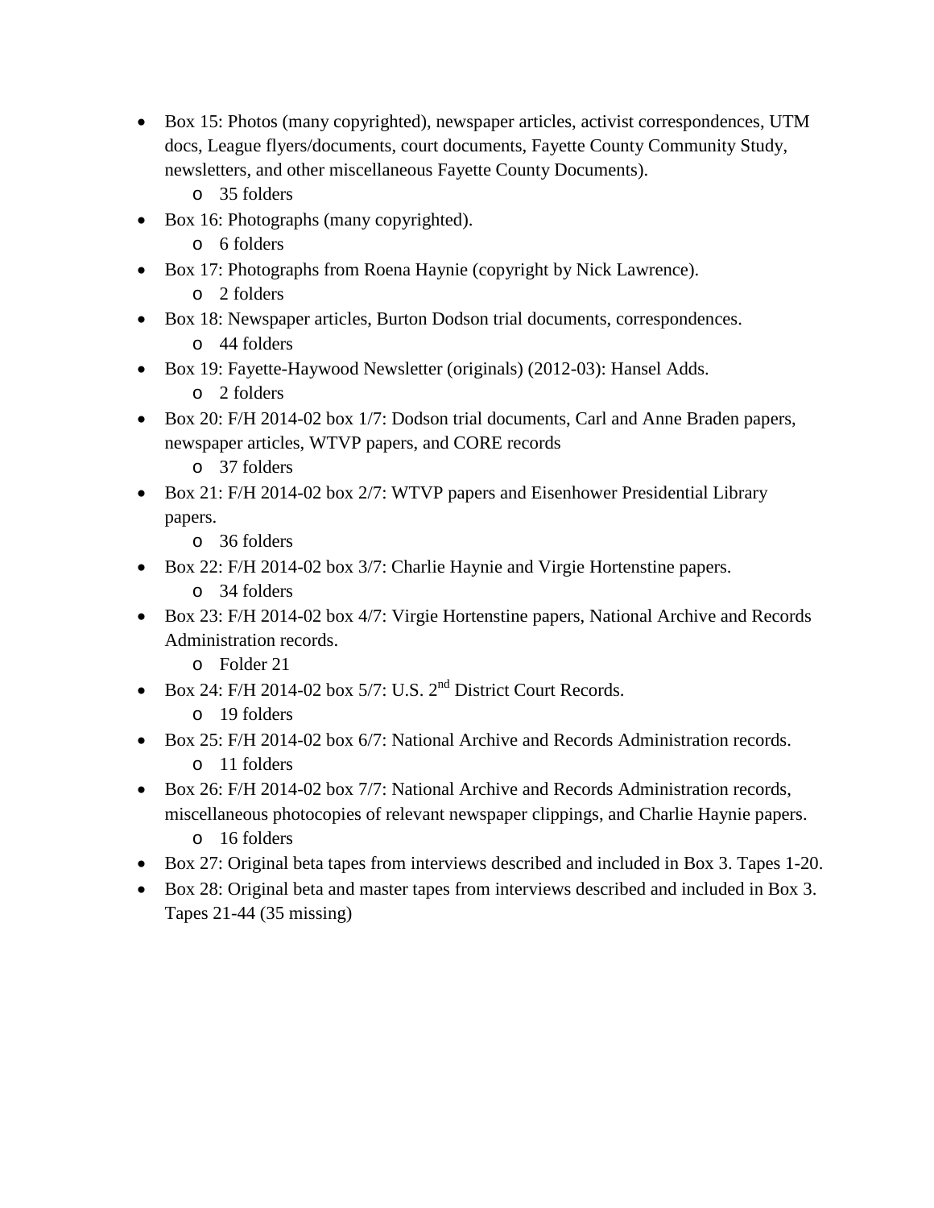- Box 15: Photos (many copyrighted), newspaper articles, activist correspondences, UTM docs, League flyers/documents, court documents, Fayette County Community Study, newsletters, and other miscellaneous Fayette County Documents).
  - 35 folders
- Box 16: Photographs (many copyrighted).
  - 6 folders
- Box 17: Photographs from Roena Haynie (copyright by Nick Lawrence).
  - 2 folders
- Box 18: Newspaper articles, Burton Dodson trial documents, correspondences.
  - 44 folders
- Box 19: Fayette-Haywood Newsletter (originals) (2012-03): Hansel Adds.
  - 2 folders
- Box 20: F/H 2014-02 box 1/7: Dodson trial documents, Carl and Anne Braden papers, newspaper articles, WTVP papers, and CORE records
  - 37 folders
- Box 21: F/H 2014-02 box 2/7: WTVP papers and Eisenhower Presidential Library papers.
  - 36 folders
- Box 22: F/H 2014-02 box 3/7: Charlie Haynie and Virgie Hortenstine papers.
  - 34 folders
- Box 23: F/H 2014-02 box 4/7: Virgie Hortenstine papers, National Archive and Records Administration records.
  - Folder 21
- Box 24: F/H 2014-02 box 5/7: U.S. 2nd District Court Records.
  - 19 folders
- Box 25: F/H 2014-02 box 6/7: National Archive and Records Administration records.
  - 11 folders
- Box 26: F/H 2014-02 box 7/7: National Archive and Records Administration records, miscellaneous photocopies of relevant newspaper clippings, and Charlie Haynie papers.
  - 16 folders
- Box 27: Original beta tapes from interviews described and included in Box 3. Tapes 1-20.
- Box 28: Original beta and master tapes from interviews described and included in Box 3. Tapes 21-44 (35 missing)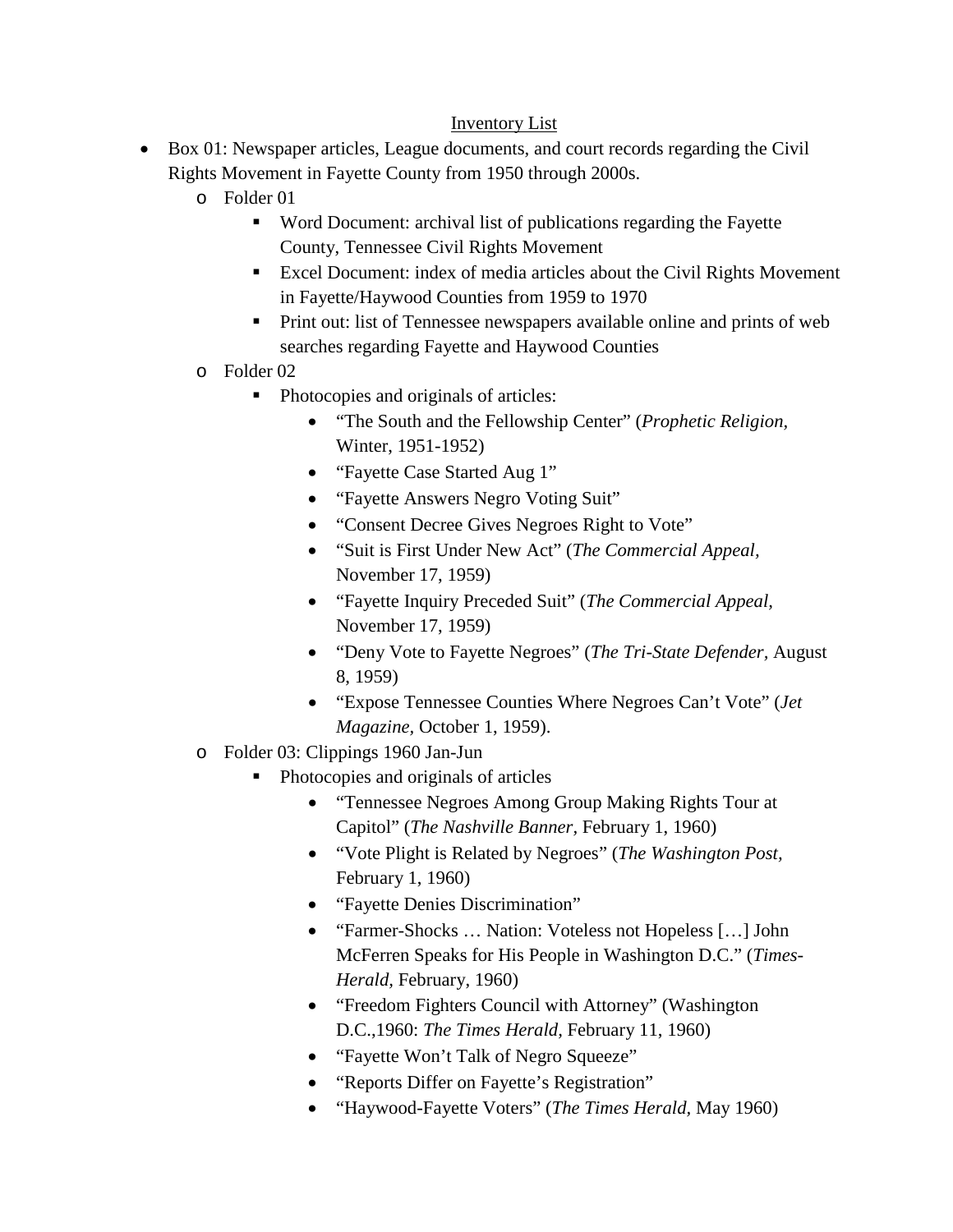Inventory List

- Box 01: Newspaper articles, League documents, and court records regarding the Civil Rights Movement in Fayette County from 1950 through 2000s.
  - Folder 01
    - Word Document: archival list of publications regarding the Fayette County, Tennessee Civil Rights Movement
    - Excel Document: index of media articles about the Civil Rights Movement in Fayette/Haywood Counties from 1959 to 1970
    - Print out: list of Tennessee newspapers available online and prints of web searches regarding Fayette and Haywood Counties
  - Folder 02
    - Photocopies and originals of articles:
      - "The South and the Fellowship Center" (*Prophetic Religion,* Winter, 1951-1952)
      - "Fayette Case Started Aug 1"
      - "Fayette Answers Negro Voting Suit"
      - "Consent Decree Gives Negroes Right to Vote"
      - "Suit is First Under New Act" (*The Commercial Appeal,* November 17, 1959)
      - "Fayette Inquiry Preceded Suit" (*The Commercial Appeal,* November 17, 1959)
      - "Deny Vote to Fayette Negroes" (*The Tri-State Defender,* August 8, 1959)
      - "Expose Tennessee Counties Where Negroes Can't Vote" (*Jet Magazine,* October 1, 1959).
  - Folder 03: Clippings 1960 Jan-Jun
    - Photocopies and originals of articles
      - "Tennessee Negroes Among Group Making Rights Tour at Capitol" (*The Nashville Banner,* February 1, 1960)
      - "Vote Plight is Related by Negroes" (*The Washington Post,* February 1, 1960)
      - "Fayette Denies Discrimination"
      - "Farmer-Shocks … Nation: Voteless not Hopeless […] John McFerren Speaks for His People in Washington D.C." (*Times-Herald,* February, 1960)
      - "Freedom Fighters Council with Attorney" (Washington D.C.,1960: *The Times Herald,* February 11, 1960)
      - "Fayette Won't Talk of Negro Squeeze"
      - "Reports Differ on Fayette's Registration"
      - "Haywood-Fayette Voters" (*The Times Herald,* May 1960)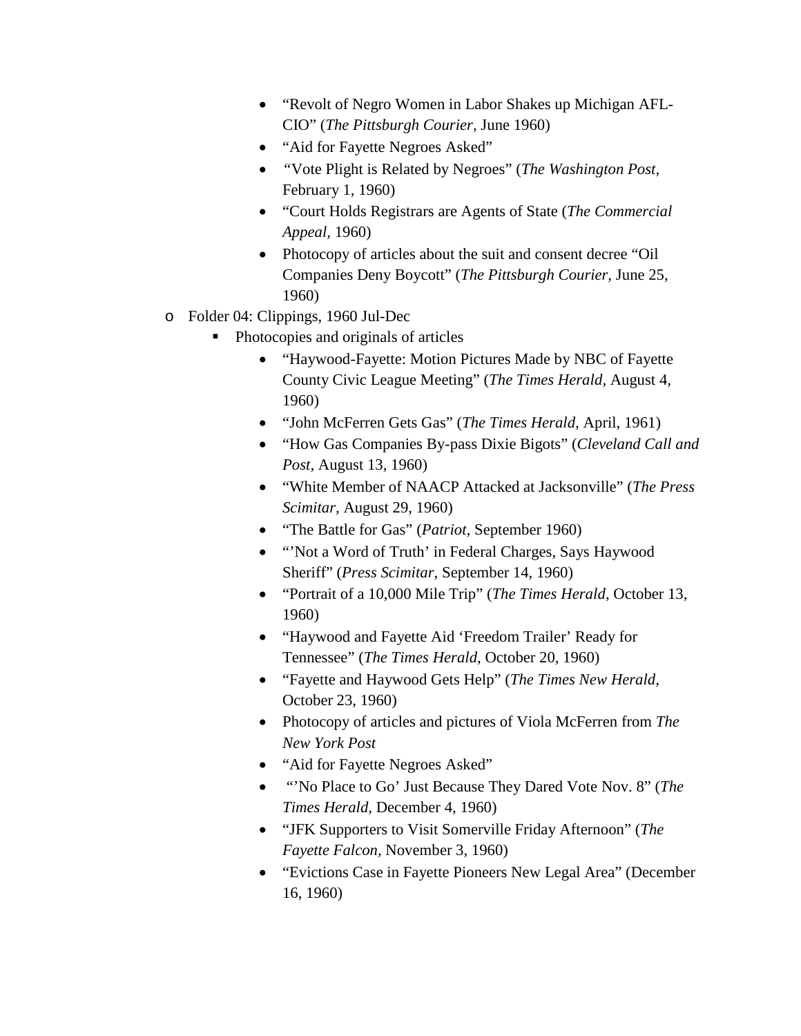- “Revolt of Negro Women in Labor Shakes up Michigan AFL-CIO” (*The Pittsburgh Courier*, June 1960)
      - “Aid for Fayette Negroes Asked”
      - “Vote Plight is Related by Negroes” (*The Washington Post*, February 1, 1960)
      - “Court Holds Registrars are Agents of State (*The Commercial Appeal*, 1960)
      - Photocopy of articles about the suit and consent decree “Oil Companies Deny Boycott” (*The Pittsburgh Courier*, June 25, 1960)
  - Folder 04: Clippings, 1960 Jul-Dec
    - Photocopies and originals of articles
      - “Haywood-Fayette: Motion Pictures Made by NBC of Fayette County Civic League Meeting” (*The Times Herald*, August 4, 1960)
      - “John McFerren Gets Gas” (*The Times Herald*, April, 1961)
      - “How Gas Companies By-pass Dixie Bigots” (*Cleveland Call and Post*, August 13, 1960)
      - “White Member of NAACP Attacked at Jacksonville” (*The Press Scimitar*, August 29, 1960)
      - “The Battle for Gas” (*Patriot*, September 1960)
      - “’Not a Word of Truth’ in Federal Charges, Says Haywood Sheriff” (*Press Scimitar*, September 14, 1960)
      - “Portrait of a 10,000 Mile Trip” (*The Times Herald*, October 13, 1960)
      - “Haywood and Fayette Aid ‘Freedom Trailer’ Ready for Tennessee” (*The Times Herald*, October 20, 1960)
      - “Fayette and Haywood Gets Help” (*The Times New Herald*, October 23, 1960)
      - Photocopy of articles and pictures of Viola McFerren from *The New York Post*
      - “Aid for Fayette Negroes Asked”
      - “’No Place to Go’ Just Because They Dared Vote Nov. 8” (*The Times Herald*, December 4, 1960)
      - “JFK Supporters to Visit Somerville Friday Afternoon” (*The Fayette Falcon*, November 3, 1960)
      - “Evictions Case in Fayette Pioneers New Legal Area” (December 16, 1960)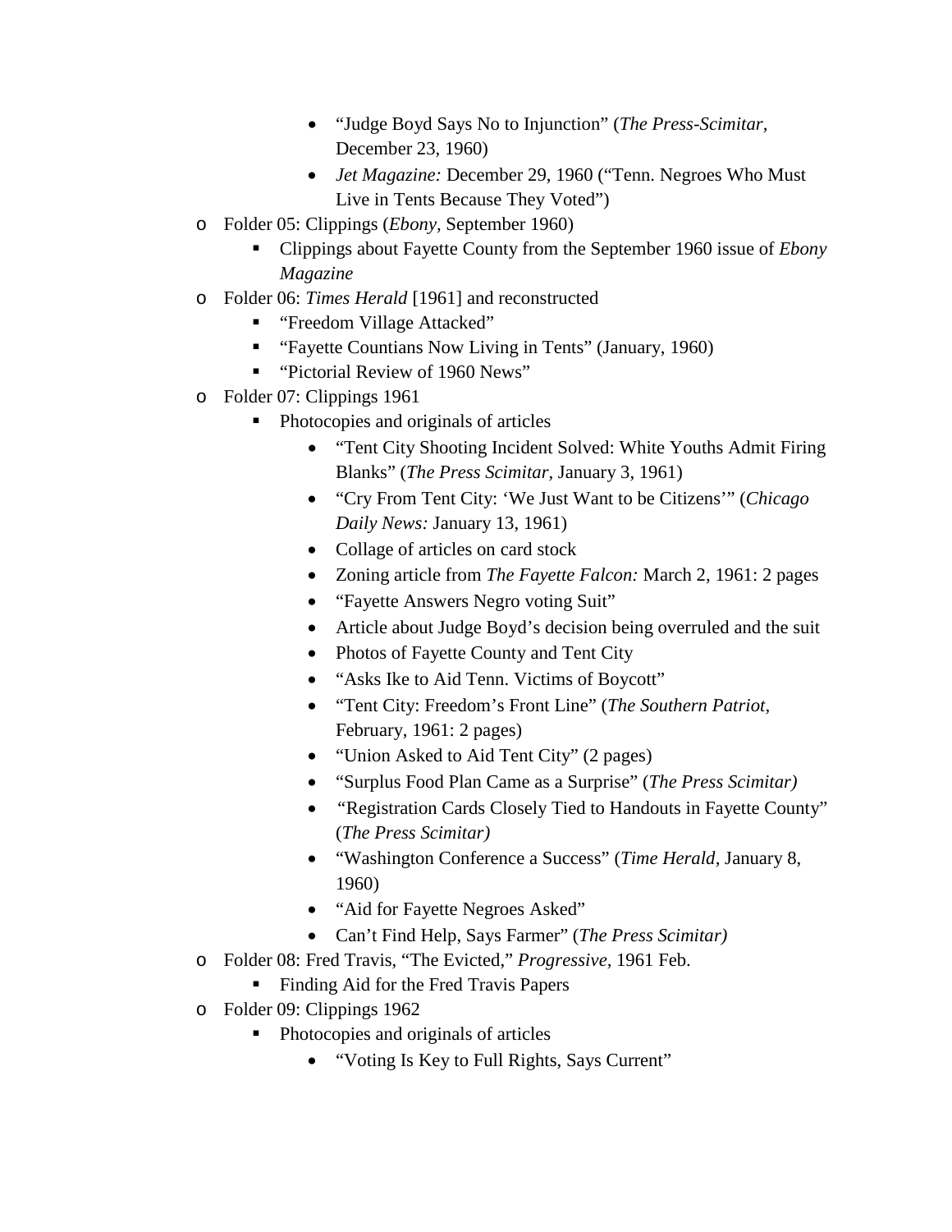- "Judge Boyd Says No to Injunction" (*The Press-Scimitar,* December 23, 1960)
        - *Jet Magazine:* December 29, 1960 ("Tenn. Negroes Who Must Live in Tents Because They Voted")
- Folder 05: Clippings (*Ebony,* September 1960)
    - Clippings about Fayette County from the September 1960 issue of *Ebony Magazine*
- Folder 06: *Times Herald* [1961] and reconstructed
    - "Freedom Village Attacked"
    - "Fayette Countians Now Living in Tents" (January, 1960)
    - "Pictorial Review of 1960 News"
- Folder 07: Clippings 1961
    - Photocopies and originals of articles
        - "Tent City Shooting Incident Solved: White Youths Admit Firing Blanks" (*The Press Scimitar,* January 3, 1961)
        - "Cry From Tent City: 'We Just Want to be Citizens'" (*Chicago Daily News:* January 13, 1961)
        - Collage of articles on card stock
        - Zoning article from *The Fayette Falcon:* March 2, 1961: 2 pages
        - "Fayette Answers Negro voting Suit"
        - Article about Judge Boyd's decision being overruled and the suit
        - Photos of Fayette County and Tent City
        - "Asks Ike to Aid Tenn. Victims of Boycott"
        - "Tent City: Freedom's Front Line" (*The Southern Patriot,* February, 1961: 2 pages)
        - "Union Asked to Aid Tent City" (2 pages)
        - "Surplus Food Plan Came as a Surprise" (*The Press Scimitar)*
        - "Registration Cards Closely Tied to Handouts in Fayette County" (*The Press Scimitar)*
        - "Washington Conference a Success" (*Time Herald,* January 8, 1960)
        - "Aid for Fayette Negroes Asked"
        - Can't Find Help, Says Farmer" (*The Press Scimitar)*
- Folder 08: Fred Travis, "The Evicted," *Progressive,* 1961 Feb.
    - Finding Aid for the Fred Travis Papers
- Folder 09: Clippings 1962
    - Photocopies and originals of articles
        - "Voting Is Key to Full Rights, Says Current"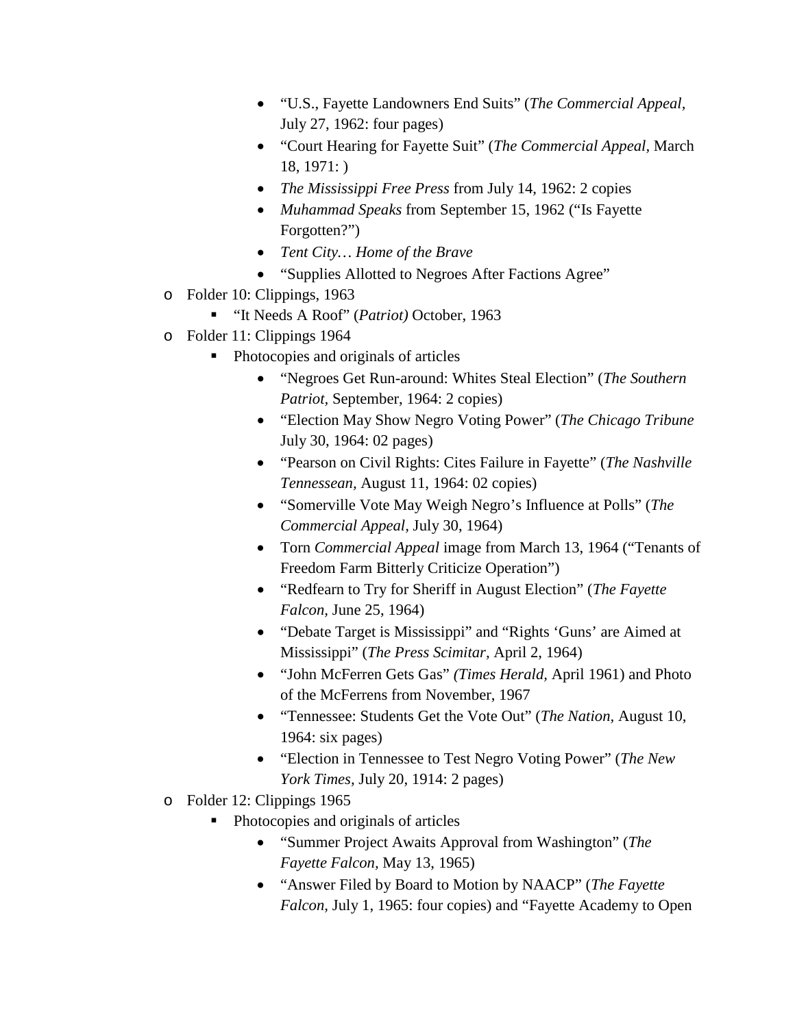- "U.S., Fayette Landowners End Suits" (*The Commercial Appeal*, July 27, 1962: four pages)
            - "Court Hearing for Fayette Suit" (*The Commercial Appeal*, March 18, 1971: )
            - *The Mississippi Free Press* from July 14, 1962: 2 copies
            - *Muhammad Speaks* from September 15, 1962 ("Is Fayette Forgotten?")
            - *Tent City… Home of the Brave*
            - "Supplies Allotted to Negroes After Factions Agree"
- Folder 10: Clippings, 1963
    - "It Needs A Roof" (*Patriot)* October, 1963
- Folder 11: Clippings 1964
    - Photocopies and originals of articles
        - "Negroes Get Run-around: Whites Steal Election" (*The Southern Patriot*, September, 1964: 2 copies)
        - "Election May Show Negro Voting Power" (*The Chicago Tribune* July 30, 1964: 02 pages)
        - "Pearson on Civil Rights: Cites Failure in Fayette" (*The Nashville Tennessean*, August 11, 1964: 02 copies)
        - "Somerville Vote May Weigh Negro's Influence at Polls" (*The Commercial Appeal*, July 30, 1964)
        - Torn *Commercial Appeal* image from March 13, 1964 ("Tenants of Freedom Farm Bitterly Criticize Operation")
        - "Redfearn to Try for Sheriff in August Election" (*The Fayette Falcon*, June 25, 1964)
        - "Debate Target is Mississippi" and "Rights 'Guns' are Aimed at Mississippi" (*The Press Scimitar*, April 2, 1964)
        - "John McFerren Gets Gas" *(Times Herald*, April 1961) and Photo of the McFerrens from November, 1967
        - "Tennessee: Students Get the Vote Out" (*The Nation*, August 10, 1964: six pages)
        - "Election in Tennessee to Test Negro Voting Power" (*The New York Times*, July 20, 1914: 2 pages)
- Folder 12: Clippings 1965
    - Photocopies and originals of articles
        - "Summer Project Awaits Approval from Washington" (*The Fayette Falcon*, May 13, 1965)
        - "Answer Filed by Board to Motion by NAACP" (*The Fayette Falcon*, July 1, 1965: four copies) and "Fayette Academy to Open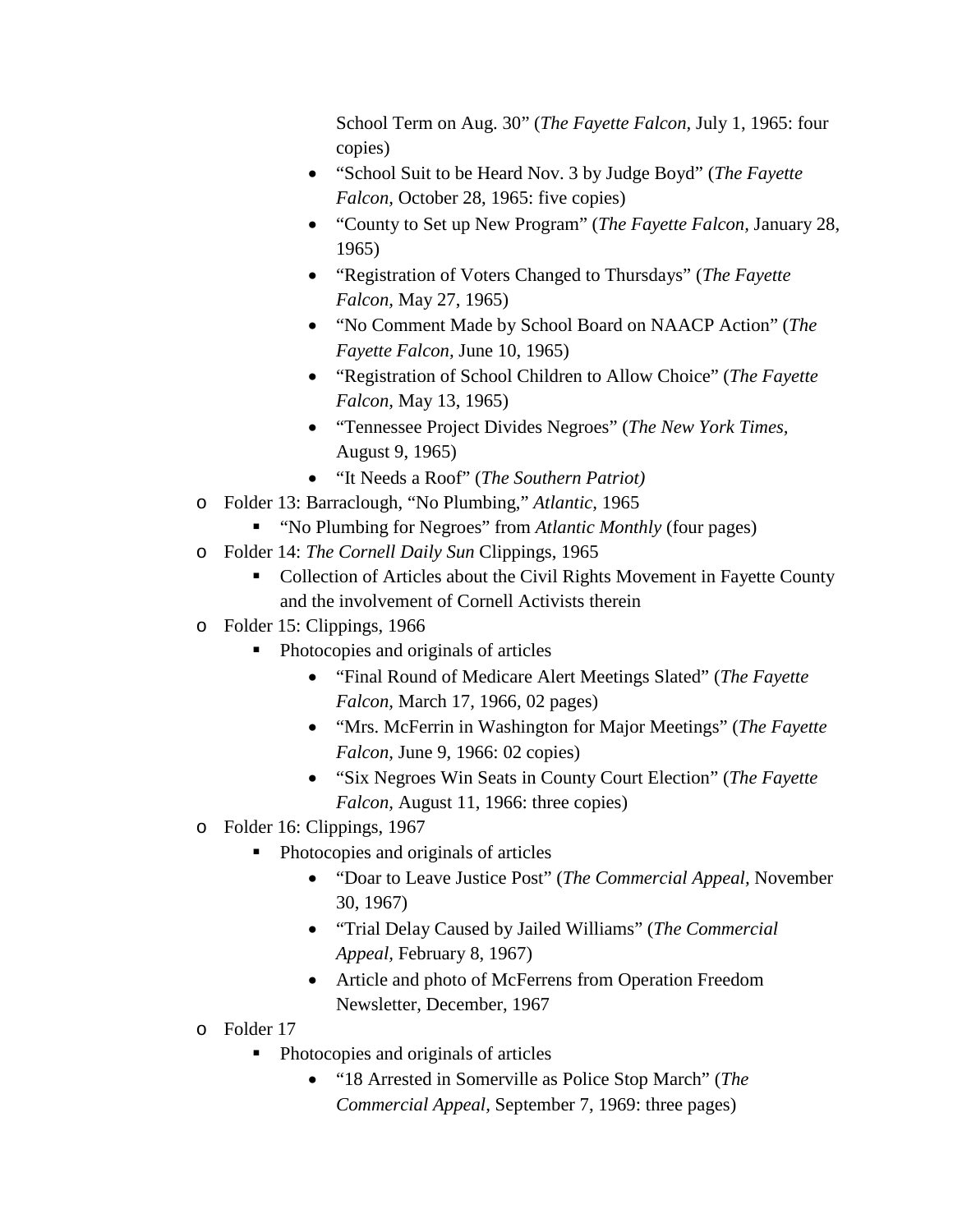- School Term on Aug. 30" (*The Fayette Falcon,* July 1, 1965: four copies)
        - "School Suit to be Heard Nov. 3 by Judge Boyd" (*The Fayette Falcon,* October 28, 1965: five copies)
        - "County to Set up New Program" (*The Fayette Falcon,* January 28, 1965)
        - "Registration of Voters Changed to Thursdays" (*The Fayette Falcon,* May 27, 1965)
        - "No Comment Made by School Board on NAACP Action" (*The Fayette Falcon,* June 10, 1965)
        - "Registration of School Children to Allow Choice" (*The Fayette Falcon,* May 13, 1965)
        - "Tennessee Project Divides Negroes" (*The New York Times,* August 9, 1965)
        - "It Needs a Roof" (*The Southern Patriot)*
- Folder 13: Barraclough, "No Plumbing," *Atlantic,* 1965
    - "No Plumbing for Negroes" from *Atlantic Monthly* (four pages)
- Folder 14: *The Cornell Daily Sun* Clippings, 1965
    - Collection of Articles about the Civil Rights Movement in Fayette County and the involvement of Cornell Activists therein
- Folder 15: Clippings, 1966
    - Photocopies and originals of articles
        - "Final Round of Medicare Alert Meetings Slated" (*The Fayette Falcon,* March 17, 1966, 02 pages)
        - "Mrs. McFerrin in Washington for Major Meetings" (*The Fayette Falcon,* June 9, 1966: 02 copies)
        - "Six Negroes Win Seats in County Court Election" (*The Fayette Falcon,* August 11, 1966: three copies)
- Folder 16: Clippings, 1967
    - Photocopies and originals of articles
        - "Doar to Leave Justice Post" (*The Commercial Appeal,* November 30, 1967)
        - "Trial Delay Caused by Jailed Williams" (*The Commercial Appeal,* February 8, 1967)
        - Article and photo of McFerrens from Operation Freedom Newsletter, December, 1967
- Folder 17
    - Photocopies and originals of articles
        - "18 Arrested in Somerville as Police Stop March" (*The Commercial Appeal,* September 7, 1969: three pages)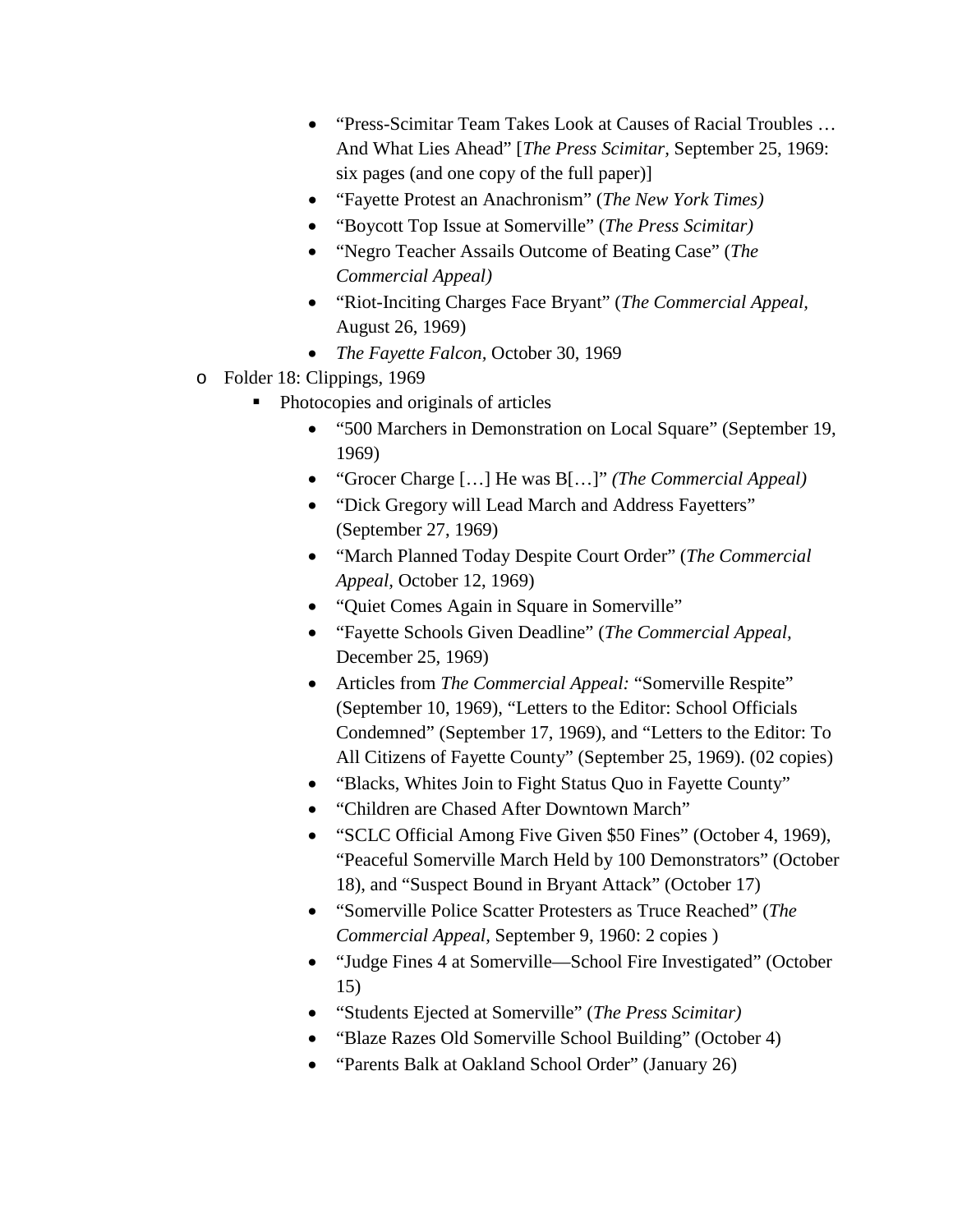- "Press-Scimitar Team Takes Look at Causes of Racial Troubles … And What Lies Ahead" [*The Press Scimitar,* September 25, 1969: six pages (and one copy of the full paper)]
        - "Fayette Protest an Anachronism" (*The New York Times)*
        - "Boycott Top Issue at Somerville" (*The Press Scimitar)*
        - "Negro Teacher Assails Outcome of Beating Case" (*The Commercial Appeal)*
        - "Riot-Inciting Charges Face Bryant" (*The Commercial Appeal*, August 26, 1969)
        - *The Fayette Falcon*, October 30, 1969

- Folder 18: Clippings, 1969
    - Photocopies and originals of articles
        - "500 Marchers in Demonstration on Local Square" (September 19, 1969)
        - "Grocer Charge […] He was B[…]" *(The Commercial Appeal)*
        - "Dick Gregory will Lead March and Address Fayetters" (September 27, 1969)
        - "March Planned Today Despite Court Order" (*The Commercial Appeal*, October 12, 1969)
        - "Quiet Comes Again in Square in Somerville"
        - "Fayette Schools Given Deadline" (*The Commercial Appeal*, December 25, 1969)
        - Articles from *The Commercial Appeal:* "Somerville Respite" (September 10, 1969), "Letters to the Editor: School Officials Condemned" (September 17, 1969), and "Letters to the Editor: To All Citizens of Fayette County" (September 25, 1969). (02 copies)
        - "Blacks, Whites Join to Fight Status Quo in Fayette County"
        - "Children are Chased After Downtown March"
        - "SCLC Official Among Five Given $50 Fines" (October 4, 1969), "Peaceful Somerville March Held by 100 Demonstrators" (October 18), and "Suspect Bound in Bryant Attack" (October 17)
        - "Somerville Police Scatter Protesters as Truce Reached" (*The Commercial Appeal*, September 9, 1960: 2 copies )
        - "Judge Fines 4 at Somerville—School Fire Investigated" (October 15)
        - "Students Ejected at Somerville" (*The Press Scimitar)*
        - "Blaze Razes Old Somerville School Building" (October 4)
        - "Parents Balk at Oakland School Order" (January 26)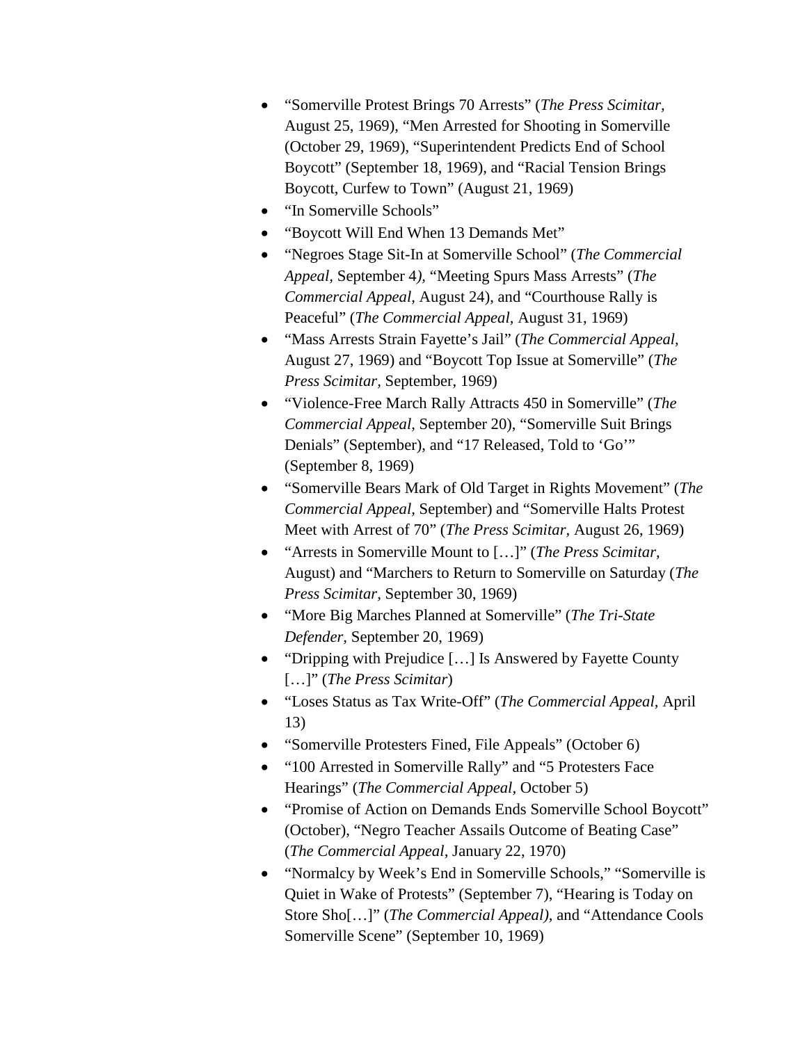- "Somerville Protest Brings 70 Arrests" (*The Press Scimitar,* August 25, 1969), "Men Arrested for Shooting in Somerville (October 29, 1969), "Superintendent Predicts End of School Boycott" (September 18, 1969), and "Racial Tension Brings Boycott, Curfew to Town" (August 21, 1969)
- "In Somerville Schools"
- "Boycott Will End When 13 Demands Met"
- "Negroes Stage Sit-In at Somerville School" (*The Commercial Appeal,* September 4*)*, "Meeting Spurs Mass Arrests" (*The Commercial Appeal,* August 24), and "Courthouse Rally is Peaceful" (*The Commercial Appeal,* August 31, 1969)
- "Mass Arrests Strain Fayette's Jail" (*The Commercial Appeal,* August 27, 1969) and "Boycott Top Issue at Somerville" (*The Press Scimitar,* September, 1969)
- "Violence-Free March Rally Attracts 450 in Somerville" (*The Commercial Appeal,* September 20), "Somerville Suit Brings Denials" (September), and "17 Released, Told to 'Go'" (September 8, 1969)
- "Somerville Bears Mark of Old Target in Rights Movement" (*The Commercial Appeal,* September) and "Somerville Halts Protest Meet with Arrest of 70" (*The Press Scimitar,* August 26, 1969)
- "Arrests in Somerville Mount to […]" (*The Press Scimitar,* August) and "Marchers to Return to Somerville on Saturday (*The Press Scimitar,* September 30, 1969)
- "More Big Marches Planned at Somerville" (*The Tri-State Defender,* September 20, 1969)
- "Dripping with Prejudice […] Is Answered by Fayette County […]" (*The Press Scimitar*)
- "Loses Status as Tax Write-Off" (*The Commercial Appeal,* April 13)
- "Somerville Protesters Fined, File Appeals" (October 6)
- "100 Arrested in Somerville Rally" and "5 Protesters Face Hearings" (*The Commercial Appeal,* October 5)
- "Promise of Action on Demands Ends Somerville School Boycott" (October), "Negro Teacher Assails Outcome of Beating Case" (*The Commercial Appeal,* January 22, 1970)
- "Normalcy by Week's End in Somerville Schools," "Somerville is Quiet in Wake of Protests" (September 7), "Hearing is Today on Store Sho[…]" (*The Commercial Appeal),* and "Attendance Cools Somerville Scene" (September 10, 1969)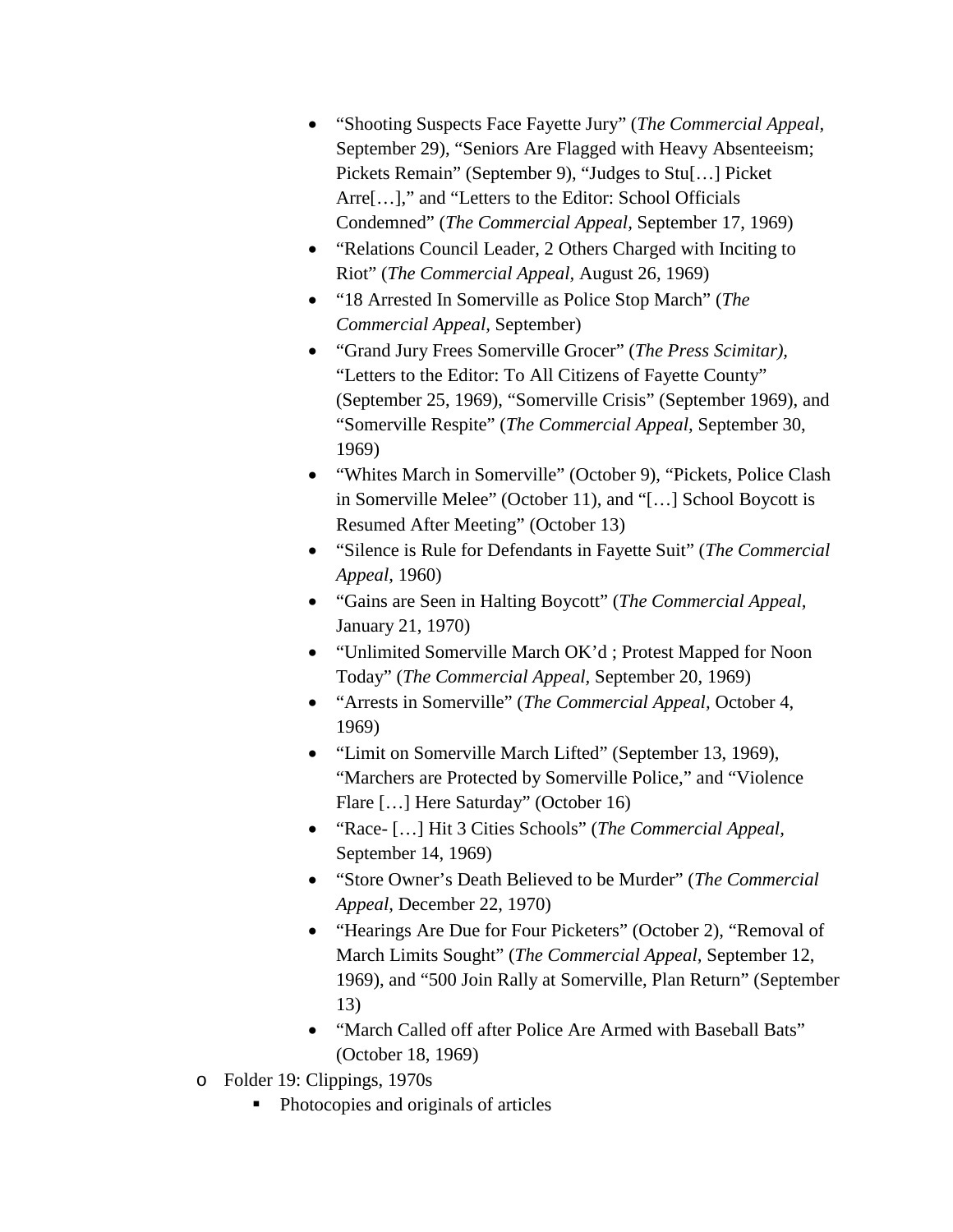- “Shooting Suspects Face Fayette Jury” (*The Commercial Appeal*, September 29), “Seniors Are Flagged with Heavy Absenteeism; Pickets Remain” (September 9), “Judges to Stu[…] Picket Arre[…],” and “Letters to the Editor: School Officials Condemned” (*The Commercial Appeal*, September 17, 1969)
        - “Relations Council Leader, 2 Others Charged with Inciting to Riot” (*The Commercial Appeal*, August 26, 1969)
        - “18 Arrested In Somerville as Police Stop March” (*The Commercial Appeal*, September)
        - “Grand Jury Frees Somerville Grocer” (*The Press Scimitar),* “Letters to the Editor: To All Citizens of Fayette County” (September 25, 1969), “Somerville Crisis” (September 1969), and “Somerville Respite” (*The Commercial Appeal*, September 30, 1969)
        - “Whites March in Somerville” (October 9), “Pickets, Police Clash in Somerville Melee” (October 11), and “[…] School Boycott is Resumed After Meeting” (October 13)
        - “Silence is Rule for Defendants in Fayette Suit” (*The Commercial Appeal*, 1960)
        - “Gains are Seen in Halting Boycott” (*The Commercial Appeal*, January 21, 1970)
        - “Unlimited Somerville March OK’d ; Protest Mapped for Noon Today” (*The Commercial Appeal*, September 20, 1969)
        - “Arrests in Somerville” (*The Commercial Appeal*, October 4, 1969)
        - “Limit on Somerville March Lifted” (September 13, 1969), “Marchers are Protected by Somerville Police,” and “Violence Flare […] Here Saturday” (October 16)
        - “Race- […] Hit 3 Cities Schools” (*The Commercial Appeal*, September 14, 1969)
        - “Store Owner’s Death Believed to be Murder” (*The Commercial Appeal*, December 22, 1970)
        - “Hearings Are Due for Four Picketers” (October 2), “Removal of March Limits Sought” (*The Commercial Appeal*, September 12, 1969), and “500 Join Rally at Somerville, Plan Return” (September 13)
        - “March Called off after Police Are Armed with Baseball Bats” (October 18, 1969)
  - Folder 19: Clippings, 1970s
    - Photocopies and originals of articles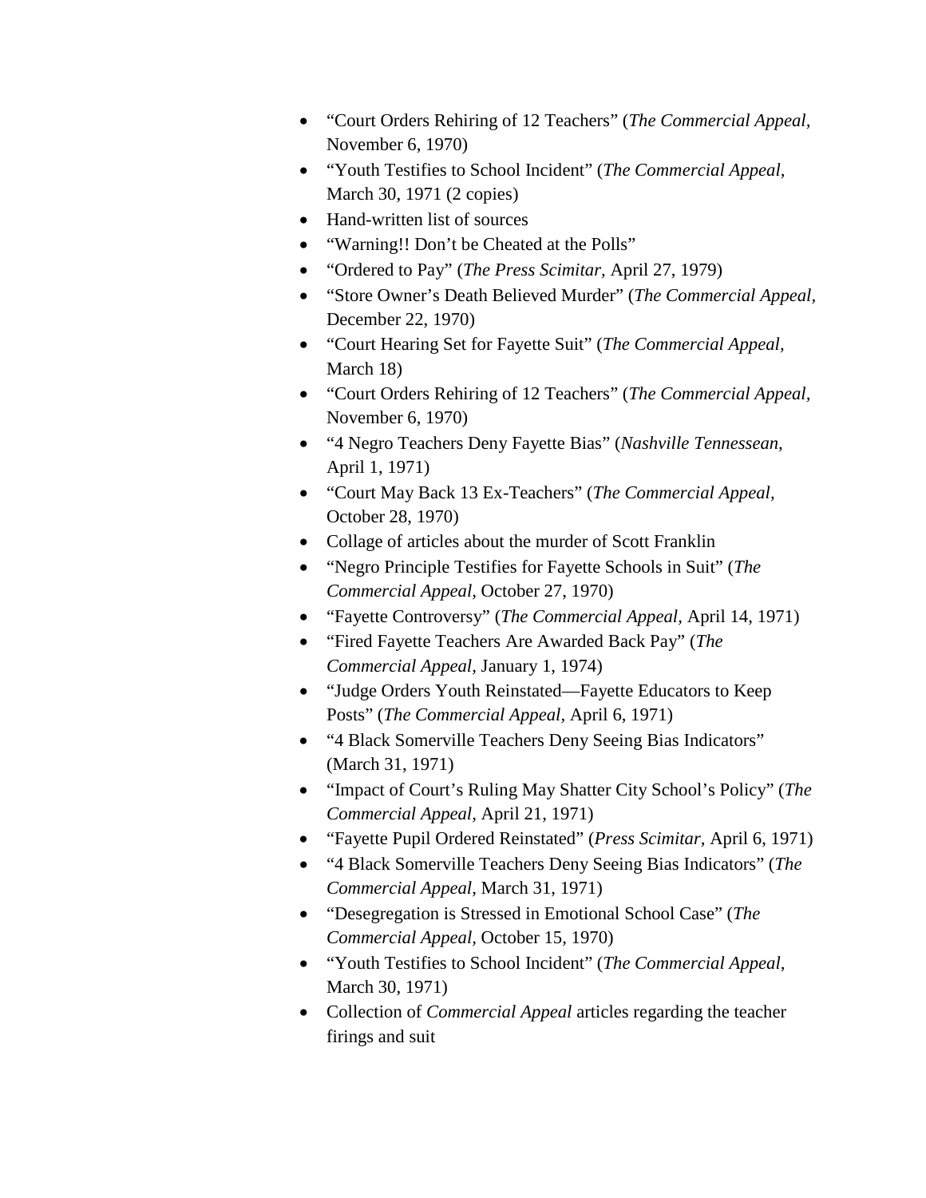- "Court Orders Rehiring of 12 Teachers" (*The Commercial Appeal,* November 6, 1970)
- "Youth Testifies to School Incident" (*The Commercial Appeal,* March 30, 1971 (2 copies)
- Hand-written list of sources
- "Warning!! Don't be Cheated at the Polls"
- "Ordered to Pay" (*The Press Scimitar,* April 27, 1979)
- "Store Owner's Death Believed Murder" (*The Commercial Appeal,* December 22, 1970)
- "Court Hearing Set for Fayette Suit" (*The Commercial Appeal,* March 18)
- "Court Orders Rehiring of 12 Teachers" (*The Commercial Appeal,* November 6, 1970)
- "4 Negro Teachers Deny Fayette Bias" (*Nashville Tennessean,* April 1, 1971)
- "Court May Back 13 Ex-Teachers" (*The Commercial Appeal,* October 28, 1970)
- Collage of articles about the murder of Scott Franklin
- "Negro Principle Testifies for Fayette Schools in Suit" (*The Commercial Appeal,* October 27, 1970)
- "Fayette Controversy" (*The Commercial Appeal,* April 14, 1971)
- "Fired Fayette Teachers Are Awarded Back Pay" (*The Commercial Appeal,* January 1, 1974)
- "Judge Orders Youth Reinstated—Fayette Educators to Keep Posts" (*The Commercial Appeal,* April 6, 1971)
- "4 Black Somerville Teachers Deny Seeing Bias Indicators" (March 31, 1971)
- "Impact of Court's Ruling May Shatter City School's Policy" (*The Commercial Appeal,* April 21, 1971)
- "Fayette Pupil Ordered Reinstated" (*Press Scimitar,* April 6, 1971)
- "4 Black Somerville Teachers Deny Seeing Bias Indicators" (*The Commercial Appeal,* March 31, 1971)
- "Desegregation is Stressed in Emotional School Case" (*The Commercial Appeal,* October 15, 1970)
- "Youth Testifies to School Incident" (*The Commercial Appeal,* March 30, 1971)
- Collection of *Commercial Appeal* articles regarding the teacher firings and suit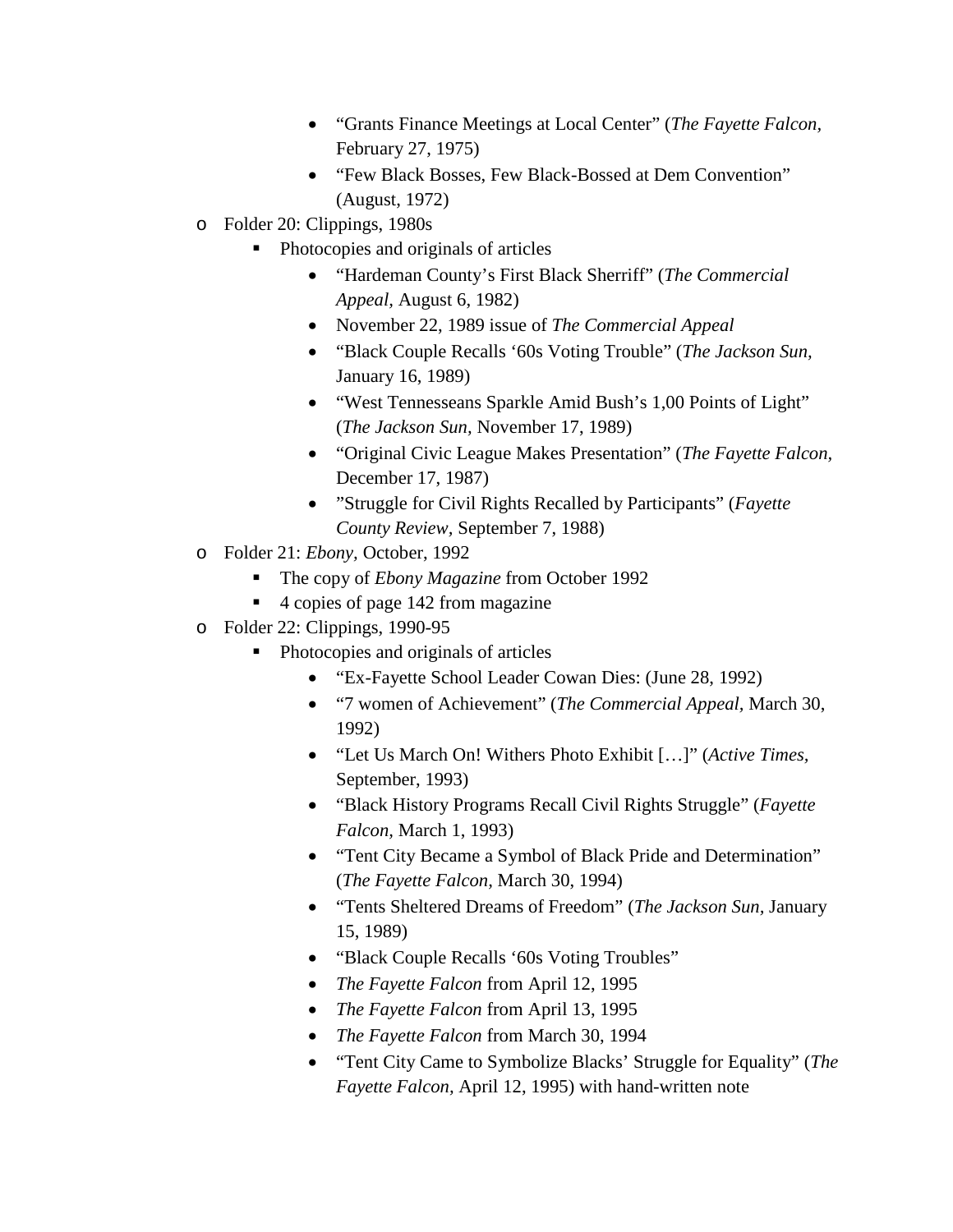- "Grants Finance Meetings at Local Center" (*The Fayette Falcon,* February 27, 1975)
    - "Few Black Bosses, Few Black-Bossed at Dem Convention" (August, 1972)
- Folder 20: Clippings, 1980s
  - Photocopies and originals of articles
    - "Hardeman County's First Black Sherriff" (*The Commercial Appeal,* August 6, 1982)
    - November 22, 1989 issue of *The Commercial Appeal*
    - "Black Couple Recalls '60s Voting Trouble" (*The Jackson Sun,* January 16, 1989)
    - "West Tennesseans Sparkle Amid Bush's 1,00 Points of Light" (*The Jackson Sun,* November 17, 1989)
    - "Original Civic League Makes Presentation" (*The Fayette Falcon,* December 17, 1987)
    - "Struggle for Civil Rights Recalled by Participants" (*Fayette County Review,* September 7, 1988)
- Folder 21: *Ebony,* October, 1992
  - The copy of *Ebony Magazine* from October 1992
  - 4 copies of page 142 from magazine
- Folder 22: Clippings, 1990-95
  - Photocopies and originals of articles
    - "Ex-Fayette School Leader Cowan Dies: (June 28, 1992)
    - "7 women of Achievement" (*The Commercial Appeal,* March 30, 1992)
    - "Let Us March On! Withers Photo Exhibit […]" (*Active Times,* September, 1993)
    - "Black History Programs Recall Civil Rights Struggle" (*Fayette Falcon,* March 1, 1993)
    - "Tent City Became a Symbol of Black Pride and Determination" (*The Fayette Falcon,* March 30, 1994)
    - "Tents Sheltered Dreams of Freedom" (*The Jackson Sun,* January 15, 1989)
    - "Black Couple Recalls '60s Voting Troubles"
    - *The Fayette Falcon* from April 12, 1995
    - *The Fayette Falcon* from April 13, 1995
    - *The Fayette Falcon* from March 30, 1994
    - "Tent City Came to Symbolize Blacks' Struggle for Equality" (*The Fayette Falcon,* April 12, 1995) with hand-written note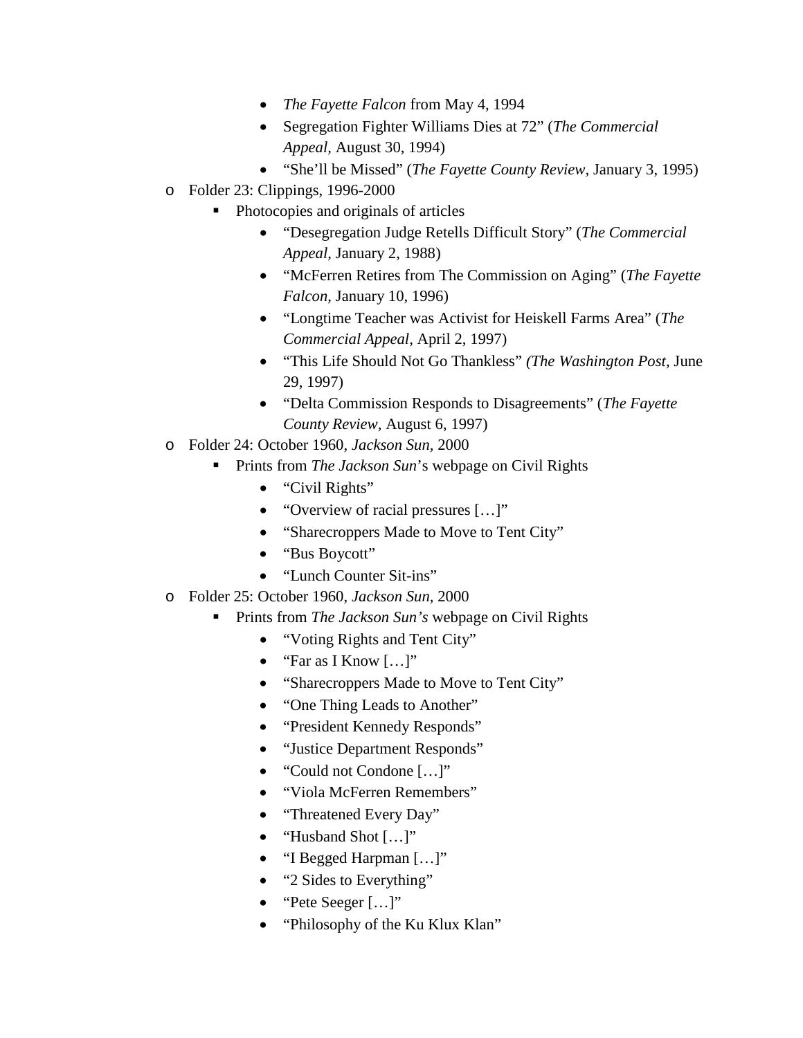- *The Fayette Falcon* from May 4, 1994
    - Segregation Fighter Williams Dies at 72" (*The Commercial Appeal,* August 30, 1994)
    - "She'll be Missed" (*The Fayette County Review,* January 3, 1995)
- Folder 23: Clippings, 1996-2000
  - Photocopies and originals of articles
    - "Desegregation Judge Retells Difficult Story" (*The Commercial Appeal*, January 2, 1988)
    - "McFerren Retires from The Commission on Aging" (*The Fayette Falcon,* January 10, 1996)
    - "Longtime Teacher was Activist for Heiskell Farms Area" (*The Commercial Appeal*, April 2, 1997)
    - "This Life Should Not Go Thankless" *(The Washington Post,* June 29, 1997)
    - "Delta Commission Responds to Disagreements" (*The Fayette County Review,* August 6, 1997)
- Folder 24: October 1960, *Jackson Sun,* 2000
  - Prints from *The Jackson Sun*'s webpage on Civil Rights
    - "Civil Rights"
    - "Overview of racial pressures […]"
    - "Sharecroppers Made to Move to Tent City"
    - "Bus Boycott"
    - "Lunch Counter Sit-ins"
- Folder 25: October 1960, *Jackson Sun,* 2000
  - Prints from *The Jackson Sun's* webpage on Civil Rights
    - "Voting Rights and Tent City"
    - "Far as I Know […]"
    - "Sharecroppers Made to Move to Tent City"
    - "One Thing Leads to Another"
    - "President Kennedy Responds"
    - "Justice Department Responds"
    - "Could not Condone […]"
    - "Viola McFerren Remembers"
    - "Threatened Every Day"
    - "Husband Shot […]"
    - "I Begged Harpman […]"
    - "2 Sides to Everything"
    - "Pete Seeger […]"
    - "Philosophy of the Ku Klux Klan"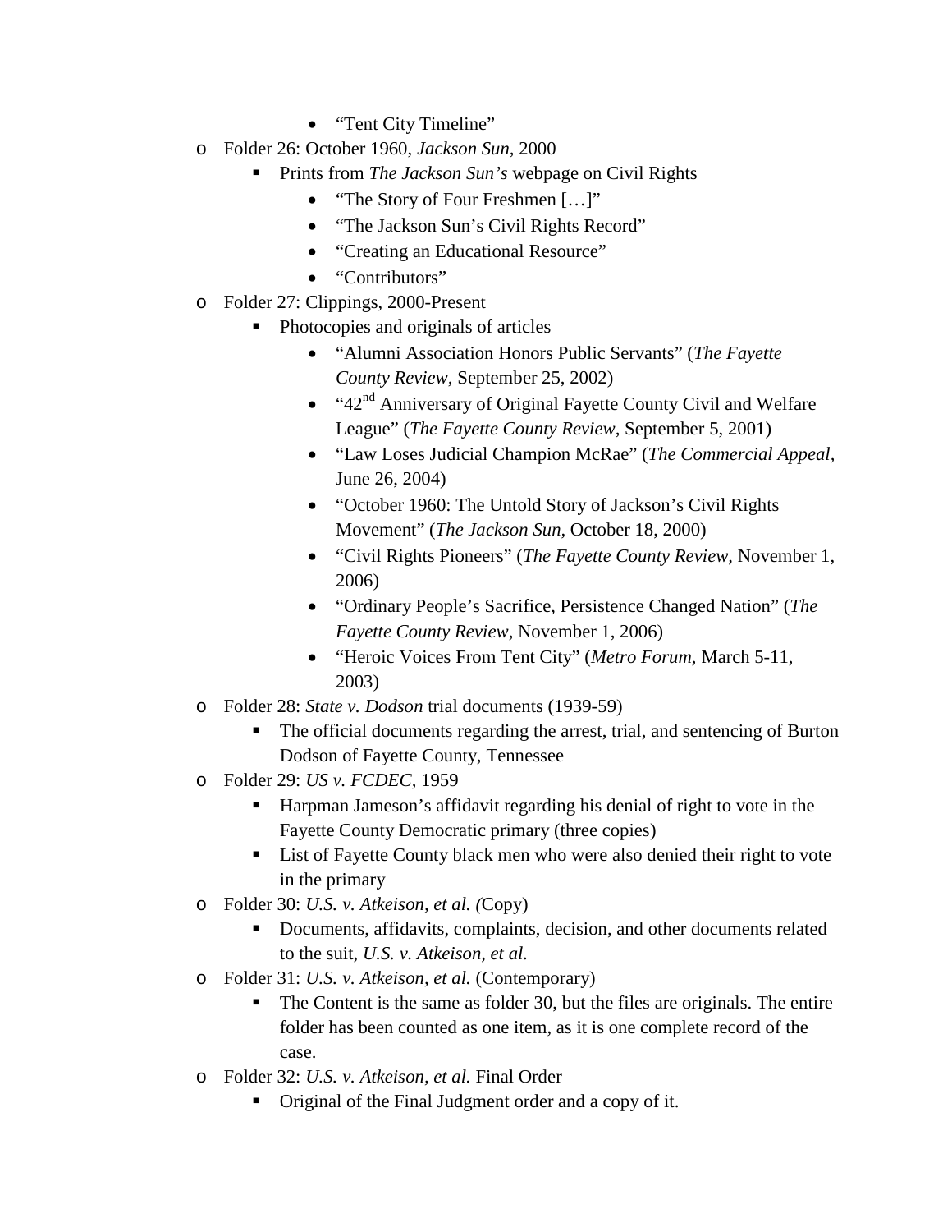- "Tent City Timeline"
- Folder 26: October 1960, *Jackson Sun,* 2000
  - Prints from *The Jackson Sun's* webpage on Civil Rights
    - "The Story of Four Freshmen […]"
    - "The Jackson Sun's Civil Rights Record"
    - "Creating an Educational Resource"
    - "Contributors"
- Folder 27: Clippings, 2000-Present
  - Photocopies and originals of articles
    - "Alumni Association Honors Public Servants" (*The Fayette County Review,* September 25, 2002)
    - "42nd Anniversary of Original Fayette County Civil and Welfare League" (*The Fayette County Review,* September 5, 2001)
    - "Law Loses Judicial Champion McRae" (*The Commercial Appeal,* June 26, 2004)
    - "October 1960: The Untold Story of Jackson's Civil Rights Movement" (*The Jackson Sun,* October 18, 2000)
    - "Civil Rights Pioneers" (*The Fayette County Review*, November 1, 2006)
    - "Ordinary People's Sacrifice, Persistence Changed Nation" (*The Fayette County Review,* November 1, 2006)
    - "Heroic Voices From Tent City" (*Metro Forum*, March 5-11, 2003)
- Folder 28: *State v. Dodson* trial documents (1939-59)
  - The official documents regarding the arrest, trial, and sentencing of Burton Dodson of Fayette County, Tennessee
- Folder 29: *US v. FCDEC,* 1959
  - Harpman Jameson's affidavit regarding his denial of right to vote in the Fayette County Democratic primary (three copies)
  - List of Fayette County black men who were also denied their right to vote in the primary
- Folder 30: *U.S. v. Atkeison, et al. (*Copy)
  - Documents, affidavits, complaints, decision, and other documents related to the suit, *U.S. v. Atkeison, et al.*
- Folder 31: *U.S. v. Atkeison, et al.* (Contemporary)
  - The Content is the same as folder 30, but the files are originals. The entire folder has been counted as one item, as it is one complete record of the case.
- Folder 32: *U.S. v. Atkeison, et al.* Final Order
  - Original of the Final Judgment order and a copy of it.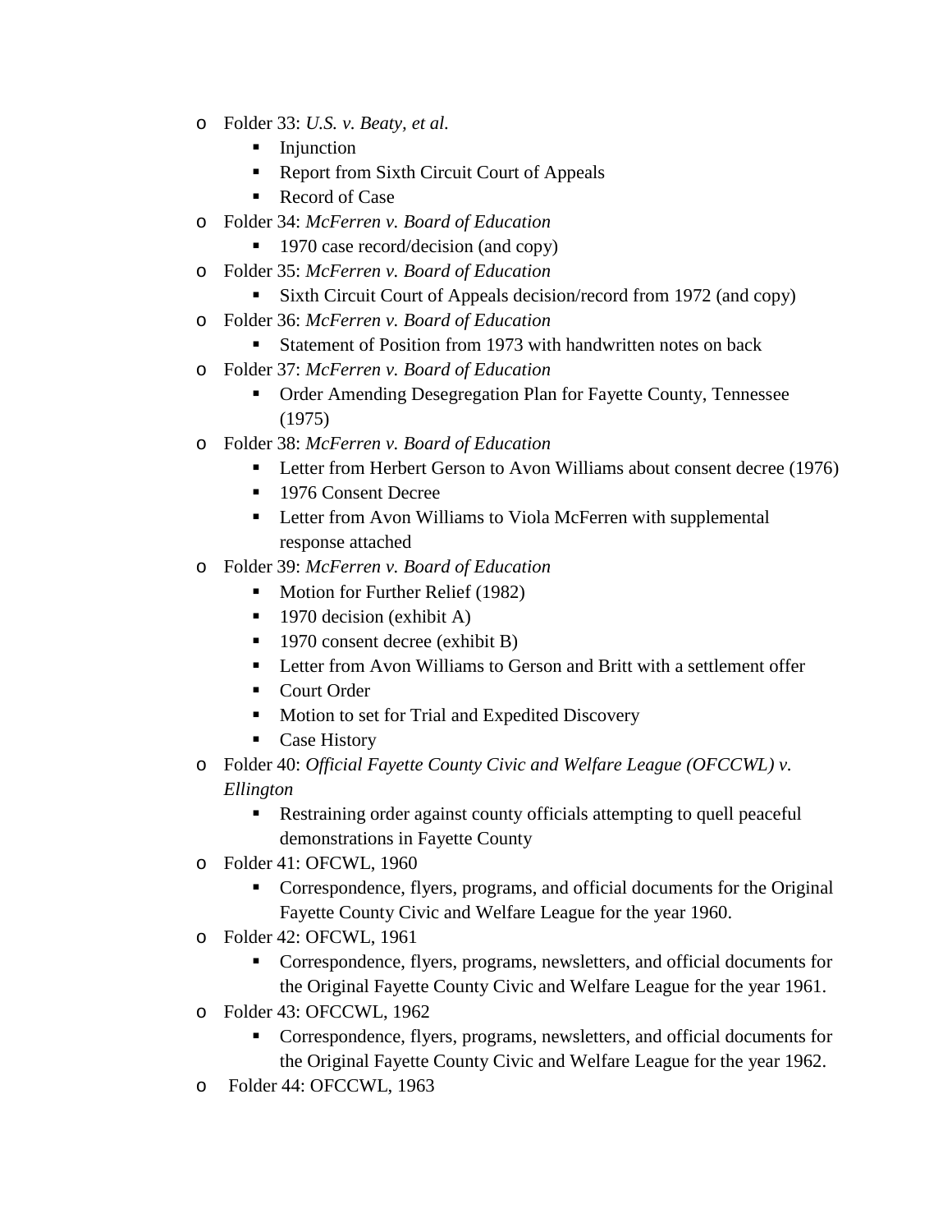- Folder 33: *U.S. v. Beaty, et al.*
  - Injunction
  - Report from Sixth Circuit Court of Appeals
  - Record of Case
- Folder 34: *McFerren v. Board of Education*
  - 1970 case record/decision (and copy)
- Folder 35: *McFerren v. Board of Education*
  - Sixth Circuit Court of Appeals decision/record from 1972 (and copy)
- Folder 36: *McFerren v. Board of Education*
  - Statement of Position from 1973 with handwritten notes on back
- Folder 37: *McFerren v. Board of Education*
  - Order Amending Desegregation Plan for Fayette County, Tennessee (1975)
- Folder 38: *McFerren v. Board of Education*
  - Letter from Herbert Gerson to Avon Williams about consent decree (1976)
  - 1976 Consent Decree
  - Letter from Avon Williams to Viola McFerren with supplemental response attached
- Folder 39: *McFerren v. Board of Education*
  - Motion for Further Relief (1982)
  - 1970 decision (exhibit A)
  - 1970 consent decree (exhibit B)
  - Letter from Avon Williams to Gerson and Britt with a settlement offer
  - Court Order
  - Motion to set for Trial and Expedited Discovery
  - Case History
- Folder 40: *Official Fayette County Civic and Welfare League (OFCCWL) v. Ellington*
  - Restraining order against county officials attempting to quell peaceful demonstrations in Fayette County
- Folder 41: OFCWL, 1960
  - Correspondence, flyers, programs, and official documents for the Original Fayette County Civic and Welfare League for the year 1960.
- Folder 42: OFCWL, 1961
  - Correspondence, flyers, programs, newsletters, and official documents for the Original Fayette County Civic and Welfare League for the year 1961.
- Folder 43: OFCCWL, 1962
  - Correspondence, flyers, programs, newsletters, and official documents for the Original Fayette County Civic and Welfare League for the year 1962.
- Folder 44: OFCCWL, 1963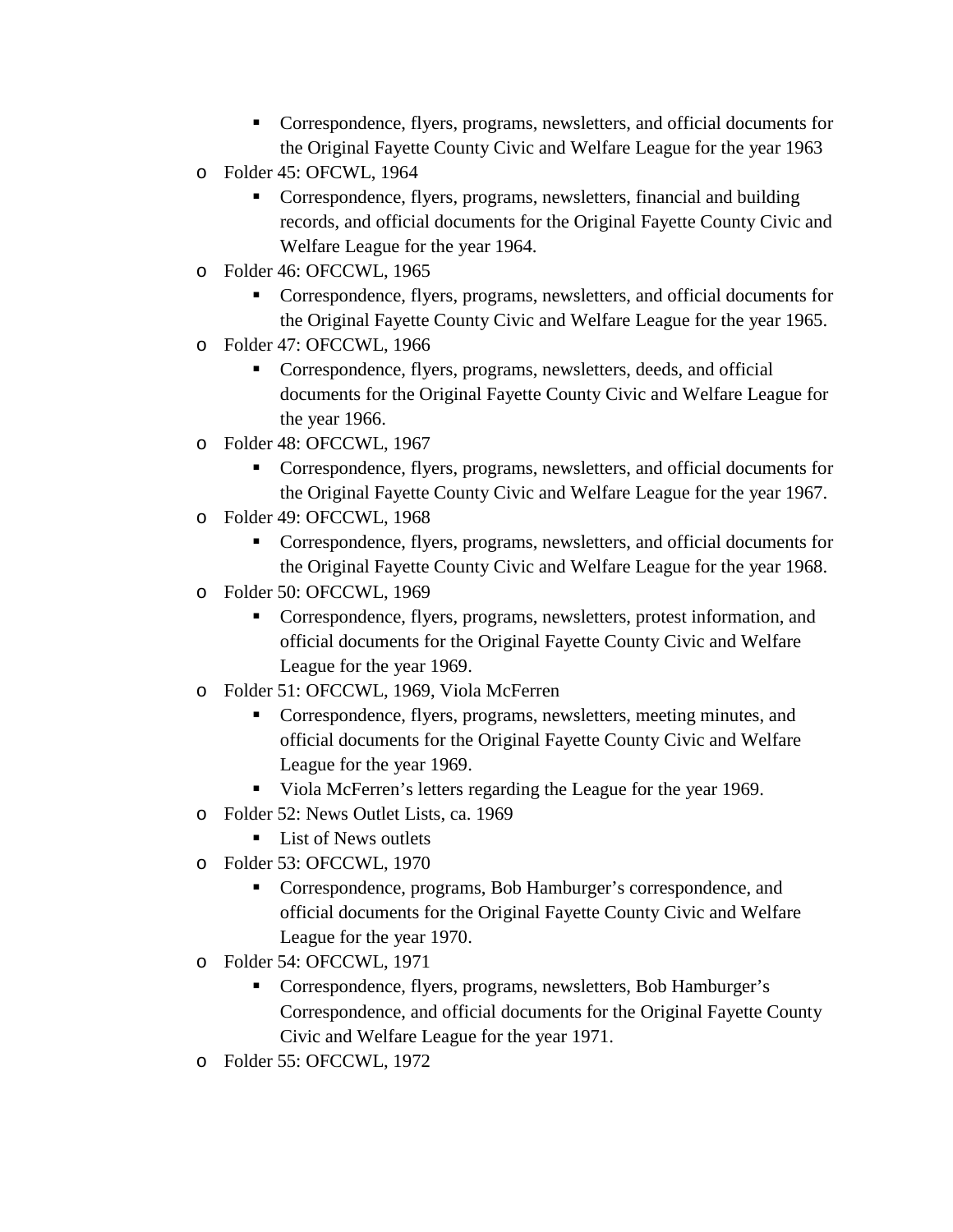- Correspondence, flyers, programs, newsletters, and official documents for the Original Fayette County Civic and Welfare League for the year 1963
- Folder 45: OFCWL, 1964
    - Correspondence, flyers, programs, newsletters, financial and building records, and official documents for the Original Fayette County Civic and Welfare League for the year 1964.
- Folder 46: OFCCWL, 1965
    - Correspondence, flyers, programs, newsletters, and official documents for the Original Fayette County Civic and Welfare League for the year 1965.
- Folder 47: OFCCWL, 1966
    - Correspondence, flyers, programs, newsletters, deeds, and official documents for the Original Fayette County Civic and Welfare League for the year 1966.
- Folder 48: OFCCWL, 1967
    - Correspondence, flyers, programs, newsletters, and official documents for the Original Fayette County Civic and Welfare League for the year 1967.
- Folder 49: OFCCWL, 1968
    - Correspondence, flyers, programs, newsletters, and official documents for the Original Fayette County Civic and Welfare League for the year 1968.
- Folder 50: OFCCWL, 1969
    - Correspondence, flyers, programs, newsletters, protest information, and official documents for the Original Fayette County Civic and Welfare League for the year 1969.
- Folder 51: OFCCWL, 1969, Viola McFerren
    - Correspondence, flyers, programs, newsletters, meeting minutes, and official documents for the Original Fayette County Civic and Welfare League for the year 1969.
    - Viola McFerren's letters regarding the League for the year 1969.
- Folder 52: News Outlet Lists, ca. 1969
    - List of News outlets
- Folder 53: OFCCWL, 1970
    - Correspondence, programs, Bob Hamburger's correspondence, and official documents for the Original Fayette County Civic and Welfare League for the year 1970.
- Folder 54: OFCCWL, 1971
    - Correspondence, flyers, programs, newsletters, Bob Hamburger's Correspondence, and official documents for the Original Fayette County Civic and Welfare League for the year 1971.
- Folder 55: OFCCWL, 1972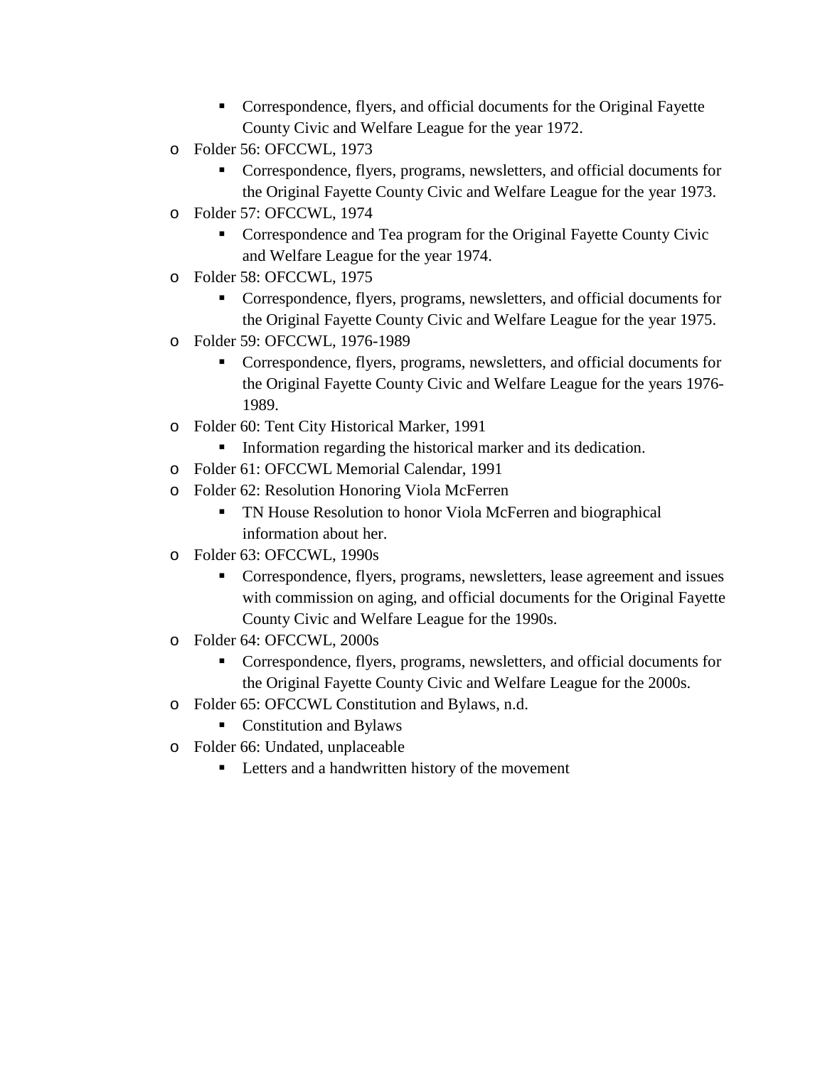- Correspondence, flyers, and official documents for the Original Fayette County Civic and Welfare League for the year 1972.
- Folder 56: OFCCWL, 1973
    - Correspondence, flyers, programs, newsletters, and official documents for the Original Fayette County Civic and Welfare League for the year 1973.
- Folder 57: OFCCWL, 1974
    - Correspondence and Tea program for the Original Fayette County Civic and Welfare League for the year 1974.
- Folder 58: OFCCWL, 1975
    - Correspondence, flyers, programs, newsletters, and official documents for the Original Fayette County Civic and Welfare League for the year 1975.
- Folder 59: OFCCWL, 1976-1989
    - Correspondence, flyers, programs, newsletters, and official documents for the Original Fayette County Civic and Welfare League for the years 1976-1989.
- Folder 60: Tent City Historical Marker, 1991
    - Information regarding the historical marker and its dedication.
- Folder 61: OFCCWL Memorial Calendar, 1991
- Folder 62: Resolution Honoring Viola McFerren
    - TN House Resolution to honor Viola McFerren and biographical information about her.
- Folder 63: OFCCWL, 1990s
    - Correspondence, flyers, programs, newsletters, lease agreement and issues with commission on aging, and official documents for the Original Fayette County Civic and Welfare League for the 1990s.
- Folder 64: OFCCWL, 2000s
    - Correspondence, flyers, programs, newsletters, and official documents for the Original Fayette County Civic and Welfare League for the 2000s.
- Folder 65: OFCCWL Constitution and Bylaws, n.d.
    - Constitution and Bylaws
- Folder 66: Undated, unplaceable
    - Letters and a handwritten history of the movement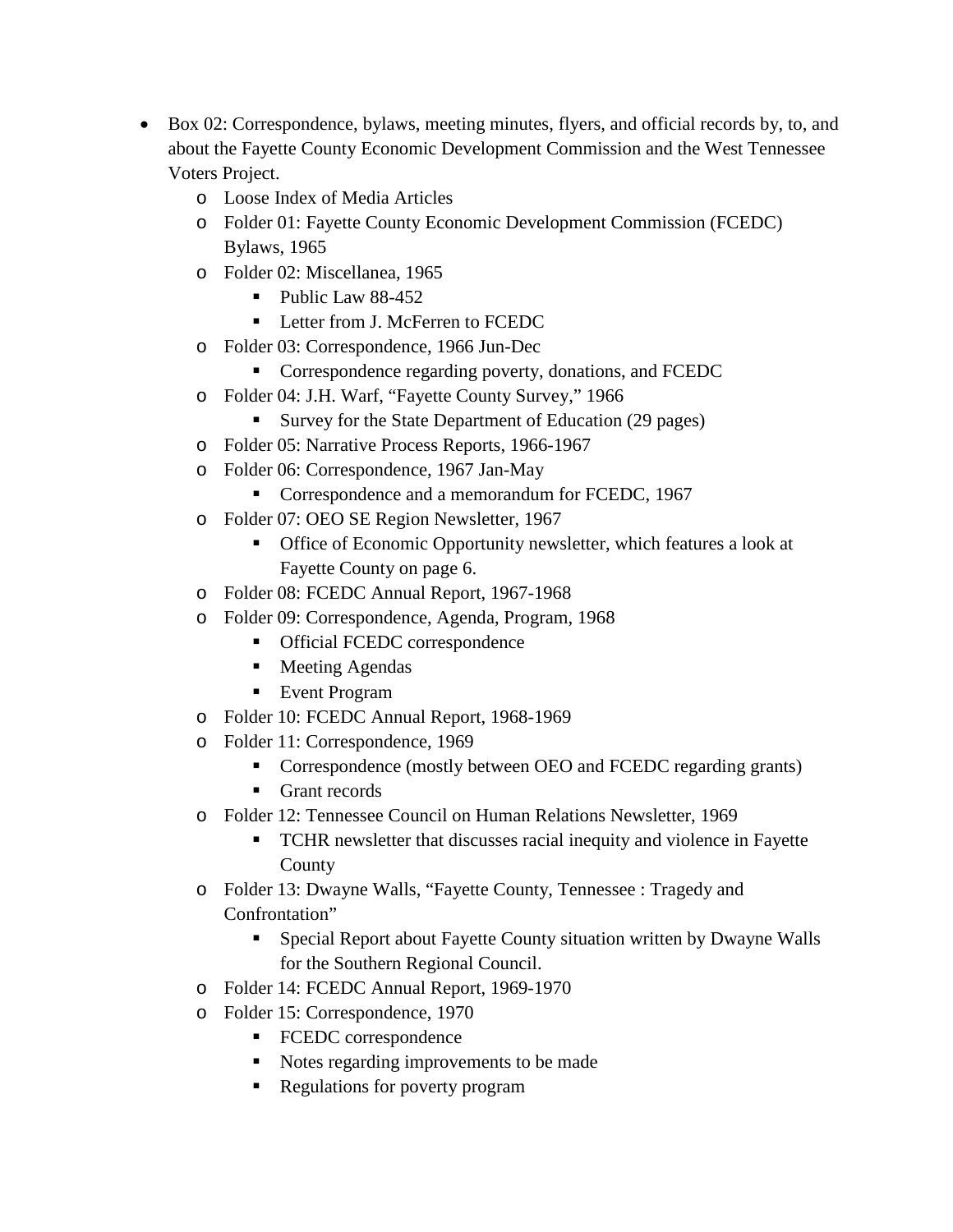- Box 02: Correspondence, bylaws, meeting minutes, flyers, and official records by, to, and about the Fayette County Economic Development Commission and the West Tennessee Voters Project.
  - Loose Index of Media Articles
  - Folder 01: Fayette County Economic Development Commission (FCEDC) Bylaws, 1965
  - Folder 02: Miscellanea, 1965
    - Public Law 88-452
    - Letter from J. McFerren to FCEDC
  - Folder 03: Correspondence, 1966 Jun-Dec
    - Correspondence regarding poverty, donations, and FCEDC
  - Folder 04: J.H. Warf, "Fayette County Survey," 1966
    - Survey for the State Department of Education (29 pages)
  - Folder 05: Narrative Process Reports, 1966-1967
  - Folder 06: Correspondence, 1967 Jan-May
    - Correspondence and a memorandum for FCEDC, 1967
  - Folder 07: OEO SE Region Newsletter, 1967
    - Office of Economic Opportunity newsletter, which features a look at Fayette County on page 6.
  - Folder 08: FCEDC Annual Report, 1967-1968
  - Folder 09: Correspondence, Agenda, Program, 1968
    - Official FCEDC correspondence
    - Meeting Agendas
    - Event Program
  - Folder 10: FCEDC Annual Report, 1968-1969
  - Folder 11: Correspondence, 1969
    - Correspondence (mostly between OEO and FCEDC regarding grants)
    - Grant records
  - Folder 12: Tennessee Council on Human Relations Newsletter, 1969
    - TCHR newsletter that discusses racial inequity and violence in Fayette County
  - Folder 13: Dwayne Walls, "Fayette County, Tennessee : Tragedy and Confrontation"
    - Special Report about Fayette County situation written by Dwayne Walls for the Southern Regional Council.
  - Folder 14: FCEDC Annual Report, 1969-1970
  - Folder 15: Correspondence, 1970
    - FCEDC correspondence
    - Notes regarding improvements to be made
    - Regulations for poverty program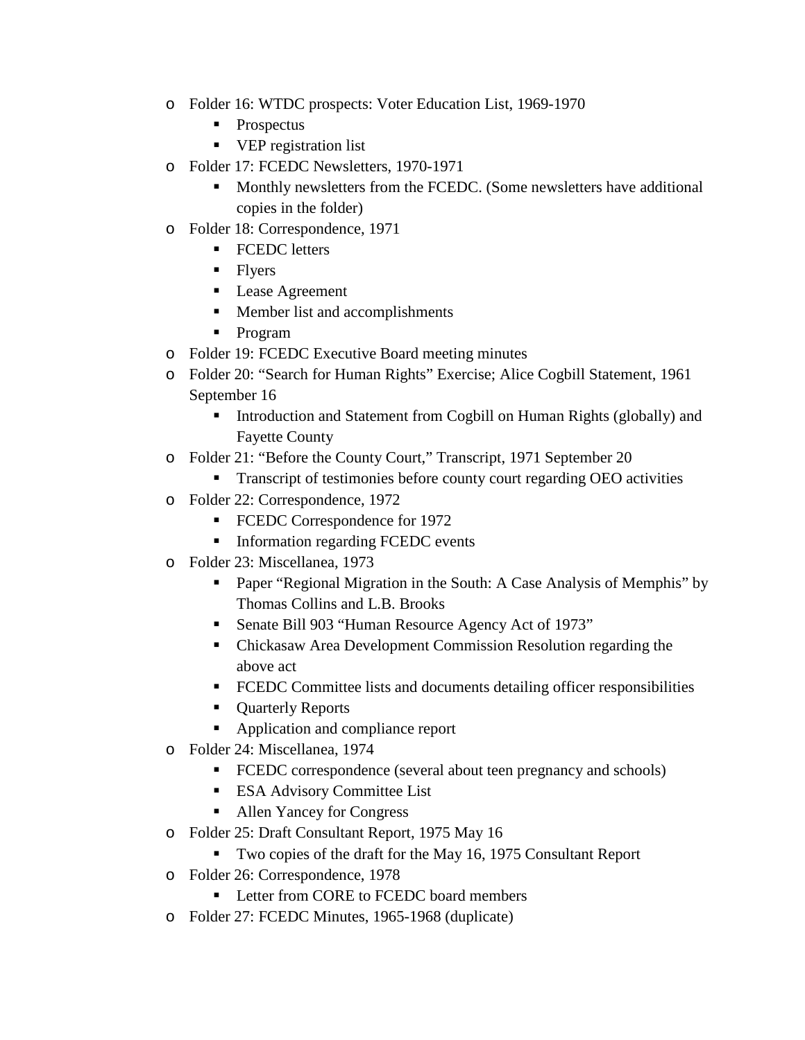- Folder 16: WTDC prospects: Voter Education List, 1969-1970
  - Prospectus
  - VEP registration list
- Folder 17: FCEDC Newsletters, 1970-1971
  - Monthly newsletters from the FCEDC. (Some newsletters have additional copies in the folder)
- Folder 18: Correspondence, 1971
  - FCEDC letters
  - Flyers
  - Lease Agreement
  - Member list and accomplishments
  - Program
- Folder 19: FCEDC Executive Board meeting minutes
- Folder 20: "Search for Human Rights" Exercise; Alice Cogbill Statement, 1961 September 16
  - Introduction and Statement from Cogbill on Human Rights (globally) and Fayette County
- Folder 21: "Before the County Court," Transcript, 1971 September 20
  - Transcript of testimonies before county court regarding OEO activities
- Folder 22: Correspondence, 1972
  - FCEDC Correspondence for 1972
  - Information regarding FCEDC events
- Folder 23: Miscellanea, 1973
  - Paper "Regional Migration in the South: A Case Analysis of Memphis" by Thomas Collins and L.B. Brooks
  - Senate Bill 903 "Human Resource Agency Act of 1973"
  - Chickasaw Area Development Commission Resolution regarding the above act
  - FCEDC Committee lists and documents detailing officer responsibilities
  - Quarterly Reports
  - Application and compliance report
- Folder 24: Miscellanea, 1974
  - FCEDC correspondence (several about teen pregnancy and schools)
  - ESA Advisory Committee List
  - Allen Yancey for Congress
- Folder 25: Draft Consultant Report, 1975 May 16
  - Two copies of the draft for the May 16, 1975 Consultant Report
- Folder 26: Correspondence, 1978
  - Letter from CORE to FCEDC board members
- Folder 27: FCEDC Minutes, 1965-1968 (duplicate)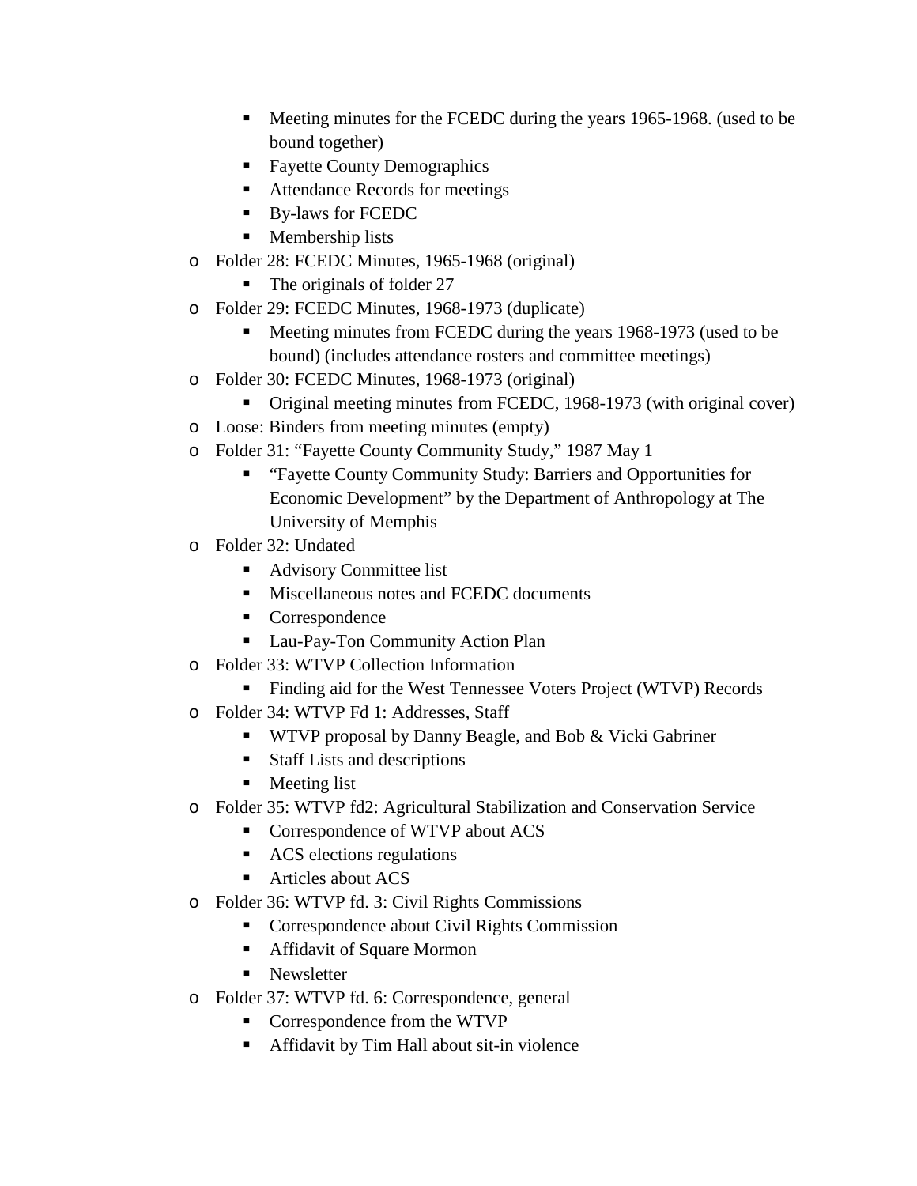- Meeting minutes for the FCEDC during the years 1965-1968. (used to be bound together)
        - Fayette County Demographics
        - Attendance Records for meetings
        - By-laws for FCEDC
        - Membership lists
    - Folder 28: FCEDC Minutes, 1965-1968 (original)
        - The originals of folder 27
    - Folder 29: FCEDC Minutes, 1968-1973 (duplicate)
        - Meeting minutes from FCEDC during the years 1968-1973 (used to be bound) (includes attendance rosters and committee meetings)
    - Folder 30: FCEDC Minutes, 1968-1973 (original)
        - Original meeting minutes from FCEDC, 1968-1973 (with original cover)
    - Loose: Binders from meeting minutes (empty)
    - Folder 31: "Fayette County Community Study," 1987 May 1
        - "Fayette County Community Study: Barriers and Opportunities for Economic Development" by the Department of Anthropology at The University of Memphis
    - Folder 32: Undated
        - Advisory Committee list
        - Miscellaneous notes and FCEDC documents
        - Correspondence
        - Lau-Pay-Ton Community Action Plan
    - Folder 33: WTVP Collection Information
        - Finding aid for the West Tennessee Voters Project (WTVP) Records
    - Folder 34: WTVP Fd 1: Addresses, Staff
        - WTVP proposal by Danny Beagle, and Bob & Vicki Gabriner
        - Staff Lists and descriptions
        - Meeting list
    - Folder 35: WTVP fd2: Agricultural Stabilization and Conservation Service
        - Correspondence of WTVP about ACS
        - ACS elections regulations
        - Articles about ACS
    - Folder 36: WTVP fd. 3: Civil Rights Commissions
        - Correspondence about Civil Rights Commission
        - Affidavit of Square Mormon
        - Newsletter
    - Folder 37: WTVP fd. 6: Correspondence, general
        - Correspondence from the WTVP
        - Affidavit by Tim Hall about sit-in violence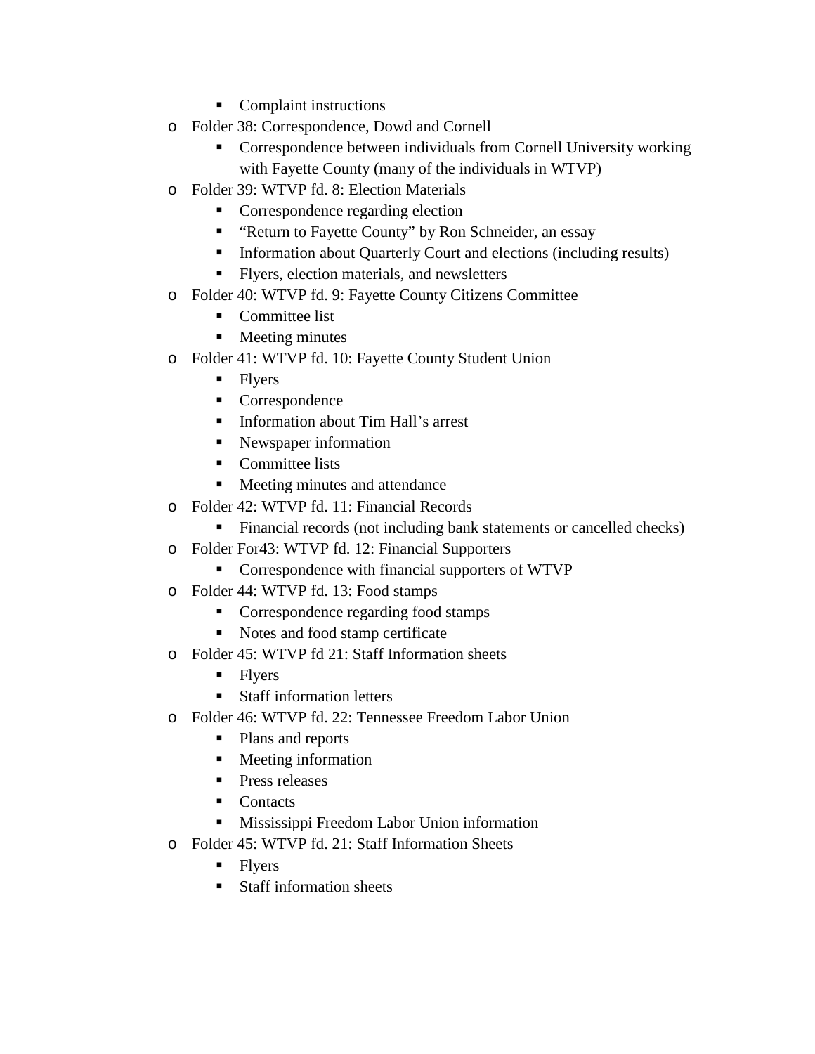- Complaint instructions
- Folder 38: Correspondence, Dowd and Cornell
    - Correspondence between individuals from Cornell University working with Fayette County (many of the individuals in WTVP)
- Folder 39: WTVP fd. 8: Election Materials
    - Correspondence regarding election
    - "Return to Fayette County" by Ron Schneider, an essay
    - Information about Quarterly Court and elections (including results)
    - Flyers, election materials, and newsletters
- Folder 40: WTVP fd. 9: Fayette County Citizens Committee
    - Committee list
    - Meeting minutes
- Folder 41: WTVP fd. 10: Fayette County Student Union
    - Flyers
    - Correspondence
    - Information about Tim Hall's arrest
    - Newspaper information
    - Committee lists
    - Meeting minutes and attendance
- Folder 42: WTVP fd. 11: Financial Records
    - Financial records (not including bank statements or cancelled checks)
- Folder For43: WTVP fd. 12: Financial Supporters
    - Correspondence with financial supporters of WTVP
- Folder 44: WTVP fd. 13: Food stamps
    - Correspondence regarding food stamps
    - Notes and food stamp certificate
- Folder 45: WTVP fd 21: Staff Information sheets
    - Flyers
    - Staff information letters
- Folder 46: WTVP fd. 22: Tennessee Freedom Labor Union
    - Plans and reports
    - Meeting information
    - Press releases
    - Contacts
    - Mississippi Freedom Labor Union information
- Folder 45: WTVP fd. 21: Staff Information Sheets
    - Flyers
    - Staff information sheets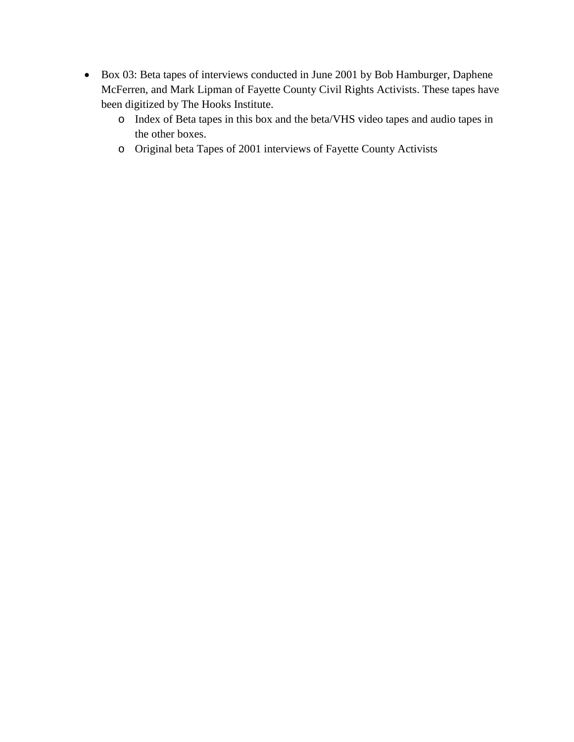- Box 03: Beta tapes of interviews conducted in June 2001 by Bob Hamburger, Daphene McFerren, and Mark Lipman of Fayette County Civil Rights Activists. These tapes have been digitized by The Hooks Institute.
  - Index of Beta tapes in this box and the beta/VHS video tapes and audio tapes in the other boxes.
  - Original beta Tapes of 2001 interviews of Fayette County Activists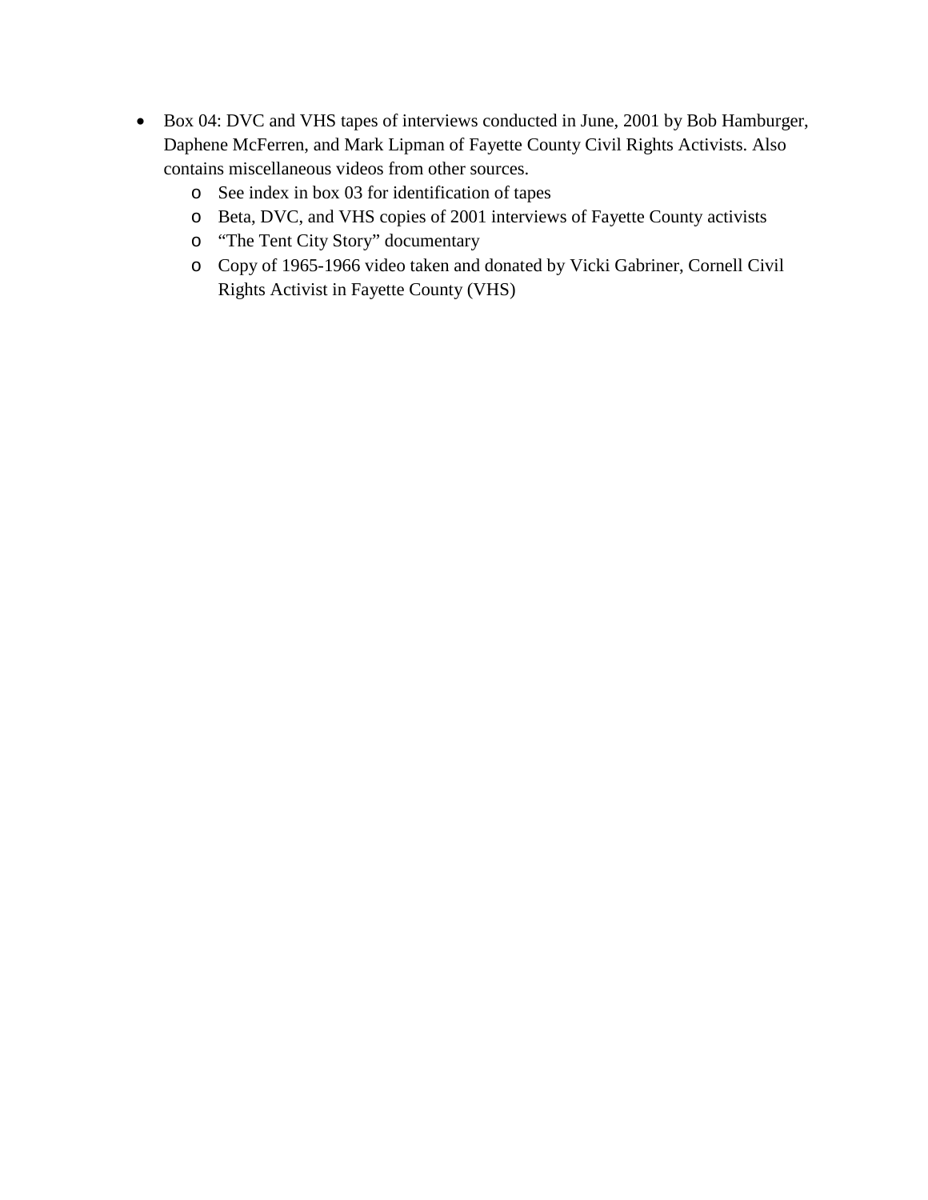- Box 04: DVC and VHS tapes of interviews conducted in June, 2001 by Bob Hamburger, Daphene McFerren, and Mark Lipman of Fayette County Civil Rights Activists. Also contains miscellaneous videos from other sources.
    - See index in box 03 for identification of tapes
    - Beta, DVC, and VHS copies of 2001 interviews of Fayette County activists
    - "The Tent City Story" documentary
    - Copy of 1965-1966 video taken and donated by Vicki Gabriner, Cornell Civil Rights Activist in Fayette County (VHS)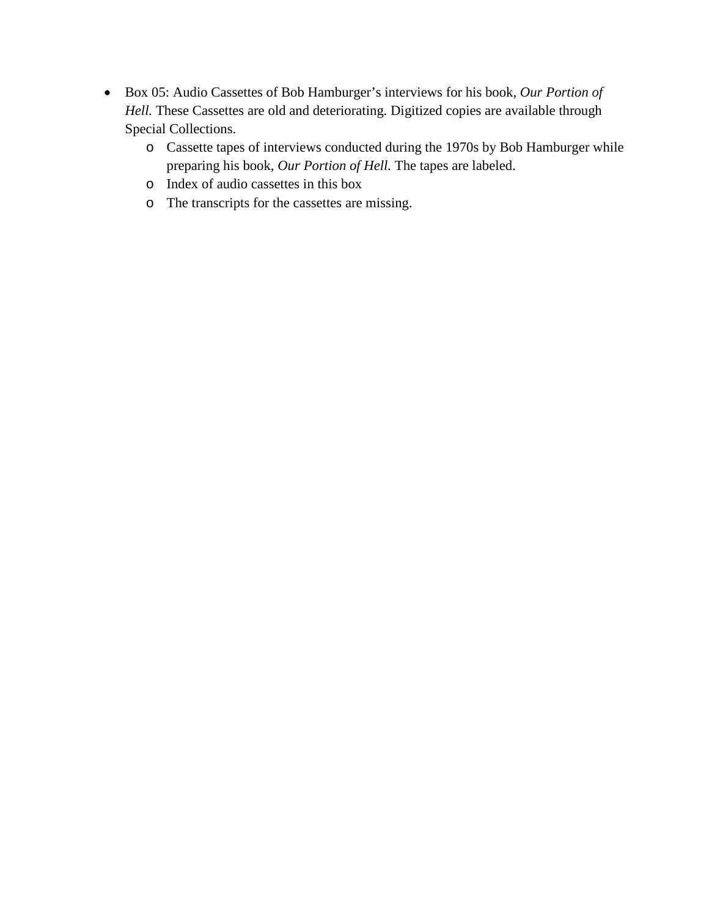- Box 05: Audio Cassettes of Bob Hamburger's interviews for his book, *Our Portion of Hell.* These Cassettes are old and deteriorating. Digitized copies are available through Special Collections.
    - Cassette tapes of interviews conducted during the 1970s by Bob Hamburger while preparing his book, *Our Portion of Hell.* The tapes are labeled.
    - Index of audio cassettes in this box
    - The transcripts for the cassettes are missing.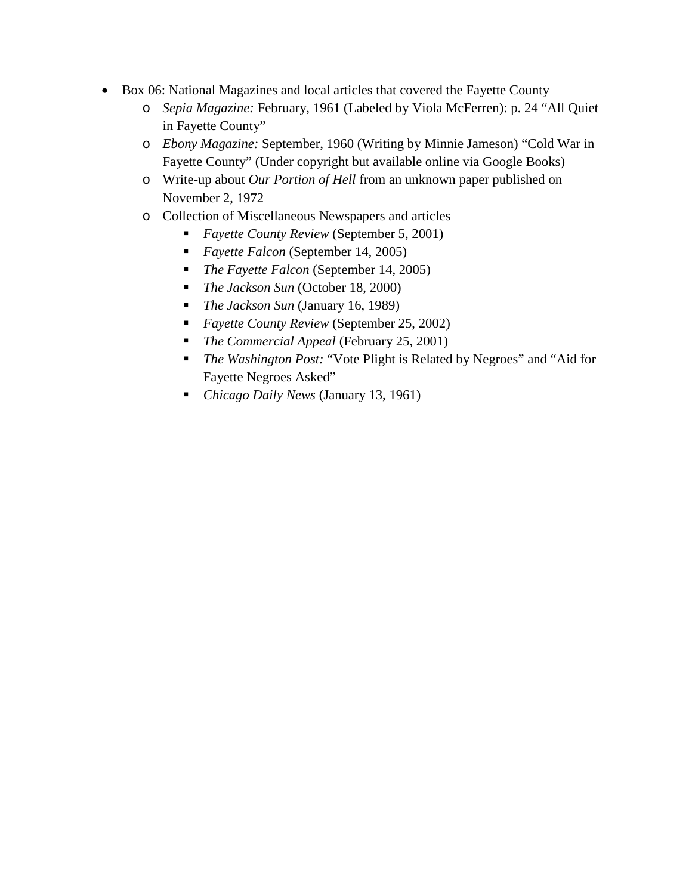- Box 06: National Magazines and local articles that covered the Fayette County
    - *Sepia Magazine:* February, 1961 (Labeled by Viola McFerren): p. 24 "All Quiet in Fayette County"
    - *Ebony Magazine:* September, 1960 (Writing by Minnie Jameson) "Cold War in Fayette County" (Under copyright but available online via Google Books)
    - Write-up about *Our Portion of Hell* from an unknown paper published on November 2, 1972
    - Collection of Miscellaneous Newspapers and articles
        - *Fayette County Review* (September 5, 2001)
        - *Fayette Falcon* (September 14, 2005)
        - *The Fayette Falcon* (September 14, 2005)
        - *The Jackson Sun* (October 18, 2000)
        - *The Jackson Sun* (January 16, 1989)
        - *Fayette County Review* (September 25, 2002)
        - *The Commercial Appeal* (February 25, 2001)
        - *The Washington Post:* "Vote Plight is Related by Negroes" and "Aid for Fayette Negroes Asked"
        - *Chicago Daily News* (January 13, 1961)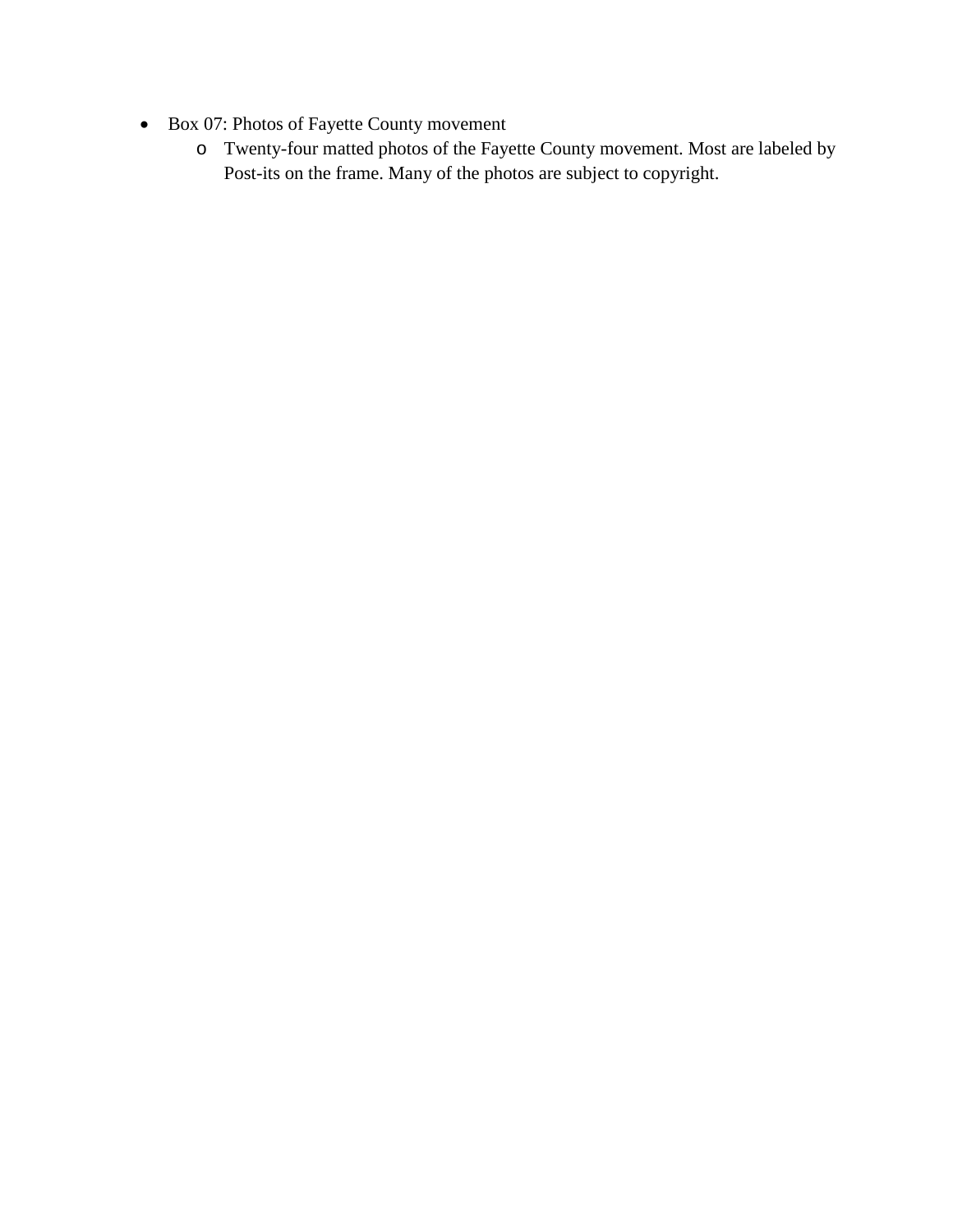- Box 07: Photos of Fayette County movement
    - Twenty-four matted photos of the Fayette County movement. Most are labeled by Post-its on the frame. Many of the photos are subject to copyright.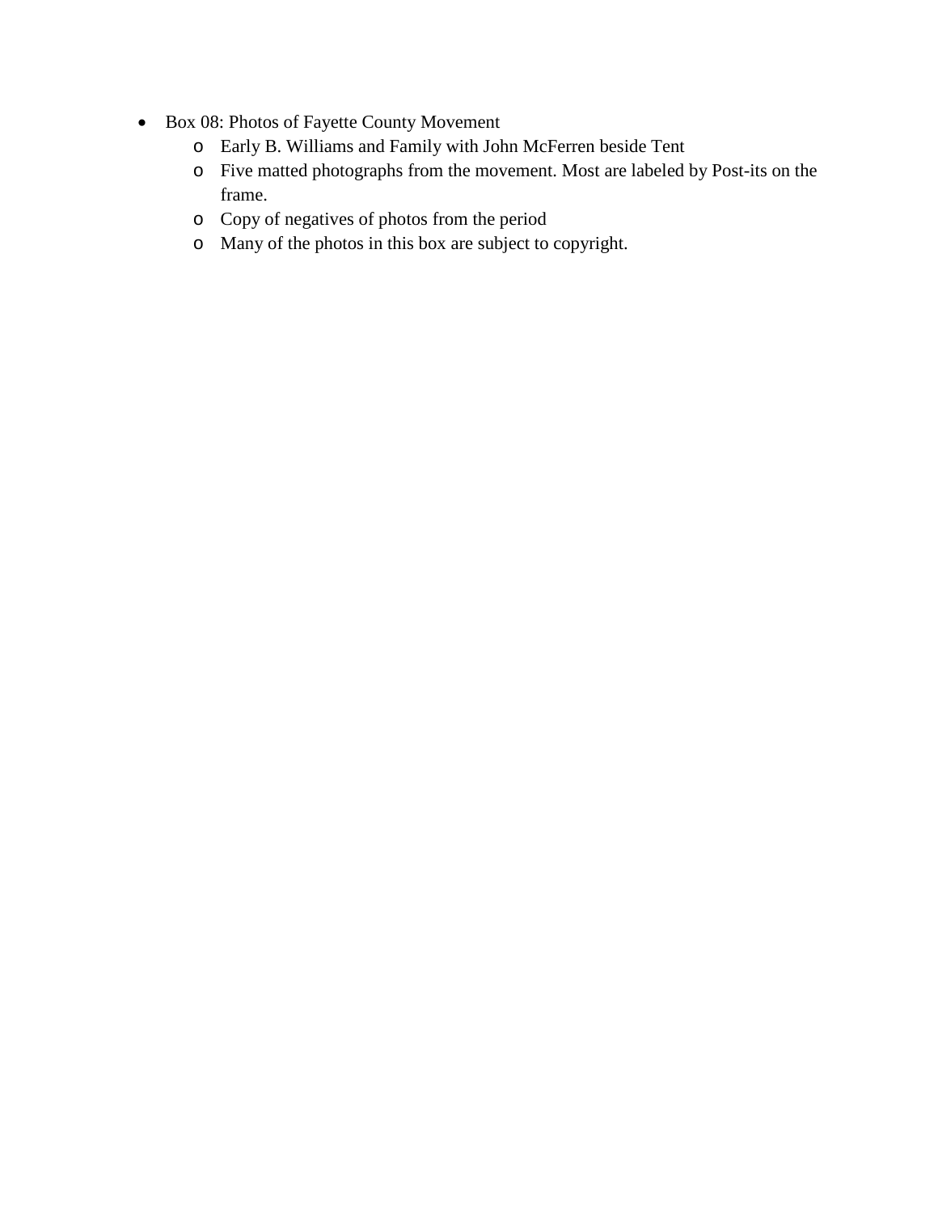- Box 08: Photos of Fayette County Movement
    - Early B. Williams and Family with John McFerren beside Tent
    - Five matted photographs from the movement. Most are labeled by Post-its on the frame.
    - Copy of negatives of photos from the period
    - Many of the photos in this box are subject to copyright.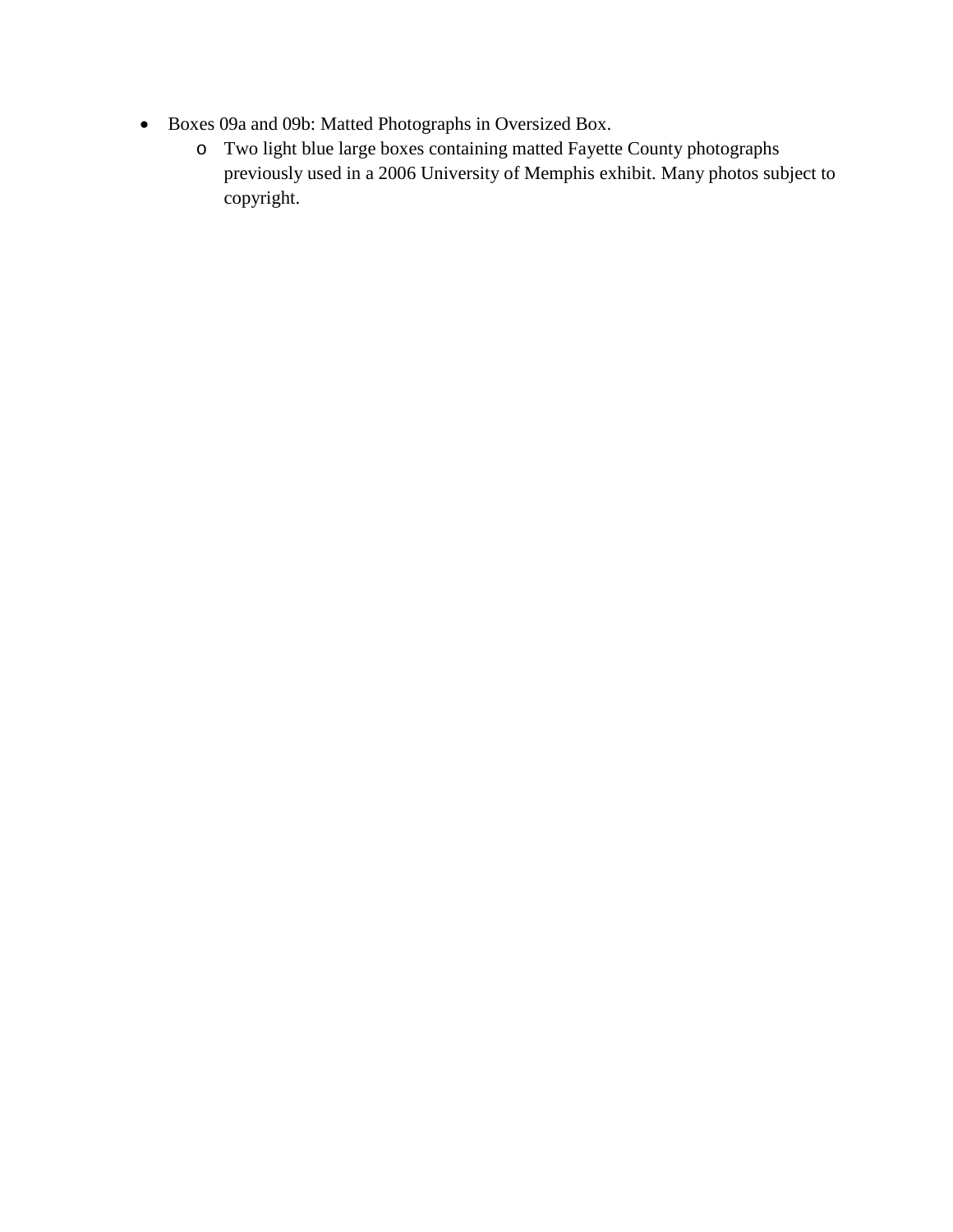- Boxes 09a and 09b: Matted Photographs in Oversized Box.
  - Two light blue large boxes containing matted Fayette County photographs previously used in a 2006 University of Memphis exhibit. Many photos subject to copyright.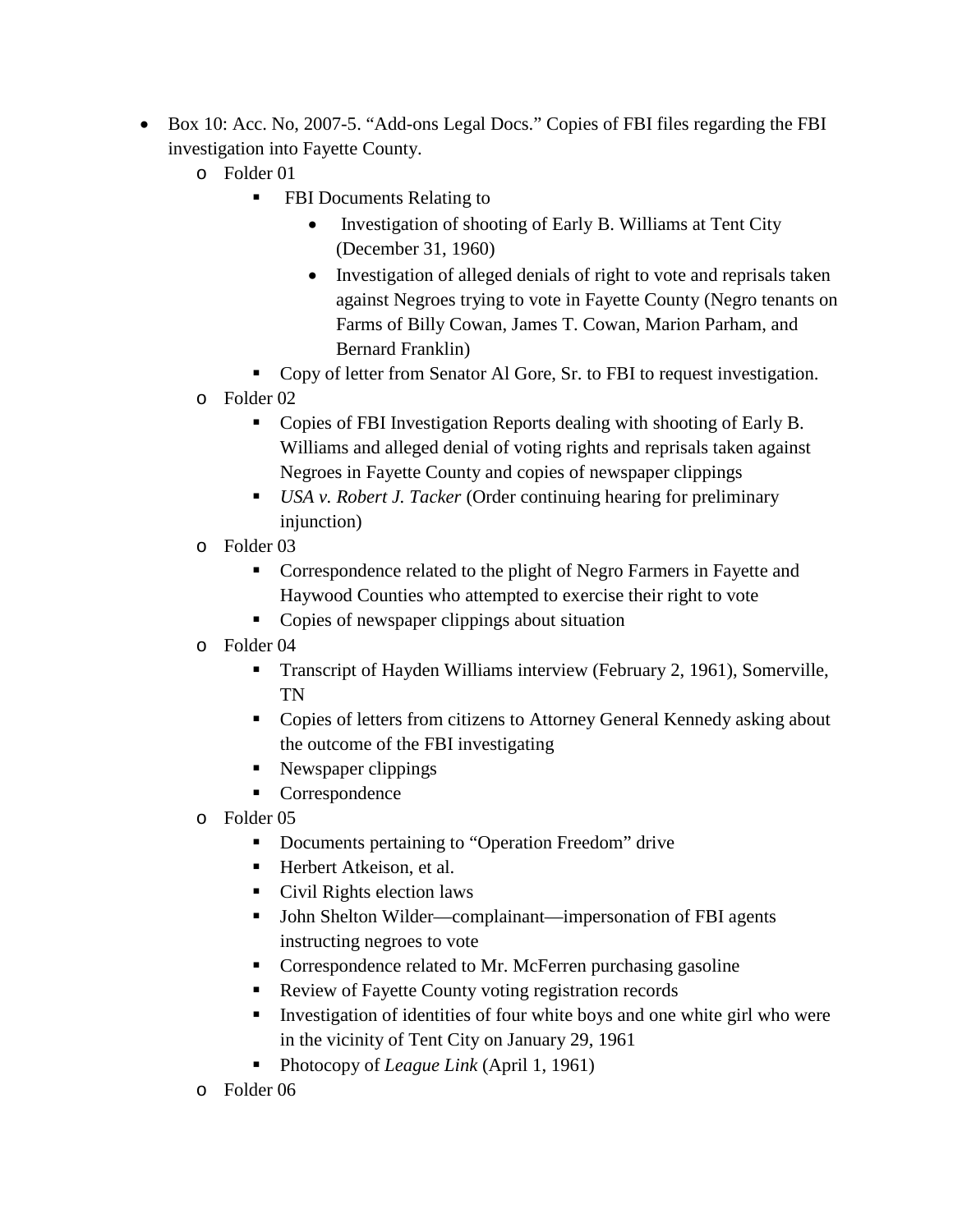- Box 10: Acc. No, 2007-5. "Add-ons Legal Docs." Copies of FBI files regarding the FBI investigation into Fayette County.
    - Folder 01
        - FBI Documents Relating to
            - Investigation of shooting of Early B. Williams at Tent City (December 31, 1960)
            - Investigation of alleged denials of right to vote and reprisals taken against Negroes trying to vote in Fayette County (Negro tenants on Farms of Billy Cowan, James T. Cowan, Marion Parham, and Bernard Franklin)
        - Copy of letter from Senator Al Gore, Sr. to FBI to request investigation.
    - Folder 02
        - Copies of FBI Investigation Reports dealing with shooting of Early B. Williams and alleged denial of voting rights and reprisals taken against Negroes in Fayette County and copies of newspaper clippings
        - *USA v. Robert J. Tacker* (Order continuing hearing for preliminary injunction)
    - Folder 03
        - Correspondence related to the plight of Negro Farmers in Fayette and Haywood Counties who attempted to exercise their right to vote
        - Copies of newspaper clippings about situation
    - Folder 04
        - Transcript of Hayden Williams interview (February 2, 1961), Somerville, TN
        - Copies of letters from citizens to Attorney General Kennedy asking about the outcome of the FBI investigating
        - Newspaper clippings
        - Correspondence
    - Folder 05
        - Documents pertaining to "Operation Freedom" drive
        - Herbert Atkeison, et al.
        - Civil Rights election laws
        - John Shelton Wilder—complainant—impersonation of FBI agents instructing negroes to vote
        - Correspondence related to Mr. McFerren purchasing gasoline
        - Review of Fayette County voting registration records
        - Investigation of identities of four white boys and one white girl who were in the vicinity of Tent City on January 29, 1961
        - Photocopy of *League Link* (April 1, 1961)
    - Folder 06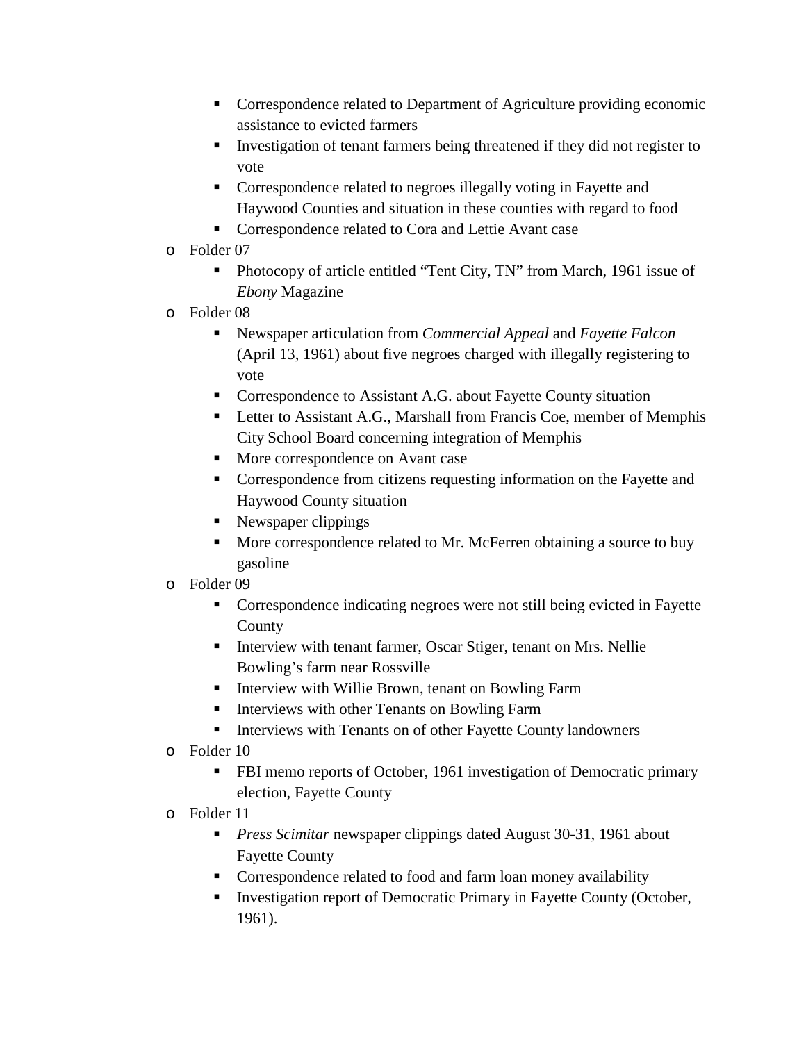- Correspondence related to Department of Agriculture providing economic assistance to evicted farmers
    - Investigation of tenant farmers being threatened if they did not register to vote
    - Correspondence related to negroes illegally voting in Fayette and Haywood Counties and situation in these counties with regard to food
    - Correspondence related to Cora and Lettie Avant case
- Folder 07
    - Photocopy of article entitled "Tent City, TN" from March, 1961 issue of *Ebony* Magazine
- Folder 08
    - Newspaper articulation from *Commercial Appeal* and *Fayette Falcon* (April 13, 1961) about five negroes charged with illegally registering to vote
    - Correspondence to Assistant A.G. about Fayette County situation
    - Letter to Assistant A.G., Marshall from Francis Coe, member of Memphis City School Board concerning integration of Memphis
    - More correspondence on Avant case
    - Correspondence from citizens requesting information on the Fayette and Haywood County situation
    - Newspaper clippings
    - More correspondence related to Mr. McFerren obtaining a source to buy gasoline
- Folder 09
    - Correspondence indicating negroes were not still being evicted in Fayette County
    - Interview with tenant farmer, Oscar Stiger, tenant on Mrs. Nellie Bowling's farm near Rossville
    - Interview with Willie Brown, tenant on Bowling Farm
    - Interviews with other Tenants on Bowling Farm
    - Interviews with Tenants on of other Fayette County landowners
- Folder 10
    - FBI memo reports of October, 1961 investigation of Democratic primary election, Fayette County
- Folder 11
    - *Press Scimitar* newspaper clippings dated August 30-31, 1961 about Fayette County
    - Correspondence related to food and farm loan money availability
    - Investigation report of Democratic Primary in Fayette County (October, 1961).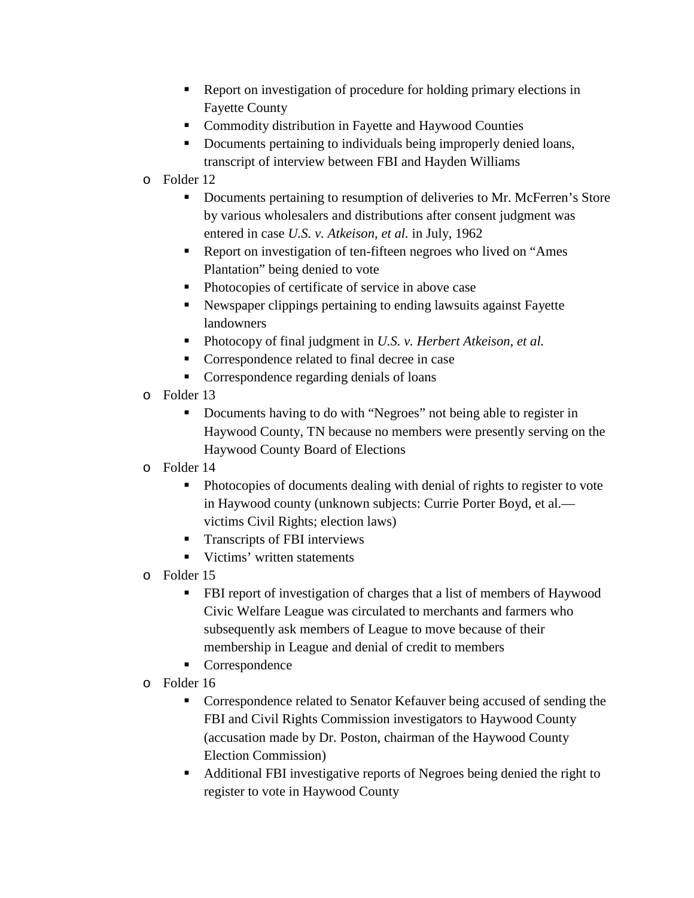- Report on investigation of procedure for holding primary elections in Fayette County
    - Commodity distribution in Fayette and Haywood Counties
    - Documents pertaining to individuals being improperly denied loans, transcript of interview between FBI and Hayden Williams
- Folder 12
    - Documents pertaining to resumption of deliveries to Mr. McFerren's Store by various wholesalers and distributions after consent judgment was entered in case *U.S. v. Atkeison, et al.* in July, 1962
    - Report on investigation of ten-fifteen negroes who lived on "Ames Plantation" being denied to vote
    - Photocopies of certificate of service in above case
    - Newspaper clippings pertaining to ending lawsuits against Fayette landowners
    - Photocopy of final judgment in *U.S. v. Herbert Atkeison, et al.*
    - Correspondence related to final decree in case
    - Correspondence regarding denials of loans
- Folder 13
    - Documents having to do with "Negroes" not being able to register in Haywood County, TN because no members were presently serving on the Haywood County Board of Elections
- Folder 14
    - Photocopies of documents dealing with denial of rights to register to vote in Haywood county (unknown subjects: Currie Porter Boyd, et al.—victims Civil Rights; election laws)
    - Transcripts of FBI interviews
    - Victims' written statements
- Folder 15
    - FBI report of investigation of charges that a list of members of Haywood Civic Welfare League was circulated to merchants and farmers who subsequently ask members of League to move because of their membership in League and denial of credit to members
    - Correspondence
- Folder 16
    - Correspondence related to Senator Kefauver being accused of sending the FBI and Civil Rights Commission investigators to Haywood County (accusation made by Dr. Poston, chairman of the Haywood County Election Commission)
    - Additional FBI investigative reports of Negroes being denied the right to register to vote in Haywood County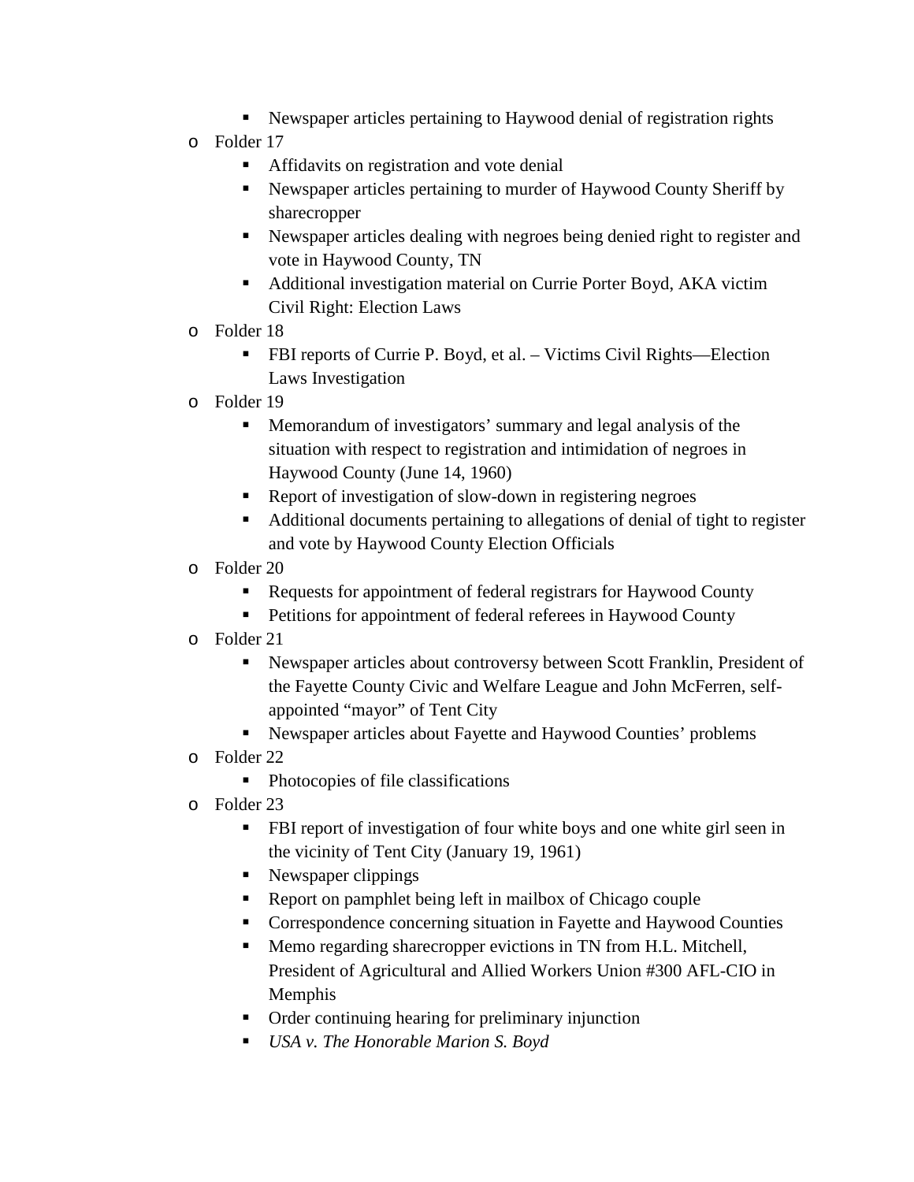- Newspaper articles pertaining to Haywood denial of registration rights
- Folder 17
    - Affidavits on registration and vote denial
    - Newspaper articles pertaining to murder of Haywood County Sheriff by sharecropper
    - Newspaper articles dealing with negroes being denied right to register and vote in Haywood County, TN
    - Additional investigation material on Currie Porter Boyd, AKA victim Civil Right: Election Laws
- Folder 18
    - FBI reports of Currie P. Boyd, et al. – Victims Civil Rights—Election Laws Investigation
- Folder 19
    - Memorandum of investigators' summary and legal analysis of the situation with respect to registration and intimidation of negroes in Haywood County (June 14, 1960)
    - Report of investigation of slow-down in registering negroes
    - Additional documents pertaining to allegations of denial of tight to register and vote by Haywood County Election Officials
- Folder 20
    - Requests for appointment of federal registrars for Haywood County
    - Petitions for appointment of federal referees in Haywood County
- Folder 21
    - Newspaper articles about controversy between Scott Franklin, President of the Fayette County Civic and Welfare League and John McFerren, self-appointed "mayor" of Tent City
    - Newspaper articles about Fayette and Haywood Counties' problems
- Folder 22
    - Photocopies of file classifications
- Folder 23
    - FBI report of investigation of four white boys and one white girl seen in the vicinity of Tent City (January 19, 1961)
    - Newspaper clippings
    - Report on pamphlet being left in mailbox of Chicago couple
    - Correspondence concerning situation in Fayette and Haywood Counties
    - Memo regarding sharecropper evictions in TN from H.L. Mitchell, President of Agricultural and Allied Workers Union #300 AFL-CIO in Memphis
    - Order continuing hearing for preliminary injunction
    - *USA v. The Honorable Marion S. Boyd*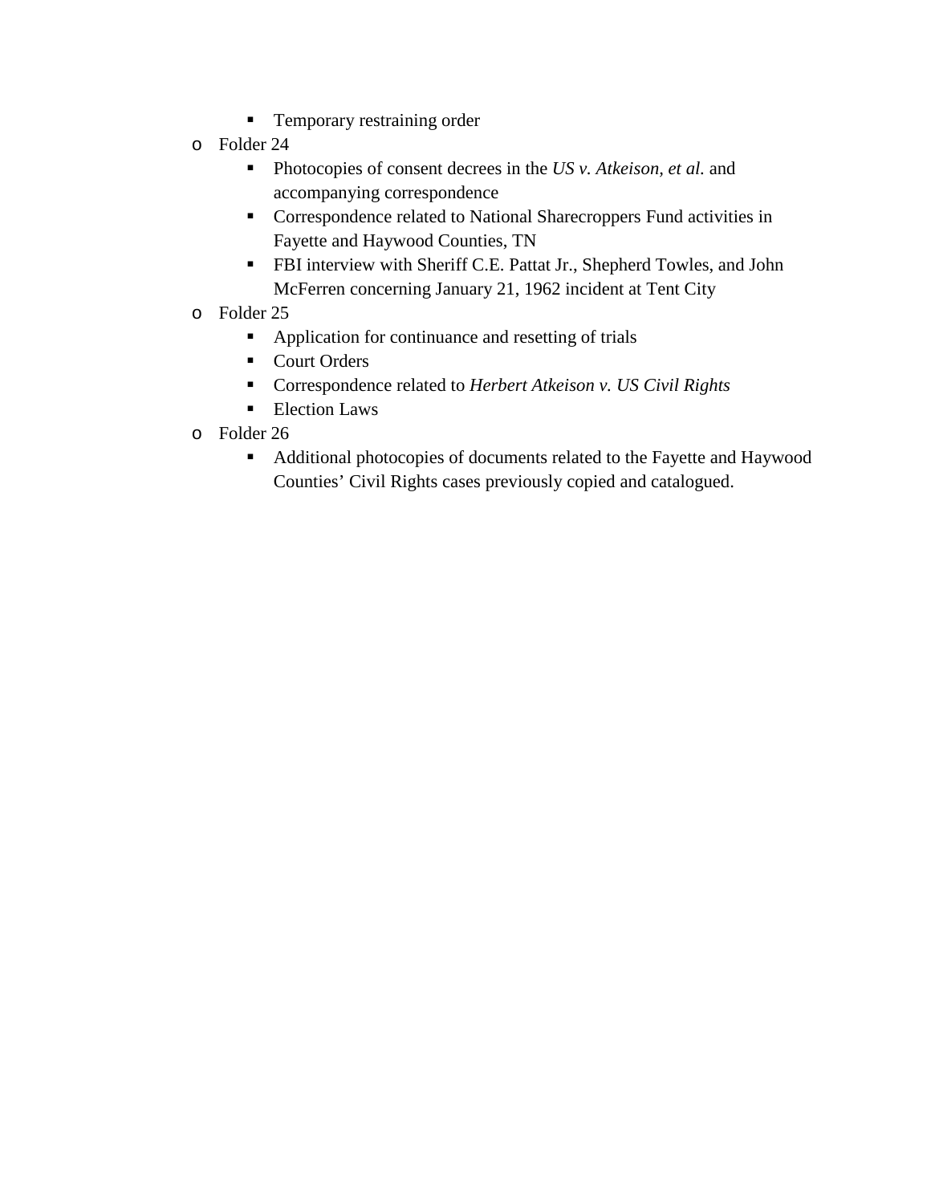- Temporary restraining order
  - Folder 24
    - Photocopies of consent decrees in the *US v. Atkeison, et al.* and accompanying correspondence
    - Correspondence related to National Sharecroppers Fund activities in Fayette and Haywood Counties, TN
    - FBI interview with Sheriff C.E. Pattat Jr., Shepherd Towles, and John McFerren concerning January 21, 1962 incident at Tent City
  - Folder 25
    - Application for continuance and resetting of trials
    - Court Orders
    - Correspondence related to *Herbert Atkeison v. US Civil Rights*
    - Election Laws
  - Folder 26
    - Additional photocopies of documents related to the Fayette and Haywood Counties' Civil Rights cases previously copied and catalogued.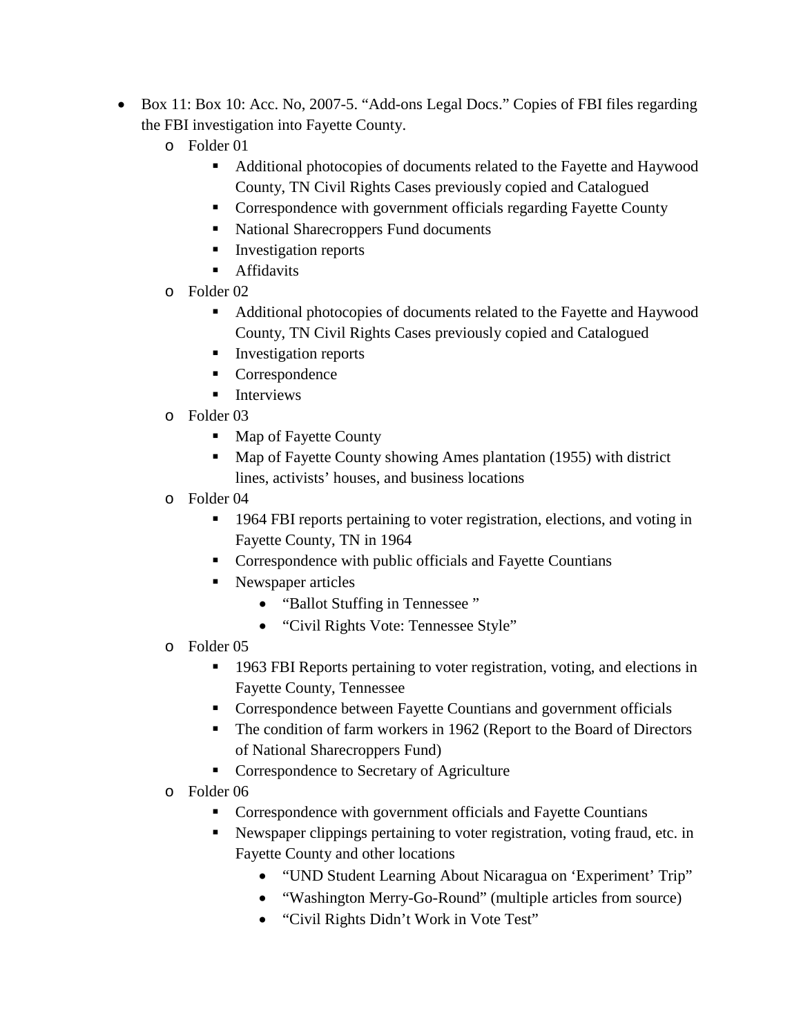- Box 11: Box 10: Acc. No, 2007-5. "Add-ons Legal Docs." Copies of FBI files regarding the FBI investigation into Fayette County.
  - Folder 01
    - Additional photocopies of documents related to the Fayette and Haywood County, TN Civil Rights Cases previously copied and Catalogued
    - Correspondence with government officials regarding Fayette County
    - National Sharecroppers Fund documents
    - Investigation reports
    - Affidavits
  - Folder 02
    - Additional photocopies of documents related to the Fayette and Haywood County, TN Civil Rights Cases previously copied and Catalogued
    - Investigation reports
    - Correspondence
    - Interviews
  - Folder 03
    - Map of Fayette County
    - Map of Fayette County showing Ames plantation (1955) with district lines, activists' houses, and business locations
  - Folder 04
    - 1964 FBI reports pertaining to voter registration, elections, and voting in Fayette County, TN in 1964
    - Correspondence with public officials and Fayette Countians
    - Newspaper articles
      - "Ballot Stuffing in Tennessee "
      - "Civil Rights Vote: Tennessee Style"
  - Folder 05
    - 1963 FBI Reports pertaining to voter registration, voting, and elections in Fayette County, Tennessee
    - Correspondence between Fayette Countians and government officials
    - The condition of farm workers in 1962 (Report to the Board of Directors of National Sharecroppers Fund)
    - Correspondence to Secretary of Agriculture
  - Folder 06
    - Correspondence with government officials and Fayette Countians
    - Newspaper clippings pertaining to voter registration, voting fraud, etc. in Fayette County and other locations
      - "UND Student Learning About Nicaragua on 'Experiment' Trip"
      - "Washington Merry-Go-Round" (multiple articles from source)
      - "Civil Rights Didn't Work in Vote Test"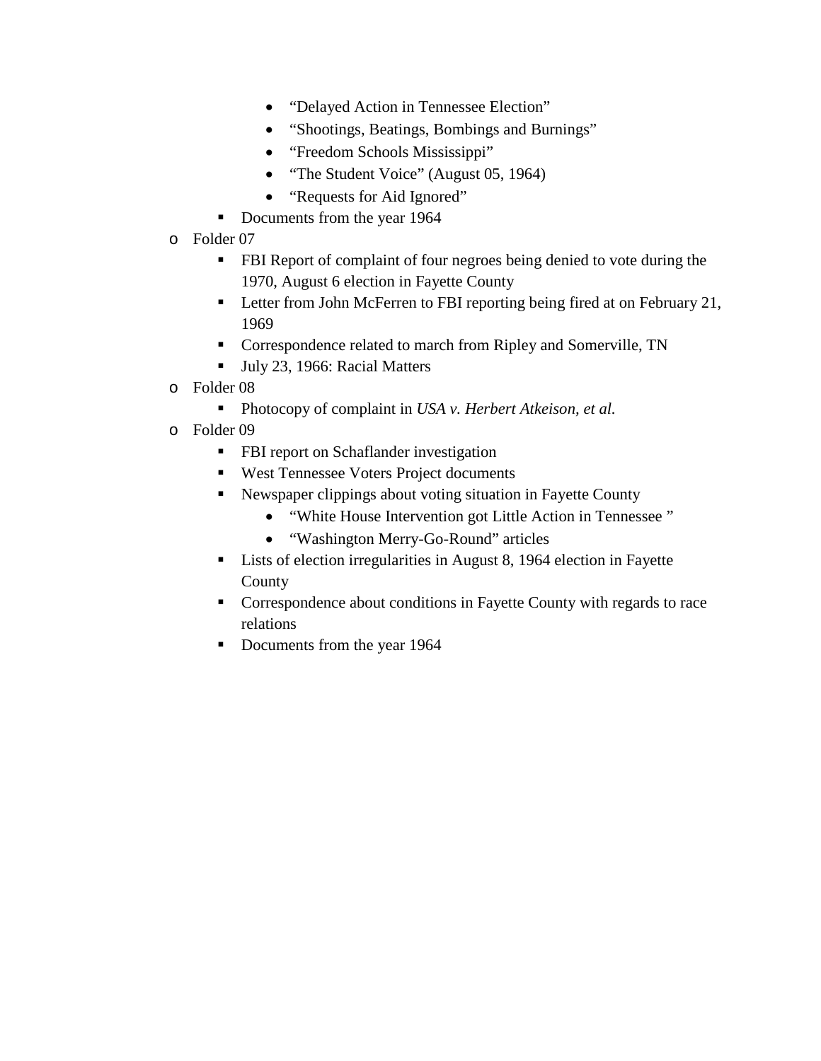- "Delayed Action in Tennessee Election"
    - "Shootings, Beatings, Bombings and Burnings"
    - "Freedom Schools Mississippi"
    - "The Student Voice" (August 05, 1964)
    - "Requests for Aid Ignored"
  - Documents from the year 1964
- Folder 07
  - FBI Report of complaint of four negroes being denied to vote during the 1970, August 6 election in Fayette County
  - Letter from John McFerren to FBI reporting being fired at on February 21, 1969
  - Correspondence related to march from Ripley and Somerville, TN
  - July 23, 1966: Racial Matters
- Folder 08
  - Photocopy of complaint in *USA v. Herbert Atkeison, et al.*
- Folder 09
  - FBI report on Schaflander investigation
  - West Tennessee Voters Project documents
  - Newspaper clippings about voting situation in Fayette County
    - "White House Intervention got Little Action in Tennessee "
    - "Washington Merry-Go-Round" articles
  - Lists of election irregularities in August 8, 1964 election in Fayette County
  - Correspondence about conditions in Fayette County with regards to race relations
  - Documents from the year 1964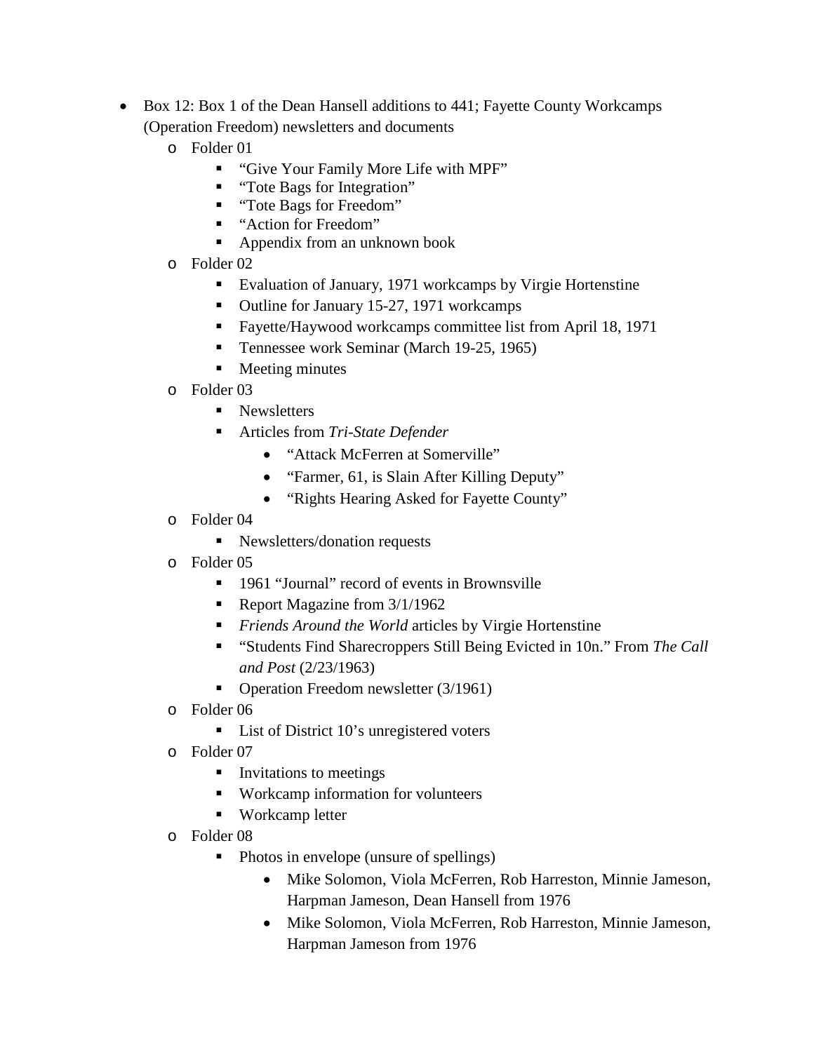- Box 12: Box 1 of the Dean Hansell additions to 441; Fayette County Workcamps (Operation Freedom) newsletters and documents
  - Folder 01
    - "Give Your Family More Life with MPF"
    - "Tote Bags for Integration"
    - "Tote Bags for Freedom"
    - "Action for Freedom"
    - Appendix from an unknown book
  - Folder 02
    - Evaluation of January, 1971 workcamps by Virgie Hortenstine
    - Outline for January 15-27, 1971 workcamps
    - Fayette/Haywood workcamps committee list from April 18, 1971
    - Tennessee work Seminar (March 19-25, 1965)
    - Meeting minutes
  - Folder 03
    - Newsletters
    - Articles from *Tri-State Defender*
      - "Attack McFerren at Somerville"
      - "Farmer, 61, is Slain After Killing Deputy"
      - "Rights Hearing Asked for Fayette County"
  - Folder 04
    - Newsletters/donation requests
  - Folder 05
    - 1961 "Journal" record of events in Brownsville
    - Report Magazine from 3/1/1962
    - *Friends Around the World* articles by Virgie Hortenstine
    - "Students Find Sharecroppers Still Being Evicted in 10n." From *The Call and Post* (2/23/1963)
    - Operation Freedom newsletter (3/1961)
  - Folder 06
    - List of District 10's unregistered voters
  - Folder 07
    - Invitations to meetings
    - Workcamp information for volunteers
    - Workcamp letter
  - Folder 08
    - Photos in envelope (unsure of spellings)
      - Mike Solomon, Viola McFerren, Rob Harreston, Minnie Jameson, Harpman Jameson, Dean Hansell from 1976
      - Mike Solomon, Viola McFerren, Rob Harreston, Minnie Jameson, Harpman Jameson from 1976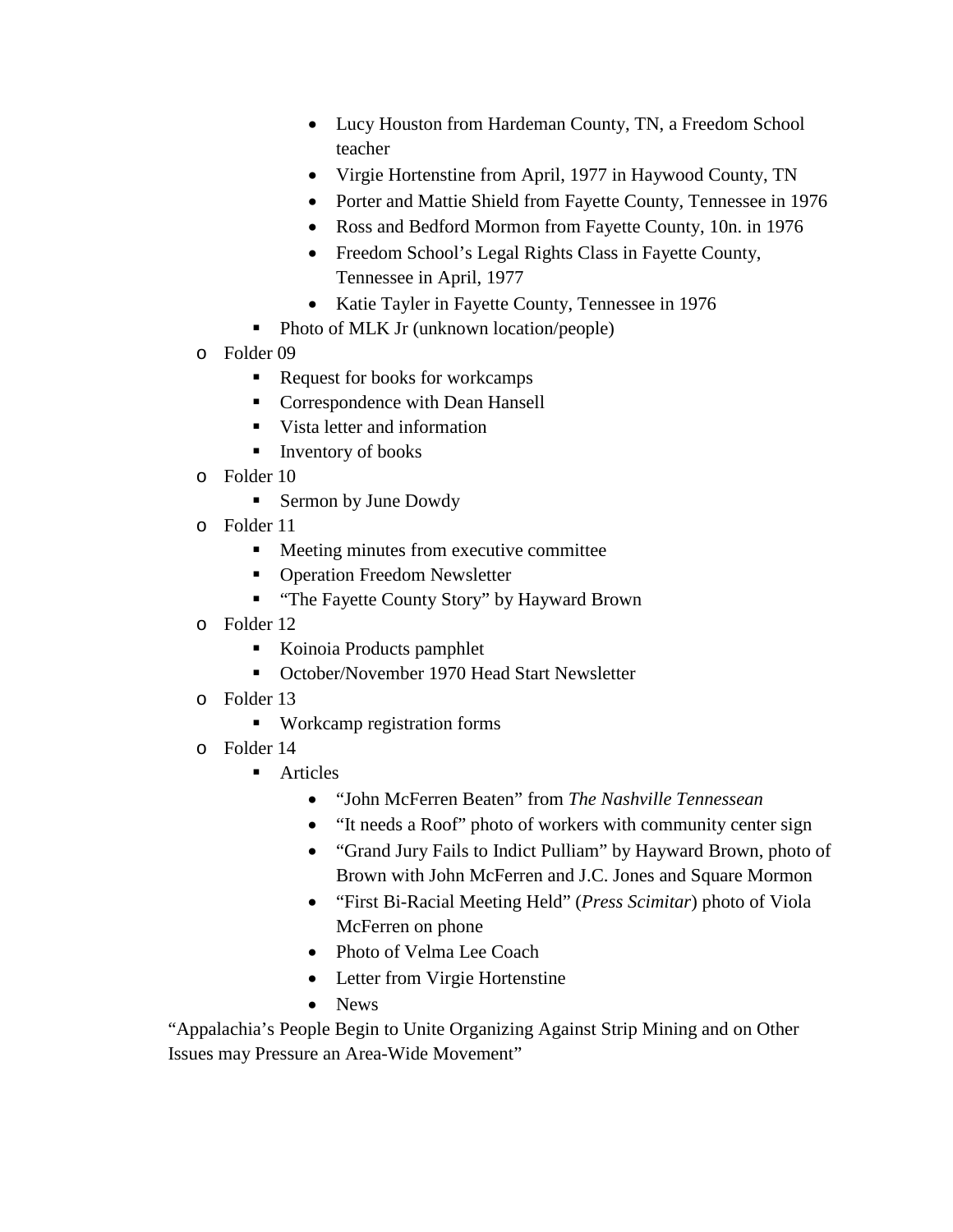- Lucy Houston from Hardeman County, TN, a Freedom School teacher
        - Virgie Hortenstine from April, 1977 in Haywood County, TN
        - Porter and Mattie Shield from Fayette County, Tennessee in 1976
        - Ross and Bedford Mormon from Fayette County, 10n. in 1976
        - Freedom School's Legal Rights Class in Fayette County, Tennessee in April, 1977
        - Katie Tayler in Fayette County, Tennessee in 1976
    - Photo of MLK Jr (unknown location/people)
- Folder 09
    - Request for books for workcamps
    - Correspondence with Dean Hansell
    - Vista letter and information
    - Inventory of books
- Folder 10
    - Sermon by June Dowdy
- Folder 11
    - Meeting minutes from executive committee
    - Operation Freedom Newsletter
    - "The Fayette County Story" by Hayward Brown
- Folder 12
    - Koinoia Products pamphlet
    - October/November 1970 Head Start Newsletter
- Folder 13
    - Workcamp registration forms
- Folder 14
    - Articles
        - "John McFerren Beaten" from *The Nashville Tennessean*
        - "It needs a Roof" photo of workers with community center sign
        - "Grand Jury Fails to Indict Pulliam" by Hayward Brown, photo of Brown with John McFerren and J.C. Jones and Square Mormon
        - "First Bi-Racial Meeting Held" (*Press Scimitar*) photo of Viola McFerren on phone
        - Photo of Velma Lee Coach
        - Letter from Virgie Hortenstine
        - News

"Appalachia's People Begin to Unite Organizing Against Strip Mining and on Other Issues may Pressure an Area-Wide Movement"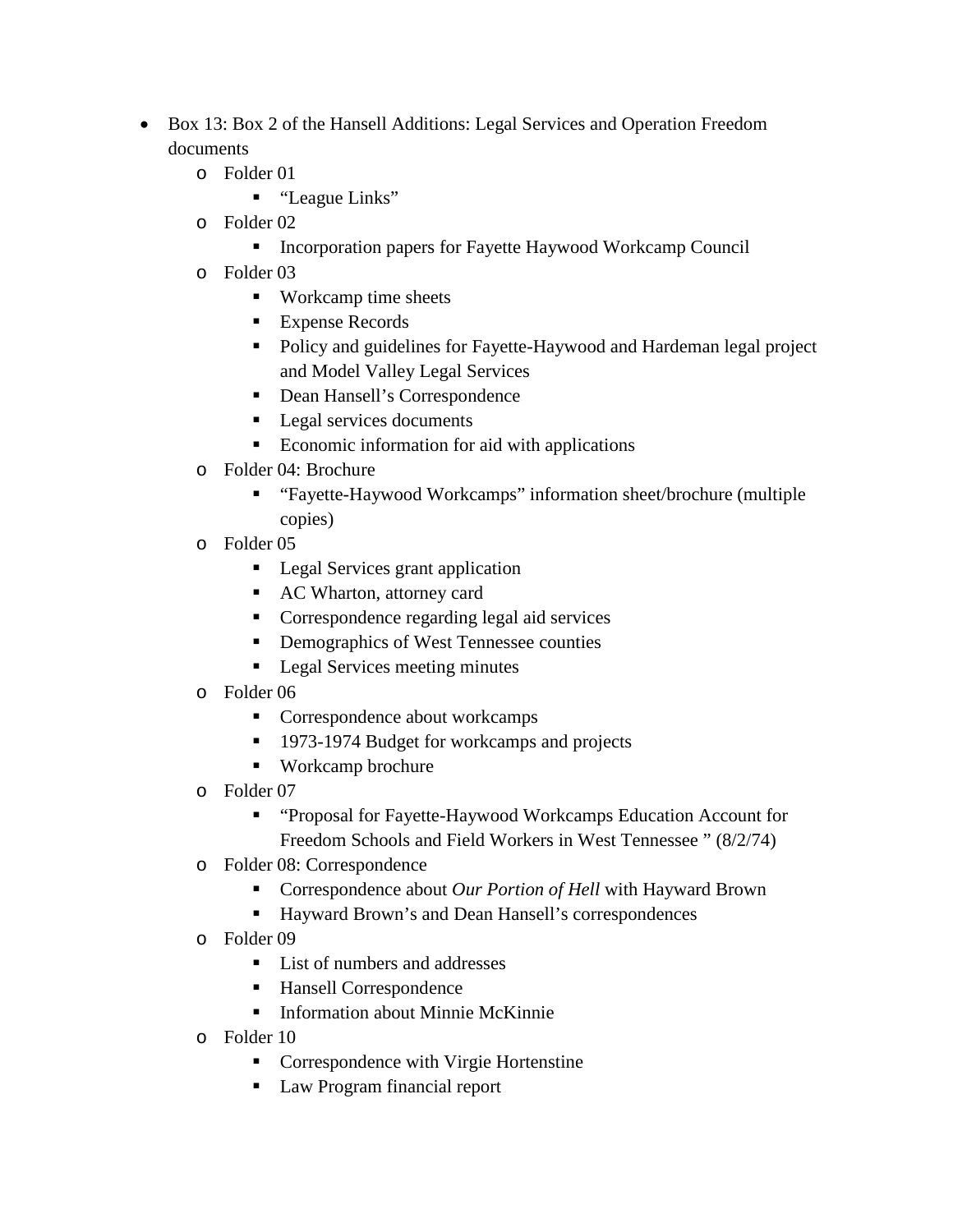- Box 13: Box 2 of the Hansell Additions: Legal Services and Operation Freedom documents
  - Folder 01
    - "League Links"
  - Folder 02
    - Incorporation papers for Fayette Haywood Workcamp Council
  - Folder 03
    - Workcamp time sheets
    - Expense Records
    - Policy and guidelines for Fayette-Haywood and Hardeman legal project and Model Valley Legal Services
    - Dean Hansell's Correspondence
    - Legal services documents
    - Economic information for aid with applications
  - Folder 04: Brochure
    - "Fayette-Haywood Workcamps" information sheet/brochure (multiple copies)
  - Folder 05
    - Legal Services grant application
    - AC Wharton, attorney card
    - Correspondence regarding legal aid services
    - Demographics of West Tennessee counties
    - Legal Services meeting minutes
  - Folder 06
    - Correspondence about workcamps
    - 1973-1974 Budget for workcamps and projects
    - Workcamp brochure
  - Folder 07
    - "Proposal for Fayette-Haywood Workcamps Education Account for Freedom Schools and Field Workers in West Tennessee " (8/2/74)
  - Folder 08: Correspondence
    - Correspondence about *Our Portion of Hell* with Hayward Brown
    - Hayward Brown's and Dean Hansell's correspondences
  - Folder 09
    - List of numbers and addresses
    - Hansell Correspondence
    - Information about Minnie McKinnie
  - Folder 10
    - Correspondence with Virgie Hortenstine
    - Law Program financial report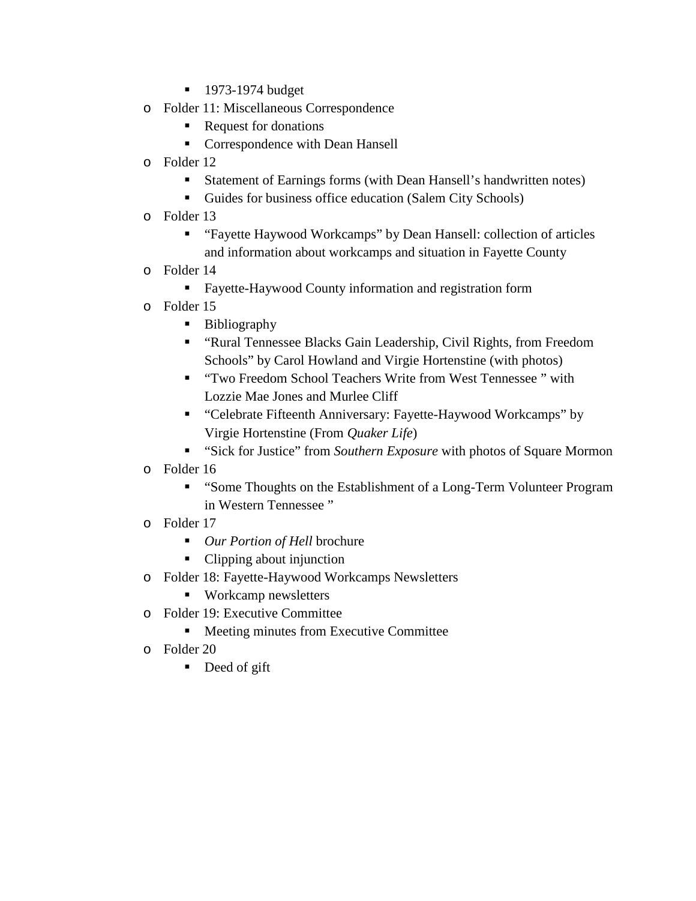- 1973-1974 budget
    - Folder 11: Miscellaneous Correspondence
        - Request for donations
        - Correspondence with Dean Hansell
    - Folder 12
        - Statement of Earnings forms (with Dean Hansell's handwritten notes)
        - Guides for business office education (Salem City Schools)
    - Folder 13
        - "Fayette Haywood Workcamps" by Dean Hansell: collection of articles and information about workcamps and situation in Fayette County
    - Folder 14
        - Fayette-Haywood County information and registration form
    - Folder 15
        - Bibliography
        - "Rural Tennessee Blacks Gain Leadership, Civil Rights, from Freedom Schools" by Carol Howland and Virgie Hortenstine (with photos)
        - "Two Freedom School Teachers Write from West Tennessee " with Lozzie Mae Jones and Murlee Cliff
        - "Celebrate Fifteenth Anniversary: Fayette-Haywood Workcamps" by Virgie Hortenstine (From *Quaker Life*)
        - "Sick for Justice" from *Southern Exposure* with photos of Square Mormon
    - Folder 16
        - "Some Thoughts on the Establishment of a Long-Term Volunteer Program in Western Tennessee "
    - Folder 17
        - *Our Portion of Hell* brochure
        - Clipping about injunction
    - Folder 18: Fayette-Haywood Workcamps Newsletters
        - Workcamp newsletters
    - Folder 19: Executive Committee
        - Meeting minutes from Executive Committee
    - Folder 20
        - Deed of gift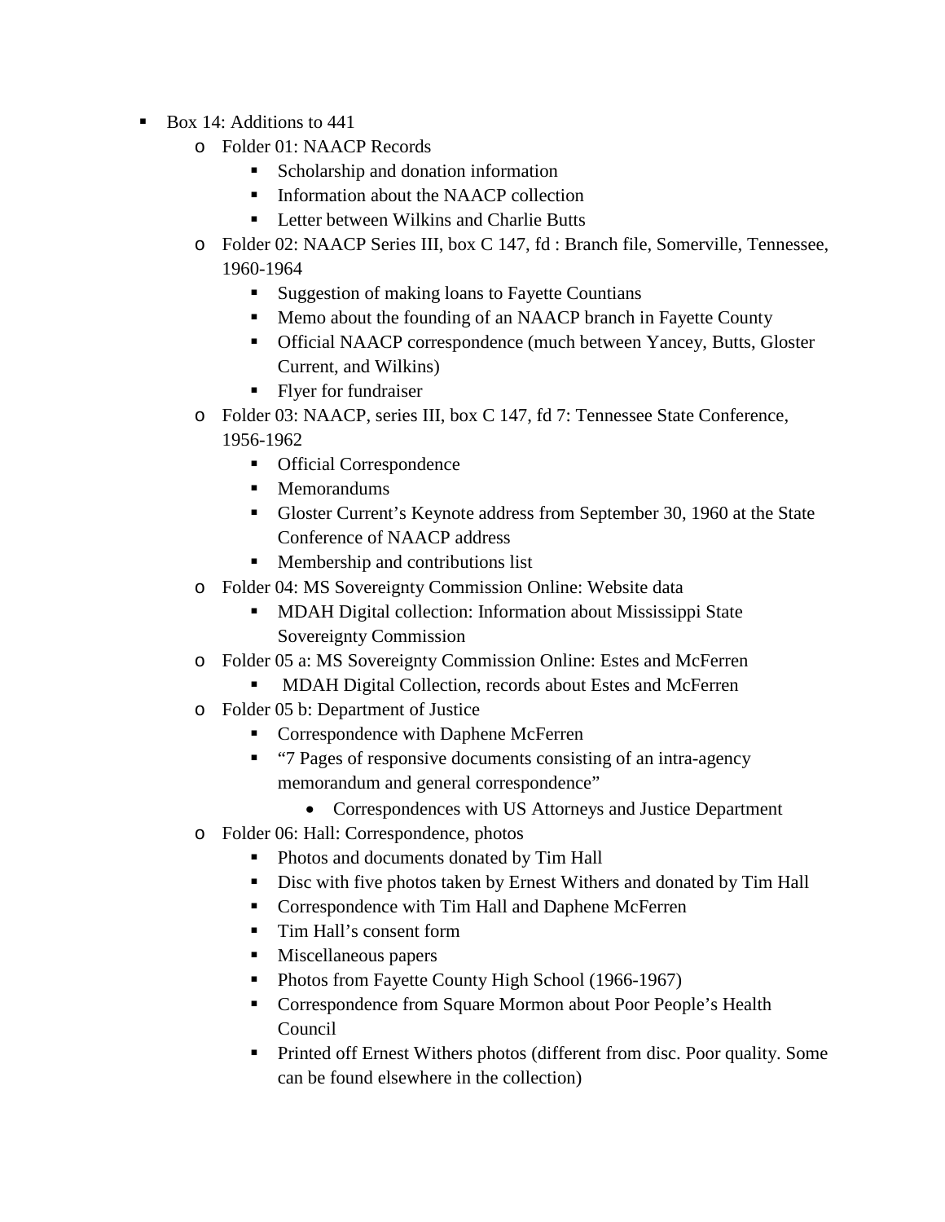- Box 14: Additions to 441
  - Folder 01: NAACP Records
    - Scholarship and donation information
    - Information about the NAACP collection
    - Letter between Wilkins and Charlie Butts
  - Folder 02: NAACP Series III, box C 147, fd : Branch file, Somerville, Tennessee, 1960-1964
    - Suggestion of making loans to Fayette Countians
    - Memo about the founding of an NAACP branch in Fayette County
    - Official NAACP correspondence (much between Yancey, Butts, Gloster Current, and Wilkins)
    - Flyer for fundraiser
  - Folder 03: NAACP, series III, box C 147, fd 7: Tennessee State Conference, 1956-1962
    - Official Correspondence
    - Memorandums
    - Gloster Current's Keynote address from September 30, 1960 at the State Conference of NAACP address
    - Membership and contributions list
  - Folder 04: MS Sovereignty Commission Online: Website data
    - MDAH Digital collection: Information about Mississippi State Sovereignty Commission
  - Folder 05 a: MS Sovereignty Commission Online: Estes and McFerren
    - MDAH Digital Collection, records about Estes and McFerren
  - Folder 05 b: Department of Justice
    - Correspondence with Daphene McFerren
    - "7 Pages of responsive documents consisting of an intra-agency memorandum and general correspondence"
      - Correspondences with US Attorneys and Justice Department
  - Folder 06: Hall: Correspondence, photos
    - Photos and documents donated by Tim Hall
    - Disc with five photos taken by Ernest Withers and donated by Tim Hall
    - Correspondence with Tim Hall and Daphene McFerren
    - Tim Hall's consent form
    - Miscellaneous papers
    - Photos from Fayette County High School (1966-1967)
    - Correspondence from Square Mormon about Poor People's Health Council
    - Printed off Ernest Withers photos (different from disc. Poor quality. Some can be found elsewhere in the collection)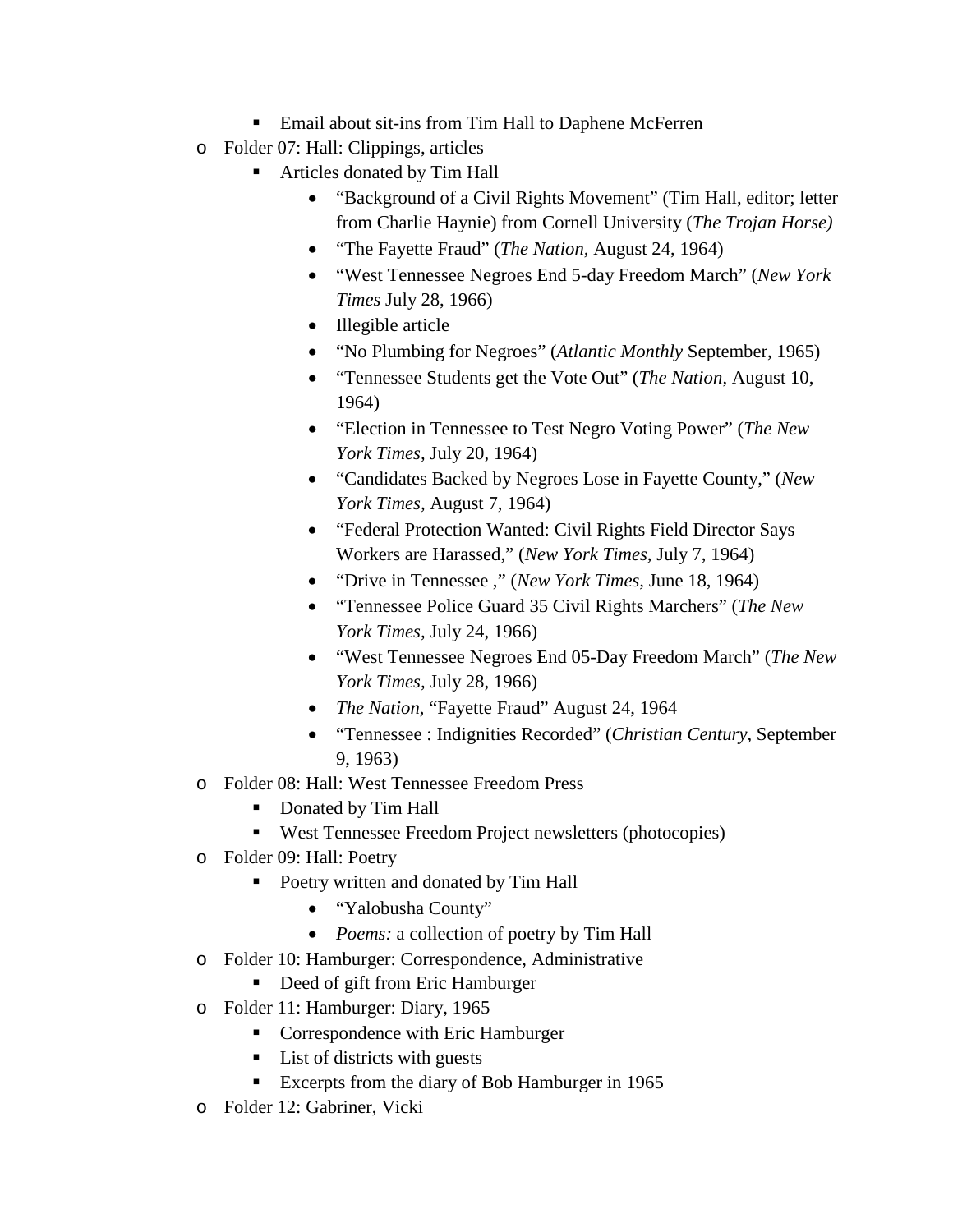- Email about sit-ins from Tim Hall to Daphene McFerren
- Folder 07: Hall: Clippings, articles
    - Articles donated by Tim Hall
        - "Background of a Civil Rights Movement" (Tim Hall, editor; letter from Charlie Haynie) from Cornell University (*The Trojan Horse)*
        - "The Fayette Fraud" (*The Nation*, August 24, 1964)
        - "West Tennessee Negroes End 5-day Freedom March" (*New York Times* July 28, 1966)
        - Illegible article
        - "No Plumbing for Negroes" (*Atlantic Monthly* September, 1965)
        - "Tennessee Students get the Vote Out" (*The Nation*, August 10, 1964)
        - "Election in Tennessee to Test Negro Voting Power" (*The New York Times*, July 20, 1964)
        - "Candidates Backed by Negroes Lose in Fayette County," (*New York Times*, August 7, 1964)
        - "Federal Protection Wanted: Civil Rights Field Director Says Workers are Harassed," (*New York Times*, July 7, 1964)
        - "Drive in Tennessee ," (*New York Times*, June 18, 1964)
        - "Tennessee Police Guard 35 Civil Rights Marchers" (*The New York Times*, July 24, 1966)
        - "West Tennessee Negroes End 05-Day Freedom March" (*The New York Times*, July 28, 1966)
        - *The Nation*, "Fayette Fraud" August 24, 1964
        - "Tennessee : Indignities Recorded" (*Christian Century*, September 9, 1963)
- Folder 08: Hall: West Tennessee Freedom Press
    - Donated by Tim Hall
    - West Tennessee Freedom Project newsletters (photocopies)
- Folder 09: Hall: Poetry
    - Poetry written and donated by Tim Hall
        - "Yalobusha County"
        - *Poems:* a collection of poetry by Tim Hall
- Folder 10: Hamburger: Correspondence, Administrative
    - Deed of gift from Eric Hamburger
- Folder 11: Hamburger: Diary, 1965
    - Correspondence with Eric Hamburger
    - List of districts with guests
    - Excerpts from the diary of Bob Hamburger in 1965
- Folder 12: Gabriner, Vicki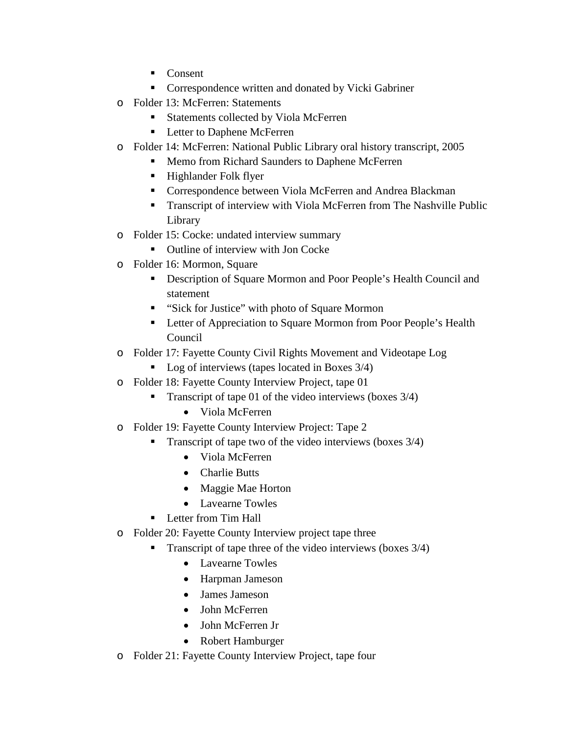- Consent
    - Correspondence written and donated by Vicki Gabriner
- Folder 13: McFerren: Statements
    - Statements collected by Viola McFerren
    - Letter to Daphene McFerren
- Folder 14: McFerren: National Public Library oral history transcript, 2005
    - Memo from Richard Saunders to Daphene McFerren
    - Highlander Folk flyer
    - Correspondence between Viola McFerren and Andrea Blackman
    - Transcript of interview with Viola McFerren from The Nashville Public Library
- Folder 15: Cocke: undated interview summary
    - Outline of interview with Jon Cocke
- Folder 16: Mormon, Square
    - Description of Square Mormon and Poor People's Health Council and statement
    - "Sick for Justice" with photo of Square Mormon
    - Letter of Appreciation to Square Mormon from Poor People's Health Council
- Folder 17: Fayette County Civil Rights Movement and Videotape Log
    - Log of interviews (tapes located in Boxes 3/4)
- Folder 18: Fayette County Interview Project, tape 01
    - Transcript of tape 01 of the video interviews (boxes 3/4)
        - Viola McFerren
- Folder 19: Fayette County Interview Project: Tape 2
    - Transcript of tape two of the video interviews (boxes 3/4)
        - Viola McFerren
        - Charlie Butts
        - Maggie Mae Horton
        - Lavearne Towles
    - Letter from Tim Hall
- Folder 20: Fayette County Interview project tape three
    - Transcript of tape three of the video interviews (boxes 3/4)
        - Lavearne Towles
        - Harpman Jameson
        - James Jameson
        - John McFerren
        - John McFerren Jr
        - Robert Hamburger
- Folder 21: Fayette County Interview Project, tape four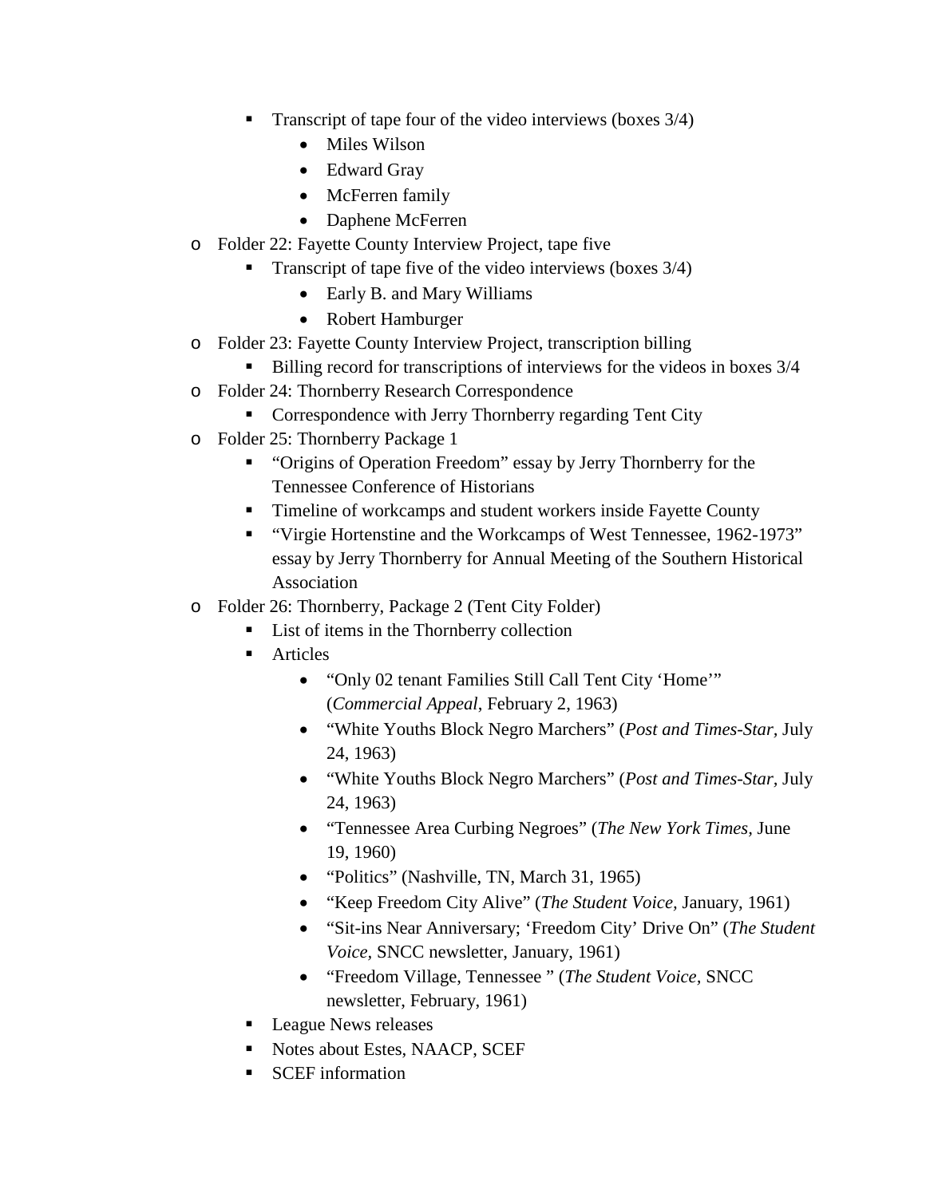- Transcript of tape four of the video interviews (boxes 3/4)
            - Miles Wilson
            - Edward Gray
            - McFerren family
            - Daphene McFerren
- Folder 22: Fayette County Interview Project, tape five
    - Transcript of tape five of the video interviews (boxes 3/4)
        - Early B. and Mary Williams
        - Robert Hamburger
- Folder 23: Fayette County Interview Project, transcription billing
    - Billing record for transcriptions of interviews for the videos in boxes 3/4
- Folder 24: Thornberry Research Correspondence
    - Correspondence with Jerry Thornberry regarding Tent City
- Folder 25: Thornberry Package 1
    - "Origins of Operation Freedom" essay by Jerry Thornberry for the Tennessee Conference of Historians
    - Timeline of workcamps and student workers inside Fayette County
    - "Virgie Hortenstine and the Workcamps of West Tennessee, 1962-1973" essay by Jerry Thornberry for Annual Meeting of the Southern Historical Association
- Folder 26: Thornberry, Package 2 (Tent City Folder)
    - List of items in the Thornberry collection
    - Articles
        - "Only 02 tenant Families Still Call Tent City 'Home'" (*Commercial Appeal*, February 2, 1963)
        - "White Youths Block Negro Marchers" (*Post and Times-Star*, July 24, 1963)
        - "White Youths Block Negro Marchers" (*Post and Times-Star*, July 24, 1963)
        - "Tennessee Area Curbing Negroes" (*The New York Times*, June 19, 1960)
        - "Politics" (Nashville, TN, March 31, 1965)
        - "Keep Freedom City Alive" (*The Student Voice*, January, 1961)
        - "Sit-ins Near Anniversary; 'Freedom City' Drive On" (*The Student Voice*, SNCC newsletter, January, 1961)
        - "Freedom Village, Tennessee " (*The Student Voice*, SNCC newsletter, February, 1961)
    - League News releases
    - Notes about Estes, NAACP, SCEF
    - SCEF information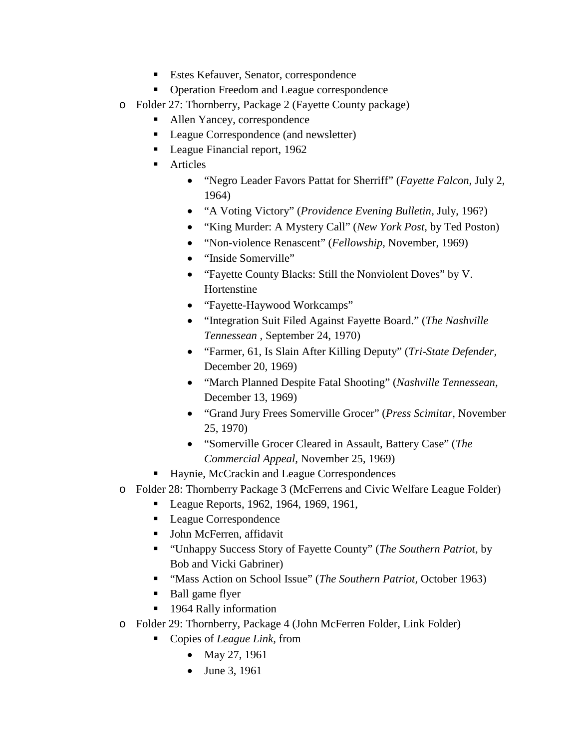- Estes Kefauver, Senator, correspondence
    - Operation Freedom and League correspondence
- Folder 27: Thornberry, Package 2 (Fayette County package)
    - Allen Yancey, correspondence
    - League Correspondence (and newsletter)
    - League Financial report, 1962
    - Articles
        - "Negro Leader Favors Pattat for Sherriff" (*Fayette Falcon*, July 2, 1964)
        - "A Voting Victory" (*Providence Evening Bulletin*, July, 196?)
        - "King Murder: A Mystery Call" (*New York Post*, by Ted Poston)
        - "Non-violence Renascent" (*Fellowship*, November, 1969)
        - "Inside Somerville"
        - "Fayette County Blacks: Still the Nonviolent Doves" by V. Hortenstine
        - "Fayette-Haywood Workcamps"
        - "Integration Suit Filed Against Fayette Board." (*The Nashville Tennessean* , September 24, 1970)
        - "Farmer, 61, Is Slain After Killing Deputy" (*Tri-State Defender*, December 20, 1969)
        - "March Planned Despite Fatal Shooting" (*Nashville Tennessean*, December 13, 1969)
        - "Grand Jury Frees Somerville Grocer" (*Press Scimitar*, November 25, 1970)
        - "Somerville Grocer Cleared in Assault, Battery Case" (*The Commercial Appeal*, November 25, 1969)
    - Haynie, McCrackin and League Correspondences
- Folder 28: Thornberry Package 3 (McFerrens and Civic Welfare League Folder)
    - League Reports, 1962, 1964, 1969, 1961,
    - League Correspondence
    - John McFerren, affidavit
    - "Unhappy Success Story of Fayette County" (*The Southern Patriot*, by Bob and Vicki Gabriner)
    - "Mass Action on School Issue" (*The Southern Patriot*, October 1963)
    - Ball game flyer
    - 1964 Rally information
- Folder 29: Thornberry, Package 4 (John McFerren Folder, Link Folder)
    - Copies of *League Link*, from
        - May 27, 1961
        - June 3, 1961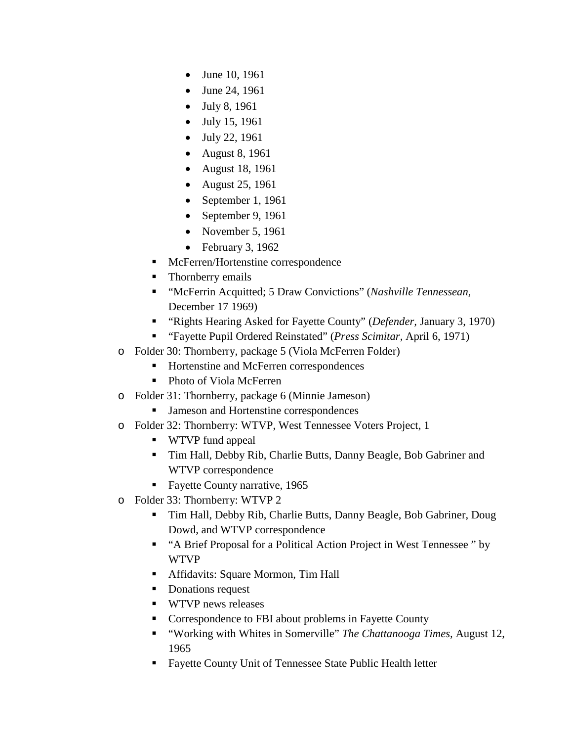- June 10, 1961
            - June 24, 1961
            - July 8, 1961
            - July 15, 1961
            - July 22, 1961
            - August 8, 1961
            - August 18, 1961
            - August 25, 1961
            - September 1, 1961
            - September 9, 1961
            - November 5, 1961
            - February 3, 1962
        - McFerren/Hortenstine correspondence
        - Thornberry emails
        - "McFerrin Acquitted; 5 Draw Convictions" (*Nashville Tennessean*, December 17 1969)
        - "Rights Hearing Asked for Fayette County" (*Defender*, January 3, 1970)
        - "Fayette Pupil Ordered Reinstated" (*Press Scimitar*, April 6, 1971)
    - Folder 30: Thornberry, package 5 (Viola McFerren Folder)
        - Hortenstine and McFerren correspondences
        - Photo of Viola McFerren
    - Folder 31: Thornberry, package 6 (Minnie Jameson)
        - Jameson and Hortenstine correspondences
    - Folder 32: Thornberry: WTVP, West Tennessee Voters Project, 1
        - WTVP fund appeal
        - Tim Hall, Debby Rib, Charlie Butts, Danny Beagle, Bob Gabriner and WTVP correspondence
        - Fayette County narrative, 1965
    - Folder 33: Thornberry: WTVP 2
        - Tim Hall, Debby Rib, Charlie Butts, Danny Beagle, Bob Gabriner, Doug Dowd, and WTVP correspondence
        - "A Brief Proposal for a Political Action Project in West Tennessee " by WTVP
        - Affidavits: Square Mormon, Tim Hall
        - Donations request
        - WTVP news releases
        - Correspondence to FBI about problems in Fayette County
        - "Working with Whites in Somerville" *The Chattanooga Times*, August 12, 1965
        - Fayette County Unit of Tennessee State Public Health letter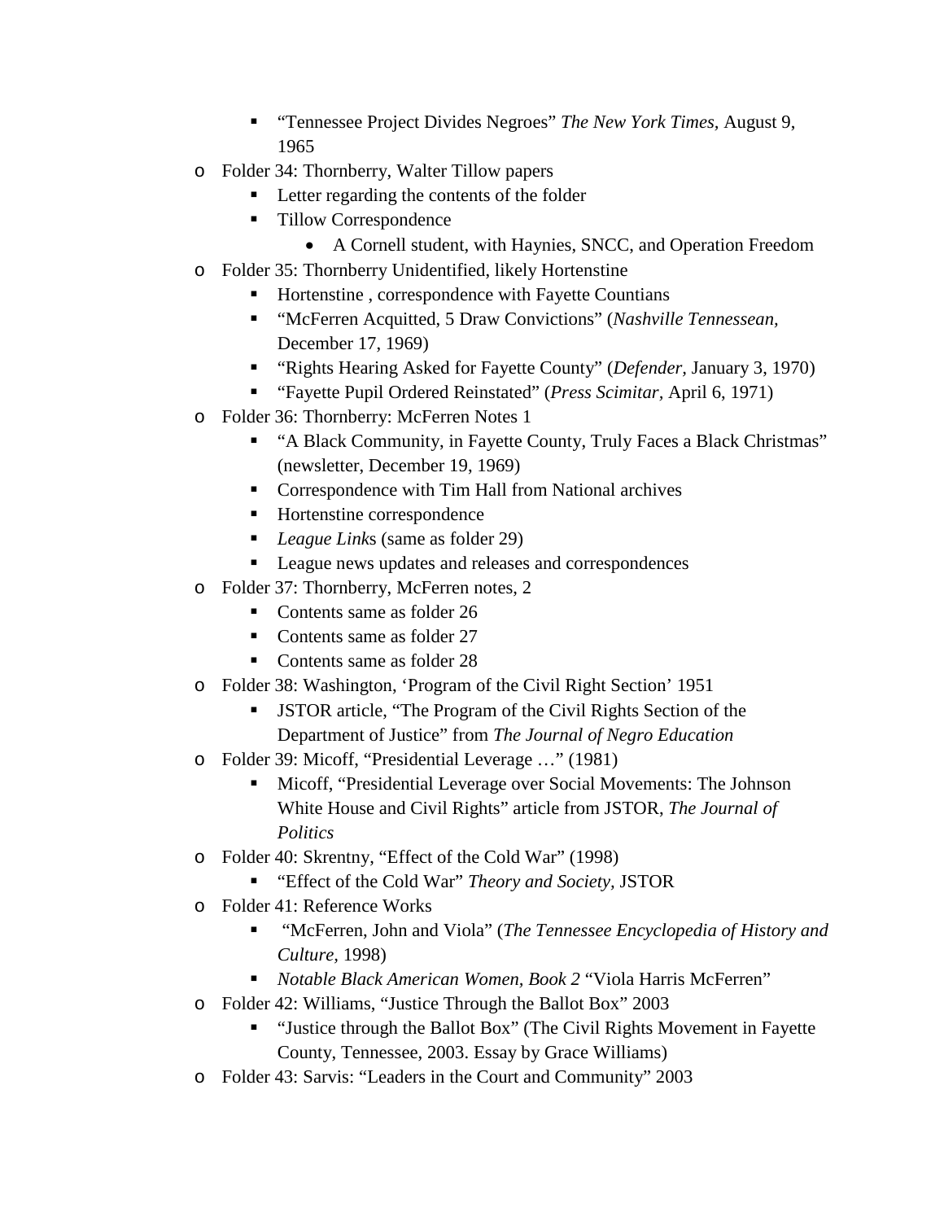- "Tennessee Project Divides Negroes" *The New York Times*, August 9, 1965
- Folder 34: Thornberry, Walter Tillow papers
    - Letter regarding the contents of the folder
    - Tillow Correspondence
        - A Cornell student, with Haynies, SNCC, and Operation Freedom
- Folder 35: Thornberry Unidentified, likely Hortenstine
    - Hortenstine , correspondence with Fayette Countians
    - "McFerren Acquitted, 5 Draw Convictions" (*Nashville Tennessean*, December 17, 1969)
    - "Rights Hearing Asked for Fayette County" (*Defender*, January 3, 1970)
    - "Fayette Pupil Ordered Reinstated" (*Press Scimitar*, April 6, 1971)
- Folder 36: Thornberry: McFerren Notes 1
    - "A Black Community, in Fayette County, Truly Faces a Black Christmas" (newsletter, December 19, 1969)
    - Correspondence with Tim Hall from National archives
    - Hortenstine correspondence
    - *League Link*s (same as folder 29)
    - League news updates and releases and correspondences
- Folder 37: Thornberry, McFerren notes, 2
    - Contents same as folder 26
    - Contents same as folder 27
    - Contents same as folder 28
- Folder 38: Washington, 'Program of the Civil Right Section' 1951
    - JSTOR article, "The Program of the Civil Rights Section of the Department of Justice" from *The Journal of Negro Education*
- Folder 39: Micoff, "Presidential Leverage …" (1981)
    - Micoff, "Presidential Leverage over Social Movements: The Johnson White House and Civil Rights" article from JSTOR, *The Journal of Politics*
- Folder 40: Skrentny, "Effect of the Cold War" (1998)
    - "Effect of the Cold War" *Theory and Society*, JSTOR
- Folder 41: Reference Works
    - "McFerren, John and Viola" (*The Tennessee Encyclopedia of History and Culture*, 1998)
    - *Notable Black American Women, Book 2* "Viola Harris McFerren"
- Folder 42: Williams, "Justice Through the Ballot Box" 2003
    - "Justice through the Ballot Box" (The Civil Rights Movement in Fayette County, Tennessee, 2003. Essay by Grace Williams)
- Folder 43: Sarvis: "Leaders in the Court and Community" 2003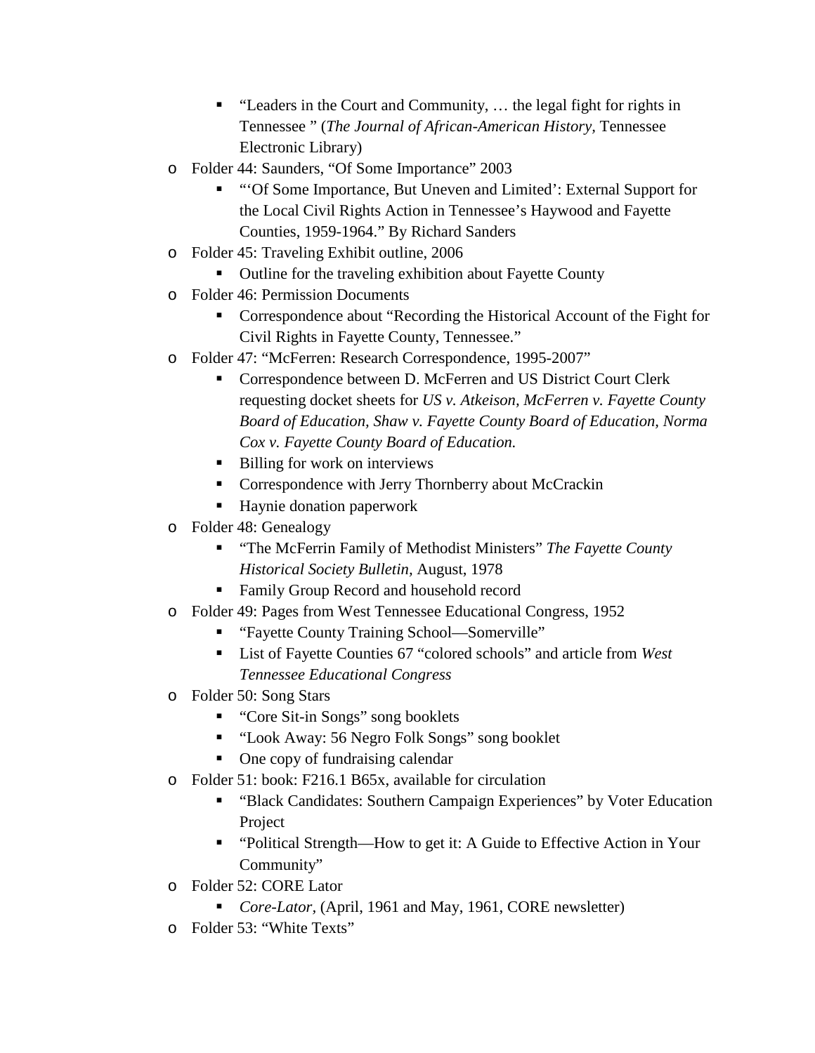- "Leaders in the Court and Community, … the legal fight for rights in Tennessee " (*The Journal of African-American History,* Tennessee Electronic Library)
- Folder 44: Saunders, "Of Some Importance" 2003
    - "'Of Some Importance, But Uneven and Limited': External Support for the Local Civil Rights Action in Tennessee's Haywood and Fayette Counties, 1959-1964." By Richard Sanders
- Folder 45: Traveling Exhibit outline, 2006
    - Outline for the traveling exhibition about Fayette County
- Folder 46: Permission Documents
    - Correspondence about "Recording the Historical Account of the Fight for Civil Rights in Fayette County, Tennessee."
- Folder 47: "McFerren: Research Correspondence, 1995-2007"
    - Correspondence between D. McFerren and US District Court Clerk requesting docket sheets for *US v. Atkeison, McFerren v. Fayette County Board of Education, Shaw v. Fayette County Board of Education, Norma Cox v. Fayette County Board of Education.*
    - Billing for work on interviews
    - Correspondence with Jerry Thornberry about McCrackin
    - Haynie donation paperwork
- Folder 48: Genealogy
    - "The McFerrin Family of Methodist Ministers" *The Fayette County Historical Society Bulletin*, August, 1978
    - Family Group Record and household record
- Folder 49: Pages from West Tennessee Educational Congress, 1952
    - "Fayette County Training School—Somerville"
    - List of Fayette Counties 67 "colored schools" and article from *West Tennessee Educational Congress*
- Folder 50: Song Stars
    - "Core Sit-in Songs" song booklets
    - "Look Away: 56 Negro Folk Songs" song booklet
    - One copy of fundraising calendar
- Folder 51: book: F216.1 B65x, available for circulation
    - "Black Candidates: Southern Campaign Experiences" by Voter Education Project
    - "Political Strength—How to get it: A Guide to Effective Action in Your Community"
- Folder 52: CORE Lator
    - *Core-Lator,* (April, 1961 and May, 1961, CORE newsletter)
- Folder 53: "White Texts"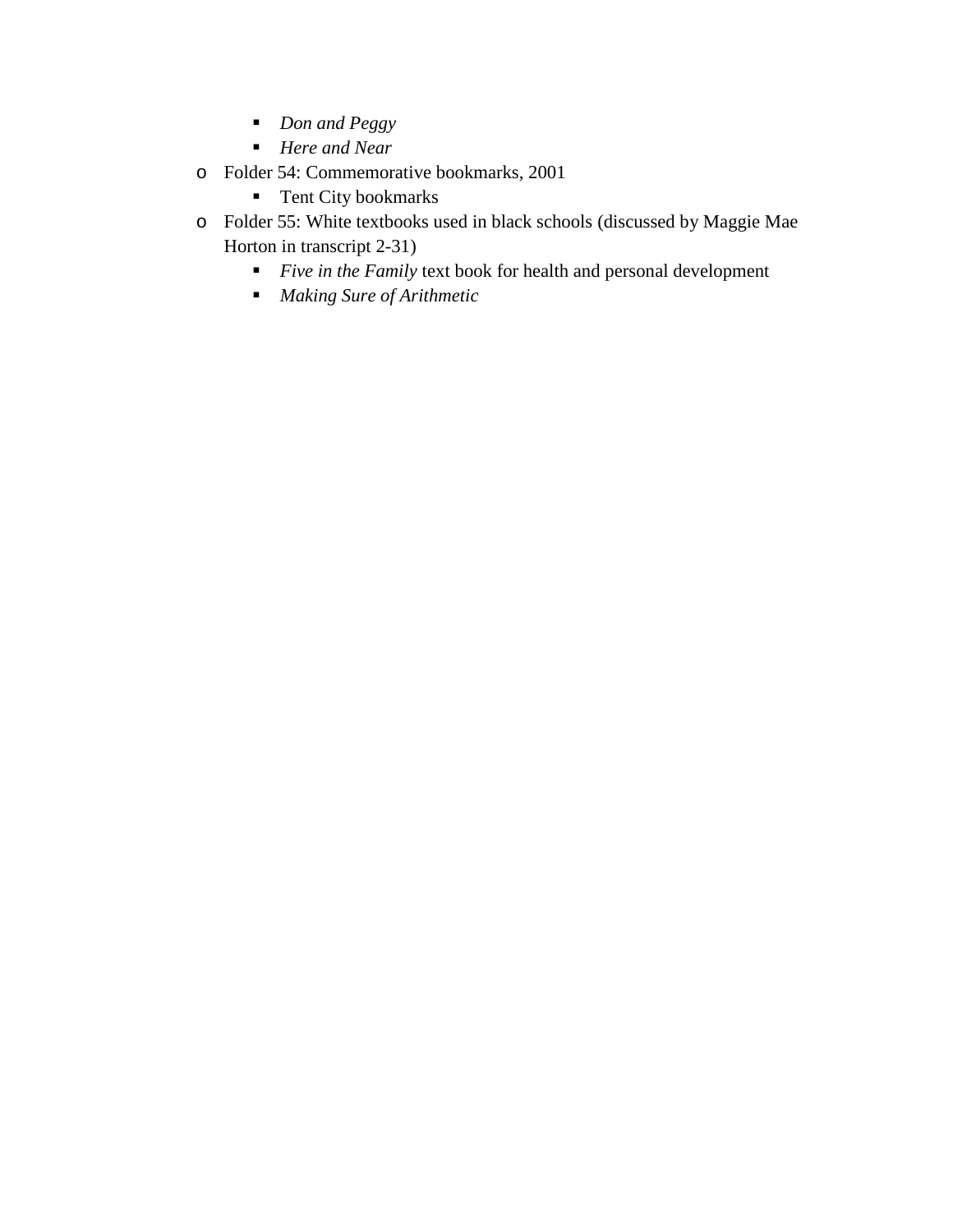- *Don and Peggy*
    - *Here and Near*
- Folder 54: Commemorative bookmarks, 2001
    - Tent City bookmarks
- Folder 55: White textbooks used in black schools (discussed by Maggie Mae Horton in transcript 2-31)
    - *Five in the Family* text book for health and personal development
    - *Making Sure of Arithmetic*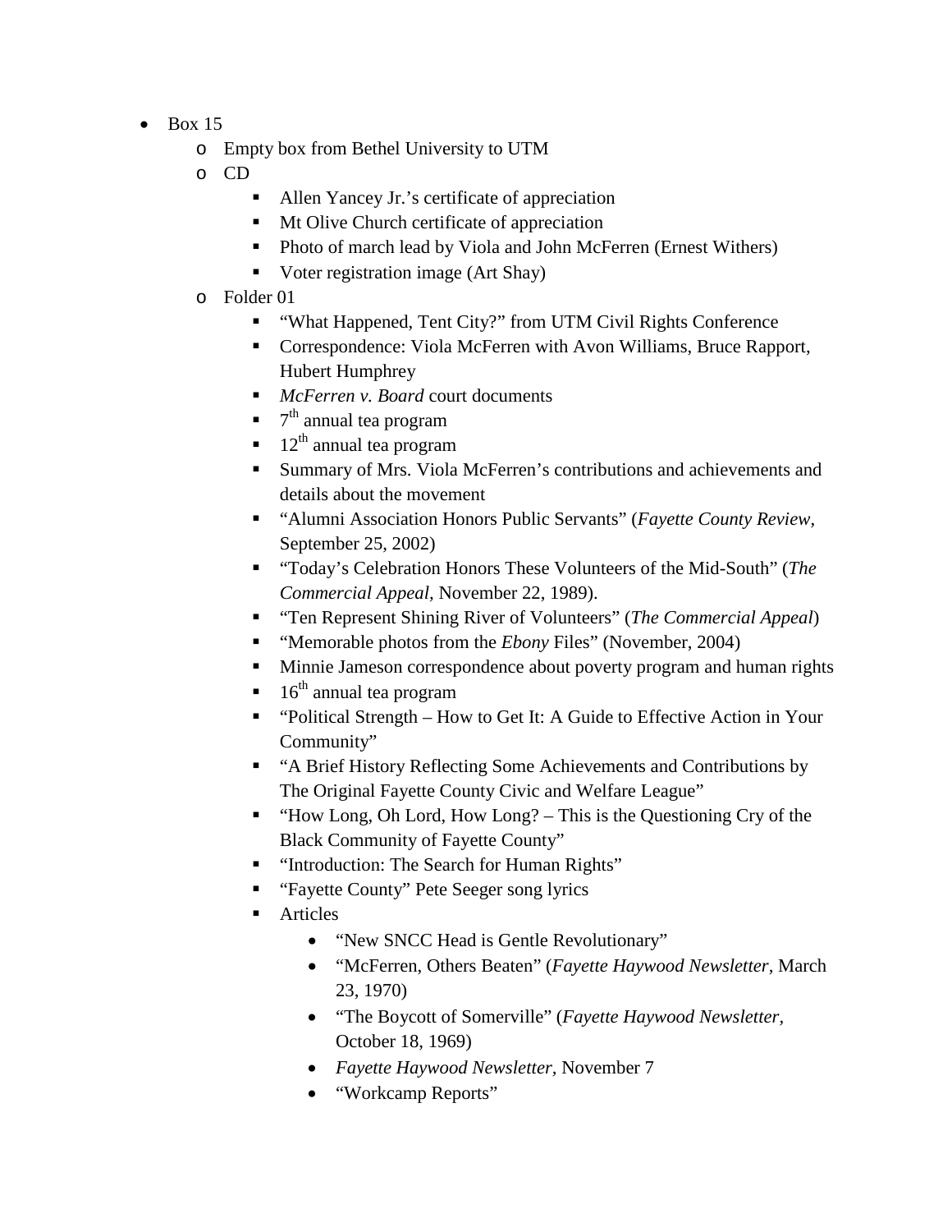- Box 15
  - Empty box from Bethel University to UTM
  - CD
    - Allen Yancey Jr.'s certificate of appreciation
    - Mt Olive Church certificate of appreciation
    - Photo of march lead by Viola and John McFerren (Ernest Withers)
    - Voter registration image (Art Shay)
  - Folder 01
    - "What Happened, Tent City?" from UTM Civil Rights Conference
    - Correspondence: Viola McFerren with Avon Williams, Bruce Rapport, Hubert Humphrey
    - *McFerren v. Board* court documents
    - 7th annual tea program
    - 12th annual tea program
    - Summary of Mrs. Viola McFerren's contributions and achievements and details about the movement
    - "Alumni Association Honors Public Servants" (*Fayette County Review*, September 25, 2002)
    - "Today's Celebration Honors These Volunteers of the Mid-South" (*The Commercial Appeal*, November 22, 1989).
    - "Ten Represent Shining River of Volunteers" (*The Commercial Appeal*)
    - "Memorable photos from the *Ebony* Files" (November, 2004)
    - Minnie Jameson correspondence about poverty program and human rights
    - 16th annual tea program
    - "Political Strength – How to Get It: A Guide to Effective Action in Your Community"
    - "A Brief History Reflecting Some Achievements and Contributions by The Original Fayette County Civic and Welfare League"
    - "How Long, Oh Lord, How Long? – This is the Questioning Cry of the Black Community of Fayette County"
    - "Introduction: The Search for Human Rights"
    - "Fayette County" Pete Seeger song lyrics
    - Articles
      - "New SNCC Head is Gentle Revolutionary"
      - "McFerren, Others Beaten" (*Fayette Haywood Newsletter*, March 23, 1970)
      - "The Boycott of Somerville" (*Fayette Haywood Newsletter*, October 18, 1969)
      - *Fayette Haywood Newsletter*, November 7
      - "Workcamp Reports"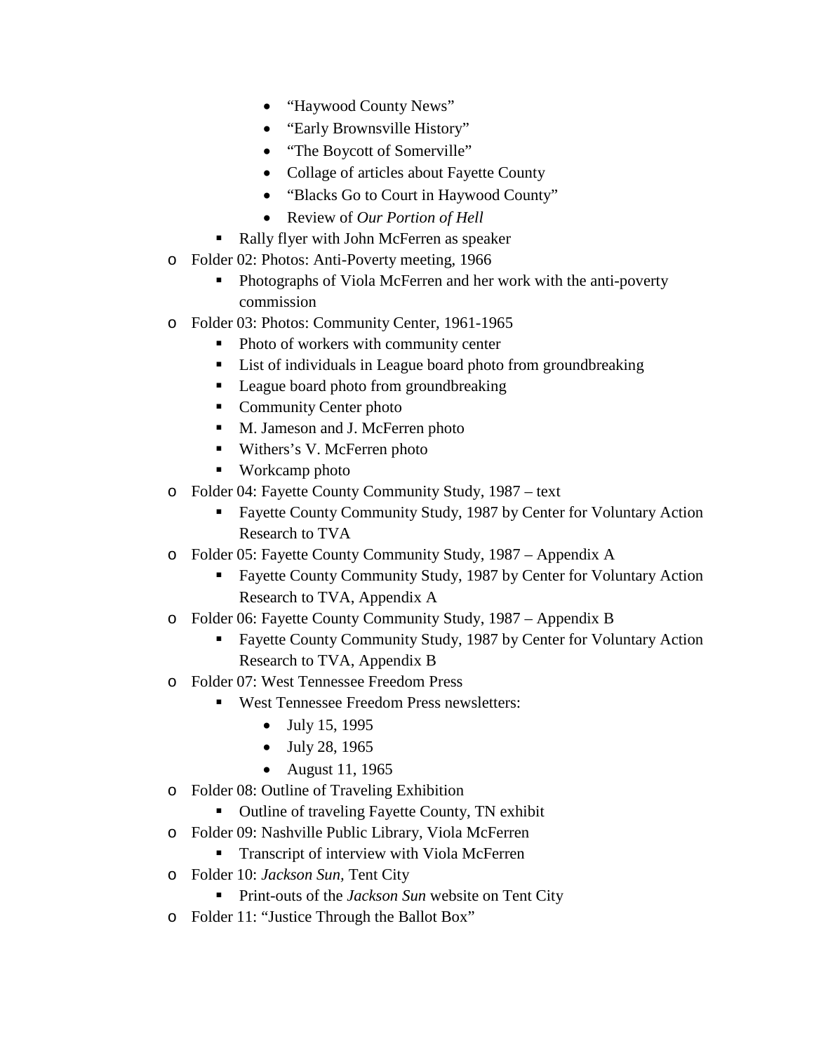- "Haywood County News"
        - "Early Brownsville History"
        - "The Boycott of Somerville"
        - Collage of articles about Fayette County
        - "Blacks Go to Court in Haywood County"
        - Review of *Our Portion of Hell*
    - Rally flyer with John McFerren as speaker
- Folder 02: Photos: Anti-Poverty meeting, 1966
    - Photographs of Viola McFerren and her work with the anti-poverty commission
- Folder 03: Photos: Community Center, 1961-1965
    - Photo of workers with community center
    - List of individuals in League board photo from groundbreaking
    - League board photo from groundbreaking
    - Community Center photo
    - M. Jameson and J. McFerren photo
    - Withers's V. McFerren photo
    - Workcamp photo
- Folder 04: Fayette County Community Study, 1987 – text
    - Fayette County Community Study, 1987 by Center for Voluntary Action Research to TVA
- Folder 05: Fayette County Community Study, 1987 – Appendix A
    - Fayette County Community Study, 1987 by Center for Voluntary Action Research to TVA, Appendix A
- Folder 06: Fayette County Community Study, 1987 – Appendix B
    - Fayette County Community Study, 1987 by Center for Voluntary Action Research to TVA, Appendix B
- Folder 07: West Tennessee Freedom Press
    - West Tennessee Freedom Press newsletters:
        - July 15, 1995
        - July 28, 1965
        - August 11, 1965
- Folder 08: Outline of Traveling Exhibition
    - Outline of traveling Fayette County, TN exhibit
- Folder 09: Nashville Public Library, Viola McFerren
    - Transcript of interview with Viola McFerren
- Folder 10: *Jackson Sun,* Tent City
    - Print-outs of the *Jackson Sun* website on Tent City
- Folder 11: "Justice Through the Ballot Box"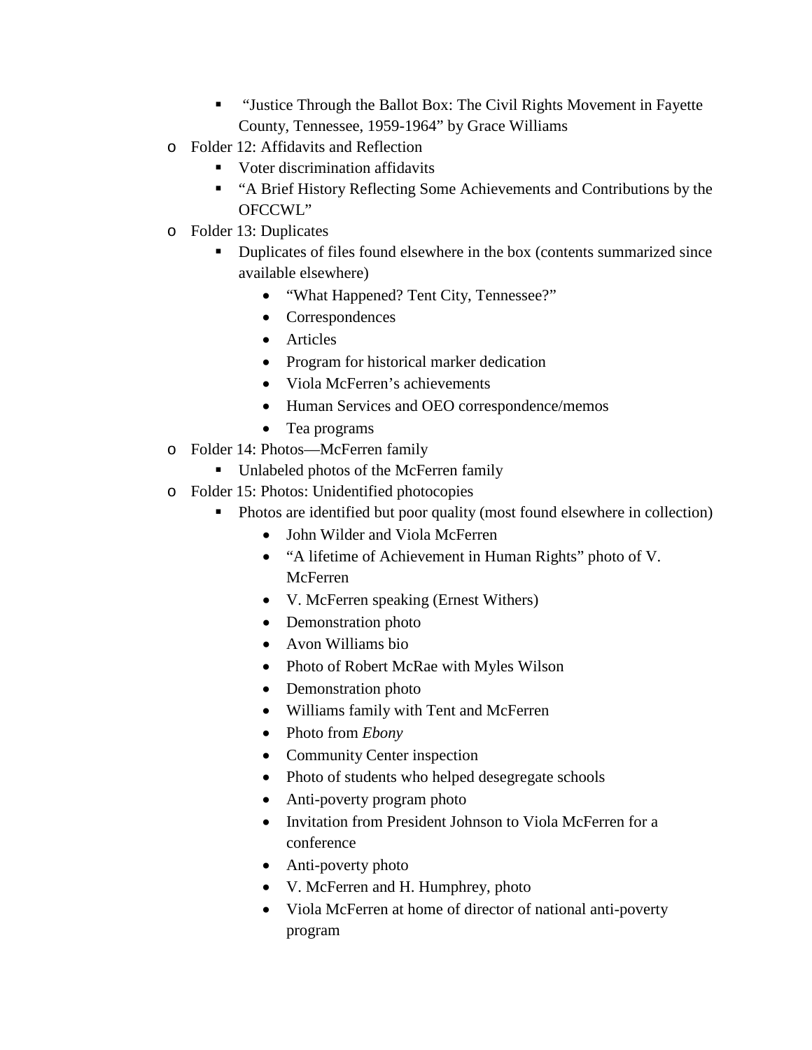- "Justice Through the Ballot Box: The Civil Rights Movement in Fayette County, Tennessee, 1959-1964" by Grace Williams
- Folder 12: Affidavits and Reflection
    - Voter discrimination affidavits
    - "A Brief History Reflecting Some Achievements and Contributions by the OFCCWL"
- Folder 13: Duplicates
    - Duplicates of files found elsewhere in the box (contents summarized since available elsewhere)
        - "What Happened? Tent City, Tennessee?"
        - Correspondences
        - Articles
        - Program for historical marker dedication
        - Viola McFerren's achievements
        - Human Services and OEO correspondence/memos
        - Tea programs
- Folder 14: Photos—McFerren family
    - Unlabeled photos of the McFerren family
- Folder 15: Photos: Unidentified photocopies
    - Photos are identified but poor quality (most found elsewhere in collection)
        - John Wilder and Viola McFerren
        - "A lifetime of Achievement in Human Rights" photo of V. McFerren
        - V. McFerren speaking (Ernest Withers)
        - Demonstration photo
        - Avon Williams bio
        - Photo of Robert McRae with Myles Wilson
        - Demonstration photo
        - Williams family with Tent and McFerren
        - Photo from *Ebony*
        - Community Center inspection
        - Photo of students who helped desegregate schools
        - Anti-poverty program photo
        - Invitation from President Johnson to Viola McFerren for a conference
        - Anti-poverty photo
        - V. McFerren and H. Humphrey, photo
        - Viola McFerren at home of director of national anti-poverty program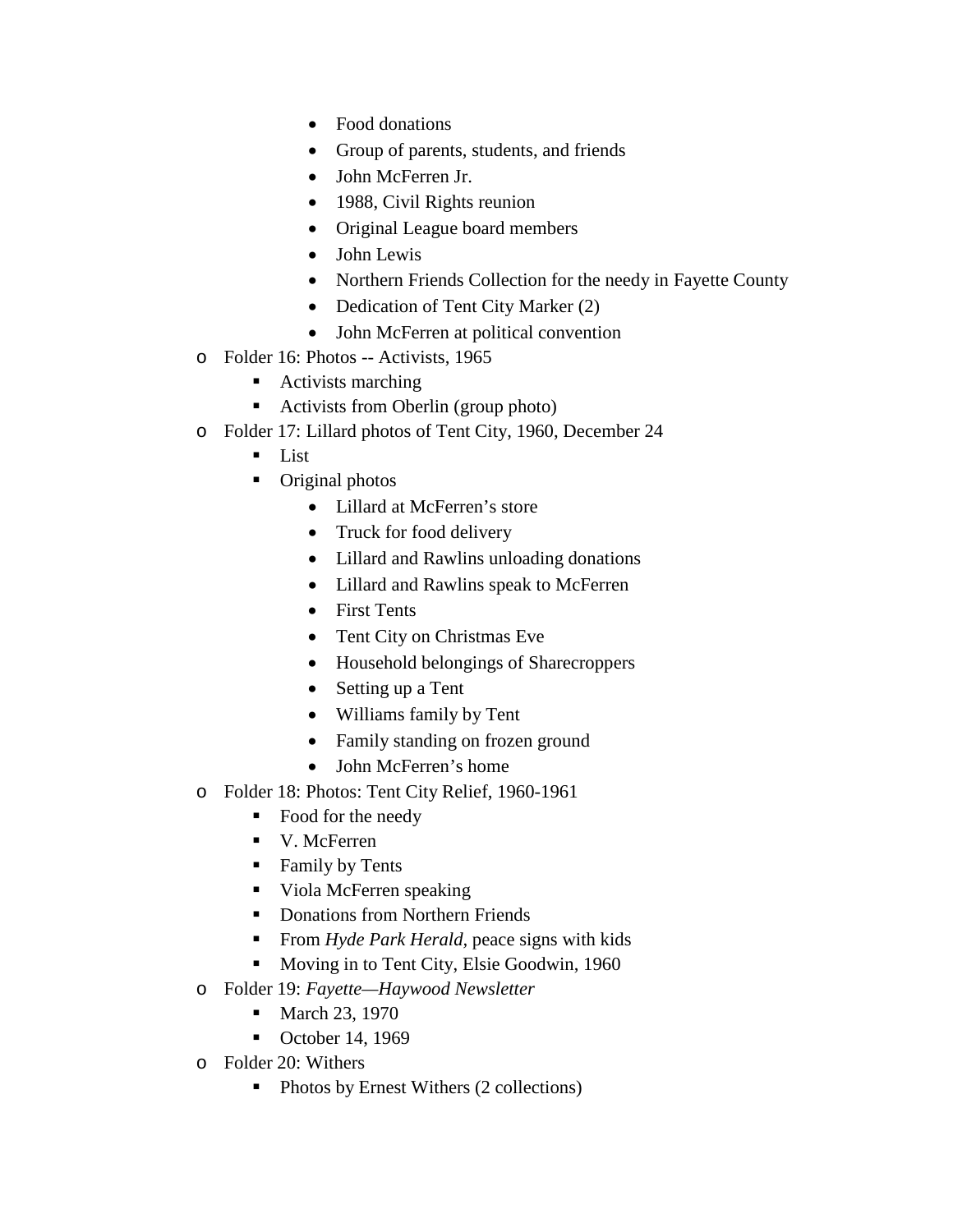- Food donations
        - Group of parents, students, and friends
        - John McFerren Jr.
        - 1988, Civil Rights reunion
        - Original League board members
        - John Lewis
        - Northern Friends Collection for the needy in Fayette County
        - Dedication of Tent City Marker (2)
        - John McFerren at political convention
- Folder 16: Photos -- Activists, 1965
    - Activists marching
    - Activists from Oberlin (group photo)
- Folder 17: Lillard photos of Tent City, 1960, December 24
    - List
    - Original photos
        - Lillard at McFerren's store
        - Truck for food delivery
        - Lillard and Rawlins unloading donations
        - Lillard and Rawlins speak to McFerren
        - First Tents
        - Tent City on Christmas Eve
        - Household belongings of Sharecroppers
        - Setting up a Tent
        - Williams family by Tent
        - Family standing on frozen ground
        - John McFerren's home
- Folder 18: Photos: Tent City Relief, 1960-1961
    - Food for the needy
    - V. McFerren
    - Family by Tents
    - Viola McFerren speaking
    - Donations from Northern Friends
    - From *Hyde Park Herald*, peace signs with kids
    - Moving in to Tent City, Elsie Goodwin, 1960
- Folder 19: *Fayette—Haywood Newsletter*
    - March 23, 1970
    - October 14, 1969
- Folder 20: Withers
    - Photos by Ernest Withers (2 collections)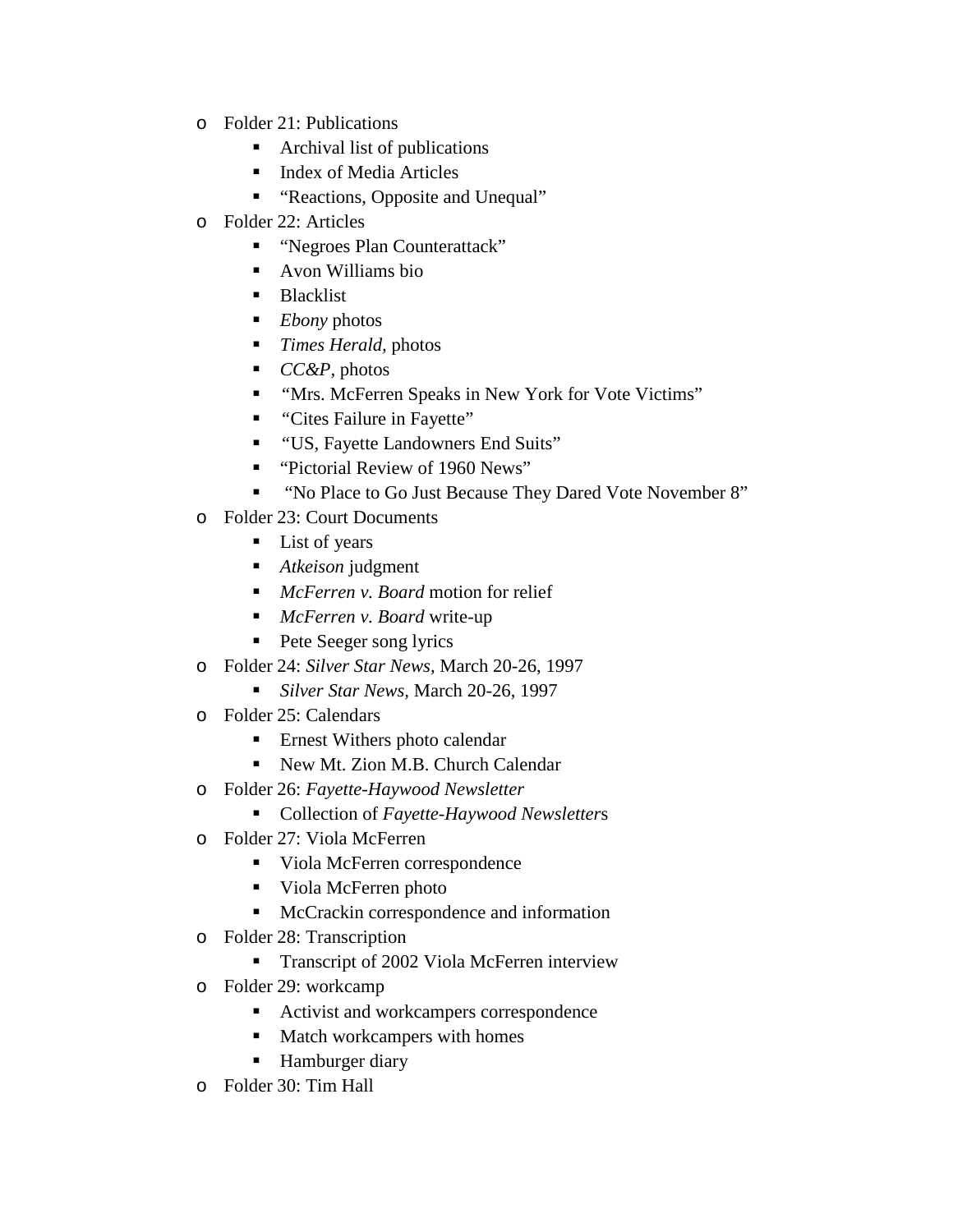- Folder 21: Publications
    - Archival list of publications
    - Index of Media Articles
    - "Reactions, Opposite and Unequal"
- Folder 22: Articles
    - "Negroes Plan Counterattack"
    - Avon Williams bio
    - Blacklist
    - *Ebony* photos
    - *Times Herald,* photos
    - *CC&P*, photos
    - "Mrs. McFerren Speaks in New York for Vote Victims"
    - "Cites Failure in Fayette"
    - "US, Fayette Landowners End Suits"
    - "Pictorial Review of 1960 News"
    - "No Place to Go Just Because They Dared Vote November 8"
- Folder 23: Court Documents
    - List of years
    - *Atkeison* judgment
    - *McFerren v. Board* motion for relief
    - *McFerren v. Board* write-up
    - Pete Seeger song lyrics
- Folder 24: *Silver Star News,* March 20-26, 1997
    - *Silver Star News,* March 20-26, 1997
- Folder 25: Calendars
    - Ernest Withers photo calendar
    - New Mt. Zion M.B. Church Calendar
- Folder 26: *Fayette-Haywood Newsletter*
    - Collection of *Fayette-Haywood Newsletter*s
- Folder 27: Viola McFerren
    - Viola McFerren correspondence
    - Viola McFerren photo
    - McCrackin correspondence and information
- Folder 28: Transcription
    - Transcript of 2002 Viola McFerren interview
- Folder 29: workcamp
    - Activist and workcampers correspondence
    - Match workcampers with homes
    - Hamburger diary
- Folder 30: Tim Hall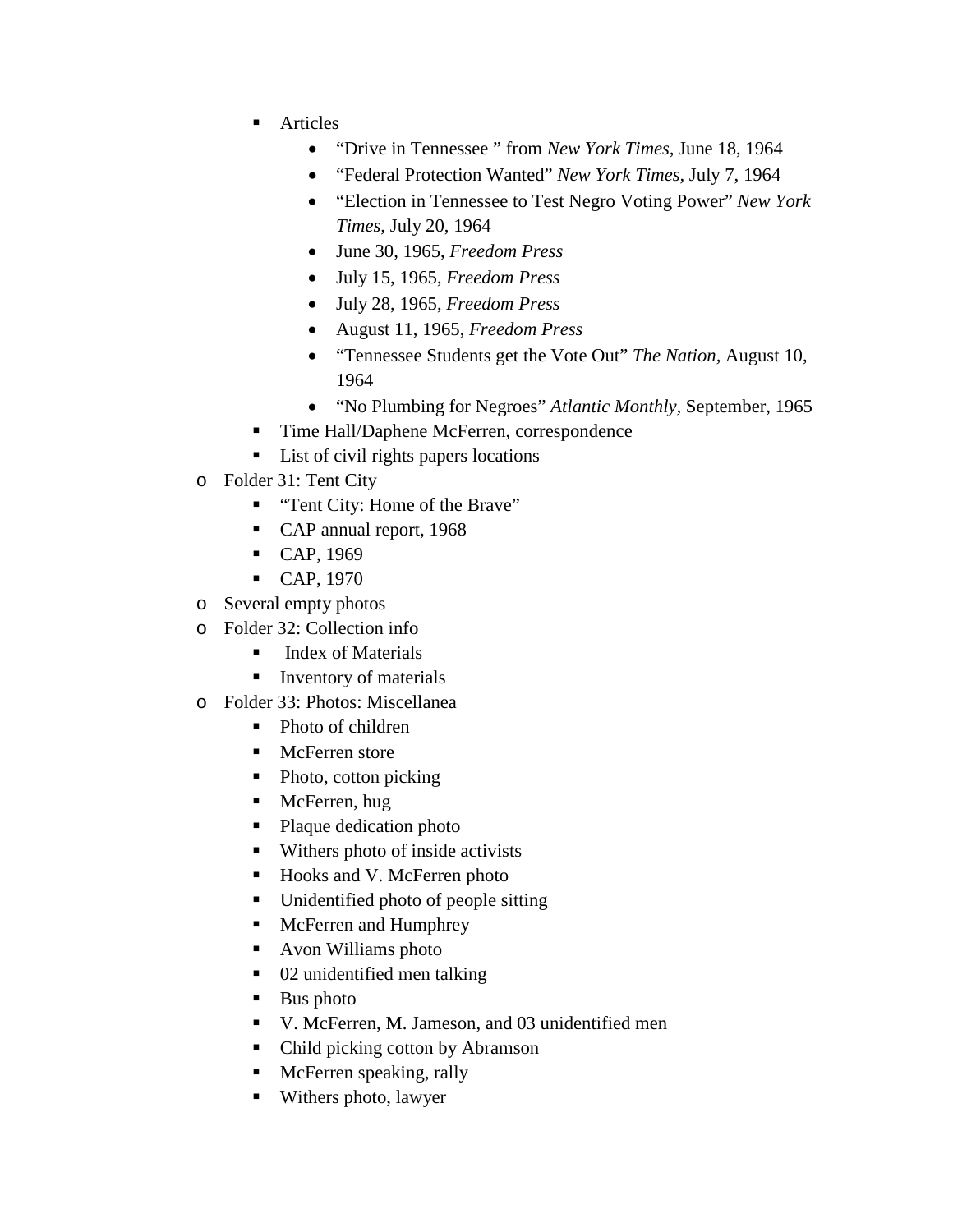- Articles
        - "Drive in Tennessee " from *New York Times*, June 18, 1964
        - "Federal Protection Wanted" *New York Times*, July 7, 1964
        - "Election in Tennessee to Test Negro Voting Power" *New York Times*, July 20, 1964
        - June 30, 1965, *Freedom Press*
        - July 15, 1965, *Freedom Press*
        - July 28, 1965, *Freedom Press*
        - August 11, 1965, *Freedom Press*
        - "Tennessee Students get the Vote Out" *The Nation*, August 10, 1964
        - "No Plumbing for Negroes" *Atlantic Monthly*, September, 1965
      - Time Hall/Daphene McFerren, correspondence
      - List of civil rights papers locations
  - Folder 31: Tent City
      - "Tent City: Home of the Brave"
      - CAP annual report, 1968
      - CAP, 1969
      - CAP, 1970
  - Several empty photos
  - Folder 32: Collection info
      - Index of Materials
      - Inventory of materials
  - Folder 33: Photos: Miscellanea
      - Photo of children
      - McFerren store
      - Photo, cotton picking
      - McFerren, hug
      - Plaque dedication photo
      - Withers photo of inside activists
      - Hooks and V. McFerren photo
      - Unidentified photo of people sitting
      - McFerren and Humphrey
      - Avon Williams photo
      - 02 unidentified men talking
      - Bus photo
      - V. McFerren, M. Jameson, and 03 unidentified men
      - Child picking cotton by Abramson
      - McFerren speaking, rally
      - Withers photo, lawyer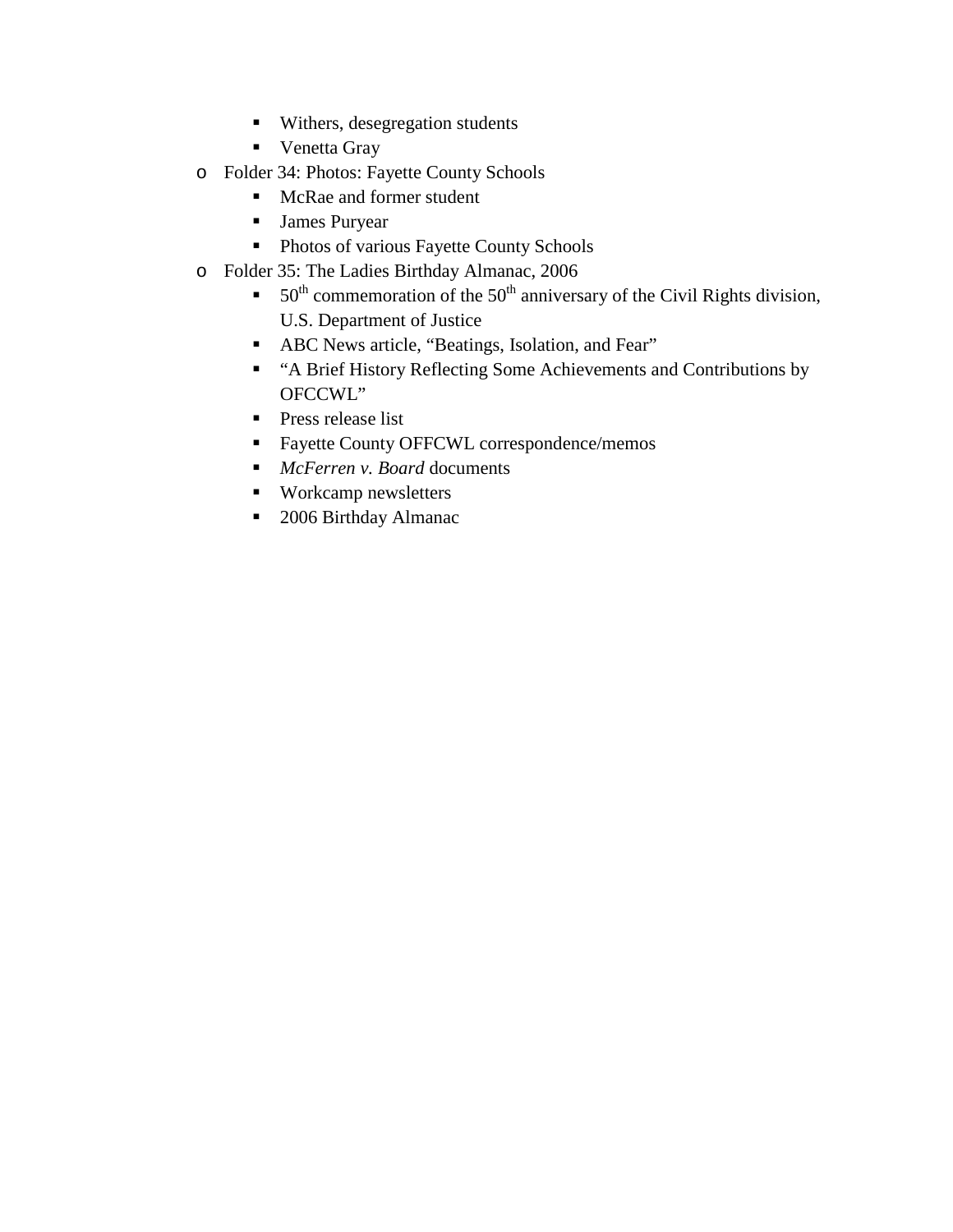- Withers, desegregation students
    - Venetta Gray
  - Folder 34: Photos: Fayette County Schools
    - McRae and former student
    - James Puryear
    - Photos of various Fayette County Schools
  - Folder 35: The Ladies Birthday Almanac, 2006
    - 50th commemoration of the 50th anniversary of the Civil Rights division, U.S. Department of Justice
    - ABC News article, "Beatings, Isolation, and Fear"
    - "A Brief History Reflecting Some Achievements and Contributions by OFCCWL"
    - Press release list
    - Fayette County OFFCWL correspondence/memos
    - *McFerren v. Board* documents
    - Workcamp newsletters
    - 2006 Birthday Almanac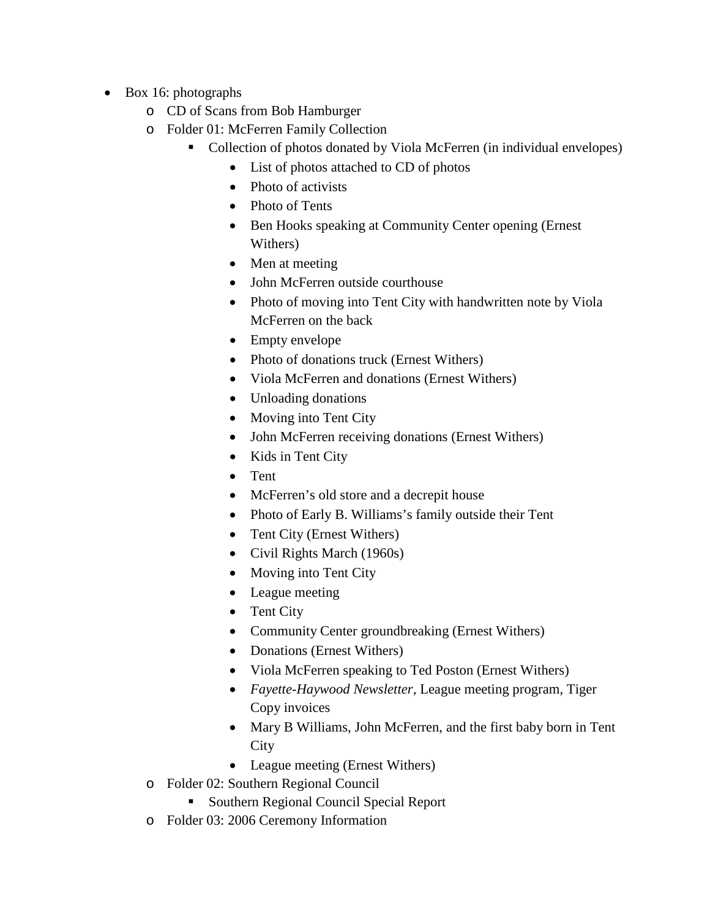- Box 16: photographs
  - CD of Scans from Bob Hamburger
  - Folder 01: McFerren Family Collection
    - Collection of photos donated by Viola McFerren (in individual envelopes)
      - List of photos attached to CD of photos
      - Photo of activists
      - Photo of Tents
      - Ben Hooks speaking at Community Center opening (Ernest Withers)
      - Men at meeting
      - John McFerren outside courthouse
      - Photo of moving into Tent City with handwritten note by Viola McFerren on the back
      - Empty envelope
      - Photo of donations truck (Ernest Withers)
      - Viola McFerren and donations (Ernest Withers)
      - Unloading donations
      - Moving into Tent City
      - John McFerren receiving donations (Ernest Withers)
      - Kids in Tent City
      - Tent
      - McFerren's old store and a decrepit house
      - Photo of Early B. Williams's family outside their Tent
      - Tent City (Ernest Withers)
      - Civil Rights March (1960s)
      - Moving into Tent City
      - League meeting
      - Tent City
      - Community Center groundbreaking (Ernest Withers)
      - Donations (Ernest Withers)
      - Viola McFerren speaking to Ted Poston (Ernest Withers)
      - *Fayette-Haywood Newsletter,* League meeting program, Tiger Copy invoices
      - Mary B Williams, John McFerren, and the first baby born in Tent City
      - League meeting (Ernest Withers)
  - Folder 02: Southern Regional Council
    - Southern Regional Council Special Report
  - Folder 03: 2006 Ceremony Information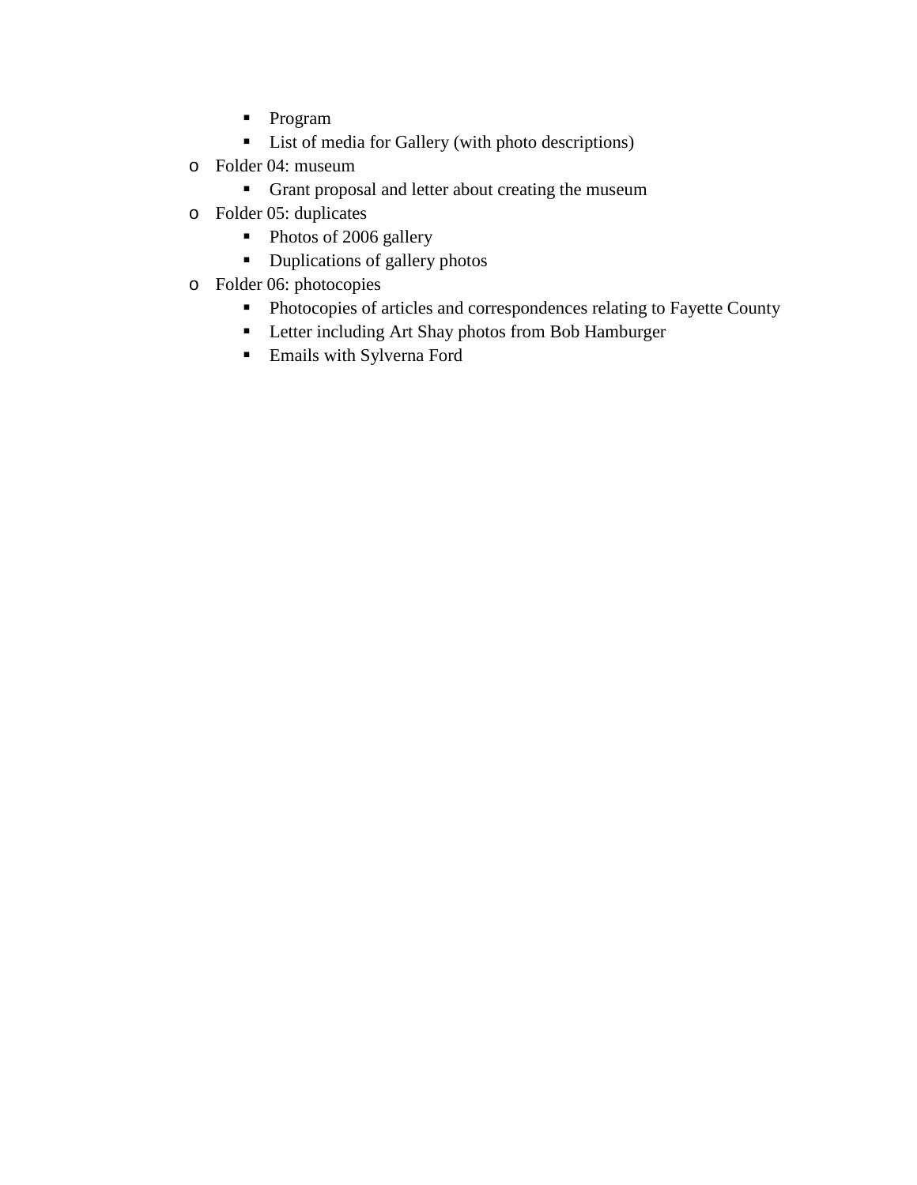- Program
    - List of media for Gallery (with photo descriptions)
- Folder 04: museum
    - Grant proposal and letter about creating the museum
- Folder 05: duplicates
    - Photos of 2006 gallery
    - Duplications of gallery photos
- Folder 06: photocopies
    - Photocopies of articles and correspondences relating to Fayette County
    - Letter including Art Shay photos from Bob Hamburger
    - Emails with Sylverna Ford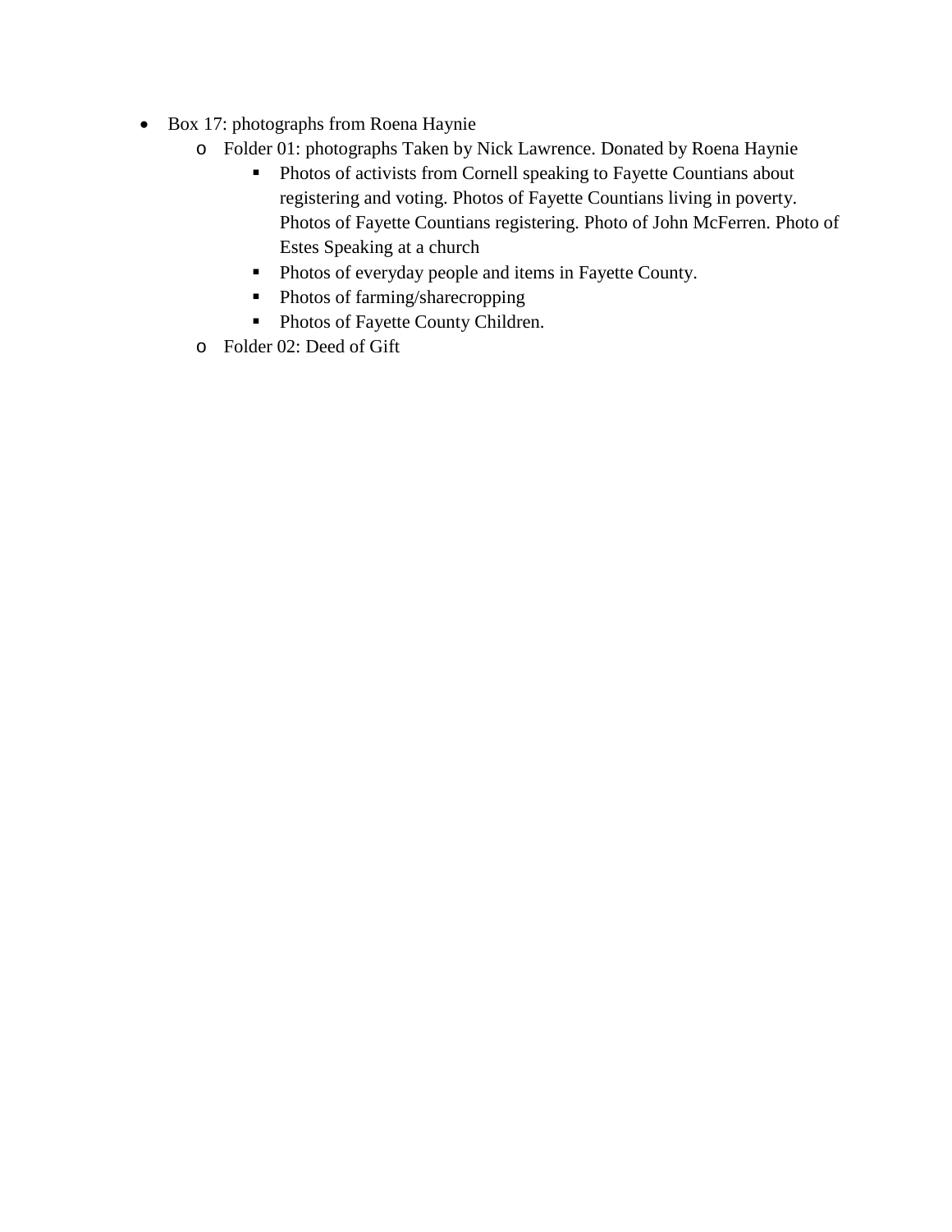- Box 17: photographs from Roena Haynie
  - Folder 01: photographs Taken by Nick Lawrence. Donated by Roena Haynie
    - Photos of activists from Cornell speaking to Fayette Countians about registering and voting. Photos of Fayette Countians living in poverty. Photos of Fayette Countians registering. Photo of John McFerren. Photo of Estes Speaking at a church
    - Photos of everyday people and items in Fayette County.
    - Photos of farming/sharecropping
    - Photos of Fayette County Children.
  - Folder 02: Deed of Gift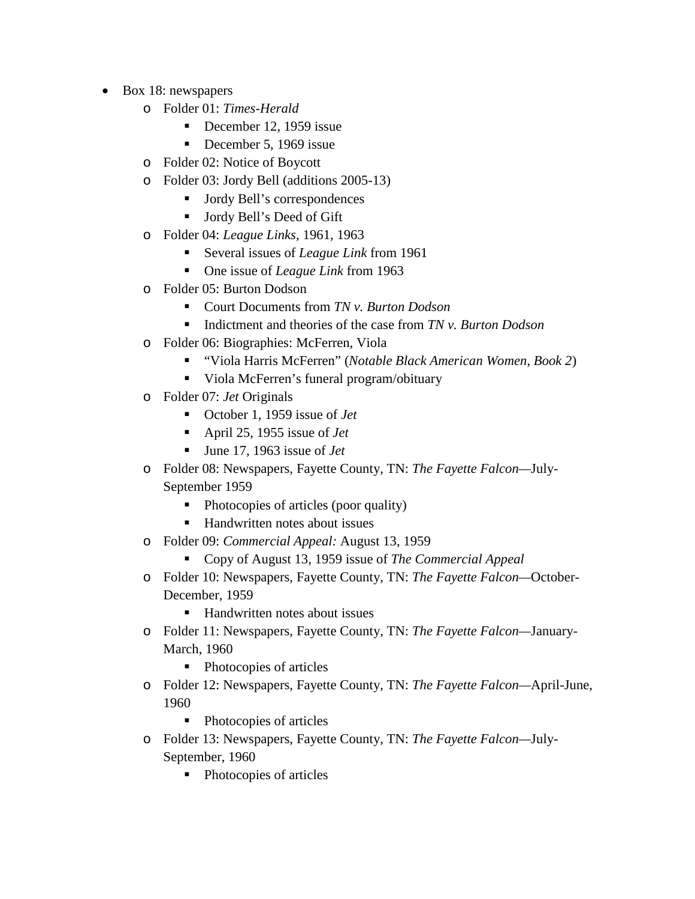- Box 18: newspapers
    - Folder 01: *Times-Herald*
        - December 12, 1959 issue
        - December 5, 1969 issue
    - Folder 02: Notice of Boycott
    - Folder 03: Jordy Bell (additions 2005-13)
        - Jordy Bell's correspondences
        - Jordy Bell's Deed of Gift
    - Folder 04: *League Links*, 1961, 1963
        - Several issues of *League Link* from 1961
        - One issue of *League Link* from 1963
    - Folder 05: Burton Dodson
        - Court Documents from *TN v. Burton Dodson*
        - Indictment and theories of the case from *TN v. Burton Dodson*
    - Folder 06: Biographies: McFerren, Viola
        - "Viola Harris McFerren" (*Notable Black American Women, Book 2*)
        - Viola McFerren's funeral program/obituary
    - Folder 07: *Jet* Originals
        - October 1, 1959 issue of *Jet*
        - April 25, 1955 issue of *Jet*
        - June 17, 1963 issue of *Jet*
    - Folder 08: Newspapers, Fayette County, TN: *The Fayette Falcon*—July-September 1959
        - Photocopies of articles (poor quality)
        - Handwritten notes about issues
    - Folder 09: *Commercial Appeal:* August 13, 1959
        - Copy of August 13, 1959 issue of *The Commercial Appeal*
    - Folder 10: Newspapers, Fayette County, TN: *The Fayette Falcon*—October-December, 1959
        - Handwritten notes about issues
    - Folder 11: Newspapers, Fayette County, TN: *The Fayette Falcon*—January-March, 1960
        - Photocopies of articles
    - Folder 12: Newspapers, Fayette County, TN: *The Fayette Falcon*—April-June, 1960
        - Photocopies of articles
    - Folder 13: Newspapers, Fayette County, TN: *The Fayette Falcon*—July-September, 1960
        - Photocopies of articles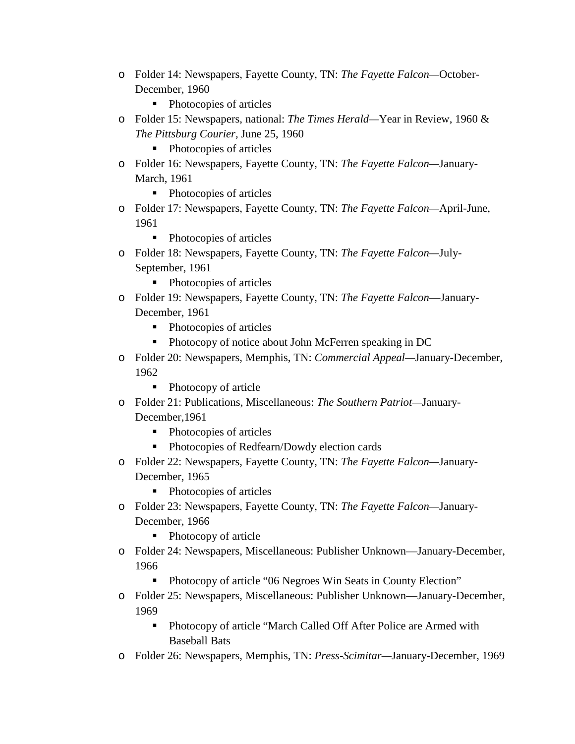- Folder 14: Newspapers, Fayette County, TN: *The Fayette Falcon*—October-December, 1960
  - Photocopies of articles
- Folder 15: Newspapers, national: *The Times Herald*—Year in Review, 1960 & *The Pittsburg Courier*, June 25, 1960
  - Photocopies of articles
- Folder 16: Newspapers, Fayette County, TN: *The Fayette Falcon*—January-March, 1961
  - Photocopies of articles
- Folder 17: Newspapers, Fayette County, TN: *The Fayette Falcon*—April-June, 1961
  - Photocopies of articles
- Folder 18: Newspapers, Fayette County, TN: *The Fayette Falcon*—July-September, 1961
  - Photocopies of articles
- Folder 19: Newspapers, Fayette County, TN: *The Fayette Falcon*—January-December, 1961
  - Photocopies of articles
  - Photocopy of notice about John McFerren speaking in DC
- Folder 20: Newspapers, Memphis, TN: *Commercial Appeal*—January-December, 1962
  - Photocopy of article
- Folder 21: Publications, Miscellaneous: *The Southern Patriot*—January-December,1961
  - Photocopies of articles
  - Photocopies of Redfearn/Dowdy election cards
- Folder 22: Newspapers, Fayette County, TN: *The Fayette Falcon*—January-December, 1965
  - Photocopies of articles
- Folder 23: Newspapers, Fayette County, TN: *The Fayette Falcon*—January-December, 1966
  - Photocopy of article
- Folder 24: Newspapers, Miscellaneous: Publisher Unknown—January-December, 1966
  - Photocopy of article "06 Negroes Win Seats in County Election"
- Folder 25: Newspapers, Miscellaneous: Publisher Unknown—January-December, 1969
  - Photocopy of article "March Called Off After Police are Armed with Baseball Bats
- Folder 26: Newspapers, Memphis, TN: *Press-Scimitar*—January-December, 1969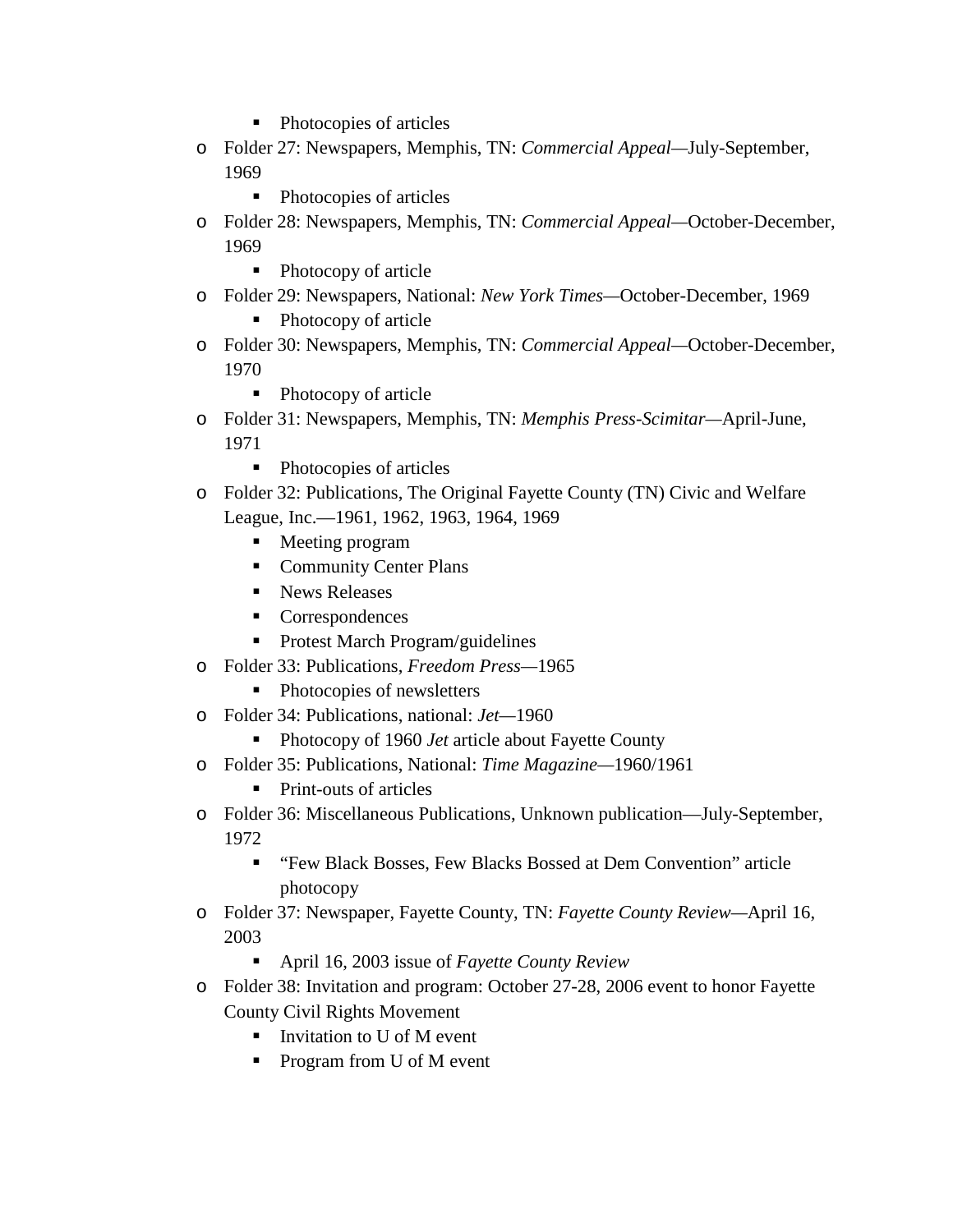- Photocopies of articles
    - Folder 27: Newspapers, Memphis, TN: *Commercial Appeal*—July-September, 1969
        - Photocopies of articles
    - Folder 28: Newspapers, Memphis, TN: *Commercial Appeal*—October-December, 1969
        - Photocopy of article
    - Folder 29: Newspapers, National: *New York Times*—October-December, 1969
        - Photocopy of article
    - Folder 30: Newspapers, Memphis, TN: *Commercial Appeal*—October-December, 1970
        - Photocopy of article
    - Folder 31: Newspapers, Memphis, TN: *Memphis Press-Scimitar*—April-June, 1971
        - Photocopies of articles
    - Folder 32: Publications, The Original Fayette County (TN) Civic and Welfare League, Inc.—1961, 1962, 1963, 1964, 1969
        - Meeting program
        - Community Center Plans
        - News Releases
        - Correspondences
        - Protest March Program/guidelines
    - Folder 33: Publications, *Freedom Press*—1965
        - Photocopies of newsletters
    - Folder 34: Publications, national: *Jet*—1960
        - Photocopy of 1960 *Jet* article about Fayette County
    - Folder 35: Publications, National: *Time Magazine*—1960/1961
        - Print-outs of articles
    - Folder 36: Miscellaneous Publications, Unknown publication—July-September, 1972
        - "Few Black Bosses, Few Blacks Bossed at Dem Convention" article photocopy
    - Folder 37: Newspaper, Fayette County, TN: *Fayette County Review*—April 16, 2003
        - April 16, 2003 issue of *Fayette County Review*
    - Folder 38: Invitation and program: October 27-28, 2006 event to honor Fayette County Civil Rights Movement
        - Invitation to U of M event
        - Program from U of M event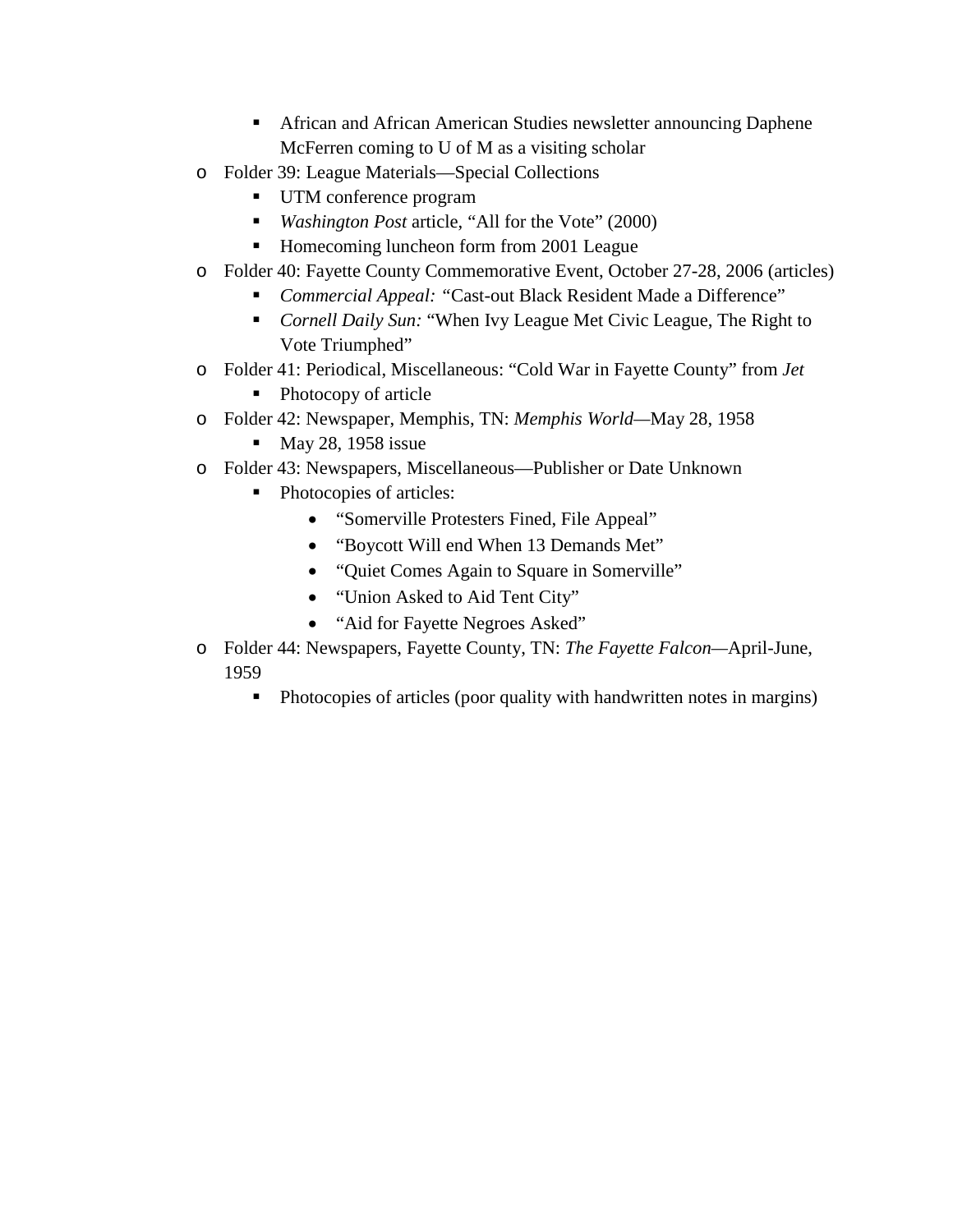- African and African American Studies newsletter announcing Daphene McFerren coming to U of M as a visiting scholar
- Folder 39: League Materials—Special Collections
    - UTM conference program
    - *Washington Post* article, "All for the Vote" (2000)
    - Homecoming luncheon form from 2001 League
- Folder 40: Fayette County Commemorative Event, October 27-28, 2006 (articles)
    - *Commercial Appeal:* "Cast-out Black Resident Made a Difference"
    - *Cornell Daily Sun:* "When Ivy League Met Civic League, The Right to Vote Triumphed"
- Folder 41: Periodical, Miscellaneous: "Cold War in Fayette County" from *Jet*
    - Photocopy of article
- Folder 42: Newspaper, Memphis, TN: *Memphis World*—May 28, 1958
    - May 28, 1958 issue
- Folder 43: Newspapers, Miscellaneous—Publisher or Date Unknown
    - Photocopies of articles:
        - "Somerville Protesters Fined, File Appeal"
        - "Boycott Will end When 13 Demands Met"
        - "Quiet Comes Again to Square in Somerville"
        - "Union Asked to Aid Tent City"
        - "Aid for Fayette Negroes Asked"
- Folder 44: Newspapers, Fayette County, TN: *The Fayette Falcon*—April-June, 1959
    - Photocopies of articles (poor quality with handwritten notes in margins)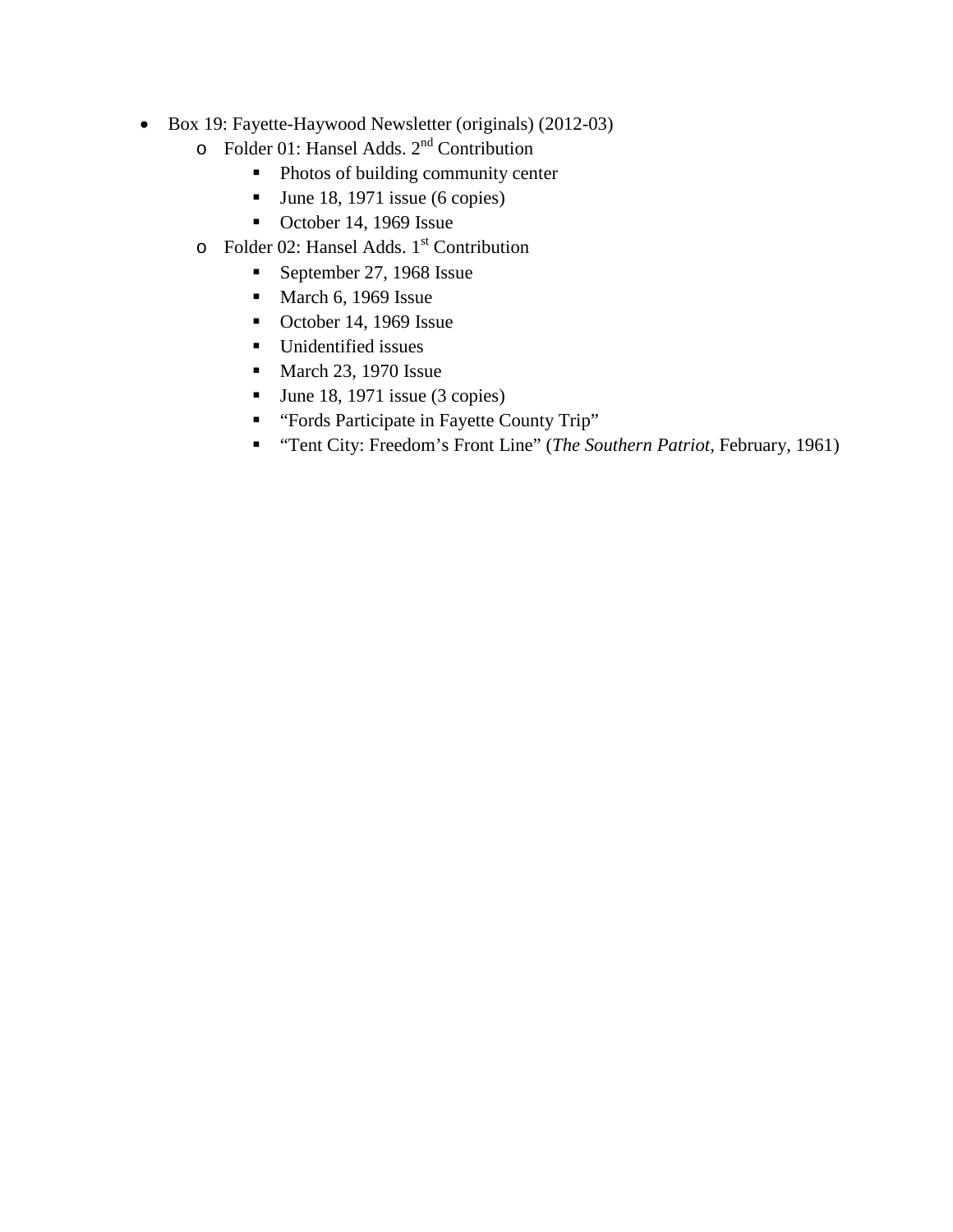- Box 19: Fayette-Haywood Newsletter (originals) (2012-03)
    - Folder 01: Hansel Adds. 2nd Contribution
        - Photos of building community center
        - June 18, 1971 issue (6 copies)
        - October 14, 1969 Issue
    - Folder 02: Hansel Adds. 1st Contribution
        - September 27, 1968 Issue
        - March 6, 1969 Issue
        - October 14, 1969 Issue
        - Unidentified issues
        - March 23, 1970 Issue
        - June 18, 1971 issue (3 copies)
        - "Fords Participate in Fayette County Trip"
        - "Tent City: Freedom's Front Line" (*The Southern Patriot*, February, 1961)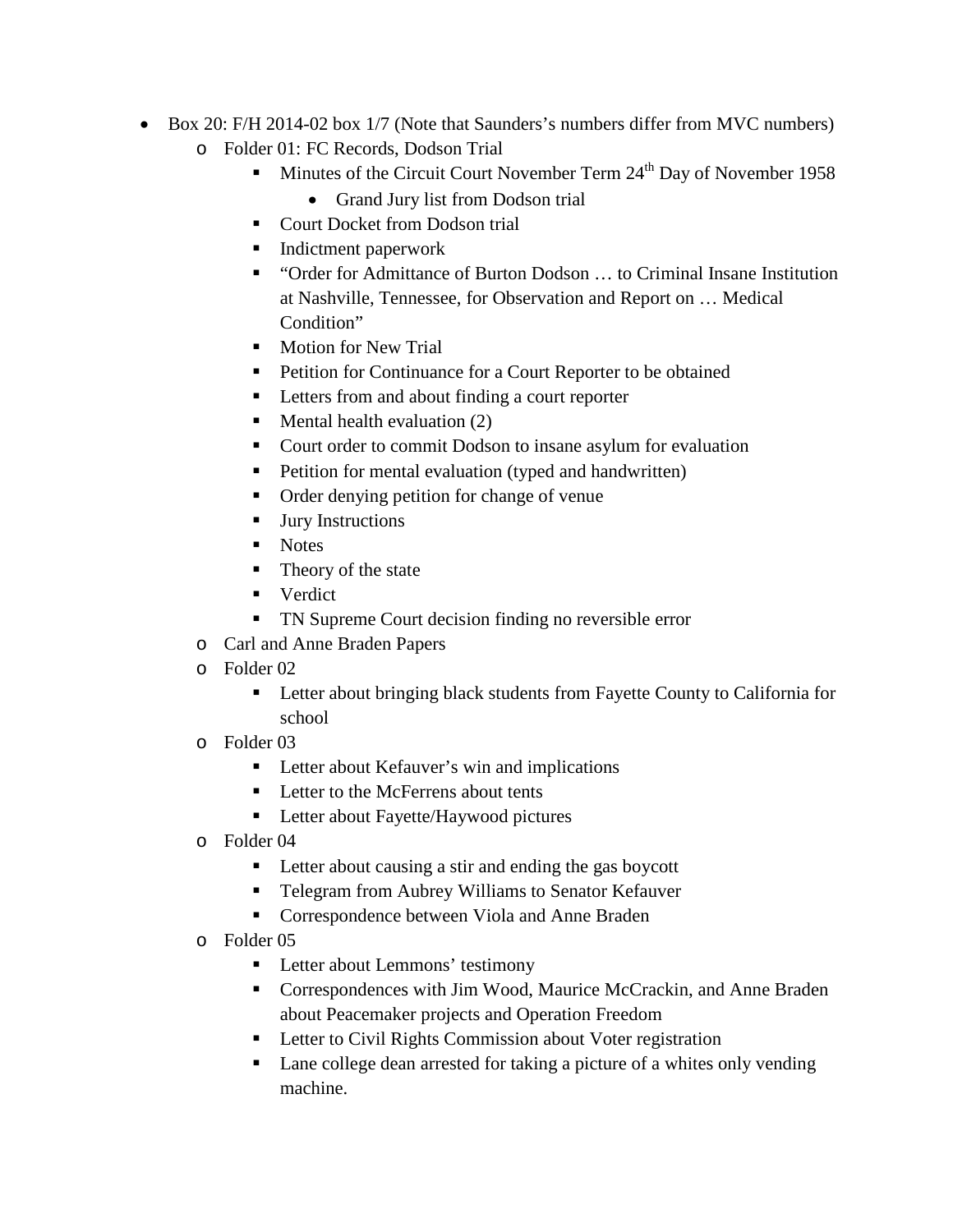- Box 20: F/H 2014-02 box 1/7 (Note that Saunders's numbers differ from MVC numbers)
    - Folder 01: FC Records, Dodson Trial
        - Minutes of the Circuit Court November Term 24th Day of November 1958
            - Grand Jury list from Dodson trial
        - Court Docket from Dodson trial
        - Indictment paperwork
        - "Order for Admittance of Burton Dodson … to Criminal Insane Institution at Nashville, Tennessee, for Observation and Report on … Medical Condition"
        - Motion for New Trial
        - Petition for Continuance for a Court Reporter to be obtained
        - Letters from and about finding a court reporter
        - Mental health evaluation (2)
        - Court order to commit Dodson to insane asylum for evaluation
        - Petition for mental evaluation (typed and handwritten)
        - Order denying petition for change of venue
        - Jury Instructions
        - Notes
        - Theory of the state
        - Verdict
        - TN Supreme Court decision finding no reversible error
    - Carl and Anne Braden Papers
    - Folder 02
        - Letter about bringing black students from Fayette County to California for school
    - Folder 03
        - Letter about Kefauver's win and implications
        - Letter to the McFerrens about tents
        - Letter about Fayette/Haywood pictures
    - Folder 04
        - Letter about causing a stir and ending the gas boycott
        - Telegram from Aubrey Williams to Senator Kefauver
        - Correspondence between Viola and Anne Braden
    - Folder 05
        - Letter about Lemmons' testimony
        - Correspondences with Jim Wood, Maurice McCrackin, and Anne Braden about Peacemaker projects and Operation Freedom
        - Letter to Civil Rights Commission about Voter registration
        - Lane college dean arrested for taking a picture of a whites only vending machine.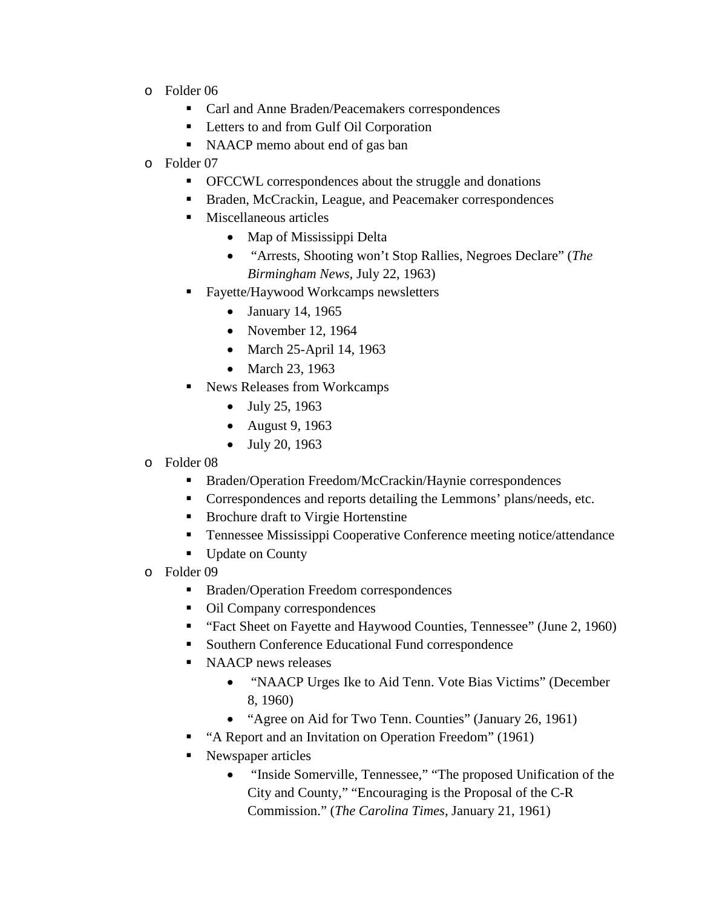- Folder 06
  - Carl and Anne Braden/Peacemakers correspondences
  - Letters to and from Gulf Oil Corporation
  - NAACP memo about end of gas ban
- Folder 07
  - OFCCWL correspondences about the struggle and donations
  - Braden, McCrackin, League, and Peacemaker correspondences
  - Miscellaneous articles
    - Map of Mississippi Delta
    - "Arrests, Shooting won't Stop Rallies, Negroes Declare" (*The Birmingham News*, July 22, 1963)
  - Fayette/Haywood Workcamps newsletters
    - January 14, 1965
    - November 12, 1964
    - March 25-April 14, 1963
    - March 23, 1963
  - News Releases from Workcamps
    - July 25, 1963
    - August 9, 1963
    - July 20, 1963
- Folder 08
  - Braden/Operation Freedom/McCrackin/Haynie correspondences
  - Correspondences and reports detailing the Lemmons' plans/needs, etc.
  - Brochure draft to Virgie Hortenstine
  - Tennessee Mississippi Cooperative Conference meeting notice/attendance
  - Update on County
- Folder 09
  - Braden/Operation Freedom correspondences
  - Oil Company correspondences
  - "Fact Sheet on Fayette and Haywood Counties, Tennessee" (June 2, 1960)
  - Southern Conference Educational Fund correspondence
  - NAACP news releases
    - "NAACP Urges Ike to Aid Tenn. Vote Bias Victims" (December 8, 1960)
    - "Agree on Aid for Two Tenn. Counties" (January 26, 1961)
  - "A Report and an Invitation on Operation Freedom" (1961)
  - Newspaper articles
    - "Inside Somerville, Tennessee," "The proposed Unification of the City and County," "Encouraging is the Proposal of the C-R Commission." (*The Carolina Times*, January 21, 1961)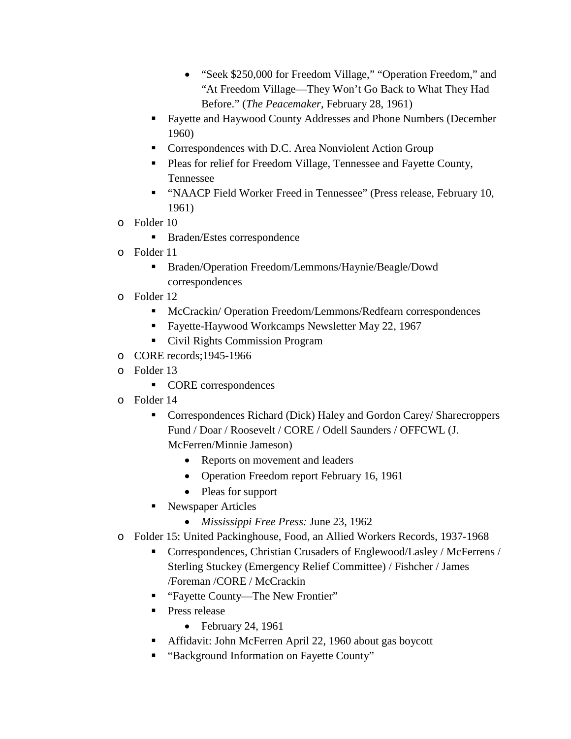- “Seek $250,000 for Freedom Village,” “Operation Freedom,” and “At Freedom Village—They Won’t Go Back to What They Had Before.” (*The Peacemaker*, February 28, 1961)
    - Fayette and Haywood County Addresses and Phone Numbers (December 1960)
    - Correspondences with D.C. Area Nonviolent Action Group
    - Pleas for relief for Freedom Village, Tennessee and Fayette County, Tennessee
    - “NAACP Field Worker Freed in Tennessee” (Press release, February 10, 1961)
- Folder 10
    - Braden/Estes correspondence
- Folder 11
    - Braden/Operation Freedom/Lemmons/Haynie/Beagle/Dowd correspondences
- Folder 12
    - McCrackin/ Operation Freedom/Lemmons/Redfearn correspondences
    - Fayette-Haywood Workcamps Newsletter May 22, 1967
    - Civil Rights Commission Program
- CORE records;1945-1966
- Folder 13
    - CORE correspondences
- Folder 14
    - Correspondences Richard (Dick) Haley and Gordon Carey/ Sharecroppers Fund / Doar / Roosevelt / CORE / Odell Saunders / OFFCWL (J. McFerren/Minnie Jameson)
        - Reports on movement and leaders
        - Operation Freedom report February 16, 1961
        - Pleas for support
    - Newspaper Articles
        - *Mississippi Free Press:* June 23, 1962
- Folder 15: United Packinghouse, Food, an Allied Workers Records, 1937-1968
    - Correspondences, Christian Crusaders of Englewood/Lasley / McFerrens / Sterling Stuckey (Emergency Relief Committee) / Fishcher / James /Foreman /CORE / McCrackin
    - “Fayette County—The New Frontier”
    - Press release
        - February 24, 1961
    - Affidavit: John McFerren April 22, 1960 about gas boycott
    - “Background Information on Fayette County”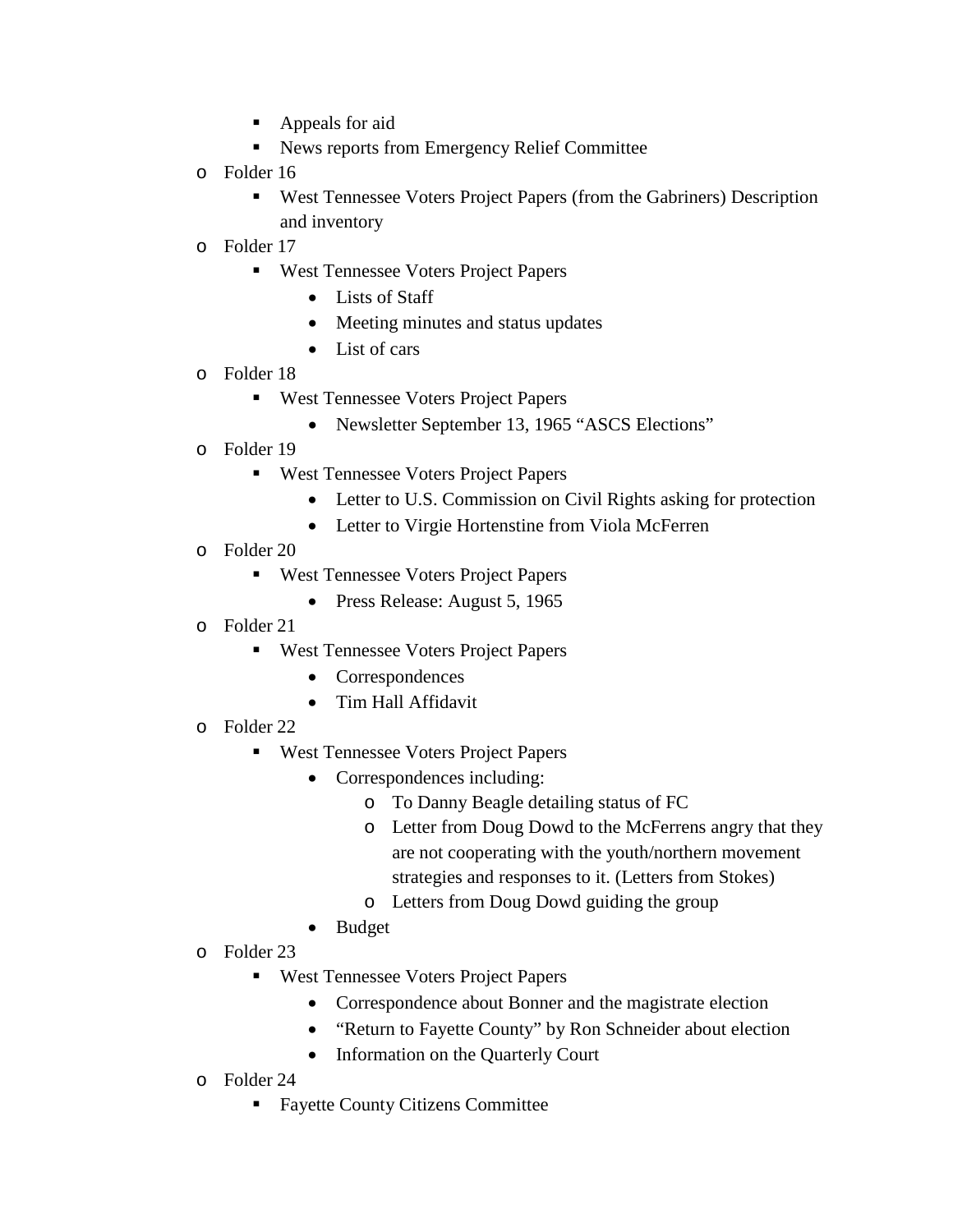- Appeals for aid
    - News reports from Emergency Relief Committee
- Folder 16
    - West Tennessee Voters Project Papers (from the Gabriners) Description and inventory
- Folder 17
    - West Tennessee Voters Project Papers
        - Lists of Staff
        - Meeting minutes and status updates
        - List of cars
- Folder 18
    - West Tennessee Voters Project Papers
        - Newsletter September 13, 1965 "ASCS Elections"
- Folder 19
    - West Tennessee Voters Project Papers
        - Letter to U.S. Commission on Civil Rights asking for protection
        - Letter to Virgie Hortenstine from Viola McFerren
- Folder 20
    - West Tennessee Voters Project Papers
        - Press Release: August 5, 1965
- Folder 21
    - West Tennessee Voters Project Papers
        - Correspondences
        - Tim Hall Affidavit
- Folder 22
    - West Tennessee Voters Project Papers
        - Correspondences including:
            - To Danny Beagle detailing status of FC
            - Letter from Doug Dowd to the McFerrens angry that they are not cooperating with the youth/northern movement strategies and responses to it. (Letters from Stokes)
            - Letters from Doug Dowd guiding the group
        - Budget
- Folder 23
    - West Tennessee Voters Project Papers
        - Correspondence about Bonner and the magistrate election
        - "Return to Fayette County" by Ron Schneider about election
        - Information on the Quarterly Court
- Folder 24
    - Fayette County Citizens Committee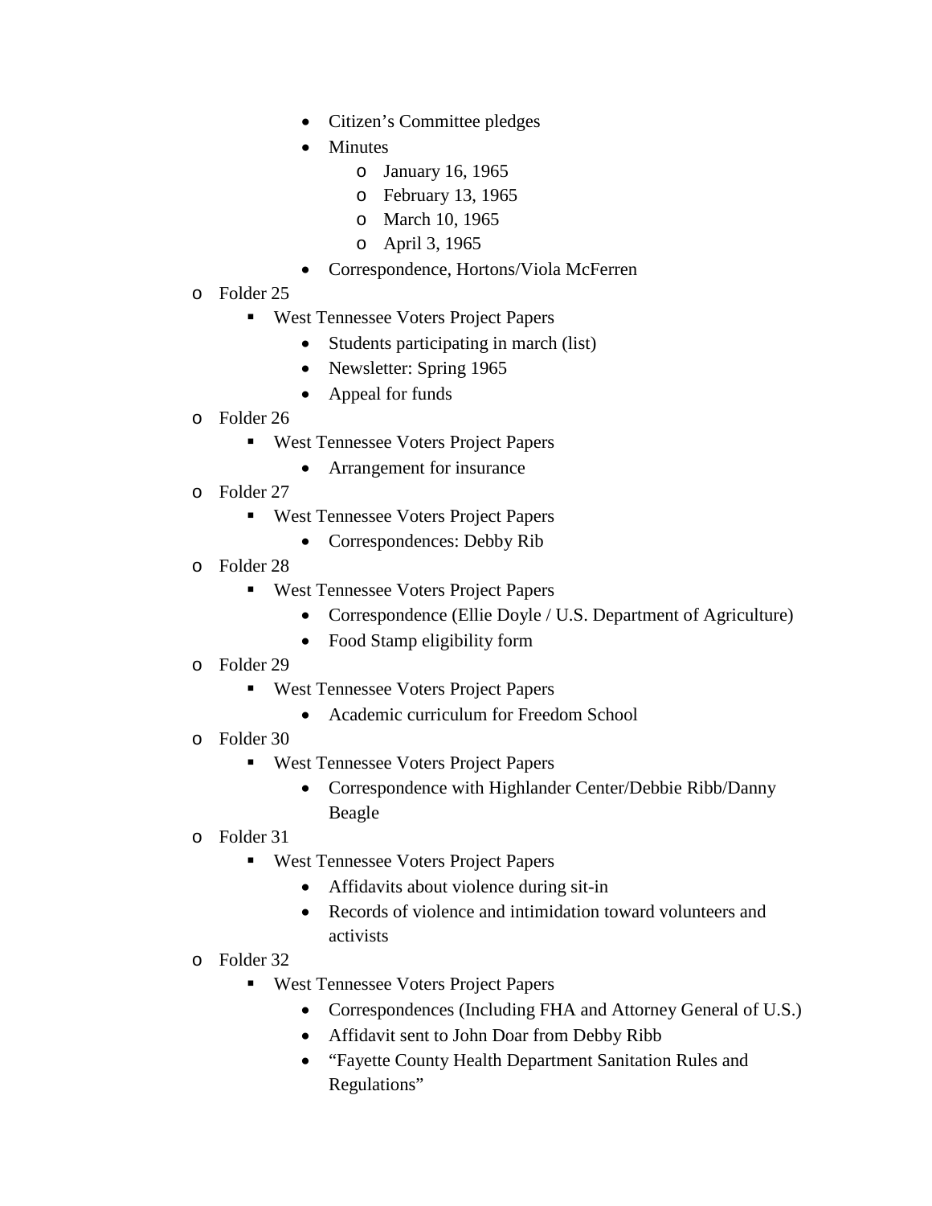- Citizen's Committee pledges
    - Minutes
      - January 16, 1965
      - February 13, 1965
      - March 10, 1965
      - April 3, 1965
    - Correspondence, Hortons/Viola McFerren
- Folder 25
  - West Tennessee Voters Project Papers
    - Students participating in march (list)
    - Newsletter: Spring 1965
    - Appeal for funds
- Folder 26
  - West Tennessee Voters Project Papers
    - Arrangement for insurance
- Folder 27
  - West Tennessee Voters Project Papers
    - Correspondences: Debby Rib
- Folder 28
  - West Tennessee Voters Project Papers
    - Correspondence (Ellie Doyle / U.S. Department of Agriculture)
    - Food Stamp eligibility form
- Folder 29
  - West Tennessee Voters Project Papers
    - Academic curriculum for Freedom School
- Folder 30
  - West Tennessee Voters Project Papers
    - Correspondence with Highlander Center/Debbie Ribb/Danny Beagle
- Folder 31
  - West Tennessee Voters Project Papers
    - Affidavits about violence during sit-in
    - Records of violence and intimidation toward volunteers and activists
- Folder 32
  - West Tennessee Voters Project Papers
    - Correspondences (Including FHA and Attorney General of U.S.)
    - Affidavit sent to John Doar from Debby Ribb
    - "Fayette County Health Department Sanitation Rules and Regulations"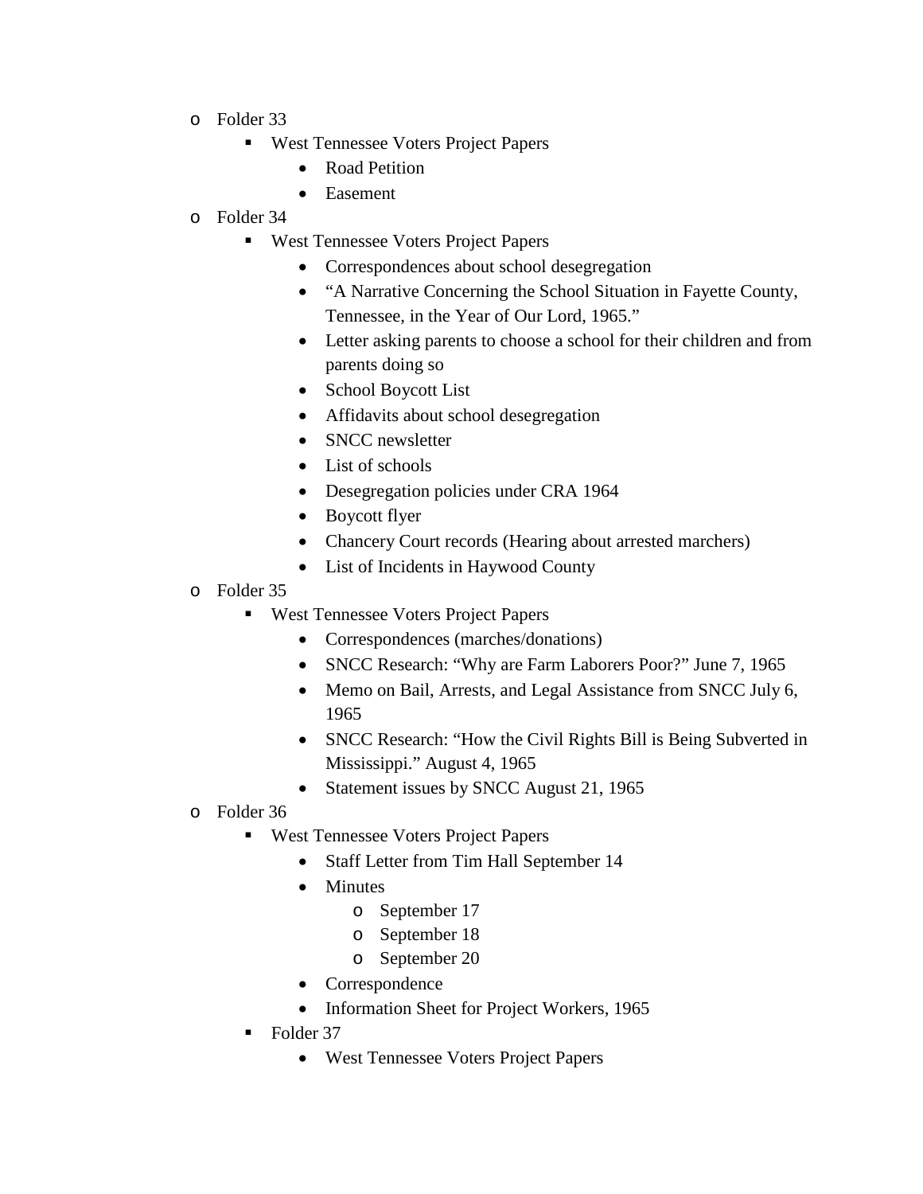- Folder 33
  - West Tennessee Voters Project Papers
    - Road Petition
    - Easement
- Folder 34
  - West Tennessee Voters Project Papers
    - Correspondences about school desegregation
    - "A Narrative Concerning the School Situation in Fayette County, Tennessee, in the Year of Our Lord, 1965."
    - Letter asking parents to choose a school for their children and from parents doing so
    - School Boycott List
    - Affidavits about school desegregation
    - SNCC newsletter
    - List of schools
    - Desegregation policies under CRA 1964
    - Boycott flyer
    - Chancery Court records (Hearing about arrested marchers)
    - List of Incidents in Haywood County
- Folder 35
  - West Tennessee Voters Project Papers
    - Correspondences (marches/donations)
    - SNCC Research: "Why are Farm Laborers Poor?" June 7, 1965
    - Memo on Bail, Arrests, and Legal Assistance from SNCC July 6, 1965
    - SNCC Research: "How the Civil Rights Bill is Being Subverted in Mississippi." August 4, 1965
    - Statement issues by SNCC August 21, 1965
- Folder 36
  - West Tennessee Voters Project Papers
    - Staff Letter from Tim Hall September 14
    - Minutes
      - September 17
      - September 18
      - September 20
    - Correspondence
    - Information Sheet for Project Workers, 1965
  - Folder 37
    - West Tennessee Voters Project Papers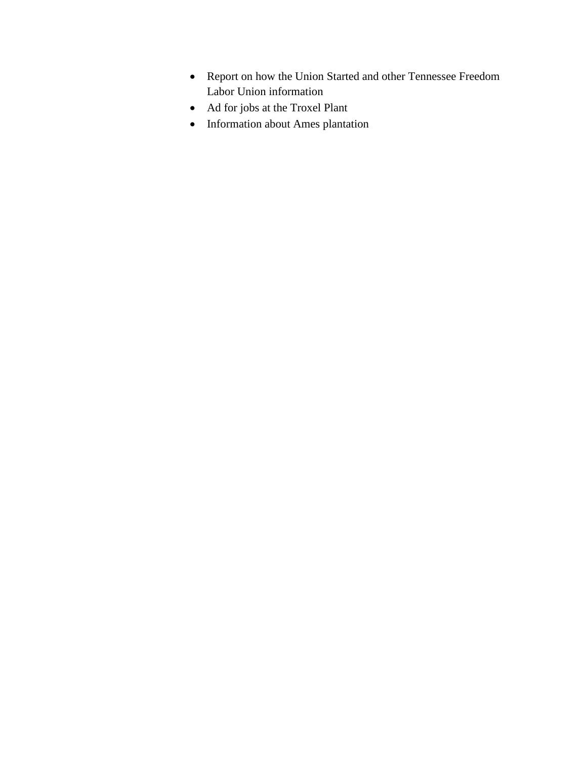- Report on how the Union Started and other Tennessee Freedom Labor Union information
- Ad for jobs at the Troxel Plant
- Information about Ames plantation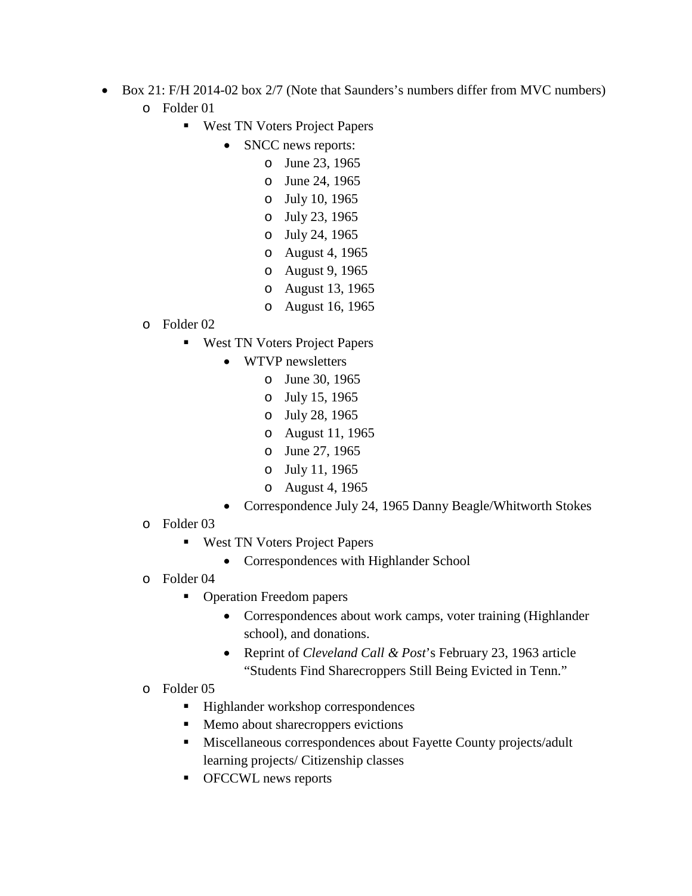- Box 21: F/H 2014-02 box 2/7 (Note that Saunders's numbers differ from MVC numbers)
    - Folder 01
        - West TN Voters Project Papers
            - SNCC news reports:
                - June 23, 1965
                - June 24, 1965
                - July 10, 1965
                - July 23, 1965
                - July 24, 1965
                - August 4, 1965
                - August 9, 1965
                - August 13, 1965
                - August 16, 1965
    - Folder 02
        - West TN Voters Project Papers
            - WTVP newsletters
                - June 30, 1965
                - July 15, 1965
                - July 28, 1965
                - August 11, 1965
                - June 27, 1965
                - July 11, 1965
                - August 4, 1965
            - Correspondence July 24, 1965 Danny Beagle/Whitworth Stokes
    - Folder 03
        - West TN Voters Project Papers
            - Correspondences with Highlander School
    - Folder 04
        - Operation Freedom papers
            - Correspondences about work camps, voter training (Highlander school), and donations.
            - Reprint of *Cleveland Call & Post*'s February 23, 1963 article "Students Find Sharecroppers Still Being Evicted in Tenn."
    - Folder 05
        - Highlander workshop correspondences
        - Memo about sharecroppers evictions
        - Miscellaneous correspondences about Fayette County projects/adult learning projects/ Citizenship classes
        - OFCCWL news reports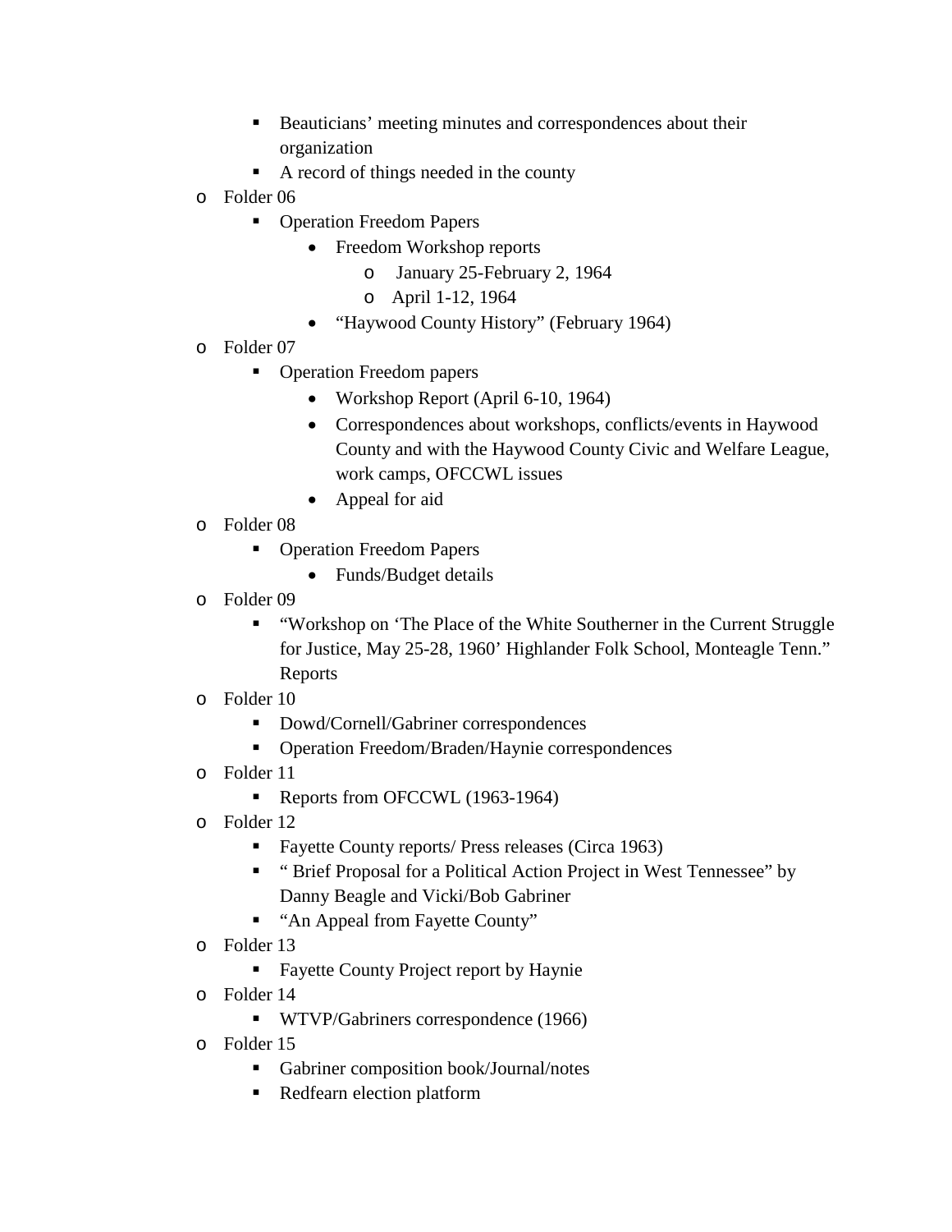- Beauticians' meeting minutes and correspondences about their organization
    - A record of things needed in the county
- Folder 06
    - Operation Freedom Papers
        - Freedom Workshop reports
            - January 25-February 2, 1964
            - April 1-12, 1964
        - "Haywood County History" (February 1964)
- Folder 07
    - Operation Freedom papers
        - Workshop Report (April 6-10, 1964)
        - Correspondences about workshops, conflicts/events in Haywood County and with the Haywood County Civic and Welfare League, work camps, OFCCWL issues
        - Appeal for aid
- Folder 08
    - Operation Freedom Papers
        - Funds/Budget details
- Folder 09
    - "Workshop on 'The Place of the White Southerner in the Current Struggle for Justice, May 25-28, 1960' Highlander Folk School, Monteagle Tenn." Reports
- Folder 10
    - Dowd/Cornell/Gabriner correspondences
    - Operation Freedom/Braden/Haynie correspondences
- Folder 11
    - Reports from OFCCWL (1963-1964)
- Folder 12
    - Fayette County reports/ Press releases (Circa 1963)
    - " Brief Proposal for a Political Action Project in West Tennessee" by Danny Beagle and Vicki/Bob Gabriner
    - "An Appeal from Fayette County"
- Folder 13
    - Fayette County Project report by Haynie
- Folder 14
    - WTVP/Gabriners correspondence (1966)
- Folder 15
    - Gabriner composition book/Journal/notes
    - Redfearn election platform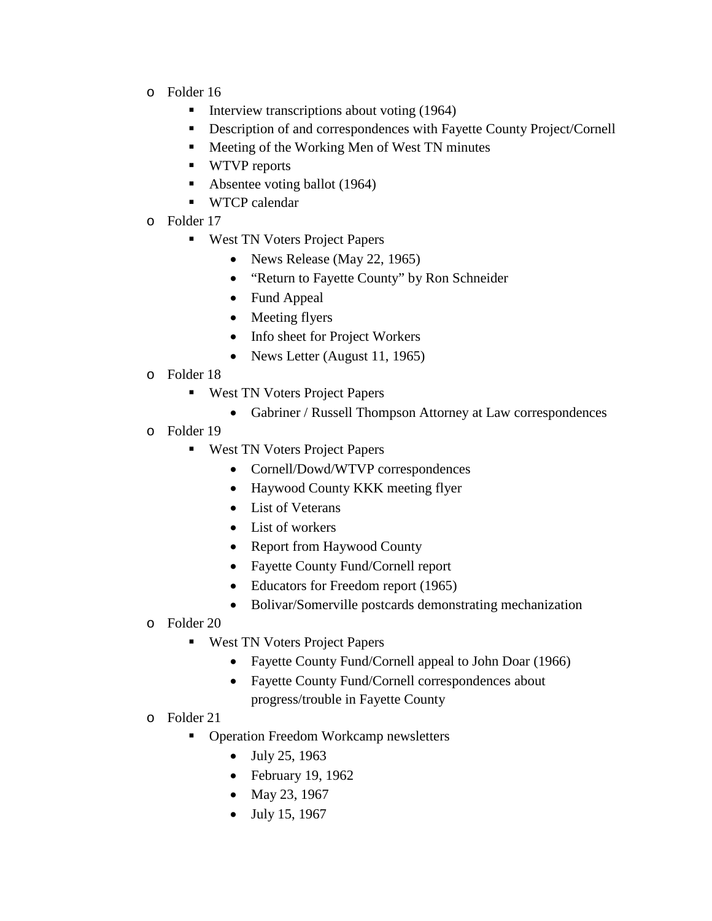- Folder 16
    - Interview transcriptions about voting (1964)
    - Description of and correspondences with Fayette County Project/Cornell
    - Meeting of the Working Men of West TN minutes
    - WTVP reports
    - Absentee voting ballot (1964)
    - WTCP calendar
- Folder 17
    - West TN Voters Project Papers
        - News Release (May 22, 1965)
        - "Return to Fayette County" by Ron Schneider
        - Fund Appeal
        - Meeting flyers
        - Info sheet for Project Workers
        - News Letter (August 11, 1965)
- Folder 18
    - West TN Voters Project Papers
        - Gabriner / Russell Thompson Attorney at Law correspondences
- Folder 19
    - West TN Voters Project Papers
        - Cornell/Dowd/WTVP correspondences
        - Haywood County KKK meeting flyer
        - List of Veterans
        - List of workers
        - Report from Haywood County
        - Fayette County Fund/Cornell report
        - Educators for Freedom report (1965)
        - Bolivar/Somerville postcards demonstrating mechanization
- Folder 20
    - West TN Voters Project Papers
        - Fayette County Fund/Cornell appeal to John Doar (1966)
        - Fayette County Fund/Cornell correspondences about progress/trouble in Fayette County
- Folder 21
    - Operation Freedom Workcamp newsletters
        - July 25, 1963
        - February 19, 1962
        - May 23, 1967
        - July 15, 1967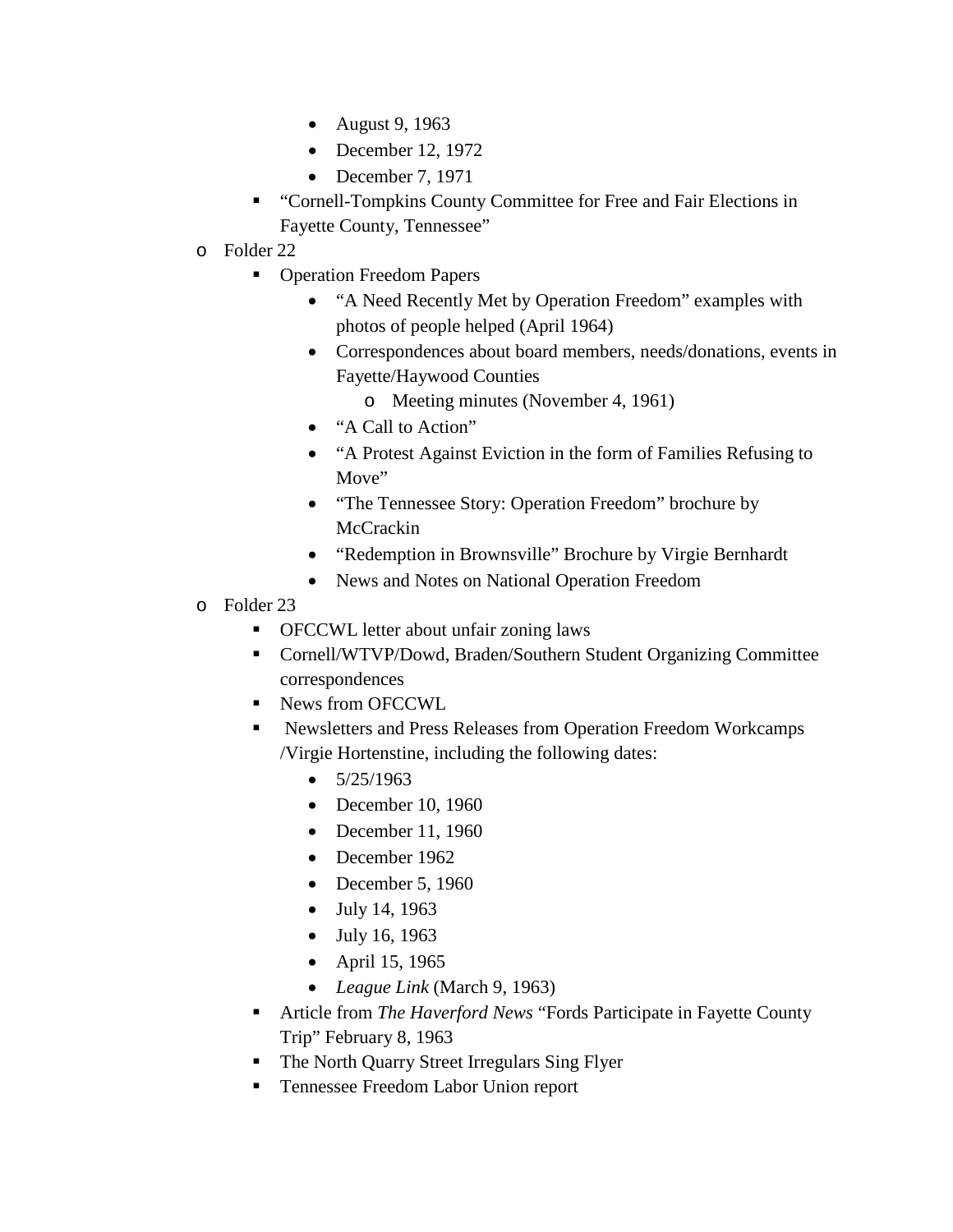- August 9, 1963
      - December 12, 1972
      - December 7, 1971
    - "Cornell-Tompkins County Committee for Free and Fair Elections in Fayette County, Tennessee"
- Folder 22
    - Operation Freedom Papers
      - "A Need Recently Met by Operation Freedom" examples with photos of people helped (April 1964)
      - Correspondences about board members, needs/donations, events in Fayette/Haywood Counties
        - Meeting minutes (November 4, 1961)
      - "A Call to Action"
      - "A Protest Against Eviction in the form of Families Refusing to Move"
      - "The Tennessee Story: Operation Freedom" brochure by McCrackin
      - "Redemption in Brownsville" Brochure by Virgie Bernhardt
      - News and Notes on National Operation Freedom
- Folder 23
    - OFCCWL letter about unfair zoning laws
    - Cornell/WTVP/Dowd, Braden/Southern Student Organizing Committee correspondences
    - News from OFCCWL
    - Newsletters and Press Releases from Operation Freedom Workcamps /Virgie Hortenstine, including the following dates:
      - 5/25/1963
      - December 10, 1960
      - December 11, 1960
      - December 1962
      - December 5, 1960
      - July 14, 1963
      - July 16, 1963
      - April 15, 1965
      - *League Link* (March 9, 1963)
    - Article from *The Haverford News* "Fords Participate in Fayette County Trip" February 8, 1963
    - The North Quarry Street Irregulars Sing Flyer
    - Tennessee Freedom Labor Union report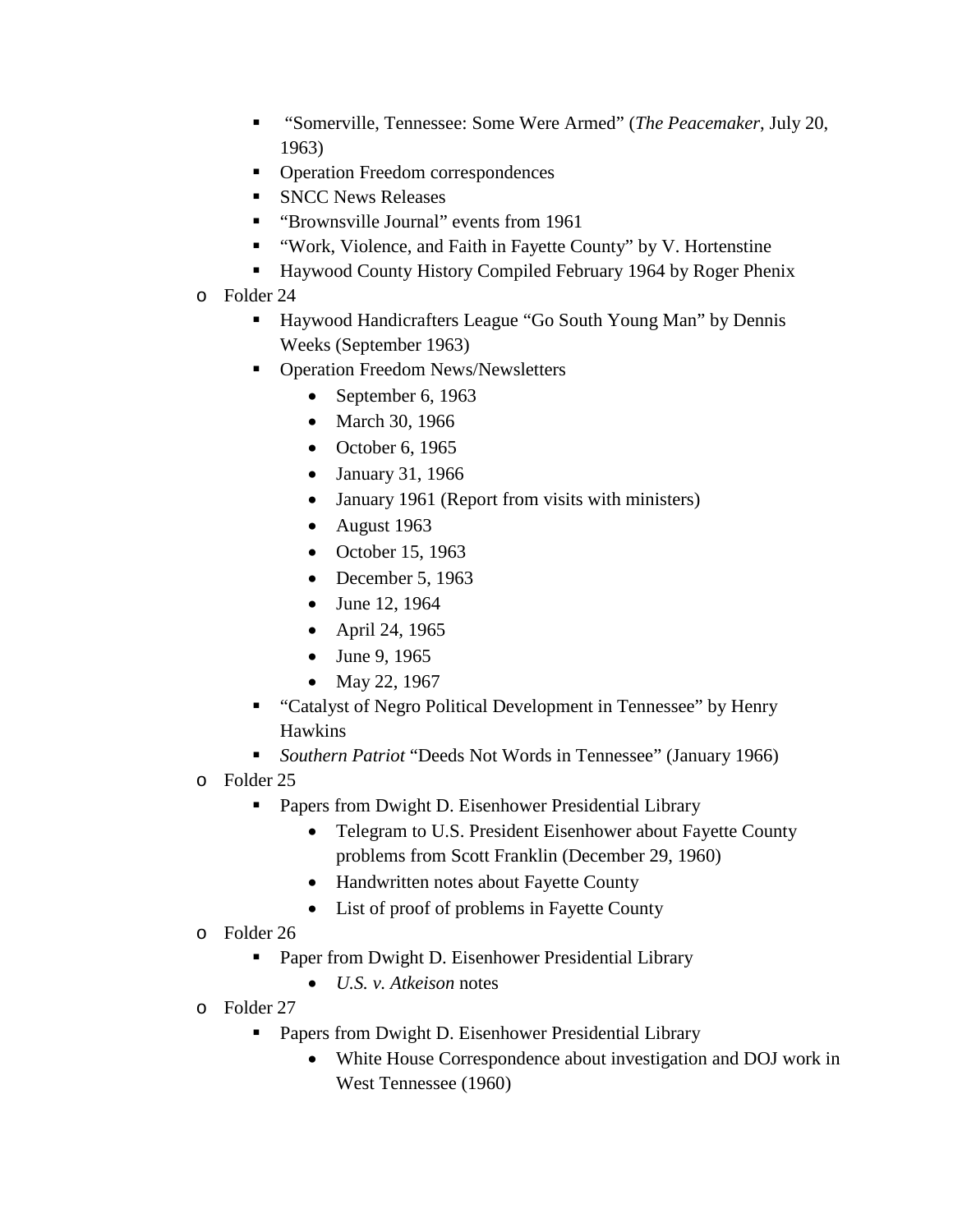- "Somerville, Tennessee: Some Were Armed" (*The Peacemaker*, July 20, 1963)
    - Operation Freedom correspondences
    - SNCC News Releases
    - "Brownsville Journal" events from 1961
    - "Work, Violence, and Faith in Fayette County" by V. Hortenstine
    - Haywood County History Compiled February 1964 by Roger Phenix
- Folder 24
    - Haywood Handicrafters League "Go South Young Man" by Dennis Weeks (September 1963)
    - Operation Freedom News/Newsletters
        - September 6, 1963
        - March 30, 1966
        - October 6, 1965
        - January 31, 1966
        - January 1961 (Report from visits with ministers)
        - August 1963
        - October 15, 1963
        - December 5, 1963
        - June 12, 1964
        - April 24, 1965
        - June 9, 1965
        - May 22, 1967
    - "Catalyst of Negro Political Development in Tennessee" by Henry Hawkins
    - *Southern Patriot* "Deeds Not Words in Tennessee" (January 1966)
- Folder 25
    - Papers from Dwight D. Eisenhower Presidential Library
        - Telegram to U.S. President Eisenhower about Fayette County problems from Scott Franklin (December 29, 1960)
        - Handwritten notes about Fayette County
        - List of proof of problems in Fayette County
- Folder 26
    - Paper from Dwight D. Eisenhower Presidential Library
        - *U.S. v. Atkeison* notes
- Folder 27
    - Papers from Dwight D. Eisenhower Presidential Library
        - White House Correspondence about investigation and DOJ work in West Tennessee (1960)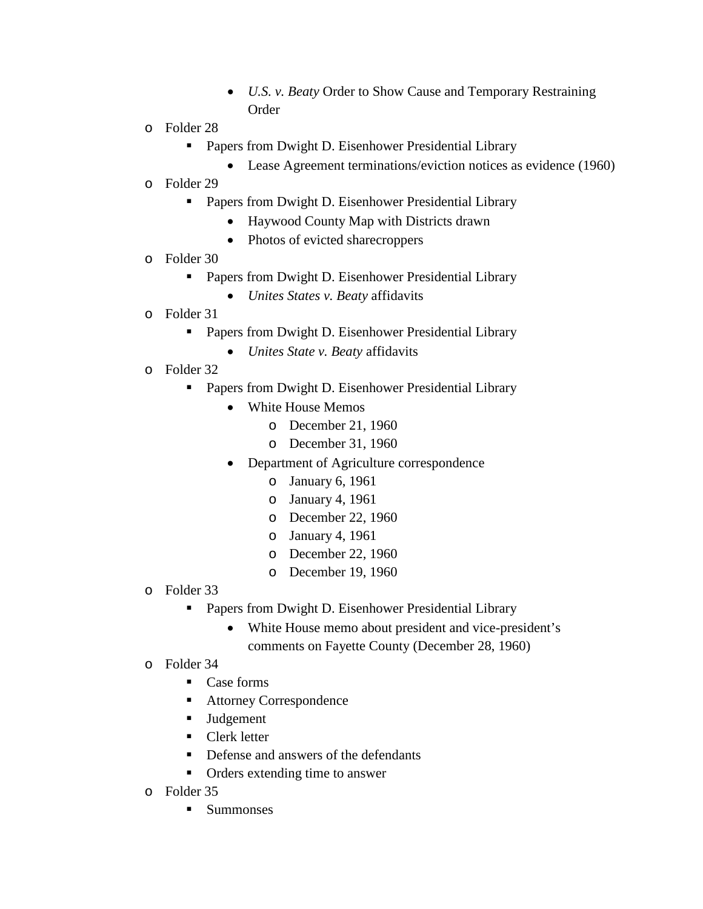- *U.S. v. Beaty* Order to Show Cause and Temporary Restraining Order
- Folder 28
  - Papers from Dwight D. Eisenhower Presidential Library
    - Lease Agreement terminations/eviction notices as evidence (1960)
- Folder 29
  - Papers from Dwight D. Eisenhower Presidential Library
    - Haywood County Map with Districts drawn
    - Photos of evicted sharecroppers
- Folder 30
  - Papers from Dwight D. Eisenhower Presidential Library
    - *Unites States v. Beaty* affidavits
- Folder 31
  - Papers from Dwight D. Eisenhower Presidential Library
    - *Unites State v. Beaty* affidavits
- Folder 32
  - Papers from Dwight D. Eisenhower Presidential Library
    - White House Memos
      - December 21, 1960
      - December 31, 1960
    - Department of Agriculture correspondence
      - January 6, 1961
      - January 4, 1961
      - December 22, 1960
      - January 4, 1961
      - December 22, 1960
      - December 19, 1960
- Folder 33
  - Papers from Dwight D. Eisenhower Presidential Library
    - White House memo about president and vice-president's comments on Fayette County (December 28, 1960)
- Folder 34
  - Case forms
  - Attorney Correspondence
  - Judgement
  - Clerk letter
  - Defense and answers of the defendants
  - Orders extending time to answer
- Folder 35
  - Summonses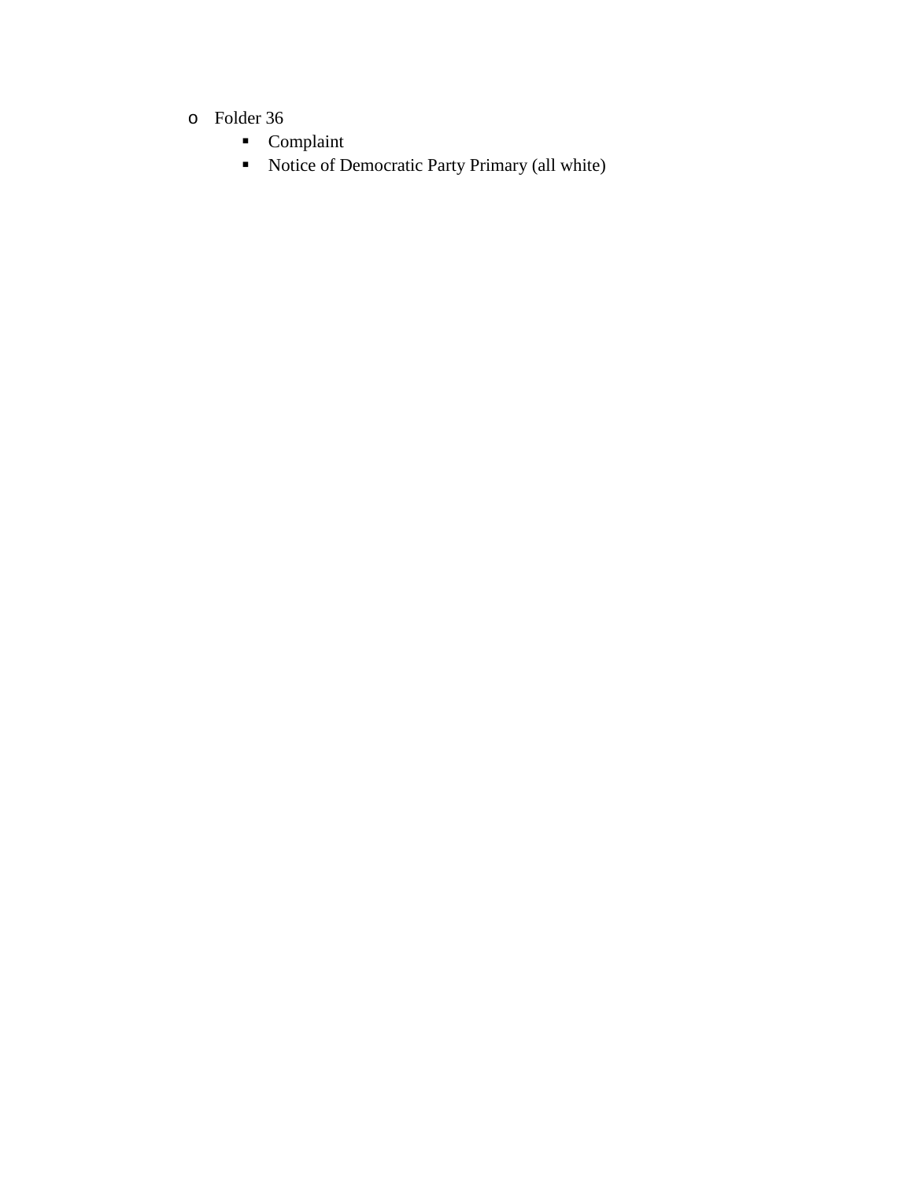- Folder 36
  - Complaint
  - Notice of Democratic Party Primary (all white)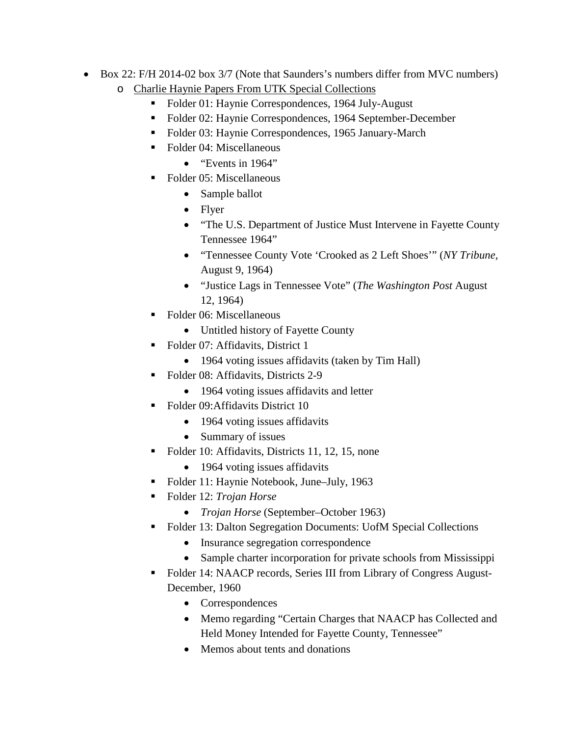- Box 22: F/H 2014-02 box 3/7 (Note that Saunders's numbers differ from MVC numbers)
  - Charlie Haynie Papers From UTK Special Collections
    - Folder 01: Haynie Correspondences, 1964 July-August
    - Folder 02: Haynie Correspondences, 1964 September-December
    - Folder 03: Haynie Correspondences, 1965 January-March
    - Folder 04: Miscellaneous
      - "Events in 1964"
    - Folder 05: Miscellaneous
      - Sample ballot
      - Flyer
      - "The U.S. Department of Justice Must Intervene in Fayette County Tennessee 1964"
      - "Tennessee County Vote 'Crooked as 2 Left Shoes'" (*NY Tribune,* August 9, 1964)
      - "Justice Lags in Tennessee Vote" (*The Washington Post* August 12, 1964)
    - Folder 06: Miscellaneous
      - Untitled history of Fayette County
    - Folder 07: Affidavits, District 1
      - 1964 voting issues affidavits (taken by Tim Hall)
    - Folder 08: Affidavits, Districts 2-9
      - 1964 voting issues affidavits and letter
    - Folder 09:Affidavits District 10
      - 1964 voting issues affidavits
      - Summary of issues
    - Folder 10: Affidavits, Districts 11, 12, 15, none
      - 1964 voting issues affidavits
    - Folder 11: Haynie Notebook, June–July, 1963
    - Folder 12: *Trojan Horse*
      - *Trojan Horse* (September–October 1963)
    - Folder 13: Dalton Segregation Documents: UofM Special Collections
      - Insurance segregation correspondence
      - Sample charter incorporation for private schools from Mississippi
    - Folder 14: NAACP records, Series III from Library of Congress August-December, 1960
      - Correspondences
      - Memo regarding "Certain Charges that NAACP has Collected and Held Money Intended for Fayette County, Tennessee"
      - Memos about tents and donations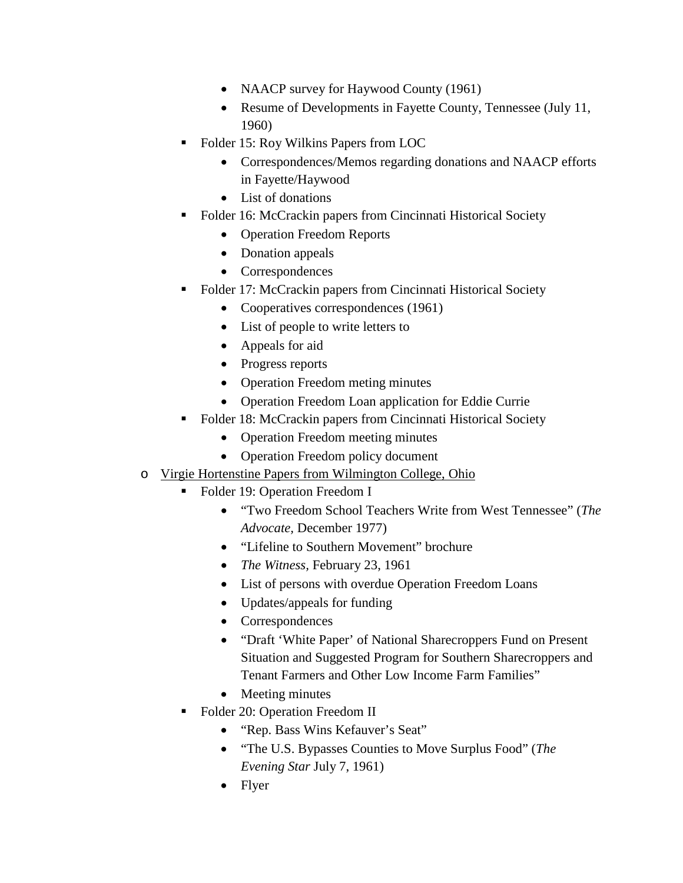- NAACP survey for Haywood County (1961)
        - Resume of Developments in Fayette County, Tennessee (July 11, 1960)
    - Folder 15: Roy Wilkins Papers from LOC
        - Correspondences/Memos regarding donations and NAACP efforts in Fayette/Haywood
        - List of donations
    - Folder 16: McCrackin papers from Cincinnati Historical Society
        - Operation Freedom Reports
        - Donation appeals
        - Correspondences
    - Folder 17: McCrackin papers from Cincinnati Historical Society
        - Cooperatives correspondences (1961)
        - List of people to write letters to
        - Appeals for aid
        - Progress reports
        - Operation Freedom meting minutes
        - Operation Freedom Loan application for Eddie Currie
    - Folder 18: McCrackin papers from Cincinnati Historical Society
        - Operation Freedom meeting minutes
        - Operation Freedom policy document
- <u>Virgie Hortenstine Papers from Wilmington College, Ohio</u>
    - Folder 19: Operation Freedom I
        - "Two Freedom School Teachers Write from West Tennessee" (*The Advocate,* December 1977)
        - "Lifeline to Southern Movement" brochure
        - *The Witness*, February 23, 1961
        - List of persons with overdue Operation Freedom Loans
        - Updates/appeals for funding
        - Correspondences
        - "Draft 'White Paper' of National Sharecroppers Fund on Present Situation and Suggested Program for Southern Sharecroppers and Tenant Farmers and Other Low Income Farm Families"
        - Meeting minutes
    - Folder 20: Operation Freedom II
        - "Rep. Bass Wins Kefauver's Seat"
        - "The U.S. Bypasses Counties to Move Surplus Food" (*The Evening Star* July 7, 1961)
        - Flyer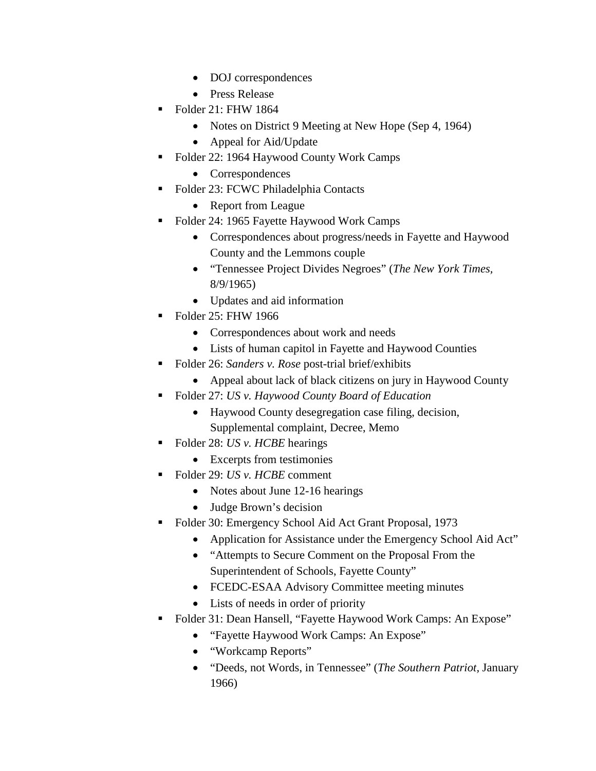- DOJ correspondences
- Press Release

- Folder 21: FHW 1864
  - Notes on District 9 Meeting at New Hope (Sep 4, 1964)
  - Appeal for Aid/Update
- Folder 22: 1964 Haywood County Work Camps
  - Correspondences
- Folder 23: FCWC Philadelphia Contacts
  - Report from League
- Folder 24: 1965 Fayette Haywood Work Camps
  - Correspondences about progress/needs in Fayette and Haywood County and the Lemmons couple
  - "Tennessee Project Divides Negroes" (*The New York Times*, 8/9/1965)
  - Updates and aid information
- Folder 25: FHW 1966
  - Correspondences about work and needs
  - Lists of human capitol in Fayette and Haywood Counties
- Folder 26: *Sanders v. Rose* post-trial brief/exhibits
  - Appeal about lack of black citizens on jury in Haywood County
- Folder 27: *US v. Haywood County Board of Education*
  - Haywood County desegregation case filing, decision, Supplemental complaint, Decree, Memo
- Folder 28: *US v. HCBE* hearings
  - Excerpts from testimonies
- Folder 29: *US v. HCBE* comment
  - Notes about June 12-16 hearings
  - Judge Brown's decision
- Folder 30: Emergency School Aid Act Grant Proposal, 1973
  - Application for Assistance under the Emergency School Aid Act"
  - "Attempts to Secure Comment on the Proposal From the Superintendent of Schools, Fayette County"
  - FCEDC-ESAA Advisory Committee meeting minutes
  - Lists of needs in order of priority
- Folder 31: Dean Hansell, "Fayette Haywood Work Camps: An Expose"
  - "Fayette Haywood Work Camps: An Expose"
  - "Workcamp Reports"
  - "Deeds, not Words, in Tennessee" (*The Southern Patriot*, January 1966)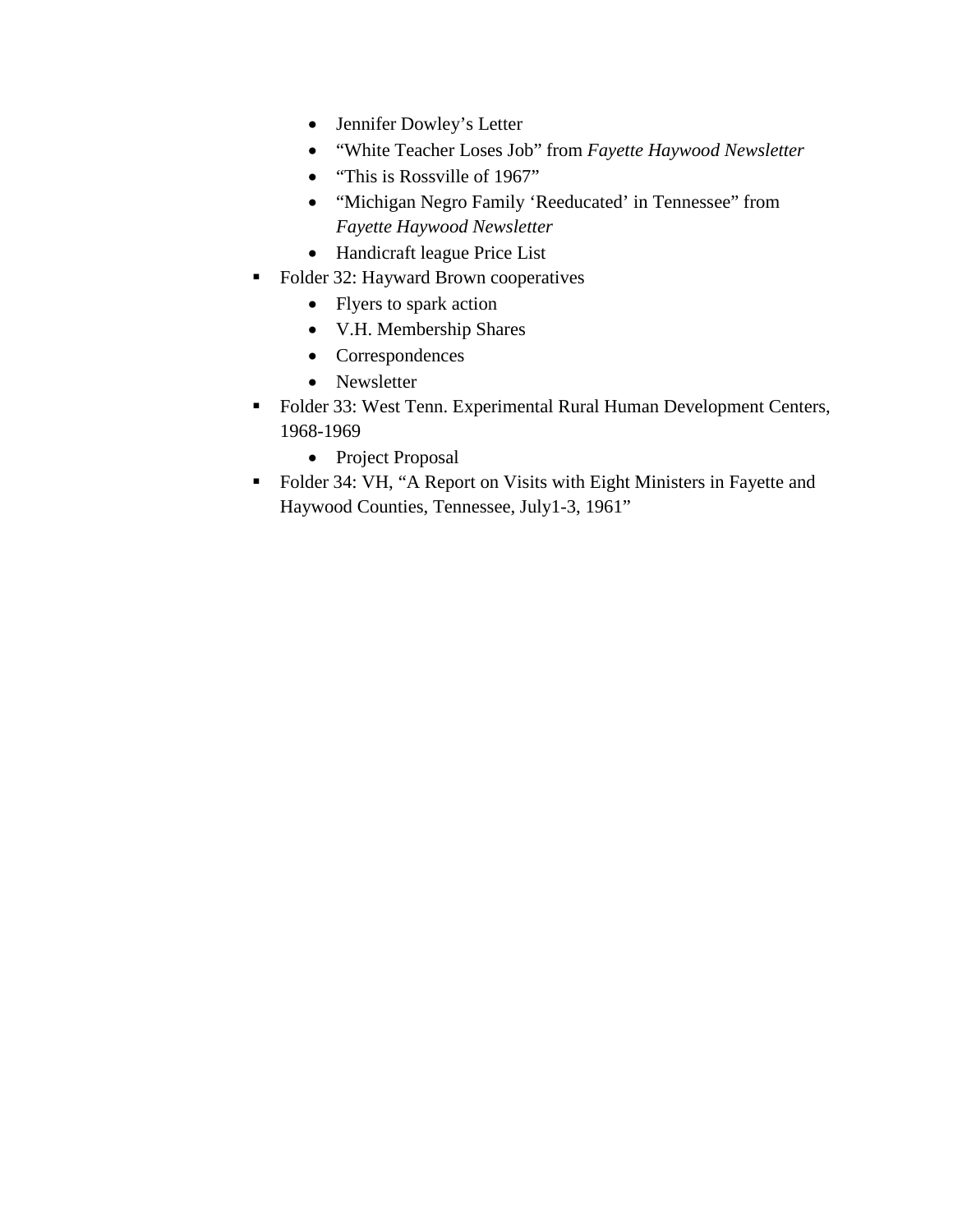- Jennifer Dowley's Letter
  - "White Teacher Loses Job" from *Fayette Haywood Newsletter*
  - "This is Rossville of 1967"
  - "Michigan Negro Family 'Reeducated' in Tennessee" from *Fayette Haywood Newsletter*
  - Handicraft league Price List
- Folder 32: Hayward Brown cooperatives
  - Flyers to spark action
  - V.H. Membership Shares
  - Correspondences
  - Newsletter
- Folder 33: West Tenn. Experimental Rural Human Development Centers, 1968-1969
  - Project Proposal
- Folder 34: VH, "A Report on Visits with Eight Ministers in Fayette and Haywood Counties, Tennessee, July1-3, 1961"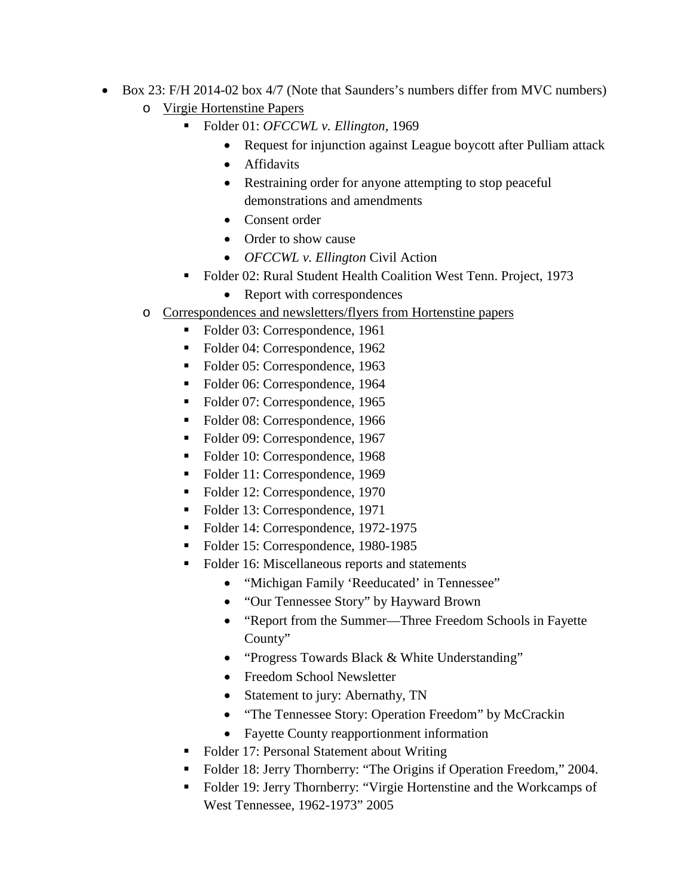- Box 23: F/H 2014-02 box 4/7 (Note that Saunders's numbers differ from MVC numbers)
  - Virgie Hortenstine Papers
    - Folder 01: *OFCCWL v. Ellington*, 1969
      - Request for injunction against League boycott after Pulliam attack
      - Affidavits
      - Restraining order for anyone attempting to stop peaceful demonstrations and amendments
      - Consent order
      - Order to show cause
      - *OFCCWL v. Ellington* Civil Action
    - Folder 02: Rural Student Health Coalition West Tenn. Project, 1973
      - Report with correspondences
  - Correspondences and newsletters/flyers from Hortenstine papers
    - Folder 03: Correspondence, 1961
    - Folder 04: Correspondence, 1962
    - Folder 05: Correspondence, 1963
    - Folder 06: Correspondence, 1964
    - Folder 07: Correspondence, 1965
    - Folder 08: Correspondence, 1966
    - Folder 09: Correspondence, 1967
    - Folder 10: Correspondence, 1968
    - Folder 11: Correspondence, 1969
    - Folder 12: Correspondence, 1970
    - Folder 13: Correspondence, 1971
    - Folder 14: Correspondence, 1972-1975
    - Folder 15: Correspondence, 1980-1985
    - Folder 16: Miscellaneous reports and statements
      - "Michigan Family 'Reeducated' in Tennessee"
      - "Our Tennessee Story" by Hayward Brown
      - "Report from the Summer—Three Freedom Schools in Fayette County"
      - "Progress Towards Black & White Understanding"
      - Freedom School Newsletter
      - Statement to jury: Abernathy, TN
      - "The Tennessee Story: Operation Freedom" by McCrackin
      - Fayette County reapportionment information
    - Folder 17: Personal Statement about Writing
    - Folder 18: Jerry Thornberry: "The Origins if Operation Freedom," 2004.
    - Folder 19: Jerry Thornberry: "Virgie Hortenstine and the Workcamps of West Tennessee, 1962-1973" 2005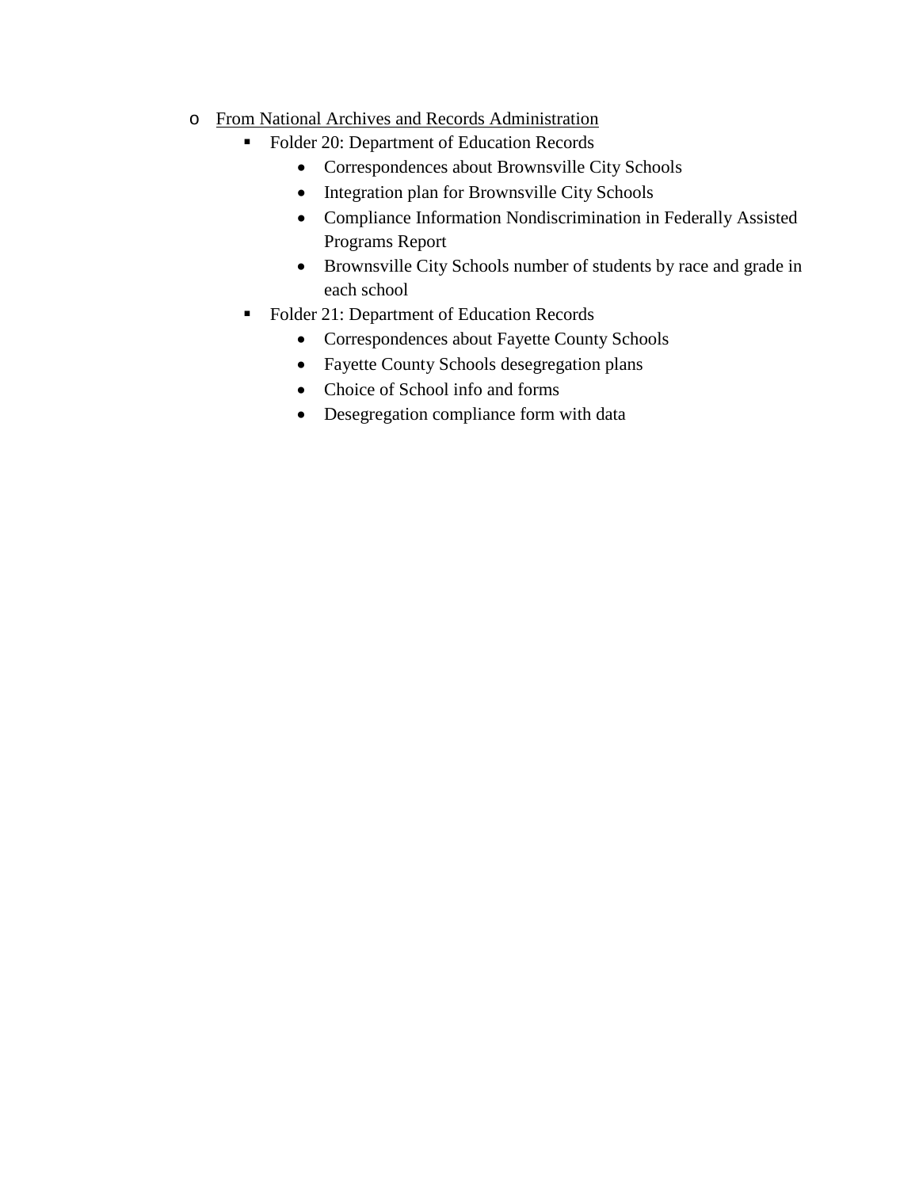- <u>From National Archives and Records Administration</u>
  - Folder 20: Department of Education Records
    - Correspondences about Brownsville City Schools
    - Integration plan for Brownsville City Schools
    - Compliance Information Nondiscrimination in Federally Assisted Programs Report
    - Brownsville City Schools number of students by race and grade in each school
  - Folder 21: Department of Education Records
    - Correspondences about Fayette County Schools
    - Fayette County Schools desegregation plans
    - Choice of School info and forms
    - Desegregation compliance form with data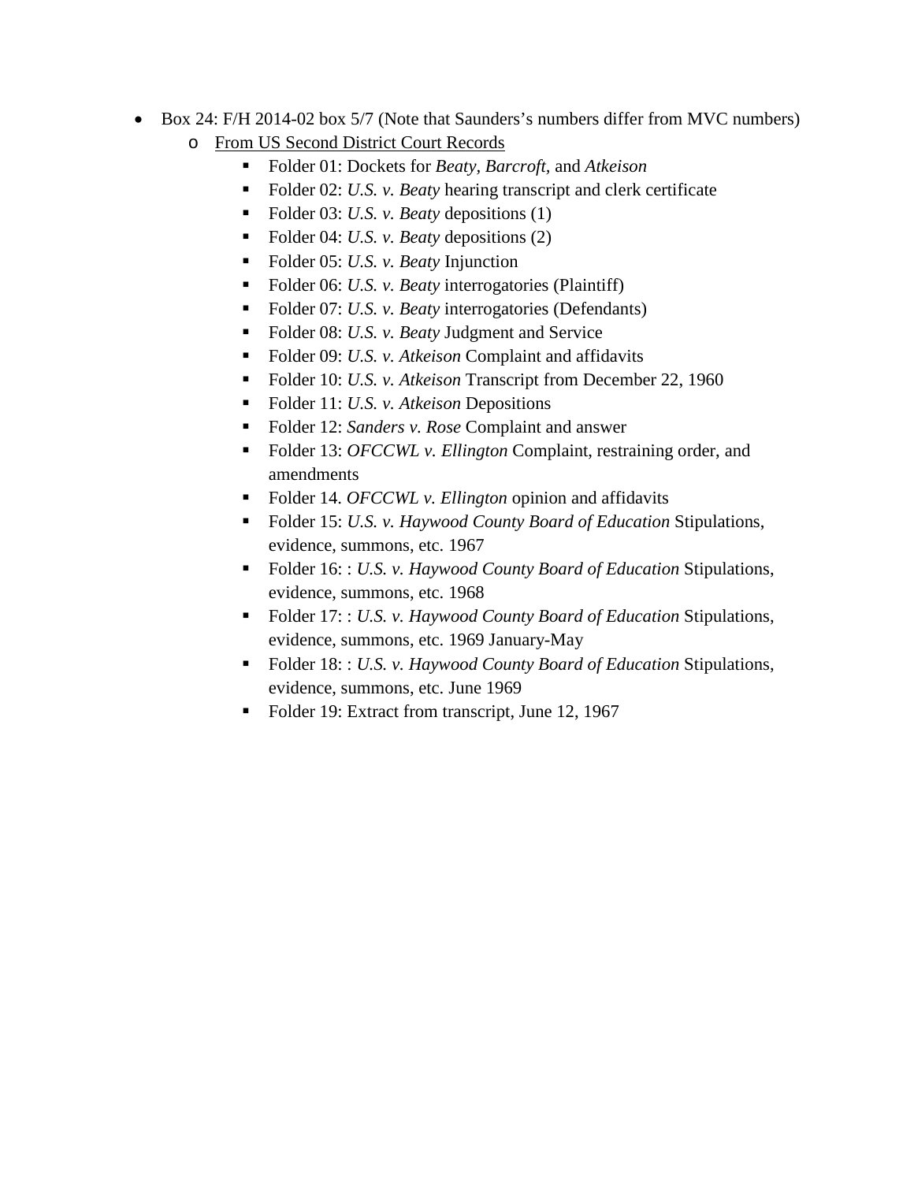- Box 24: F/H 2014-02 box 5/7 (Note that Saunders's numbers differ from MVC numbers)
  - <u>From US Second District Court Records</u>
    - Folder 01: Dockets for *Beaty, Barcroft*, and *Atkeison*
    - Folder 02: *U.S. v. Beaty* hearing transcript and clerk certificate
    - Folder 03: *U.S. v. Beaty* depositions (1)
    - Folder 04: *U.S. v. Beaty* depositions (2)
    - Folder 05: *U.S. v. Beaty* Injunction
    - Folder 06: *U.S. v. Beaty* interrogatories (Plaintiff)
    - Folder 07: *U.S. v. Beaty* interrogatories (Defendants)
    - Folder 08: *U.S. v. Beaty* Judgment and Service
    - Folder 09: *U.S. v. Atkeison* Complaint and affidavits
    - Folder 10: *U.S. v. Atkeison* Transcript from December 22, 1960
    - Folder 11: *U.S. v. Atkeison* Depositions
    - Folder 12: *Sanders v. Rose* Complaint and answer
    - Folder 13: *OFCCWL v. Ellington* Complaint, restraining order, and amendments
    - Folder 14. *OFCCWL v. Ellington* opinion and affidavits
    - Folder 15: *U.S. v. Haywood County Board of Education* Stipulations, evidence, summons, etc. 1967
    - Folder 16: : *U.S. v. Haywood County Board of Education* Stipulations, evidence, summons, etc. 1968
    - Folder 17: : *U.S. v. Haywood County Board of Education* Stipulations, evidence, summons, etc. 1969 January-May
    - Folder 18: : *U.S. v. Haywood County Board of Education* Stipulations, evidence, summons, etc. June 1969
    - Folder 19: Extract from transcript, June 12, 1967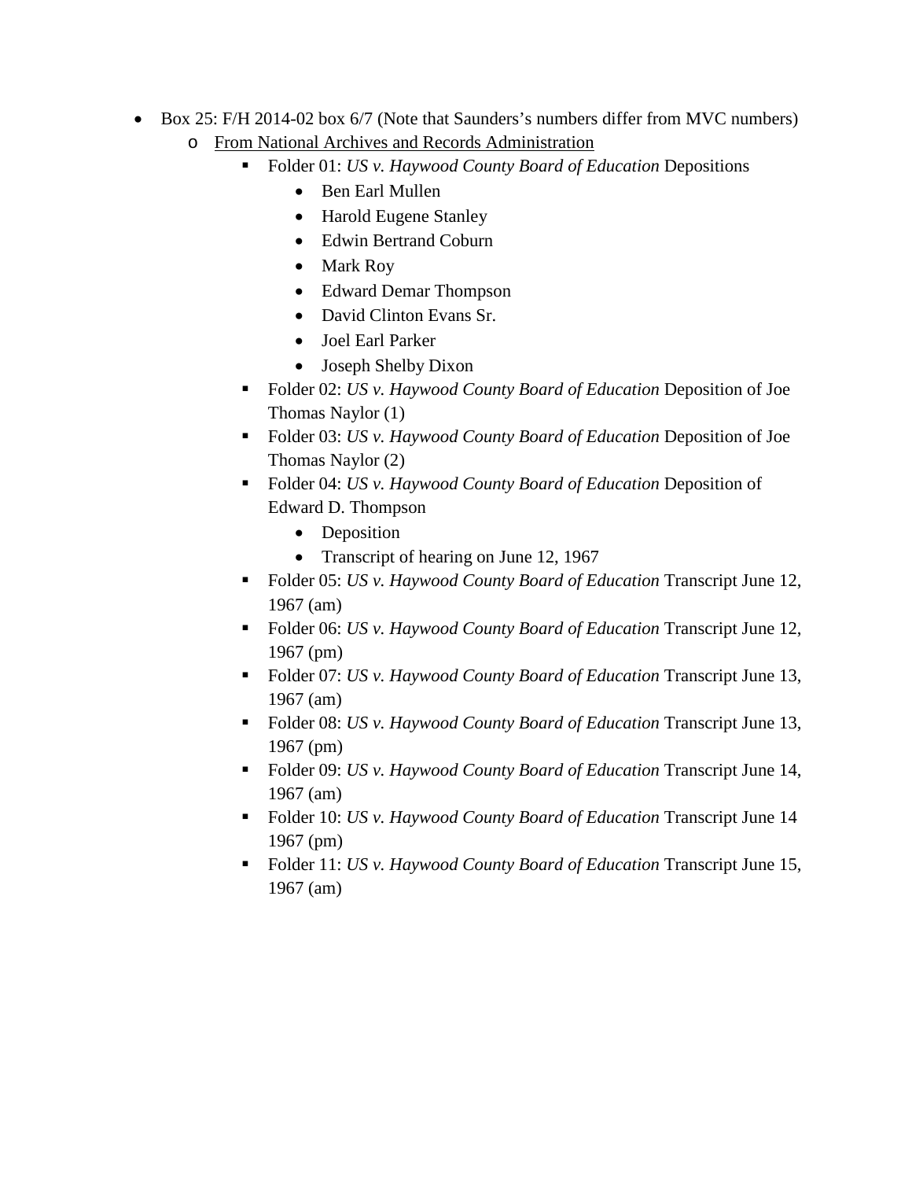- Box 25: F/H 2014-02 box 6/7 (Note that Saunders's numbers differ from MVC numbers)
    - From National Archives and Records Administration
        - Folder 01: *US v. Haywood County Board of Education* Depositions
            - Ben Earl Mullen
            - Harold Eugene Stanley
            - Edwin Bertrand Coburn
            - Mark Roy
            - Edward Demar Thompson
            - David Clinton Evans Sr.
            - Joel Earl Parker
            - Joseph Shelby Dixon
        - Folder 02: *US v. Haywood County Board of Education* Deposition of Joe Thomas Naylor (1)
        - Folder 03: *US v. Haywood County Board of Education* Deposition of Joe Thomas Naylor (2)
        - Folder 04: *US v. Haywood County Board of Education* Deposition of Edward D. Thompson
            - Deposition
            - Transcript of hearing on June 12, 1967
        - Folder 05: *US v. Haywood County Board of Education* Transcript June 12, 1967 (am)
        - Folder 06: *US v. Haywood County Board of Education* Transcript June 12, 1967 (pm)
        - Folder 07: *US v. Haywood County Board of Education* Transcript June 13, 1967 (am)
        - Folder 08: *US v. Haywood County Board of Education* Transcript June 13, 1967 (pm)
        - Folder 09: *US v. Haywood County Board of Education* Transcript June 14, 1967 (am)
        - Folder 10: *US v. Haywood County Board of Education* Transcript June 14 1967 (pm)
        - Folder 11: *US v. Haywood County Board of Education* Transcript June 15, 1967 (am)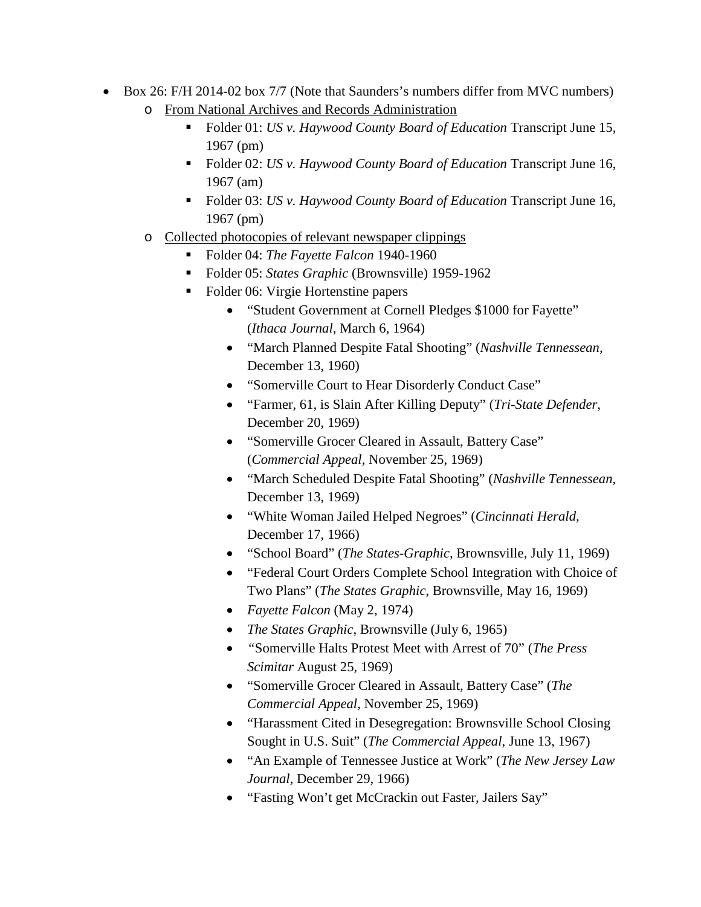- Box 26: F/H 2014-02 box 7/7 (Note that Saunders's numbers differ from MVC numbers)
  - <u>From National Archives and Records Administration</u>
    - Folder 01: *US v. Haywood County Board of Education* Transcript June 15, 1967 (pm)
    - Folder 02: *US v. Haywood County Board of Education* Transcript June 16, 1967 (am)
    - Folder 03: *US v. Haywood County Board of Education* Transcript June 16, 1967 (pm)
  - <u>Collected photocopies of relevant newspaper clippings</u>
    - Folder 04: *The Fayette Falcon* 1940-1960
    - Folder 05: *States Graphic* (Brownsville) 1959-1962
    - Folder 06: Virgie Hortenstine papers
      - "Student Government at Cornell Pledges $1000 for Fayette" (*Ithaca Journal*, March 6, 1964)
      - "March Planned Despite Fatal Shooting" (*Nashville Tennessean*, December 13, 1960)
      - "Somerville Court to Hear Disorderly Conduct Case"
      - "Farmer, 61, is Slain After Killing Deputy" (*Tri-State Defender,* December 20, 1969)
      - "Somerville Grocer Cleared in Assault, Battery Case" (*Commercial Appeal*, November 25, 1969)
      - "March Scheduled Despite Fatal Shooting" (*Nashville Tennessean,* December 13, 1969)
      - "White Woman Jailed Helped Negroes" (*Cincinnati Herald*, December 17, 1966)
      - "School Board" (*The States-Graphic*, Brownsville, July 11, 1969)
      - "Federal Court Orders Complete School Integration with Choice of Two Plans" (*The States Graphic*, Brownsville, May 16, 1969)
      - *Fayette Falcon* (May 2, 1974)
      - *The States Graphic*, Brownsville (July 6, 1965)
      - "Somerville Halts Protest Meet with Arrest of 70" (*The Press Scimitar* August 25, 1969)
      - "Somerville Grocer Cleared in Assault, Battery Case" (*The Commercial Appeal*, November 25, 1969)
      - "Harassment Cited in Desegregation: Brownsville School Closing Sought in U.S. Suit" (*The Commercial Appeal*, June 13, 1967)
      - "An Example of Tennessee Justice at Work" (*The New Jersey Law Journal*, December 29, 1966)
      - "Fasting Won't get McCrackin out Faster, Jailers Say"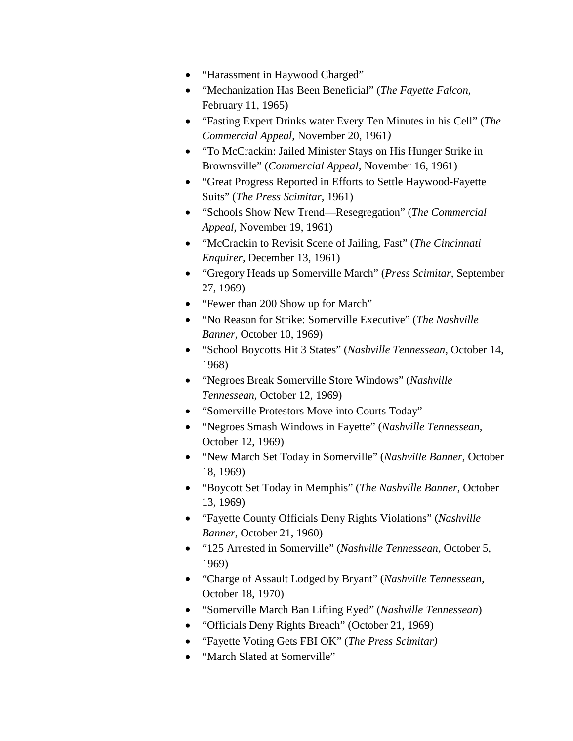- "Harassment in Haywood Charged"
- "Mechanization Has Been Beneficial" (*The Fayette Falcon,* February 11, 1965)
- "Fasting Expert Drinks water Every Ten Minutes in his Cell" (*The Commercial Appeal,* November 20, 1961*)*
- "To McCrackin: Jailed Minister Stays on His Hunger Strike in Brownsville" (*Commercial Appeal,* November 16, 1961)
- "Great Progress Reported in Efforts to Settle Haywood-Fayette Suits" (*The Press Scimitar,* 1961)
- "Schools Show New Trend—Resegregation" (*The Commercial Appeal,* November 19, 1961)
- "McCrackin to Revisit Scene of Jailing, Fast" (*The Cincinnati Enquirer,* December 13, 1961)
- "Gregory Heads up Somerville March" (*Press Scimitar,* September 27, 1969)
- "Fewer than 200 Show up for March"
- "No Reason for Strike: Somerville Executive" (*The Nashville Banner,* October 10, 1969)
- "School Boycotts Hit 3 States" (*Nashville Tennessean,* October 14, 1968)
- "Negroes Break Somerville Store Windows" (*Nashville Tennessean,* October 12, 1969)
- "Somerville Protestors Move into Courts Today"
- "Negroes Smash Windows in Fayette" (*Nashville Tennessean,* October 12, 1969)
- "New March Set Today in Somerville" (*Nashville Banner,* October 18, 1969)
- "Boycott Set Today in Memphis" (*The Nashville Banner,* October 13, 1969)
- "Fayette County Officials Deny Rights Violations" (*Nashville Banner,* October 21, 1960)
- "125 Arrested in Somerville" (*Nashville Tennessean,* October 5, 1969)
- "Charge of Assault Lodged by Bryant" (*Nashville Tennessean,* October 18, 1970)
- "Somerville March Ban Lifting Eyed" (*Nashville Tennessean*)
- "Officials Deny Rights Breach" (October 21, 1969)
- "Fayette Voting Gets FBI OK" (*The Press Scimitar)*
- "March Slated at Somerville"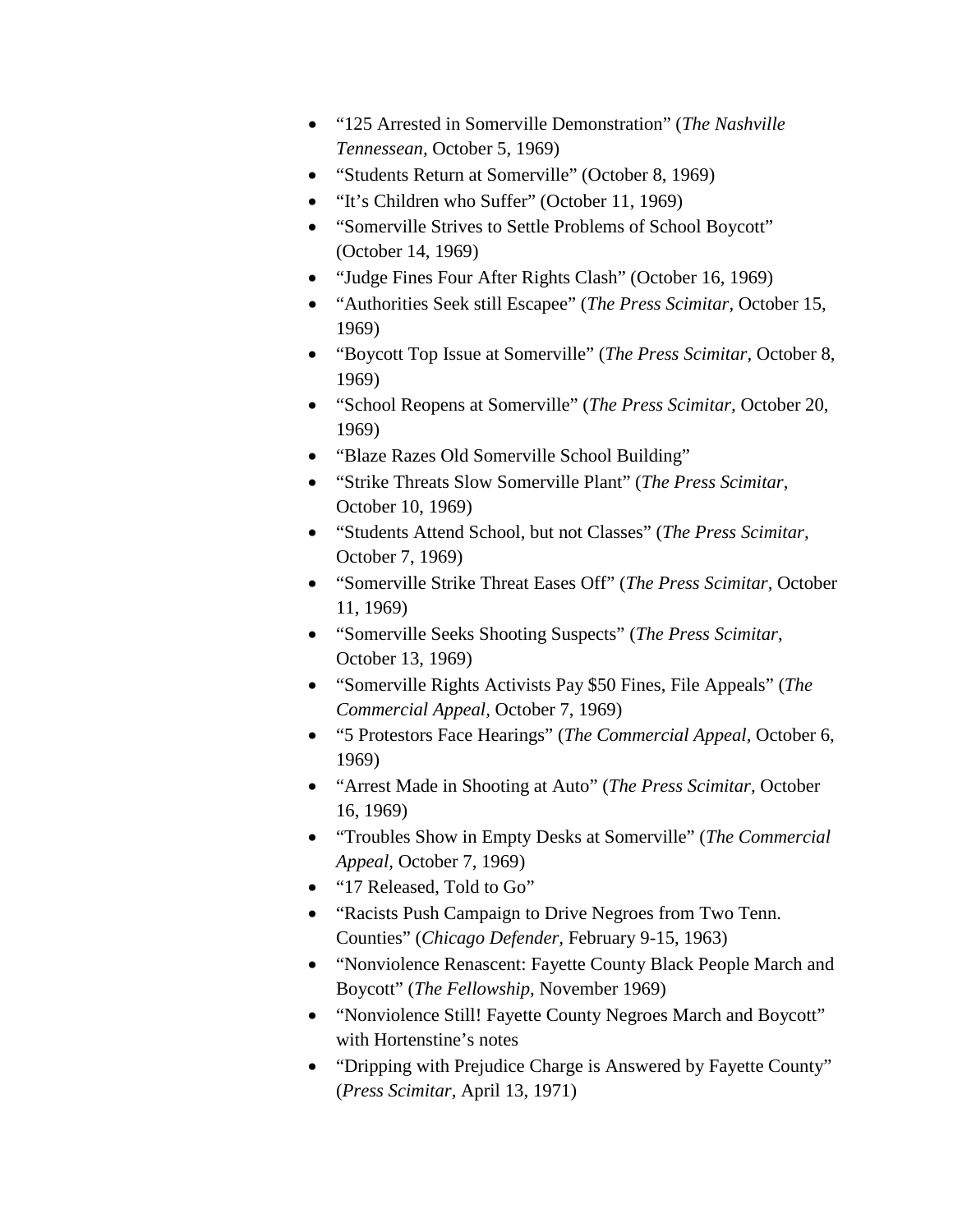- "125 Arrested in Somerville Demonstration" (*The Nashville Tennessean,* October 5, 1969)
- "Students Return at Somerville" (October 8, 1969)
- "It's Children who Suffer" (October 11, 1969)
- "Somerville Strives to Settle Problems of School Boycott" (October 14, 1969)
- "Judge Fines Four After Rights Clash" (October 16, 1969)
- "Authorities Seek still Escapee" (*The Press Scimitar,* October 15, 1969)
- "Boycott Top Issue at Somerville" (*The Press Scimitar,* October 8, 1969)
- "School Reopens at Somerville" (*The Press Scimitar,* October 20, 1969)
- "Blaze Razes Old Somerville School Building"
- "Strike Threats Slow Somerville Plant" (*The Press Scimitar,* October 10, 1969)
- "Students Attend School, but not Classes" (*The Press Scimitar,* October 7, 1969)
- "Somerville Strike Threat Eases Off" (*The Press Scimitar,* October 11, 1969)
- "Somerville Seeks Shooting Suspects" (*The Press Scimitar,* October 13, 1969)
- "Somerville Rights Activists Pay $50 Fines, File Appeals" (*The Commercial Appeal,* October 7, 1969)
- "5 Protestors Face Hearings" (*The Commercial Appeal,* October 6, 1969)
- "Arrest Made in Shooting at Auto" (*The Press Scimitar,* October 16, 1969)
- "Troubles Show in Empty Desks at Somerville" (*The Commercial Appeal,* October 7, 1969)
- "17 Released, Told to Go"
- "Racists Push Campaign to Drive Negroes from Two Tenn. Counties" (*Chicago Defender,* February 9-15, 1963)
- "Nonviolence Renascent: Fayette County Black People March and Boycott" (*The Fellowship,* November 1969)
- "Nonviolence Still! Fayette County Negroes March and Boycott" with Hortenstine's notes
- "Dripping with Prejudice Charge is Answered by Fayette County" (*Press Scimitar,* April 13, 1971)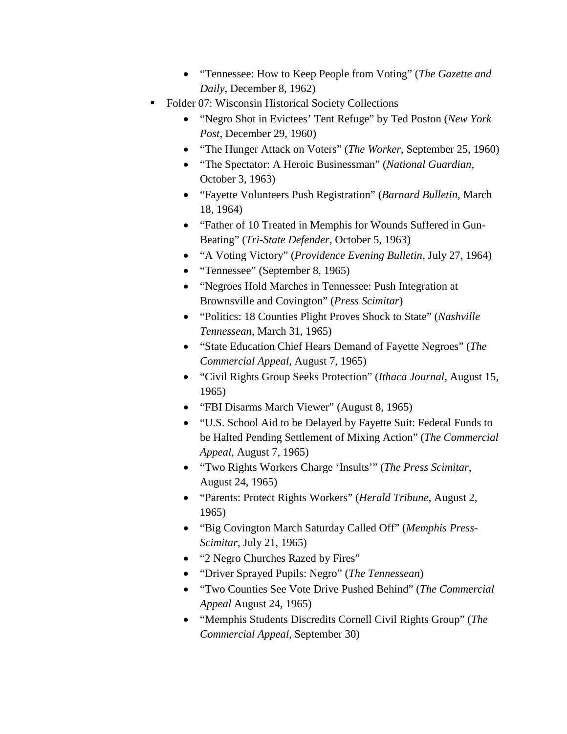- "Tennessee: How to Keep People from Voting" (*The Gazette and Daily*, December 8, 1962)
- Folder 07: Wisconsin Historical Society Collections
    - "Negro Shot in Evictees' Tent Refuge" by Ted Poston (*New York Post*, December 29, 1960)
    - "The Hunger Attack on Voters" (*The Worker*, September 25, 1960)
    - "The Spectator: A Heroic Businessman" (*National Guardian*, October 3, 1963)
    - "Fayette Volunteers Push Registration" (*Barnard Bulletin*, March 18, 1964)
    - "Father of 10 Treated in Memphis for Wounds Suffered in Gun-Beating" (*Tri-State Defender*, October 5, 1963)
    - "A Voting Victory" (*Providence Evening Bulletin*, July 27, 1964)
    - "Tennessee" (September 8, 1965)
    - "Negroes Hold Marches in Tennessee: Push Integration at Brownsville and Covington" (*Press Scimitar*)
    - "Politics: 18 Counties Plight Proves Shock to State" (*Nashville Tennessean*, March 31, 1965)
    - "State Education Chief Hears Demand of Fayette Negroes" (*The Commercial Appeal*, August 7, 1965)
    - "Civil Rights Group Seeks Protection" (*Ithaca Journal*, August 15, 1965)
    - "FBI Disarms March Viewer" (August 8, 1965)
    - "U.S. School Aid to be Delayed by Fayette Suit: Federal Funds to be Halted Pending Settlement of Mixing Action" (*The Commercial Appeal*, August 7, 1965)
    - "Two Rights Workers Charge 'Insults'" (*The Press Scimitar*, August 24, 1965)
    - "Parents: Protect Rights Workers" (*Herald Tribune*, August 2, 1965)
    - "Big Covington March Saturday Called Off" (*Memphis Press-Scimitar*, July 21, 1965)
    - "2 Negro Churches Razed by Fires"
    - "Driver Sprayed Pupils: Negro" (*The Tennessean*)
    - "Two Counties See Vote Drive Pushed Behind" (*The Commercial Appeal* August 24, 1965)
    - "Memphis Students Discredits Cornell Civil Rights Group" (*The Commercial Appeal*, September 30)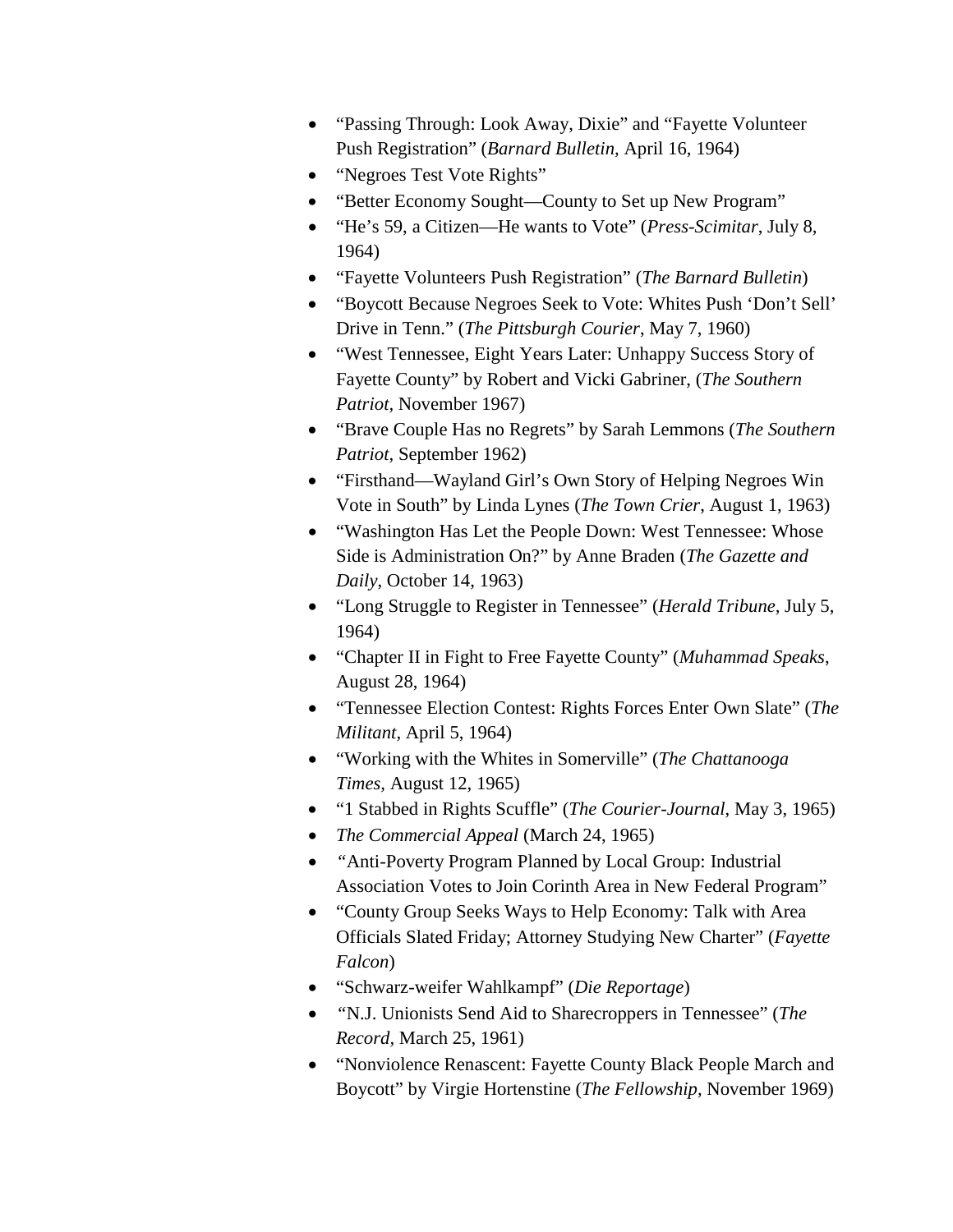- “Passing Through: Look Away, Dixie” and “Fayette Volunteer Push Registration” (*Barnard Bulletin,* April 16, 1964)
- “Negroes Test Vote Rights”
- “Better Economy Sought—County to Set up New Program”
- “He’s 59, a Citizen—He wants to Vote” (*Press-Scimitar*, July 8, 1964)
- “Fayette Volunteers Push Registration” (*The Barnard Bulletin*)
- “Boycott Because Negroes Seek to Vote: Whites Push ‘Don’t Sell’ Drive in Tenn.” (*The Pittsburgh Courier*, May 7, 1960)
- “West Tennessee, Eight Years Later: Unhappy Success Story of Fayette County” by Robert and Vicki Gabriner, (*The Southern Patriot,* November 1967)
- “Brave Couple Has no Regrets” by Sarah Lemmons (*The Southern Patriot,* September 1962)
- “Firsthand—Wayland Girl’s Own Story of Helping Negroes Win Vote in South” by Linda Lynes (*The Town Crier*, August 1, 1963)
- “Washington Has Let the People Down: West Tennessee: Whose Side is Administration On?” by Anne Braden (*The Gazette and Daily*, October 14, 1963)
- “Long Struggle to Register in Tennessee” (*Herald Tribune,* July 5, 1964)
- “Chapter II in Fight to Free Fayette County” (*Muhammad Speaks*, August 28, 1964)
- “Tennessee Election Contest: Rights Forces Enter Own Slate” (*The Militant,* April 5, 1964)
- “Working with the Whites in Somerville” (*The Chattanooga Times,* August 12, 1965)
- “1 Stabbed in Rights Scuffle” (*The Courier-Journal*, May 3, 1965)
- *The Commercial Appeal* (March 24, 1965)
- “Anti-Poverty Program Planned by Local Group: Industrial Association Votes to Join Corinth Area in New Federal Program”
- “County Group Seeks Ways to Help Economy: Talk with Area Officials Slated Friday; Attorney Studying New Charter” (*Fayette Falcon*)
- “Schwarz-weifer Wahlkampf” (*Die Reportage*)
- “N.J. Unionists Send Aid to Sharecroppers in Tennessee” (*The Record,* March 25, 1961)
- “Nonviolence Renascent: Fayette County Black People March and Boycott” by Virgie Hortenstine (*The Fellowship,* November 1969)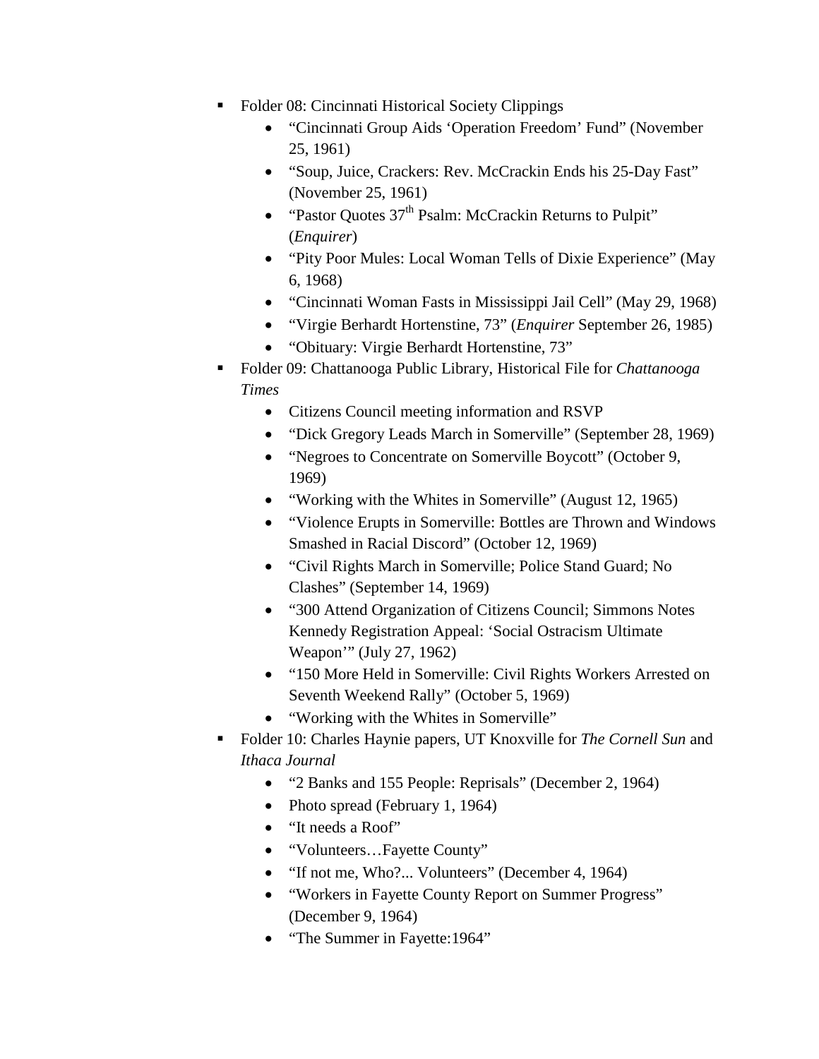- Folder 08: Cincinnati Historical Society Clippings
    - "Cincinnati Group Aids 'Operation Freedom' Fund" (November 25, 1961)
    - "Soup, Juice, Crackers: Rev. McCrackin Ends his 25-Day Fast" (November 25, 1961)
    - "Pastor Quotes 37th Psalm: McCrackin Returns to Pulpit" (*Enquirer*)
    - "Pity Poor Mules: Local Woman Tells of Dixie Experience" (May 6, 1968)
    - "Cincinnati Woman Fasts in Mississippi Jail Cell" (May 29, 1968)
    - "Virgie Berhardt Hortenstine, 73" (*Enquirer* September 26, 1985)
    - "Obituary: Virgie Berhardt Hortenstine, 73"
- Folder 09: Chattanooga Public Library, Historical File for *Chattanooga Times*
    - Citizens Council meeting information and RSVP
    - "Dick Gregory Leads March in Somerville" (September 28, 1969)
    - "Negroes to Concentrate on Somerville Boycott" (October 9, 1969)
    - "Working with the Whites in Somerville" (August 12, 1965)
    - "Violence Erupts in Somerville: Bottles are Thrown and Windows Smashed in Racial Discord" (October 12, 1969)
    - "Civil Rights March in Somerville; Police Stand Guard; No Clashes" (September 14, 1969)
    - "300 Attend Organization of Citizens Council; Simmons Notes Kennedy Registration Appeal: 'Social Ostracism Ultimate Weapon'" (July 27, 1962)
    - "150 More Held in Somerville: Civil Rights Workers Arrested on Seventh Weekend Rally" (October 5, 1969)
    - "Working with the Whites in Somerville"
- Folder 10: Charles Haynie papers, UT Knoxville for *The Cornell Sun* and *Ithaca Journal*
    - "2 Banks and 155 People: Reprisals" (December 2, 1964)
    - Photo spread (February 1, 1964)
    - "It needs a Roof"
    - "Volunteers…Fayette County"
    - "If not me, Who?... Volunteers" (December 4, 1964)
    - "Workers in Fayette County Report on Summer Progress" (December 9, 1964)
    - "The Summer in Fayette:1964"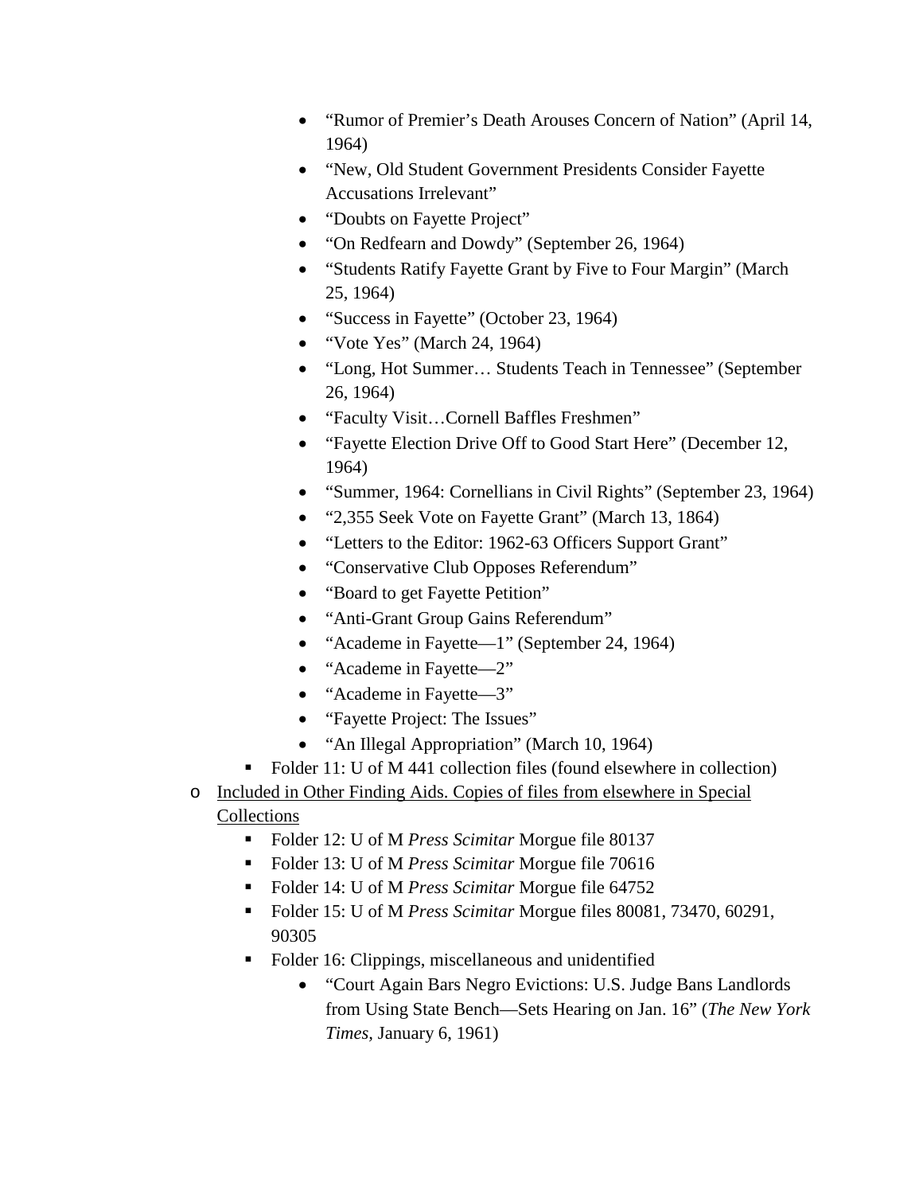- "Rumor of Premier's Death Arouses Concern of Nation" (April 14, 1964)
        - "New, Old Student Government Presidents Consider Fayette Accusations Irrelevant"
        - "Doubts on Fayette Project"
        - "On Redfearn and Dowdy" (September 26, 1964)
        - "Students Ratify Fayette Grant by Five to Four Margin" (March 25, 1964)
        - "Success in Fayette" (October 23, 1964)
        - "Vote Yes" (March 24, 1964)
        - "Long, Hot Summer… Students Teach in Tennessee" (September 26, 1964)
        - "Faculty Visit…Cornell Baffles Freshmen"
        - "Fayette Election Drive Off to Good Start Here" (December 12, 1964)
        - "Summer, 1964: Cornellians in Civil Rights" (September 23, 1964)
        - "2,355 Seek Vote on Fayette Grant" (March 13, 1864)
        - "Letters to the Editor: 1962-63 Officers Support Grant"
        - "Conservative Club Opposes Referendum"
        - "Board to get Fayette Petition"
        - "Anti-Grant Group Gains Referendum"
        - "Academe in Fayette—1" (September 24, 1964)
        - "Academe in Fayette—2"
        - "Academe in Fayette—3"
        - "Fayette Project: The Issues"
        - "An Illegal Appropriation" (March 10, 1964)
    - Folder 11: U of M 441 collection files (found elsewhere in collection)
- <u>Included in Other Finding Aids. Copies of files from elsewhere in Special Collections</u>
    - Folder 12: U of M *Press Scimitar* Morgue file 80137
    - Folder 13: U of M *Press Scimitar* Morgue file 70616
    - Folder 14: U of M *Press Scimitar* Morgue file 64752
    - Folder 15: U of M *Press Scimitar* Morgue files 80081, 73470, 60291, 90305
    - Folder 16: Clippings, miscellaneous and unidentified
        - "Court Again Bars Negro Evictions: U.S. Judge Bans Landlords from Using State Bench—Sets Hearing on Jan. 16" (*The New York Times*, January 6, 1961)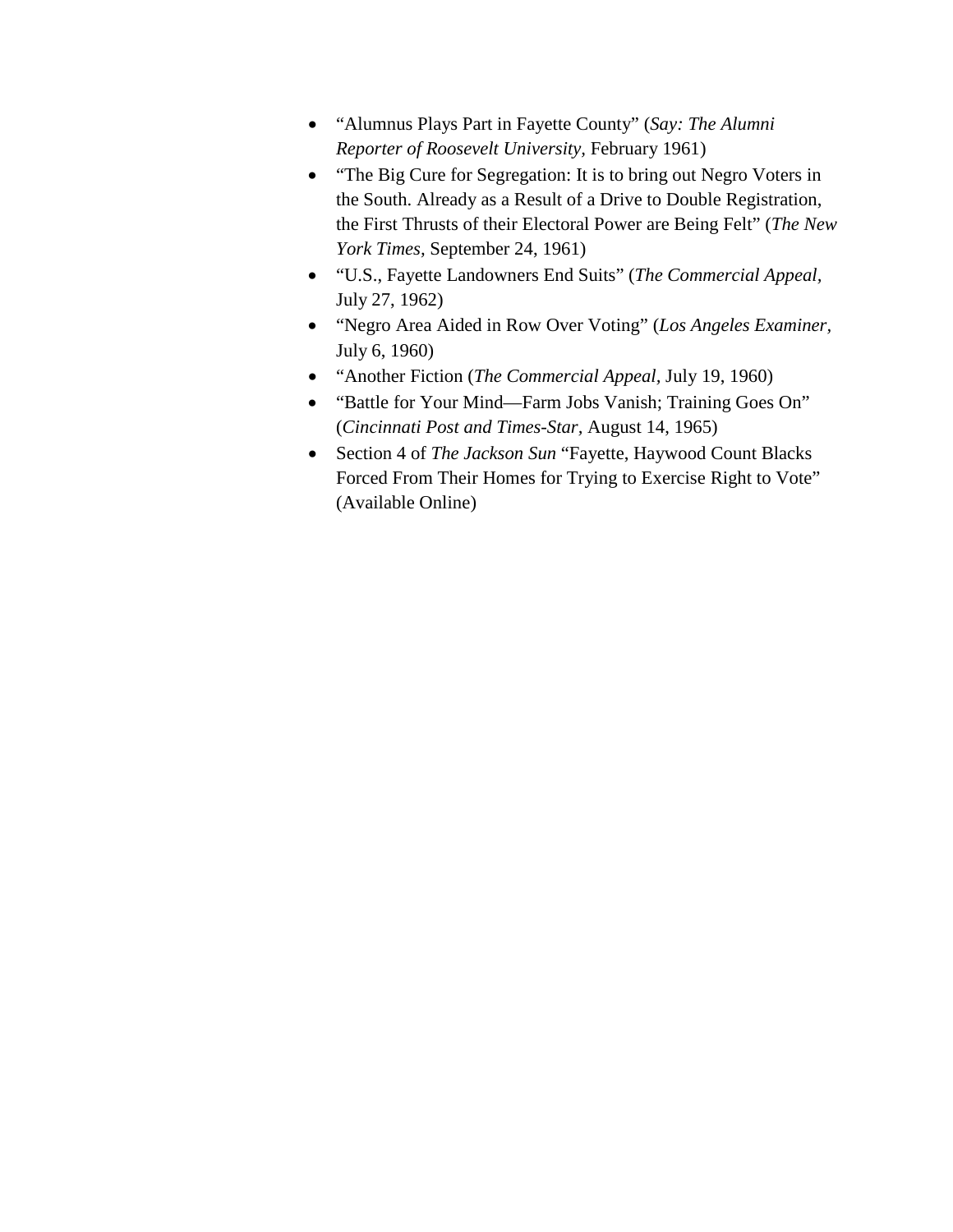- "Alumnus Plays Part in Fayette County" (*Say: The Alumni Reporter of Roosevelt University*, February 1961)
- "The Big Cure for Segregation: It is to bring out Negro Voters in the South. Already as a Result of a Drive to Double Registration, the First Thrusts of their Electoral Power are Being Felt" (*The New York Times*, September 24, 1961)
- "U.S., Fayette Landowners End Suits" (*The Commercial Appeal*, July 27, 1962)
- "Negro Area Aided in Row Over Voting" (*Los Angeles Examiner*, July 6, 1960)
- "Another Fiction (*The Commercial Appeal*, July 19, 1960)
- "Battle for Your Mind—Farm Jobs Vanish; Training Goes On" (*Cincinnati Post and Times-Star*, August 14, 1965)
- Section 4 of *The Jackson Sun* "Fayette, Haywood Count Blacks Forced From Their Homes for Trying to Exercise Right to Vote" (Available Online)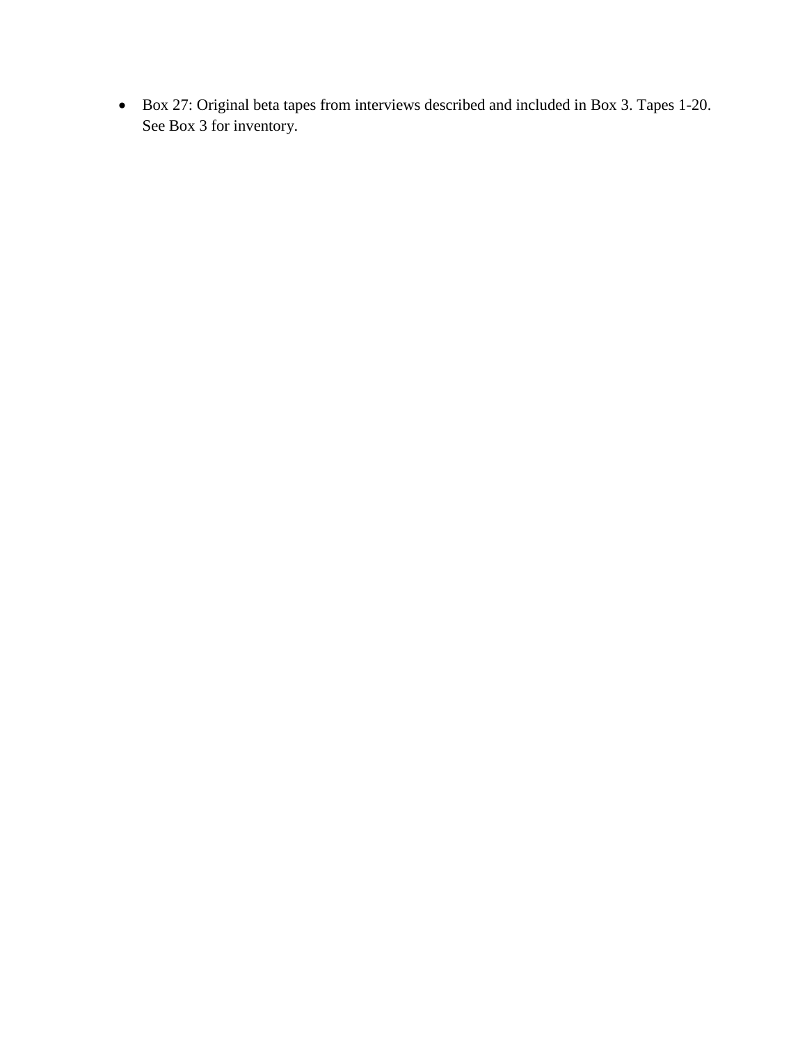- Box 27: Original beta tapes from interviews described and included in Box 3. Tapes 1-20. See Box 3 for inventory.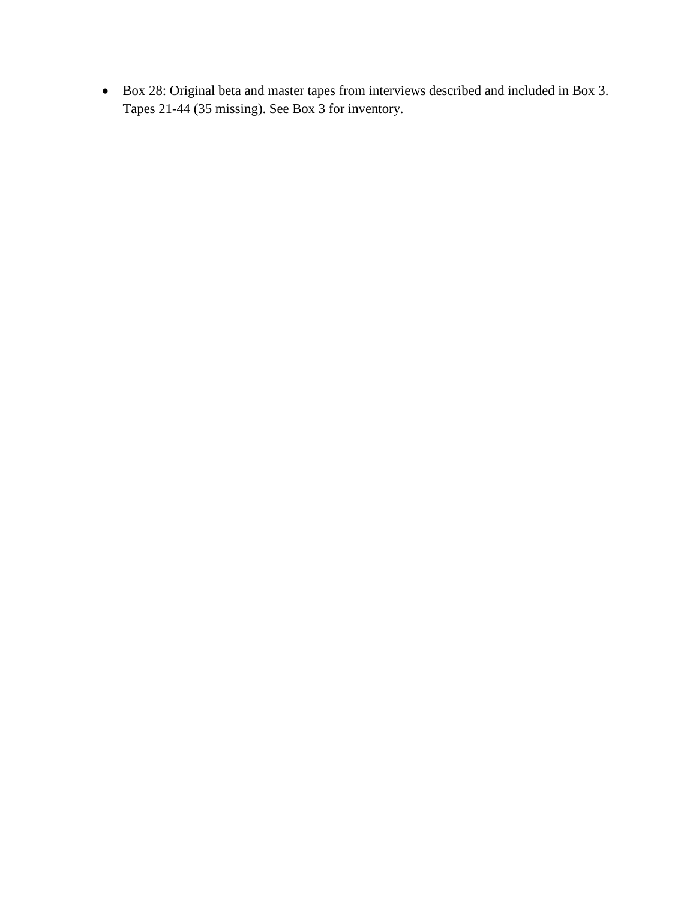- Box 28: Original beta and master tapes from interviews described and included in Box 3. Tapes 21-44 (35 missing). See Box 3 for inventory.